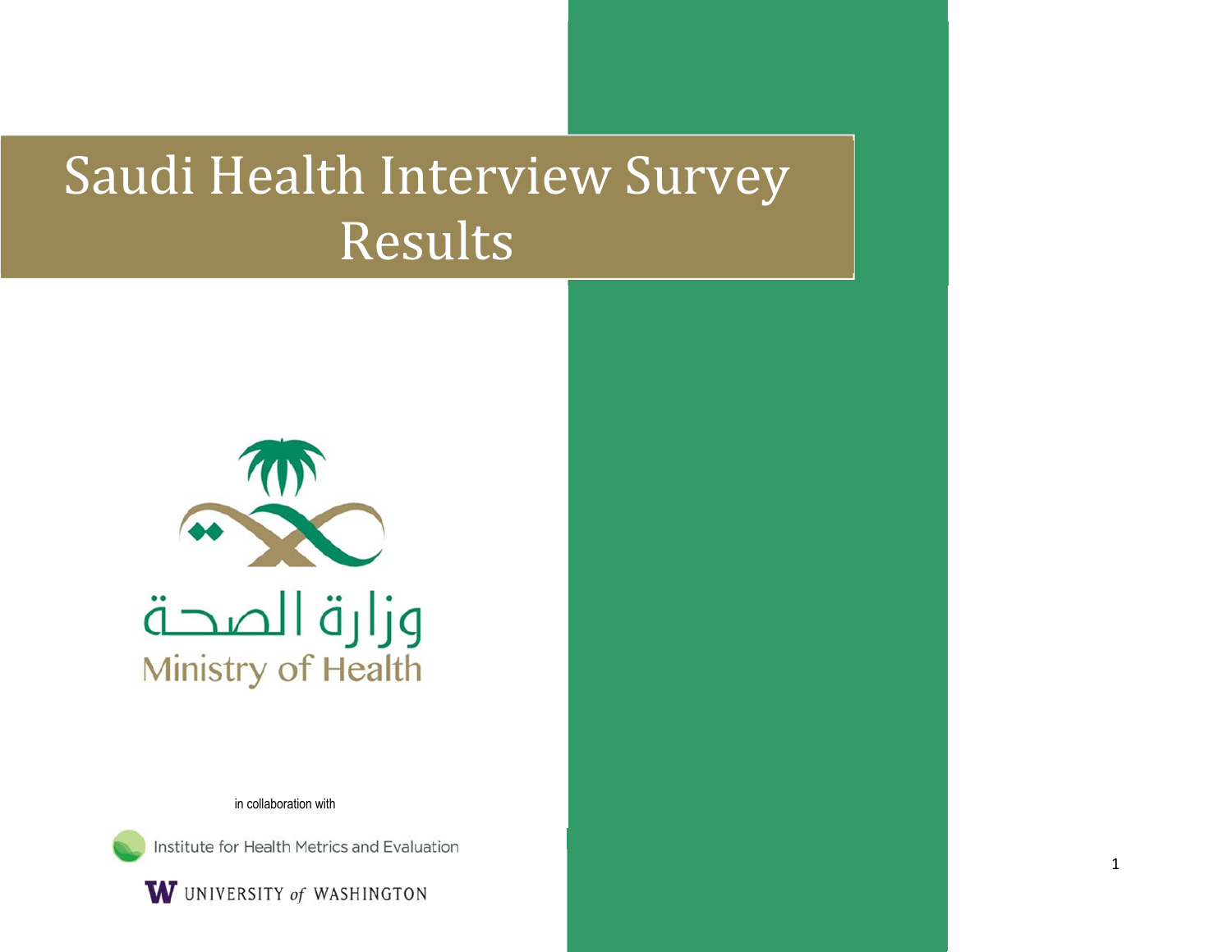# Saudi Health Interview Survey Results

وزارة الصحة
Ministry of Health

in collaboration with

Institute for Health Metrics and Evaluation

UNIVERSITY of WASHINGTON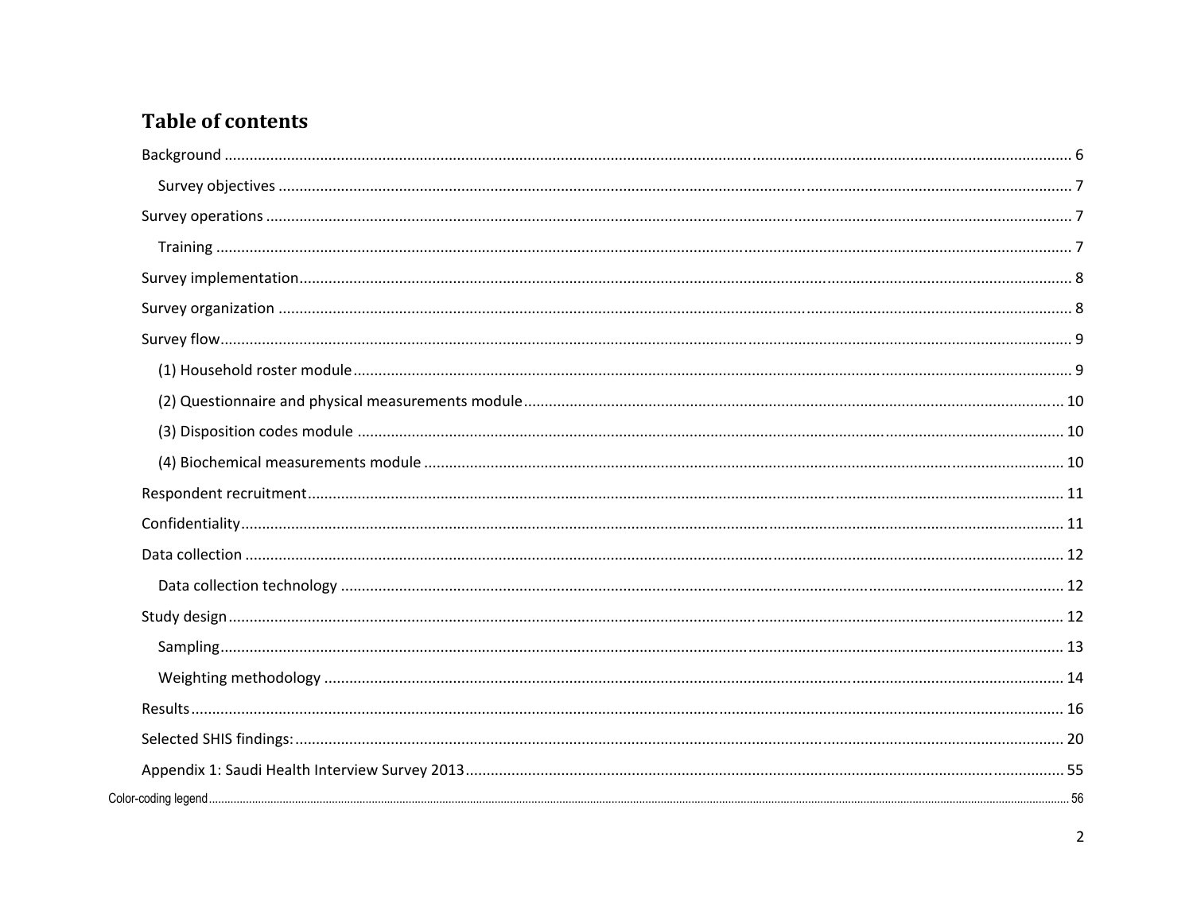# Table of contents

Background ..... 6

- Survey objectives ..... 7

Survey operations ..... 7

- Training ..... 7

Survey implementation ..... 8

Survey organization ..... 8

Survey flow ..... 9

- (1) Household roster module ..... 9
- (2) Questionnaire and physical measurements module ..... 10
- (3) Disposition codes module ..... 10
- (4) Biochemical measurements module ..... 10

Respondent recruitment ..... 11

Confidentiality ..... 11

Data collection ..... 12

- Data collection technology ..... 12

Study design ..... 12

- Sampling ..... 13
- Weighting methodology ..... 14

Results ..... 16

Selected SHIS findings: ..... 20

Appendix 1: Saudi Health Interview Survey 2013 ..... 55

Color-coding legend ..... 56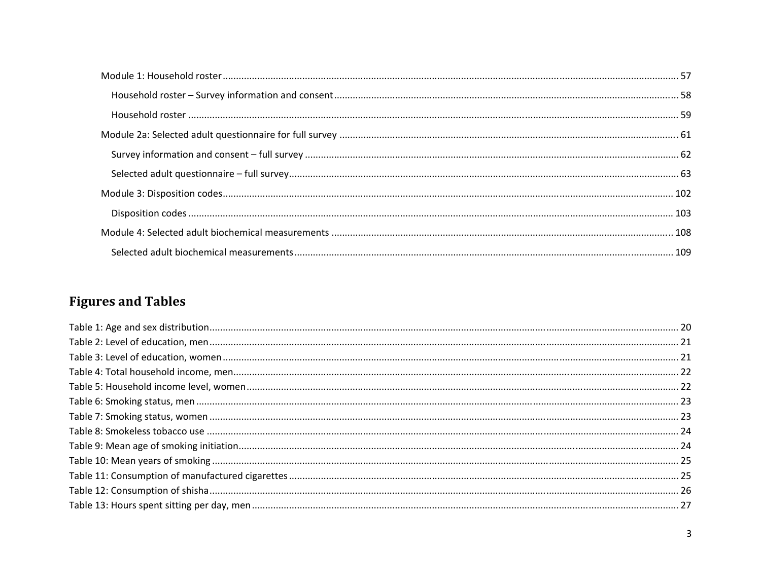Module 1: Household roster ... 57

  Household roster – Survey information and consent ... 58

  Household roster ... 59

Module 2a: Selected adult questionnaire for full survey ... 61

  Survey information and consent – full survey ... 62

  Selected adult questionnaire – full survey ... 63

Module 3: Disposition codes ... 102

  Disposition codes ... 103

Module 4: Selected adult biochemical measurements ... 108

  Selected adult biochemical measurements ... 109

## Figures and Tables

Table 1: Age and sex distribution ... 20
Table 2: Level of education, men ... 21
Table 3: Level of education, women ... 21
Table 4: Total household income, men ... 22
Table 5: Household income level, women ... 22
Table 6: Smoking status, men ... 23
Table 7: Smoking status, women ... 23
Table 8: Smokeless tobacco use ... 24
Table 9: Mean age of smoking initiation ... 24
Table 10: Mean years of smoking ... 25
Table 11: Consumption of manufactured cigarettes ... 25
Table 12: Consumption of shisha ... 26
Table 13: Hours spent sitting per day, men ... 27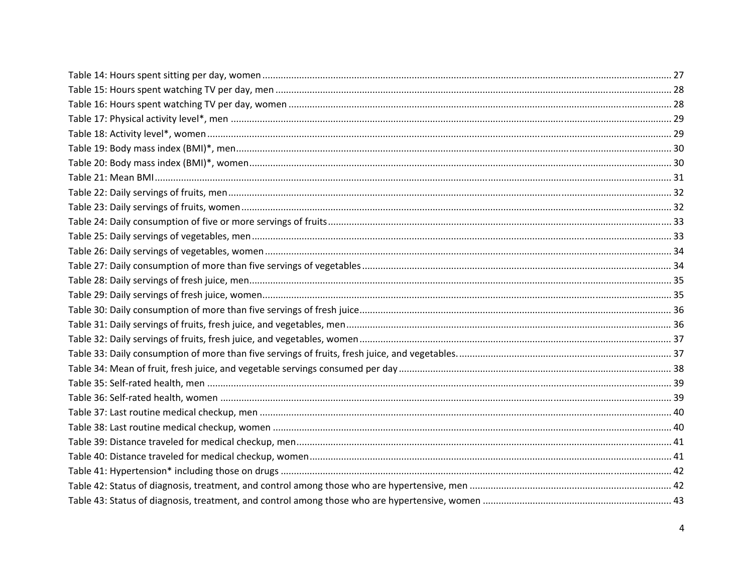Table 14: Hours spent sitting per day, women ........................................................ 27
Table 15: Hours spent watching TV per day, men ........................................................ 28
Table 16: Hours spent watching TV per day, women ........................................................ 28
Table 17: Physical activity level*, men ........................................................ 29
Table 18: Activity level*, women ........................................................ 29
Table 19: Body mass index (BMI)*, men ........................................................ 30
Table 20: Body mass index (BMI)*, women ........................................................ 30
Table 21: Mean BMI ........................................................ 31
Table 22: Daily servings of fruits, men ........................................................ 32
Table 23: Daily servings of fruits, women ........................................................ 32
Table 24: Daily consumption of five or more servings of fruits ........................................................ 33
Table 25: Daily servings of vegetables, men ........................................................ 33
Table 26: Daily servings of vegetables, women ........................................................ 34
Table 27: Daily consumption of more than five servings of vegetables ........................................................ 34
Table 28: Daily servings of fresh juice, men ........................................................ 35
Table 29: Daily servings of fresh juice, women ........................................................ 35
Table 30: Daily consumption of more than five servings of fresh juice ........................................................ 36
Table 31: Daily servings of fruits, fresh juice, and vegetables, men ........................................................ 36
Table 32: Daily servings of fruits, fresh juice, and vegetables, women ........................................................ 37
Table 33: Daily consumption of more than five servings of fruits, fresh juice, and vegetables. ........................................................ 37
Table 34: Mean of fruit, fresh juice, and vegetable servings consumed per day ........................................................ 38
Table 35: Self-rated health, men ........................................................ 39
Table 36: Self-rated health, women ........................................................ 39
Table 37: Last routine medical checkup, men ........................................................ 40
Table 38: Last routine medical checkup, women ........................................................ 40
Table 39: Distance traveled for medical checkup, men ........................................................ 41
Table 40: Distance traveled for medical checkup, women ........................................................ 41
Table 41: Hypertension* including those on drugs ........................................................ 42
Table 42: Status of diagnosis, treatment, and control among those who are hypertensive, men ........................................................ 42
Table 43: Status of diagnosis, treatment, and control among those who are hypertensive, women ........................................................ 43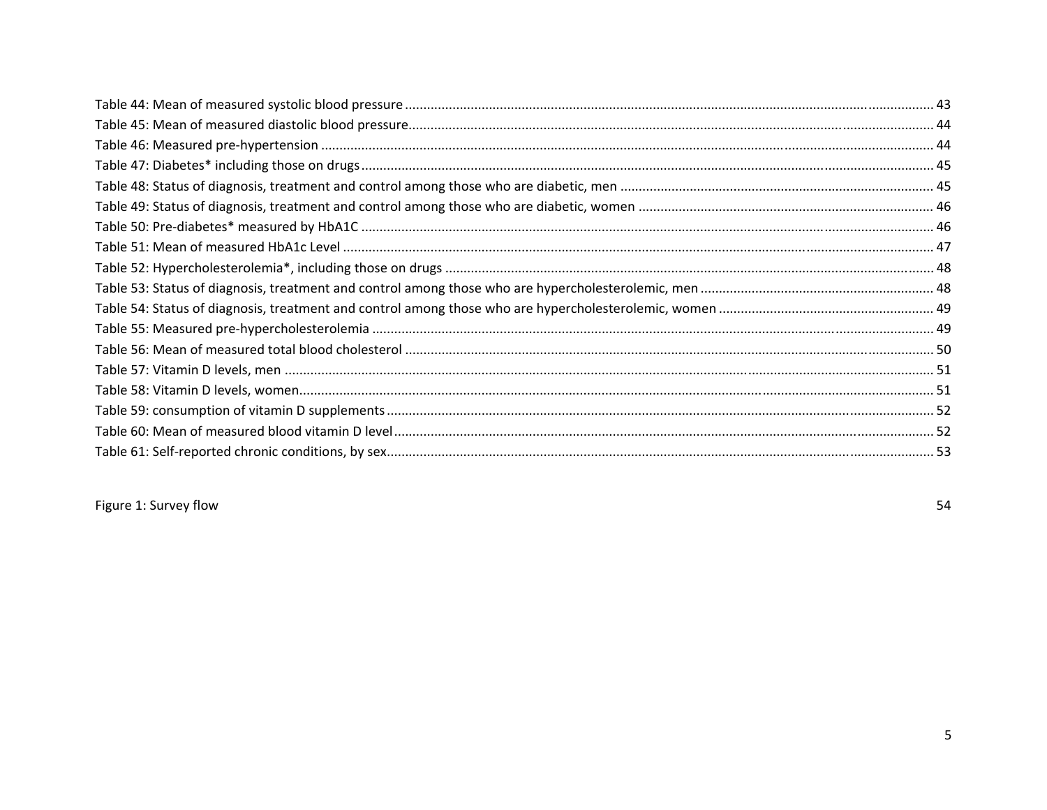Table 44: Mean of measured systolic blood pressure ........ 43
Table 45: Mean of measured diastolic blood pressure ........ 44
Table 46: Measured pre-hypertension ........ 44
Table 47: Diabetes* including those on drugs ........ 45
Table 48: Status of diagnosis, treatment and control among those who are diabetic, men ........ 45
Table 49: Status of diagnosis, treatment and control among those who are diabetic, women ........ 46
Table 50: Pre-diabetes* measured by HbA1C ........ 46
Table 51: Mean of measured HbA1c Level ........ 47
Table 52: Hypercholesterolemia*, including those on drugs ........ 48
Table 53: Status of diagnosis, treatment and control among those who are hypercholesterolemic, men ........ 48
Table 54: Status of diagnosis, treatment and control among those who are hypercholesterolemic, women ........ 49
Table 55: Measured pre-hypercholesterolemia ........ 49
Table 56: Mean of measured total blood cholesterol ........ 50
Table 57: Vitamin D levels, men ........ 51
Table 58: Vitamin D levels, women ........ 51
Table 59: consumption of vitamin D supplements ........ 52
Table 60: Mean of measured blood vitamin D level ........ 52
Table 61: Self-reported chronic conditions, by sex ........ 53

Figure 1: Survey flow 54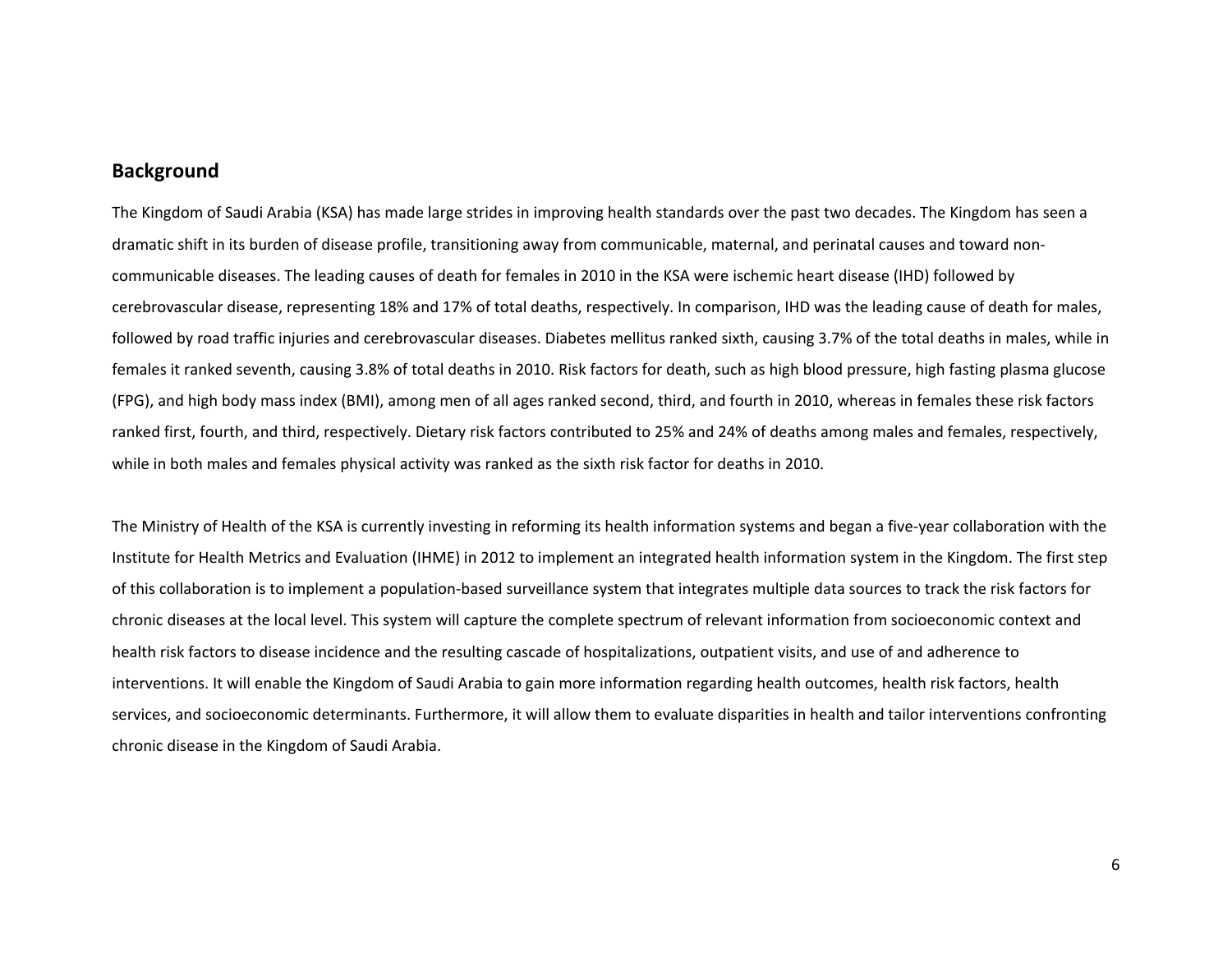## Background

The Kingdom of Saudi Arabia (KSA) has made large strides in improving health standards over the past two decades. The Kingdom has seen a dramatic shift in its burden of disease profile, transitioning away from communicable, maternal, and perinatal causes and toward non-communicable diseases. The leading causes of death for females in 2010 in the KSA were ischemic heart disease (IHD) followed by cerebrovascular disease, representing 18% and 17% of total deaths, respectively. In comparison, IHD was the leading cause of death for males, followed by road traffic injuries and cerebrovascular diseases. Diabetes mellitus ranked sixth, causing 3.7% of the total deaths in males, while in females it ranked seventh, causing 3.8% of total deaths in 2010. Risk factors for death, such as high blood pressure, high fasting plasma glucose (FPG), and high body mass index (BMI), among men of all ages ranked second, third, and fourth in 2010, whereas in females these risk factors ranked first, fourth, and third, respectively. Dietary risk factors contributed to 25% and 24% of deaths among males and females, respectively, while in both males and females physical activity was ranked as the sixth risk factor for deaths in 2010.

The Ministry of Health of the KSA is currently investing in reforming its health information systems and began a five-year collaboration with the Institute for Health Metrics and Evaluation (IHME) in 2012 to implement an integrated health information system in the Kingdom. The first step of this collaboration is to implement a population-based surveillance system that integrates multiple data sources to track the risk factors for chronic diseases at the local level. This system will capture the complete spectrum of relevant information from socioeconomic context and health risk factors to disease incidence and the resulting cascade of hospitalizations, outpatient visits, and use of and adherence to interventions. It will enable the Kingdom of Saudi Arabia to gain more information regarding health outcomes, health risk factors, health services, and socioeconomic determinants. Furthermore, it will allow them to evaluate disparities in health and tailor interventions confronting chronic disease in the Kingdom of Saudi Arabia.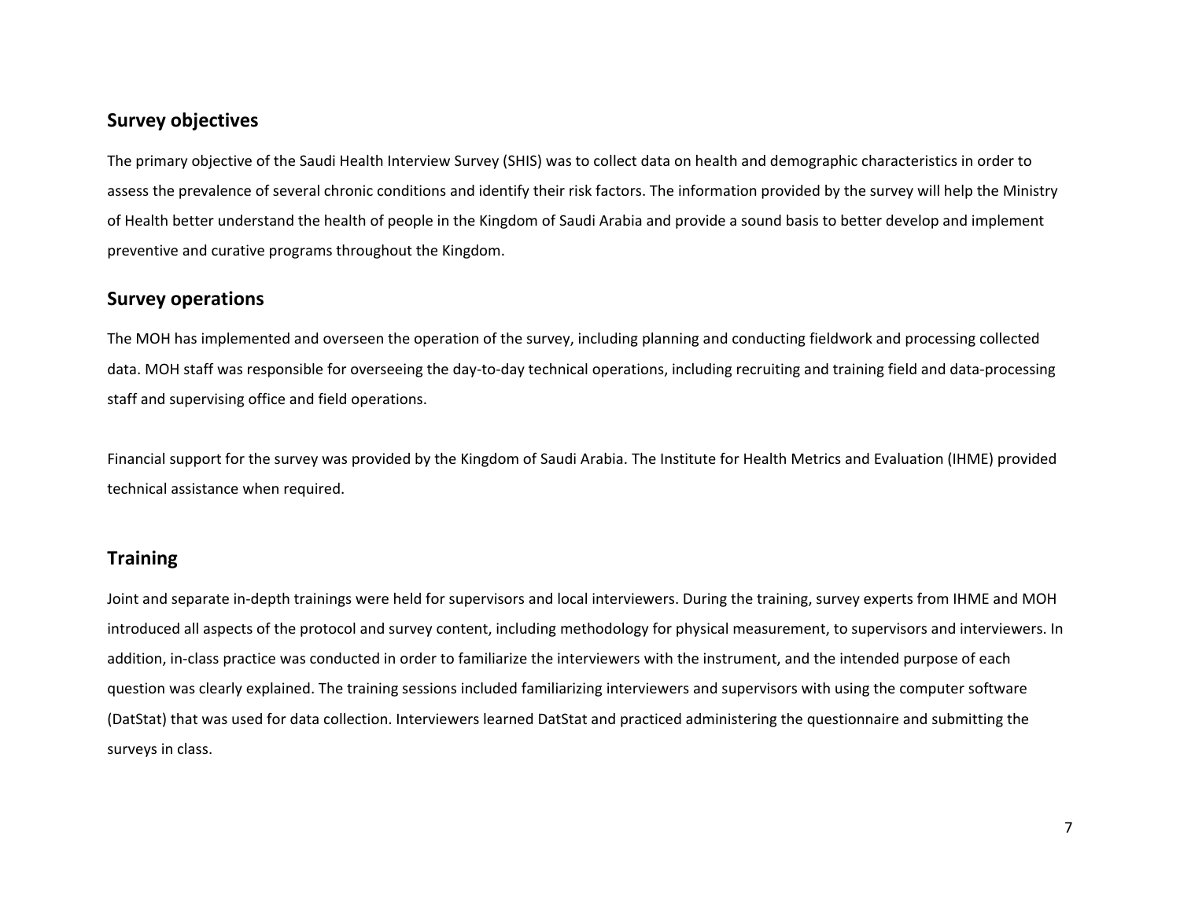## Survey objectives

The primary objective of the Saudi Health Interview Survey (SHIS) was to collect data on health and demographic characteristics in order to assess the prevalence of several chronic conditions and identify their risk factors. The information provided by the survey will help the Ministry of Health better understand the health of people in the Kingdom of Saudi Arabia and provide a sound basis to better develop and implement preventive and curative programs throughout the Kingdom.

## Survey operations

The MOH has implemented and overseen the operation of the survey, including planning and conducting fieldwork and processing collected data. MOH staff was responsible for overseeing the day-to-day technical operations, including recruiting and training field and data-processing staff and supervising office and field operations.

Financial support for the survey was provided by the Kingdom of Saudi Arabia. The Institute for Health Metrics and Evaluation (IHME) provided technical assistance when required.

## Training

Joint and separate in-depth trainings were held for supervisors and local interviewers. During the training, survey experts from IHME and MOH introduced all aspects of the protocol and survey content, including methodology for physical measurement, to supervisors and interviewers. In addition, in-class practice was conducted in order to familiarize the interviewers with the instrument, and the intended purpose of each question was clearly explained. The training sessions included familiarizing interviewers and supervisors with using the computer software (DatStat) that was used for data collection. Interviewers learned DatStat and practiced administering the questionnaire and submitting the surveys in class.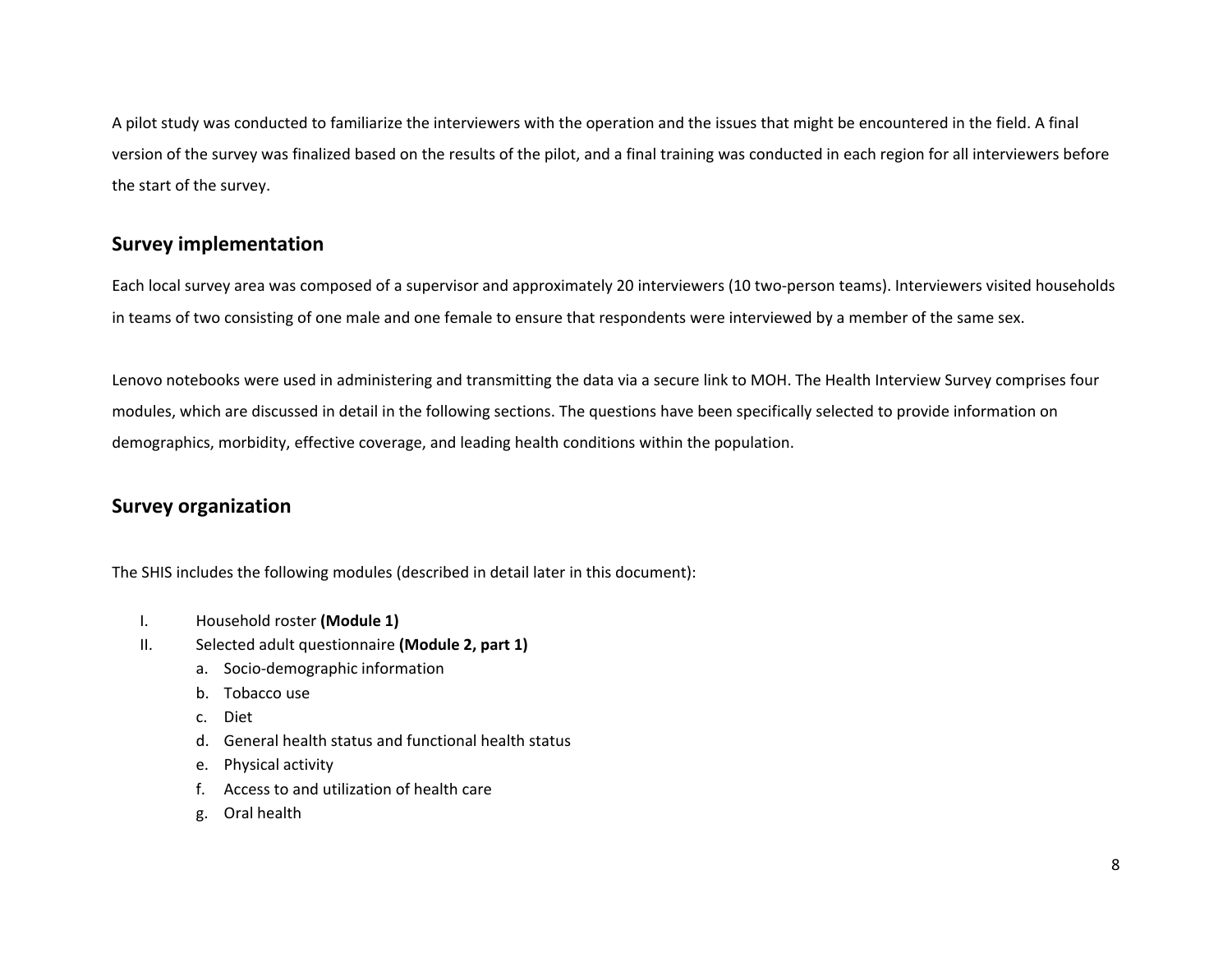A pilot study was conducted to familiarize the interviewers with the operation and the issues that might be encountered in the field. A final version of the survey was finalized based on the results of the pilot, and a final training was conducted in each region for all interviewers before the start of the survey.

## Survey implementation

Each local survey area was composed of a supervisor and approximately 20 interviewers (10 two-person teams). Interviewers visited households in teams of two consisting of one male and one female to ensure that respondents were interviewed by a member of the same sex.

Lenovo notebooks were used in administering and transmitting the data via a secure link to MOH. The Health Interview Survey comprises four modules, which are discussed in detail in the following sections. The questions have been specifically selected to provide information on demographics, morbidity, effective coverage, and leading health conditions within the population.

## Survey organization

The SHIS includes the following modules (described in detail later in this document):

I. Household roster **(Module 1)**

II. Selected adult questionnaire **(Module 2, part 1)**
   a. Socio-demographic information
   b. Tobacco use
   c. Diet
   d. General health status and functional health status
   e. Physical activity
   f. Access to and utilization of health care
   g. Oral health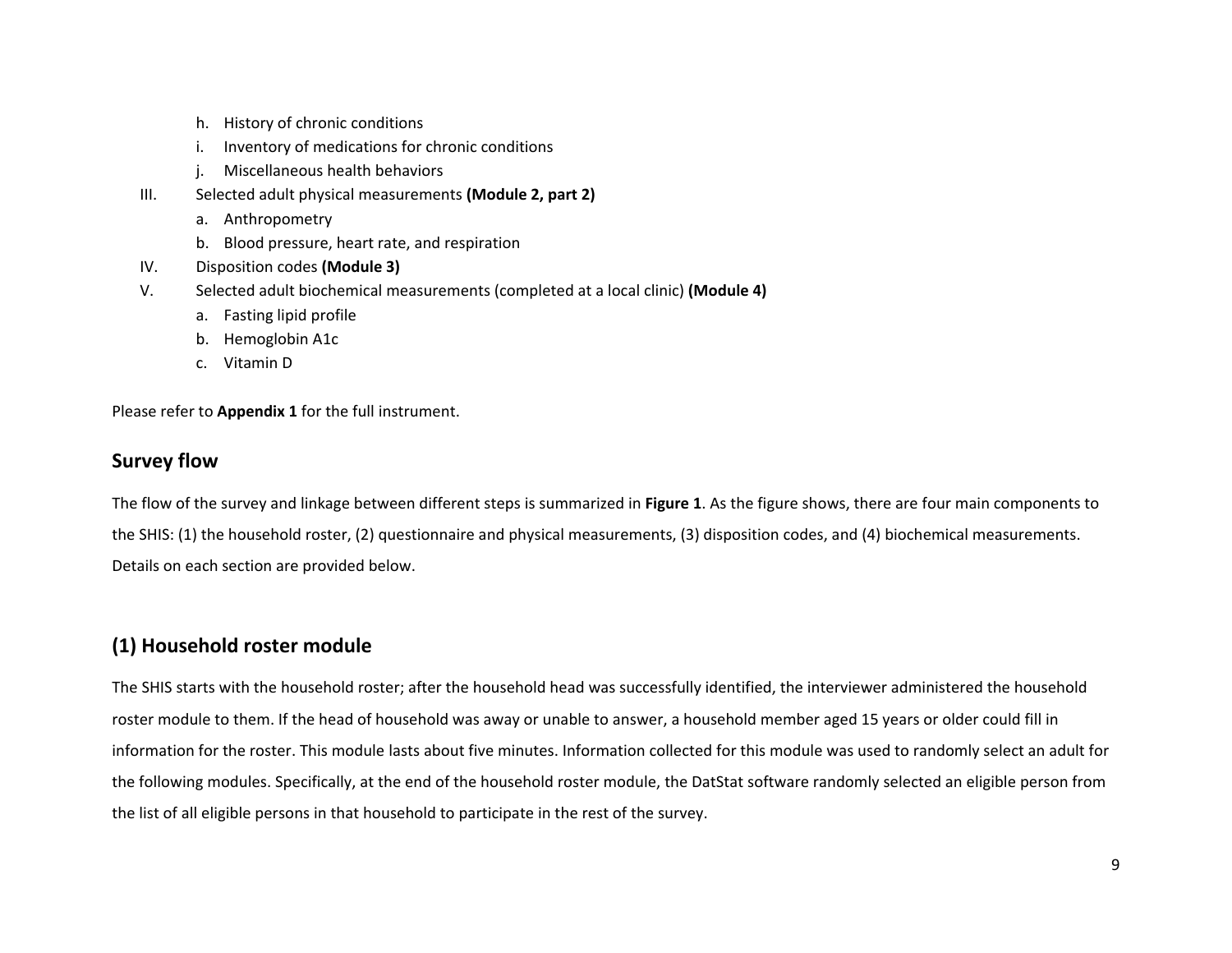h. History of chronic conditions
   i. Inventory of medications for chronic conditions
   j. Miscellaneous health behaviors

III. Selected adult physical measurements **(Module 2, part 2)**
   a. Anthropometry
   b. Blood pressure, heart rate, and respiration

IV. Disposition codes **(Module 3)**

V. Selected adult biochemical measurements (completed at a local clinic) **(Module 4)**
   a. Fasting lipid profile
   b. Hemoglobin A1c
   c. Vitamin D

Please refer to **Appendix 1** for the full instrument.

## Survey flow

The flow of the survey and linkage between different steps is summarized in **Figure 1**. As the figure shows, there are four main components to the SHIS: (1) the household roster, (2) questionnaire and physical measurements, (3) disposition codes, and (4) biochemical measurements. Details on each section are provided below.

## (1) Household roster module

The SHIS starts with the household roster; after the household head was successfully identified, the interviewer administered the household roster module to them. If the head of household was away or unable to answer, a household member aged 15 years or older could fill in information for the roster. This module lasts about five minutes. Information collected for this module was used to randomly select an adult for the following modules. Specifically, at the end of the household roster module, the DatStat software randomly selected an eligible person from the list of all eligible persons in that household to participate in the rest of the survey.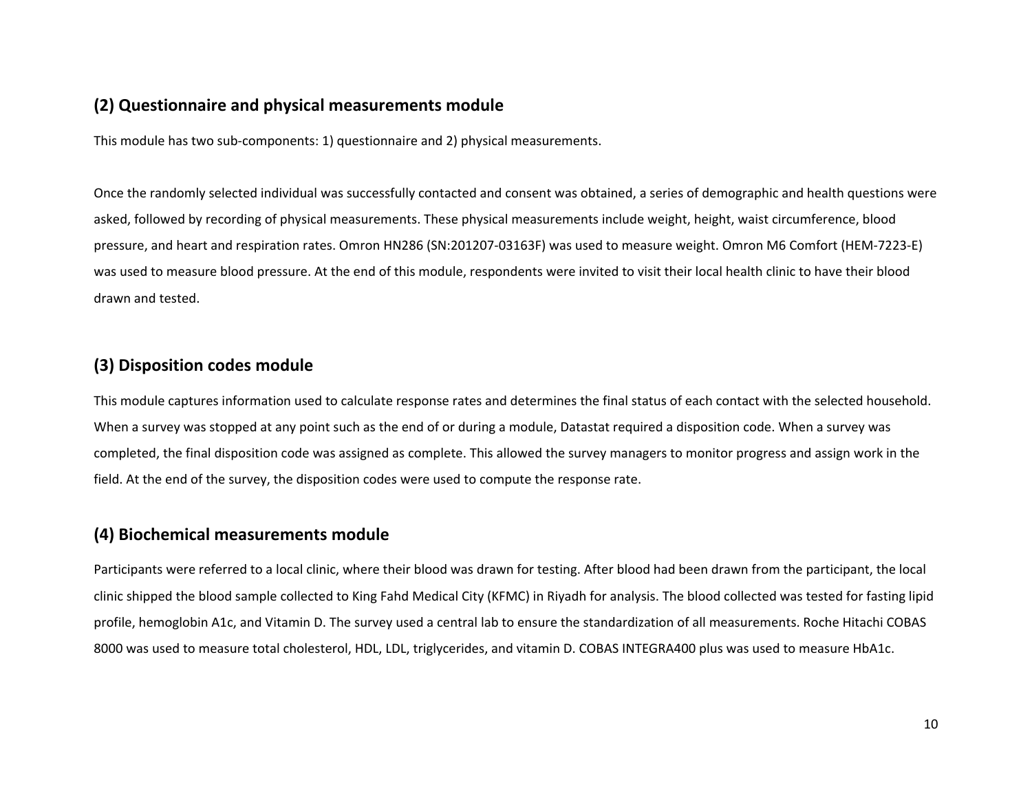## (2) Questionnaire and physical measurements module

This module has two sub-components: 1) questionnaire and 2) physical measurements.

Once the randomly selected individual was successfully contacted and consent was obtained, a series of demographic and health questions were asked, followed by recording of physical measurements. These physical measurements include weight, height, waist circumference, blood pressure, and heart and respiration rates. Omron HN286 (SN:201207-03163F) was used to measure weight. Omron M6 Comfort (HEM-7223-E) was used to measure blood pressure. At the end of this module, respondents were invited to visit their local health clinic to have their blood drawn and tested.

## (3) Disposition codes module

This module captures information used to calculate response rates and determines the final status of each contact with the selected household. When a survey was stopped at any point such as the end of or during a module, Datastat required a disposition code. When a survey was completed, the final disposition code was assigned as complete. This allowed the survey managers to monitor progress and assign work in the field. At the end of the survey, the disposition codes were used to compute the response rate.

## (4) Biochemical measurements module

Participants were referred to a local clinic, where their blood was drawn for testing. After blood had been drawn from the participant, the local clinic shipped the blood sample collected to King Fahd Medical City (KFMC) in Riyadh for analysis. The blood collected was tested for fasting lipid profile, hemoglobin A1c, and Vitamin D. The survey used a central lab to ensure the standardization of all measurements. Roche Hitachi COBAS 8000 was used to measure total cholesterol, HDL, LDL, triglycerides, and vitamin D. COBAS INTEGRA400 plus was used to measure HbA1c.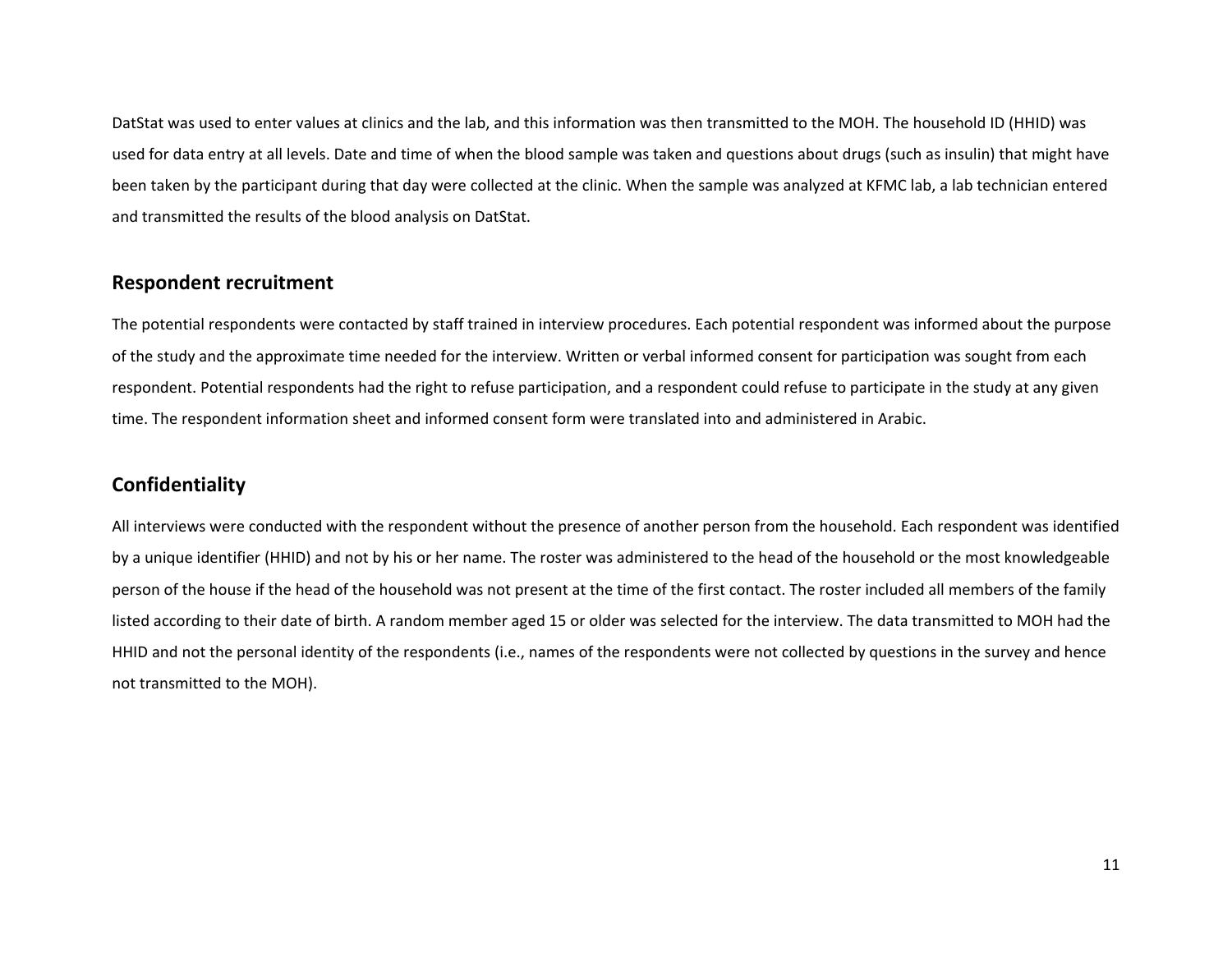DatStat was used to enter values at clinics and the lab, and this information was then transmitted to the MOH. The household ID (HHID) was used for data entry at all levels. Date and time of when the blood sample was taken and questions about drugs (such as insulin) that might have been taken by the participant during that day were collected at the clinic. When the sample was analyzed at KFMC lab, a lab technician entered and transmitted the results of the blood analysis on DatStat.

## Respondent recruitment

The potential respondents were contacted by staff trained in interview procedures. Each potential respondent was informed about the purpose of the study and the approximate time needed for the interview. Written or verbal informed consent for participation was sought from each respondent. Potential respondents had the right to refuse participation, and a respondent could refuse to participate in the study at any given time. The respondent information sheet and informed consent form were translated into and administered in Arabic.

## Confidentiality

All interviews were conducted with the respondent without the presence of another person from the household. Each respondent was identified by a unique identifier (HHID) and not by his or her name. The roster was administered to the head of the household or the most knowledgeable person of the house if the head of the household was not present at the time of the first contact. The roster included all members of the family listed according to their date of birth. A random member aged 15 or older was selected for the interview. The data transmitted to MOH had the HHID and not the personal identity of the respondents (i.e., names of the respondents were not collected by questions in the survey and hence not transmitted to the MOH).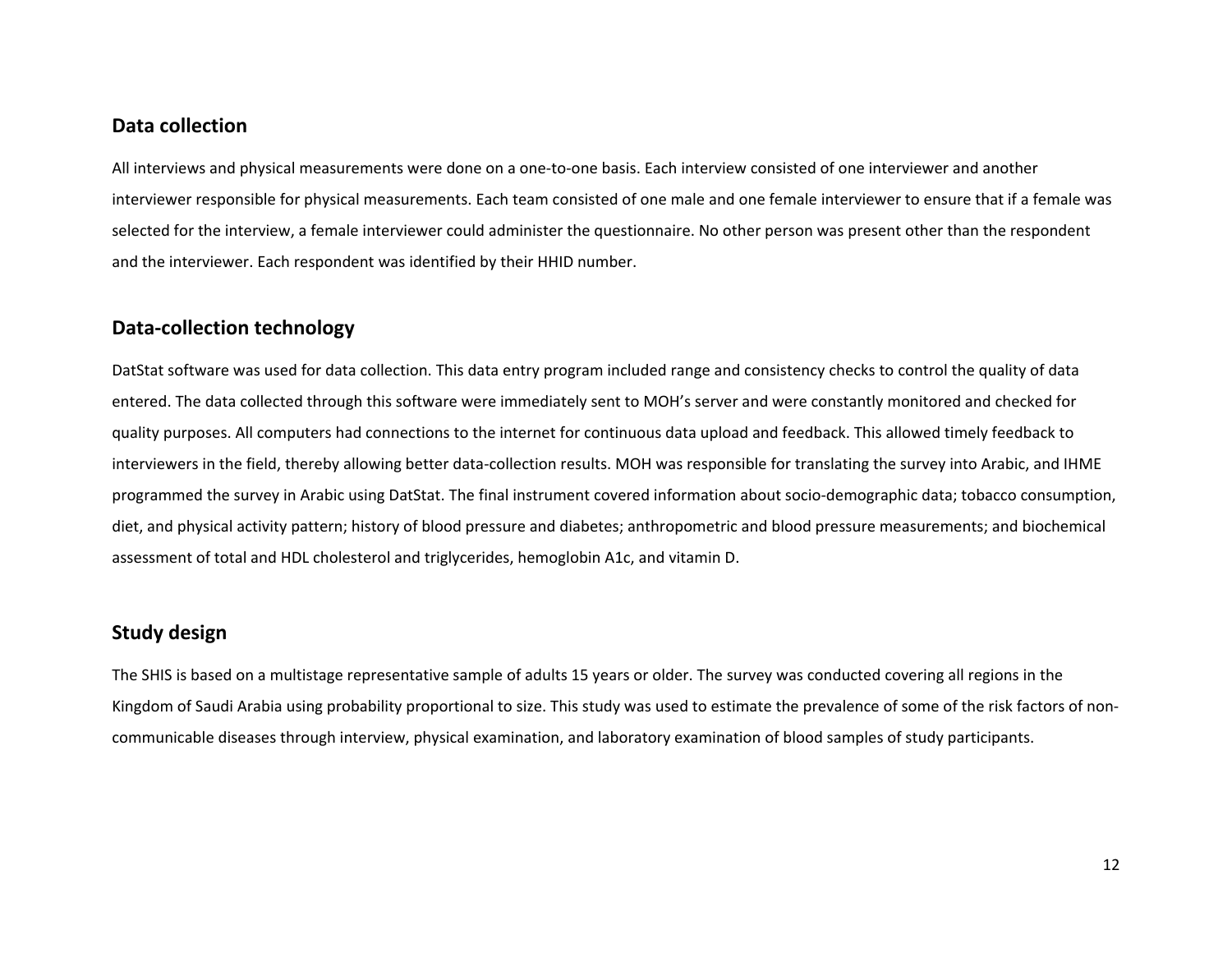## Data collection

All interviews and physical measurements were done on a one-to-one basis. Each interview consisted of one interviewer and another interviewer responsible for physical measurements. Each team consisted of one male and one female interviewer to ensure that if a female was selected for the interview, a female interviewer could administer the questionnaire. No other person was present other than the respondent and the interviewer. Each respondent was identified by their HHID number.

## Data-collection technology

DatStat software was used for data collection. This data entry program included range and consistency checks to control the quality of data entered. The data collected through this software were immediately sent to MOH's server and were constantly monitored and checked for quality purposes. All computers had connections to the internet for continuous data upload and feedback. This allowed timely feedback to interviewers in the field, thereby allowing better data-collection results. MOH was responsible for translating the survey into Arabic, and IHME programmed the survey in Arabic using DatStat. The final instrument covered information about socio-demographic data; tobacco consumption, diet, and physical activity pattern; history of blood pressure and diabetes; anthropometric and blood pressure measurements; and biochemical assessment of total and HDL cholesterol and triglycerides, hemoglobin A1c, and vitamin D.

## Study design

The SHIS is based on a multistage representative sample of adults 15 years or older. The survey was conducted covering all regions in the Kingdom of Saudi Arabia using probability proportional to size. This study was used to estimate the prevalence of some of the risk factors of non-communicable diseases through interview, physical examination, and laboratory examination of blood samples of study participants.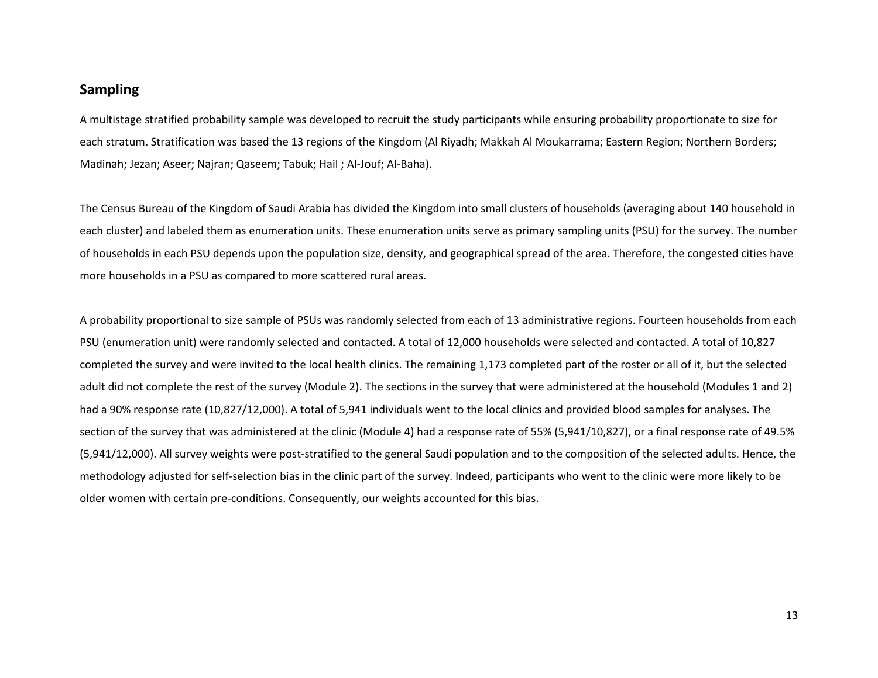## Sampling

A multistage stratified probability sample was developed to recruit the study participants while ensuring probability proportionate to size for each stratum. Stratification was based the 13 regions of the Kingdom (Al Riyadh; Makkah Al Moukarrama; Eastern Region; Northern Borders; Madinah; Jezan; Aseer; Najran; Qaseem; Tabuk; Hail ; Al-Jouf; Al-Baha).

The Census Bureau of the Kingdom of Saudi Arabia has divided the Kingdom into small clusters of households (averaging about 140 household in each cluster) and labeled them as enumeration units. These enumeration units serve as primary sampling units (PSU) for the survey. The number of households in each PSU depends upon the population size, density, and geographical spread of the area. Therefore, the congested cities have more households in a PSU as compared to more scattered rural areas.

A probability proportional to size sample of PSUs was randomly selected from each of 13 administrative regions. Fourteen households from each PSU (enumeration unit) were randomly selected and contacted. A total of 12,000 households were selected and contacted. A total of 10,827 completed the survey and were invited to the local health clinics. The remaining 1,173 completed part of the roster or all of it, but the selected adult did not complete the rest of the survey (Module 2). The sections in the survey that were administered at the household (Modules 1 and 2) had a 90% response rate (10,827/12,000). A total of 5,941 individuals went to the local clinics and provided blood samples for analyses. The section of the survey that was administered at the clinic (Module 4) had a response rate of 55% (5,941/10,827), or a final response rate of 49.5% (5,941/12,000). All survey weights were post-stratified to the general Saudi population and to the composition of the selected adults. Hence, the methodology adjusted for self-selection bias in the clinic part of the survey. Indeed, participants who went to the clinic were more likely to be older women with certain pre-conditions. Consequently, our weights accounted for this bias.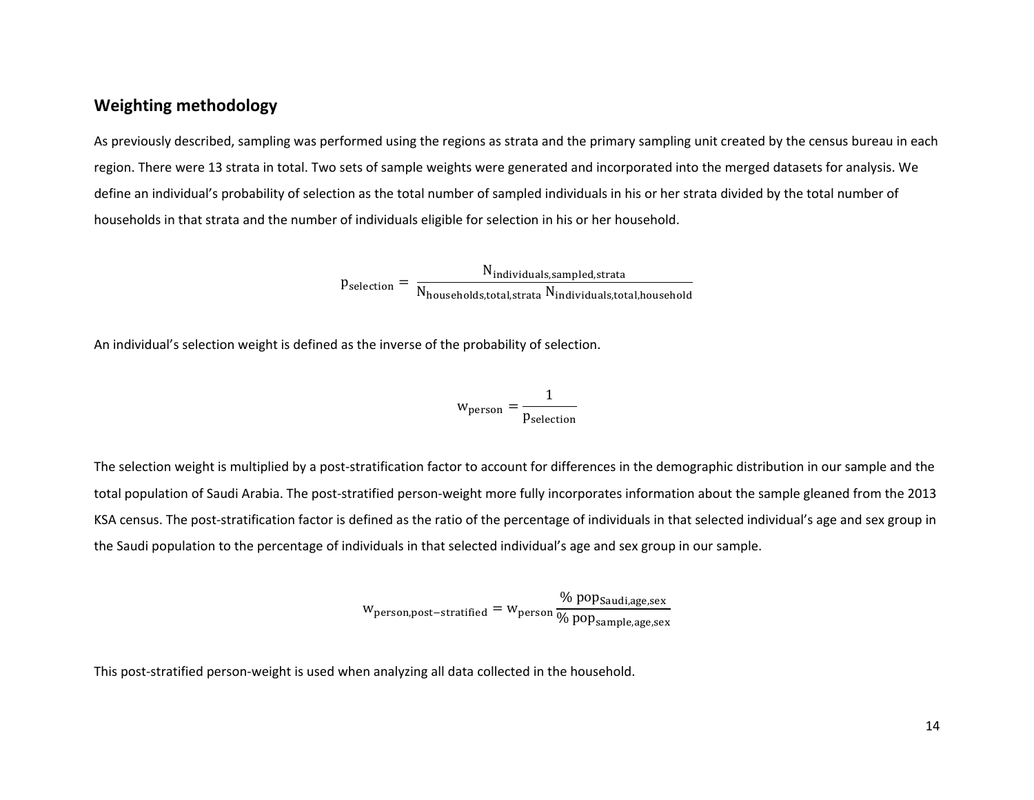## Weighting methodology

As previously described, sampling was performed using the regions as strata and the primary sampling unit created by the census bureau in each region. There were 13 strata in total. Two sets of sample weights were generated and incorporated into the merged datasets for analysis. We define an individual's probability of selection as the total number of sampled individuals in his or her strata divided by the total number of households in that strata and the number of individuals eligible for selection in his or her household.

$$p_{\text{selection}} = \frac{N_{\text{individuals,sampled,strata}}}{N_{\text{households,total,strata}} \, N_{\text{individuals,total,household}}}$$

An individual's selection weight is defined as the inverse of the probability of selection.

$$w_{\text{person}} = \frac{1}{p_{\text{selection}}}$$

The selection weight is multiplied by a post-stratification factor to account for differences in the demographic distribution in our sample and the total population of Saudi Arabia. The post-stratified person-weight more fully incorporates information about the sample gleaned from the 2013 KSA census. The post-stratification factor is defined as the ratio of the percentage of individuals in that selected individual's age and sex group in the Saudi population to the percentage of individuals in that selected individual's age and sex group in our sample.

$$w_{\text{person,post-stratified}} = w_{\text{person}} \frac{\% \ \text{pop}_{\text{Saudi,age,sex}}}{\% \ \text{pop}_{\text{sample,age,sex}}}$$

This post-stratified person-weight is used when analyzing all data collected in the household.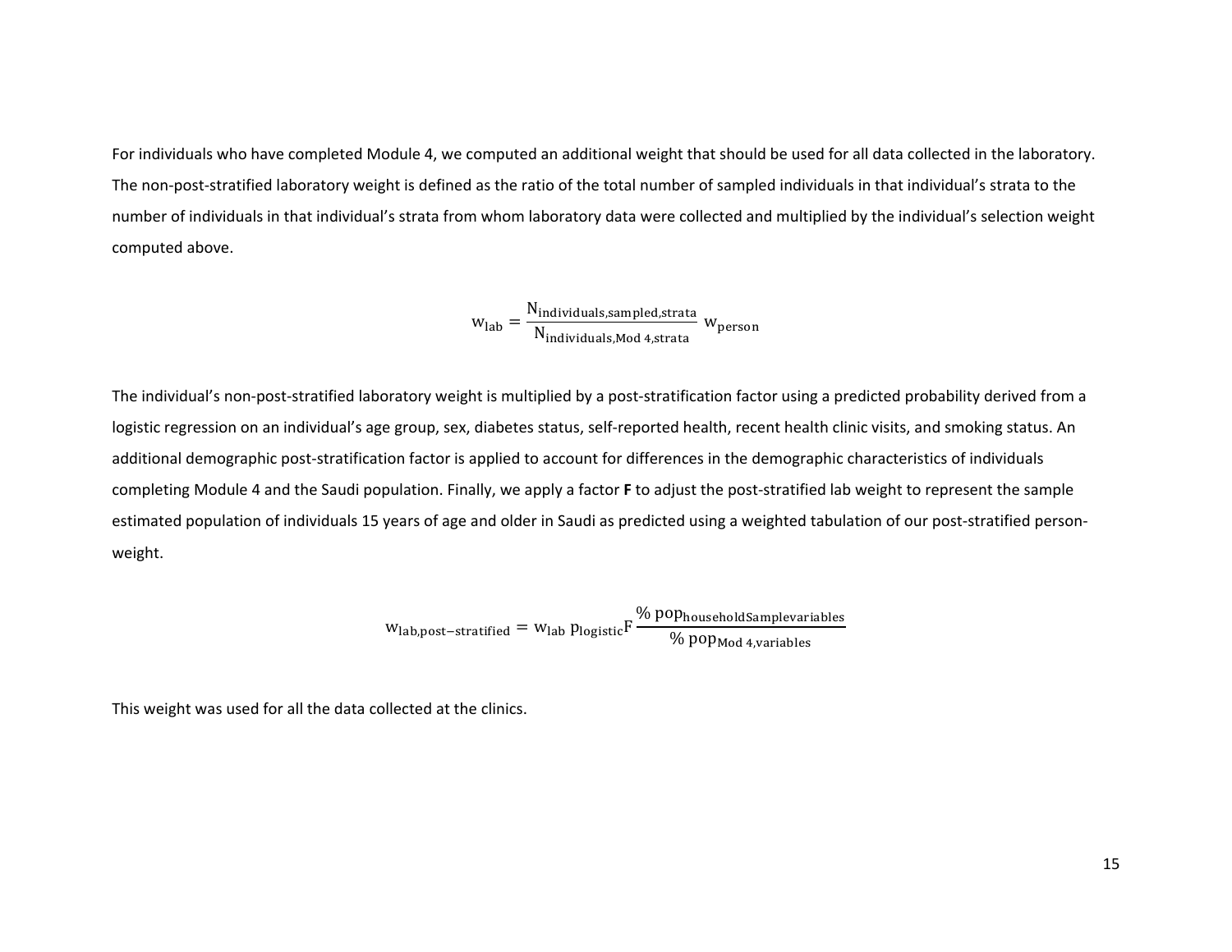For individuals who have completed Module 4, we computed an additional weight that should be used for all data collected in the laboratory. The non-post-stratified laboratory weight is defined as the ratio of the total number of sampled individuals in that individual's strata to the number of individuals in that individual's strata from whom laboratory data were collected and multiplied by the individual's selection weight computed above.

$$\mathrm{w_{lab}} = \frac{\mathrm{N_{individuals,sampled,strata}}}{\mathrm{N_{individuals,Mod\ 4,strata}}}\ \mathrm{w_{person}}$$

The individual's non-post-stratified laboratory weight is multiplied by a post-stratification factor using a predicted probability derived from a logistic regression on an individual's age group, sex, diabetes status, self-reported health, recent health clinic visits, and smoking status. An additional demographic post-stratification factor is applied to account for differences in the demographic characteristics of individuals completing Module 4 and the Saudi population. Finally, we apply a factor **F** to adjust the post-stratified lab weight to represent the sample estimated population of individuals 15 years of age and older in Saudi as predicted using a weighted tabulation of our post-stratified person-weight.

$$\mathrm{w_{lab,post-stratified}} = \mathrm{w_{lab}}\ \mathrm{p_{logistic}}\mathrm{F}\,\frac{\%\ \mathrm{pop_{householdSamplevariables}}}{\%\ \mathrm{pop_{Mod\ 4,variables}}}$$

This weight was used for all the data collected at the clinics.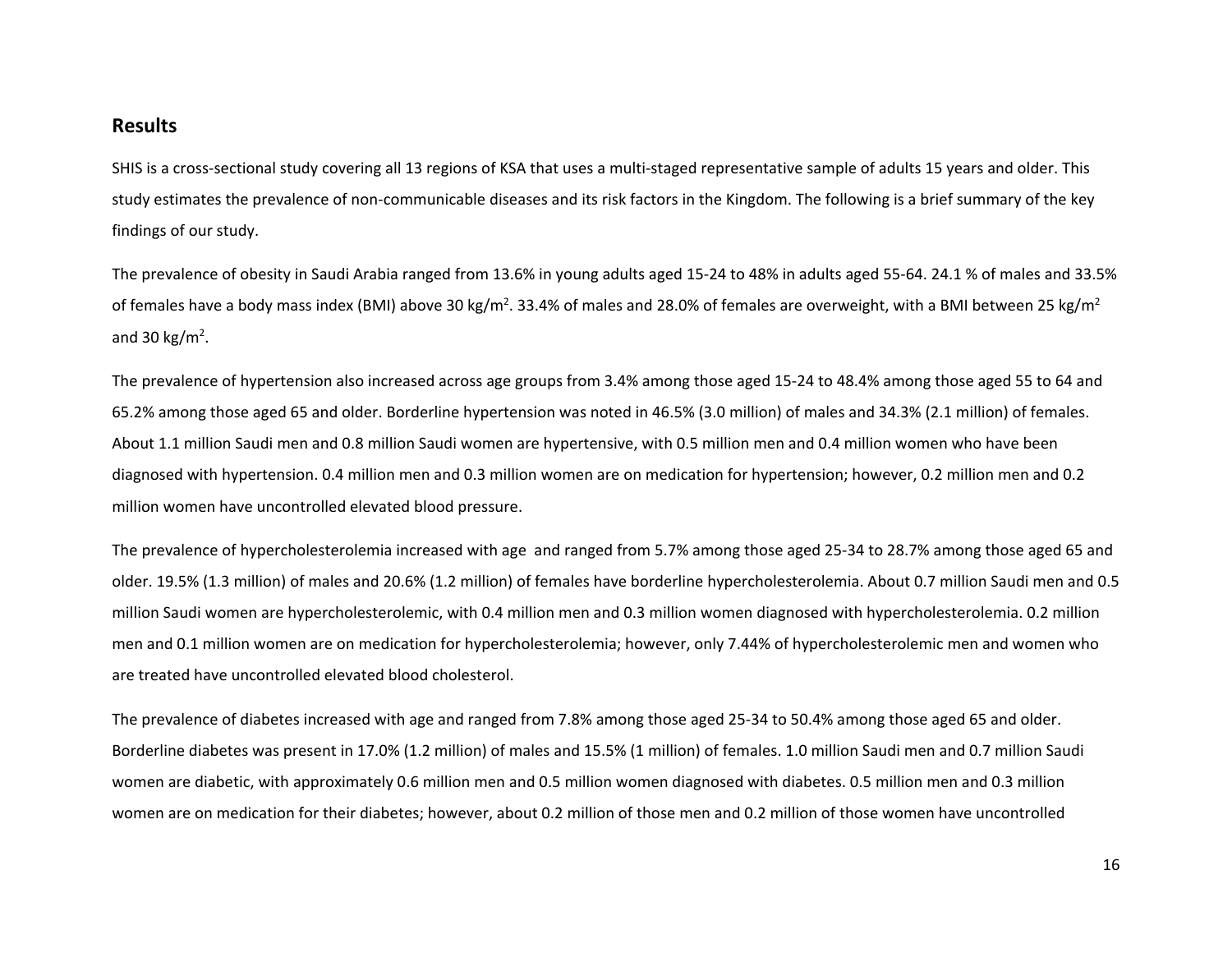## Results

SHIS is a cross-sectional study covering all 13 regions of KSA that uses a multi-staged representative sample of adults 15 years and older. This study estimates the prevalence of non-communicable diseases and its risk factors in the Kingdom. The following is a brief summary of the key findings of our study.

The prevalence of obesity in Saudi Arabia ranged from 13.6% in young adults aged 15-24 to 48% in adults aged 55-64. 24.1 % of males and 33.5% of females have a body mass index (BMI) above 30 kg/m$^2$. 33.4% of males and 28.0% of females are overweight, with a BMI between 25 kg/m$^2$ and 30 kg/m$^2$.

The prevalence of hypertension also increased across age groups from 3.4% among those aged 15-24 to 48.4% among those aged 55 to 64 and 65.2% among those aged 65 and older. Borderline hypertension was noted in 46.5% (3.0 million) of males and 34.3% (2.1 million) of females. About 1.1 million Saudi men and 0.8 million Saudi women are hypertensive, with 0.5 million men and 0.4 million women who have been diagnosed with hypertension. 0.4 million men and 0.3 million women are on medication for hypertension; however, 0.2 million men and 0.2 million women have uncontrolled elevated blood pressure.

The prevalence of hypercholesterolemia increased with age and ranged from 5.7% among those aged 25-34 to 28.7% among those aged 65 and older. 19.5% (1.3 million) of males and 20.6% (1.2 million) of females have borderline hypercholesterolemia. About 0.7 million Saudi men and 0.5 million Saudi women are hypercholesterolemic, with 0.4 million men and 0.3 million women diagnosed with hypercholesterolemia. 0.2 million men and 0.1 million women are on medication for hypercholesterolemia; however, only 7.44% of hypercholesterolemic men and women who are treated have uncontrolled elevated blood cholesterol.

The prevalence of diabetes increased with age and ranged from 7.8% among those aged 25-34 to 50.4% among those aged 65 and older. Borderline diabetes was present in 17.0% (1.2 million) of males and 15.5% (1 million) of females. 1.0 million Saudi men and 0.7 million Saudi women are diabetic, with approximately 0.6 million men and 0.5 million women diagnosed with diabetes. 0.5 million men and 0.3 million women are on medication for their diabetes; however, about 0.2 million of those men and 0.2 million of those women have uncontrolled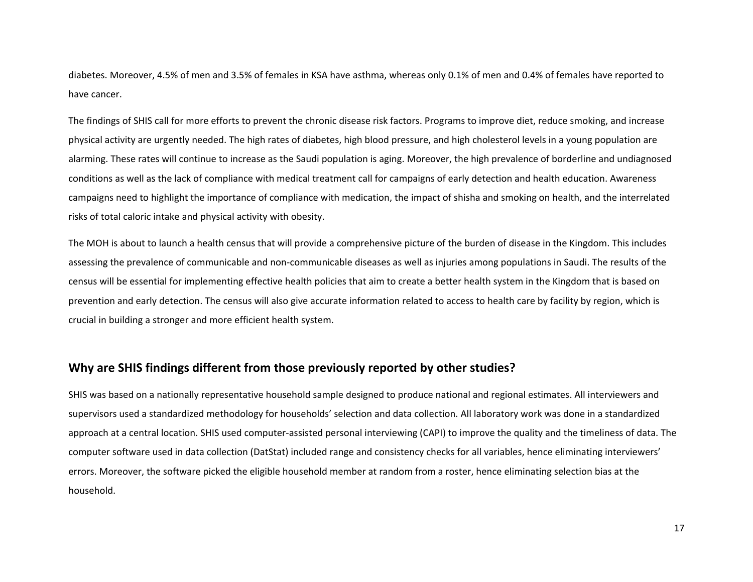diabetes. Moreover, 4.5% of men and 3.5% of females in KSA have asthma, whereas only 0.1% of men and 0.4% of females have reported to have cancer.

The findings of SHIS call for more efforts to prevent the chronic disease risk factors. Programs to improve diet, reduce smoking, and increase physical activity are urgently needed. The high rates of diabetes, high blood pressure, and high cholesterol levels in a young population are alarming. These rates will continue to increase as the Saudi population is aging. Moreover, the high prevalence of borderline and undiagnosed conditions as well as the lack of compliance with medical treatment call for campaigns of early detection and health education. Awareness campaigns need to highlight the importance of compliance with medication, the impact of shisha and smoking on health, and the interrelated risks of total caloric intake and physical activity with obesity.

The MOH is about to launch a health census that will provide a comprehensive picture of the burden of disease in the Kingdom. This includes assessing the prevalence of communicable and non-communicable diseases as well as injuries among populations in Saudi. The results of the census will be essential for implementing effective health policies that aim to create a better health system in the Kingdom that is based on prevention and early detection. The census will also give accurate information related to access to health care by facility by region, which is crucial in building a stronger and more efficient health system.

## Why are SHIS findings different from those previously reported by other studies?

SHIS was based on a nationally representative household sample designed to produce national and regional estimates. All interviewers and supervisors used a standardized methodology for households' selection and data collection. All laboratory work was done in a standardized approach at a central location. SHIS used computer-assisted personal interviewing (CAPI) to improve the quality and the timeliness of data. The computer software used in data collection (DatStat) included range and consistency checks for all variables, hence eliminating interviewers' errors. Moreover, the software picked the eligible household member at random from a roster, hence eliminating selection bias at the household.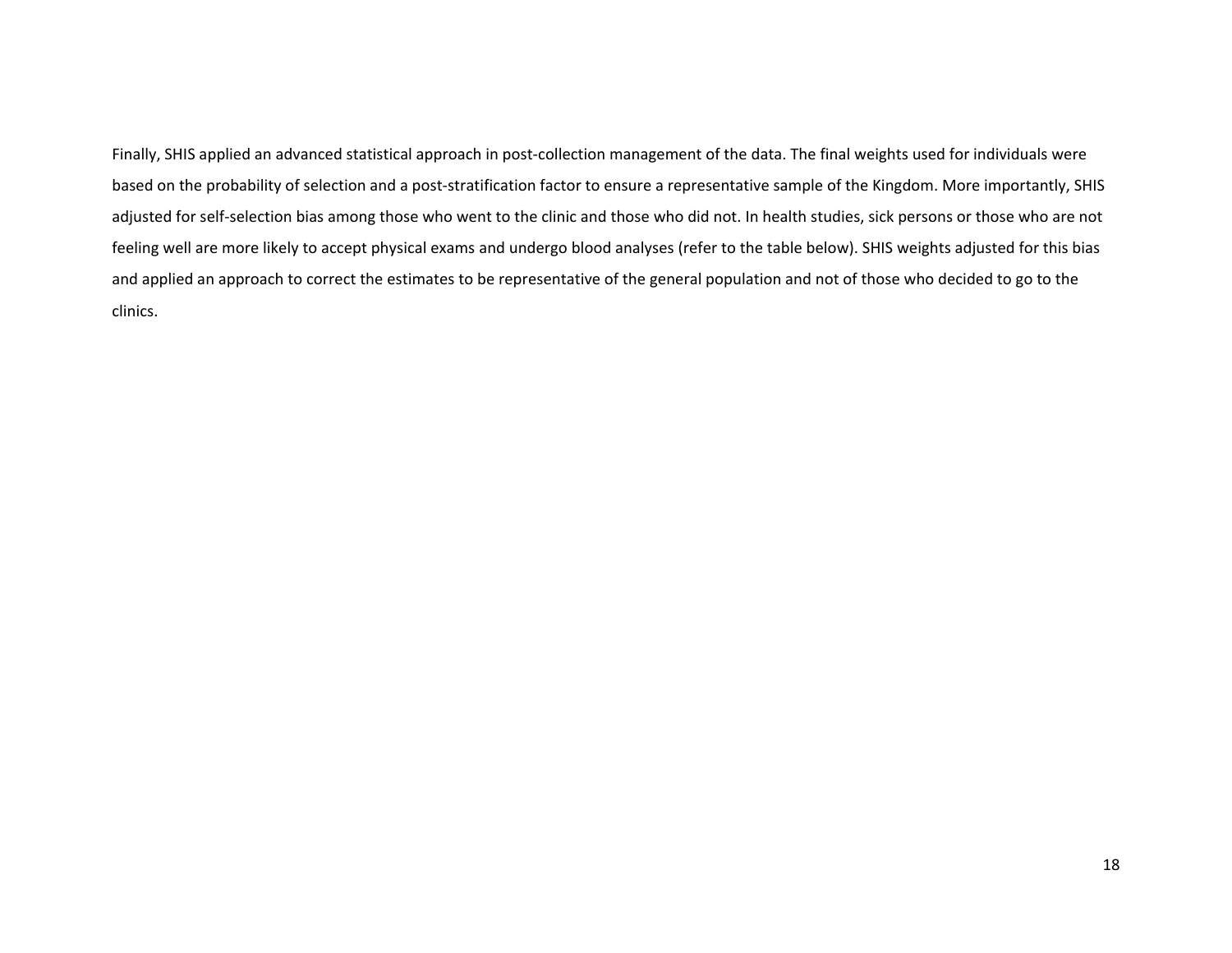Finally, SHIS applied an advanced statistical approach in post-collection management of the data. The final weights used for individuals were based on the probability of selection and a post-stratification factor to ensure a representative sample of the Kingdom. More importantly, SHIS adjusted for self-selection bias among those who went to the clinic and those who did not. In health studies, sick persons or those who are not feeling well are more likely to accept physical exams and undergo blood analyses (refer to the table below). SHIS weights adjusted for this bias and applied an approach to correct the estimates to be representative of the general population and not of those who decided to go to the clinics.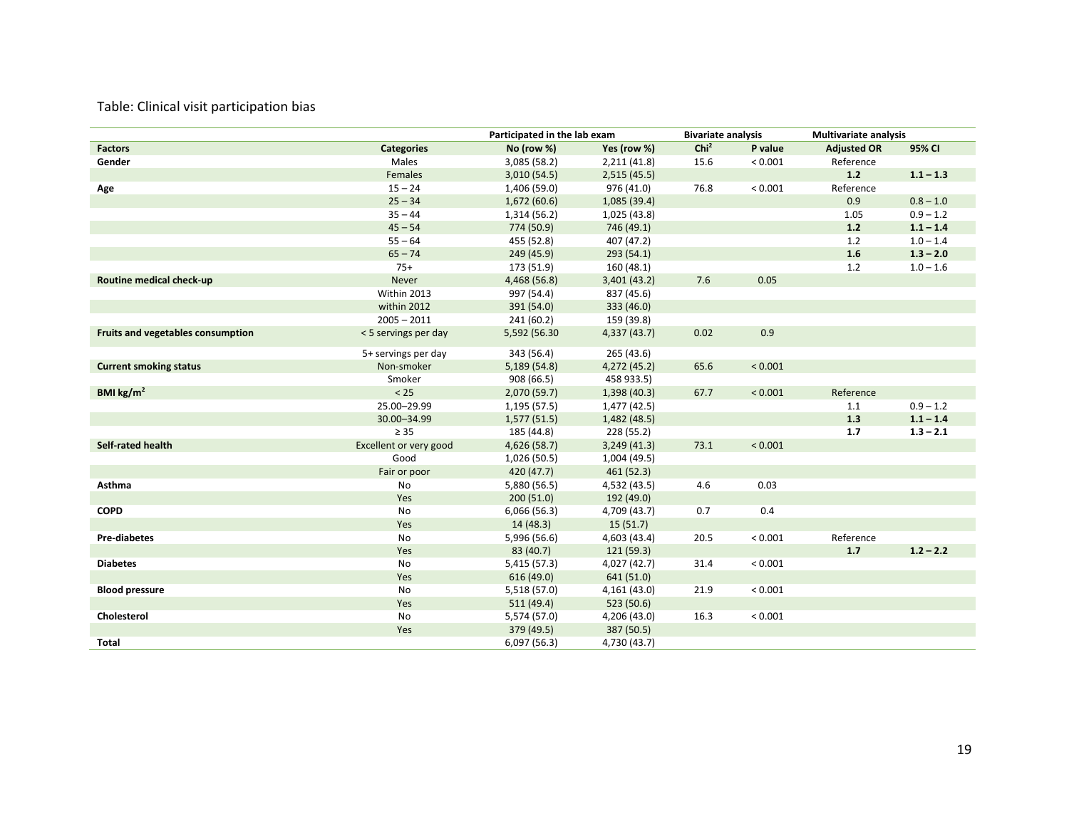Table: Clinical visit participation bias

| Factors | Categories | Participated in the lab exam | | Bivariate analysis | | Multivariate analysis | |
|---|---|---|---|---|---|---|---|
| | | No (row %) | Yes (row %) | $Chi^2$ | P value | Adjusted OR | 95% CI |
| **Gender** | Males | 3,085 (58.2) | 2,211 (41.8) | 15.6 | < 0.001 | Reference | |
| | Females | 3,010 (54.5) | 2,515 (45.5) | | | **1.2** | **1.1 – 1.3** |
| **Age** | 15 – 24 | 1,406 (59.0) | 976 (41.0) | 76.8 | < 0.001 | Reference | |
| | 25 – 34 | 1,672 (60.6) | 1,085 (39.4) | | | 0.9 | 0.8 – 1.0 |
| | 35 – 44 | 1,314 (56.2) | 1,025 (43.8) | | | 1.05 | 0.9 – 1.2 |
| | 45 – 54 | 774 (50.9) | 746 (49.1) | | | **1.2** | **1.1 – 1.4** |
| | 55 – 64 | 455 (52.8) | 407 (47.2) | | | 1.2 | 1.0 – 1.4 |
| | 65 – 74 | 249 (45.9) | 293 (54.1) | | | **1.6** | **1.3 – 2.0** |
| | 75+ | 173 (51.9) | 160 (48.1) | | | 1.2 | 1.0 – 1.6 |
| **Routine medical check-up** | Never | 4,468 (56.8) | 3,401 (43.2) | 7.6 | 0.05 | | |
| | Within 2013 | 997 (54.4) | 837 (45.6) | | | | |
| | within 2012 | 391 (54.0) | 333 (46.0) | | | | |
| | 2005 – 2011 | 241 (60.2) | 159 (39.8) | | | | |
| **Fruits and vegetables consumption** | < 5 servings per day | 5,592 (56.30 | 4,337 (43.7) | 0.02 | 0.9 | | |
| | 5+ servings per day | 343 (56.4) | 265 (43.6) | | | | |
| **Current smoking status** | Non-smoker | 5,189 (54.8) | 4,272 (45.2) | 65.6 | < 0.001 | | |
| | Smoker | 908 (66.5) | 458 933.5) | | | | |
| **BMI kg/m²** | < 25 | 2,070 (59.7) | 1,398 (40.3) | 67.7 | < 0.001 | Reference | |
| | 25.00–29.99 | 1,195 (57.5) | 1,477 (42.5) | | | 1.1 | 0.9 – 1.2 |
| | 30.00–34.99 | 1,577 (51.5) | 1,482 (48.5) | | | **1.3** | **1.1 – 1.4** |
| | ≥ 35 | 185 (44.8) | 228 (55.2) | | | **1.7** | **1.3 – 2.1** |
| **Self-rated health** | Excellent or very good | 4,626 (58.7) | 3,249 (41.3) | 73.1 | < 0.001 | | |
| | Good | 1,026 (50.5) | 1,004 (49.5) | | | | |
| | Fair or poor | 420 (47.7) | 461 (52.3) | | | | |
| **Asthma** | No | 5,880 (56.5) | 4,532 (43.5) | 4.6 | 0.03 | | |
| | Yes | 200 (51.0) | 192 (49.0) | | | | |
| **COPD** | No | 6,066 (56.3) | 4,709 (43.7) | 0.7 | 0.4 | | |
| | Yes | 14 (48.3) | 15 (51.7) | | | | |
| **Pre-diabetes** | No | 5,996 (56.6) | 4,603 (43.4) | 20.5 | < 0.001 | Reference | |
| | Yes | 83 (40.7) | 121 (59.3) | | | **1.7** | **1.2 – 2.2** |
| **Diabetes** | No | 5,415 (57.3) | 4,027 (42.7) | 31.4 | < 0.001 | | |
| | Yes | 616 (49.0) | 641 (51.0) | | | | |
| **Blood pressure** | No | 5,518 (57.0) | 4,161 (43.0) | 21.9 | < 0.001 | | |
| | Yes | 511 (49.4) | 523 (50.6) | | | | |
| **Cholesterol** | No | 5,574 (57.0) | 4,206 (43.0) | 16.3 | < 0.001 | | |
| | Yes | 379 (49.5) | 387 (50.5) | | | | |
| **Total** | | 6,097 (56.3) | 4,730 (43.7) | | | | |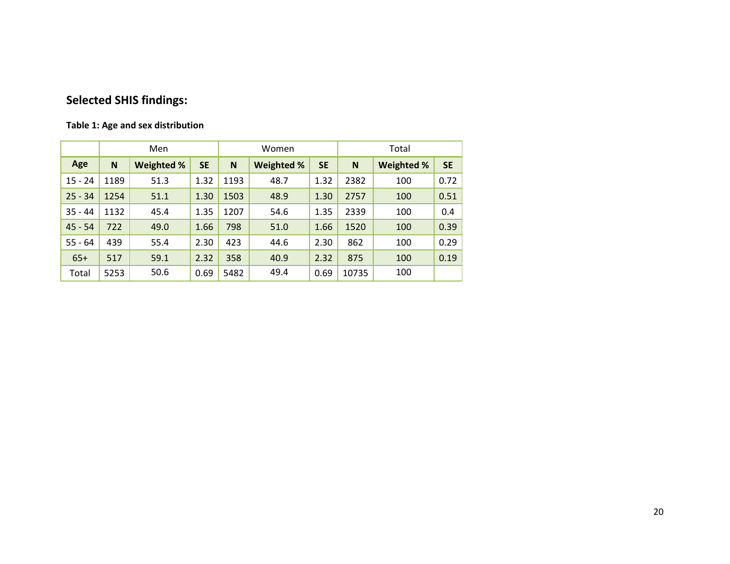## Selected SHIS findings:

**Table 1: Age and sex distribution**

| | Men | | | Women | | | Total | | |
|---|---|---|---|---|---|---|---|---|---|
| **Age** | **N** | **Weighted %** | **SE** | **N** | **Weighted %** | **SE** | **N** | **Weighted %** | **SE** |
| 15 - 24 | 1189 | 51.3 | 1.32 | 1193 | 48.7 | 1.32 | 2382 | 100 | 0.72 |
| 25 - 34 | 1254 | 51.1 | 1.30 | 1503 | 48.9 | 1.30 | 2757 | 100 | 0.51 |
| 35 - 44 | 1132 | 45.4 | 1.35 | 1207 | 54.6 | 1.35 | 2339 | 100 | 0.4 |
| 45 - 54 | 722 | 49.0 | 1.66 | 798 | 51.0 | 1.66 | 1520 | 100 | 0.39 |
| 55 - 64 | 439 | 55.4 | 2.30 | 423 | 44.6 | 2.30 | 862 | 100 | 0.29 |
| 65+ | 517 | 59.1 | 2.32 | 358 | 40.9 | 2.32 | 875 | 100 | 0.19 |
| Total | 5253 | 50.6 | 0.69 | 5482 | 49.4 | 0.69 | 10735 | 100 | |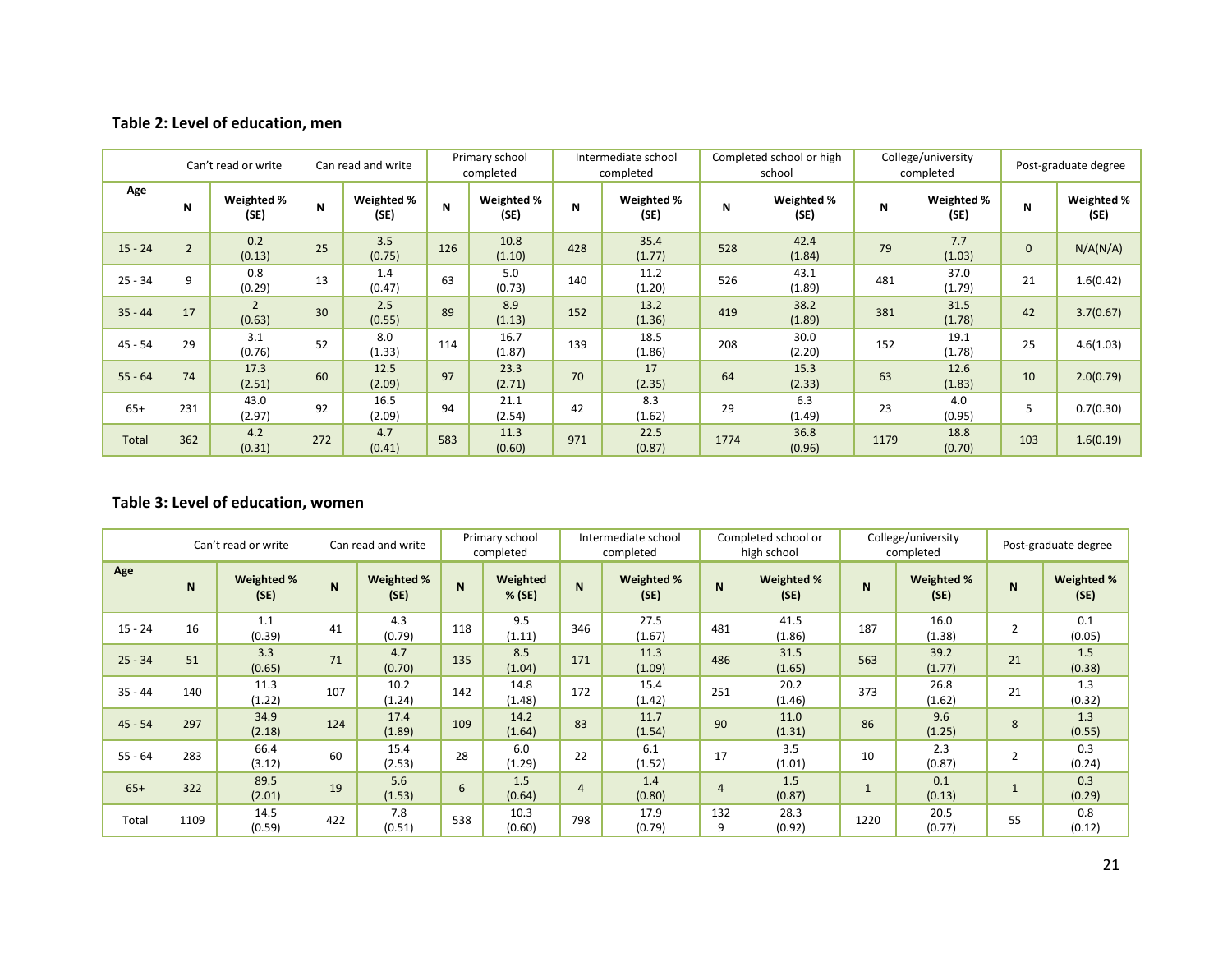**Table 2: Level of education, men**

| | Can't read or write | | Can read and write | | Primary school completed | | Intermediate school completed | | Completed school or high school | | College/university completed | | Post-graduate degree | |
|---|---|---|---|---|---|---|---|---|---|---|---|---|---|---|
| **Age** | **N** | **Weighted % (SE)** | **N** | **Weighted % (SE)** | **N** | **Weighted % (SE)** | **N** | **Weighted % (SE)** | **N** | **Weighted % (SE)** | **N** | **Weighted % (SE)** | **N** | **Weighted % (SE)** |
| 15 - 24 | 2 | 0.2 (0.13) | 25 | 3.5 (0.75) | 126 | 10.8 (1.10) | 428 | 35.4 (1.77) | 528 | 42.4 (1.84) | 79 | 7.7 (1.03) | 0 | N/A(N/A) |
| 25 - 34 | 9 | 0.8 (0.29) | 13 | 1.4 (0.47) | 63 | 5.0 (0.73) | 140 | 11.2 (1.20) | 526 | 43.1 (1.89) | 481 | 37.0 (1.79) | 21 | 1.6(0.42) |
| 35 - 44 | 17 | 2 (0.63) | 30 | 2.5 (0.55) | 89 | 8.9 (1.13) | 152 | 13.2 (1.36) | 419 | 38.2 (1.89) | 381 | 31.5 (1.78) | 42 | 3.7(0.67) |
| 45 - 54 | 29 | 3.1 (0.76) | 52 | 8.0 (1.33) | 114 | 16.7 (1.87) | 139 | 18.5 (1.86) | 208 | 30.0 (2.20) | 152 | 19.1 (1.78) | 25 | 4.6(1.03) |
| 55 - 64 | 74 | 17.3 (2.51) | 60 | 12.5 (2.09) | 97 | 23.3 (2.71) | 70 | 17 (2.35) | 64 | 15.3 (2.33) | 63 | 12.6 (1.83) | 10 | 2.0(0.79) |
| 65+ | 231 | 43.0 (2.97) | 92 | 16.5 (2.09) | 94 | 21.1 (2.54) | 42 | 8.3 (1.62) | 29 | 6.3 (1.49) | 23 | 4.0 (0.95) | 5 | 0.7(0.30) |
| Total | 362 | 4.2 (0.31) | 272 | 4.7 (0.41) | 583 | 11.3 (0.60) | 971 | 22.5 (0.87) | 1774 | 36.8 (0.96) | 1179 | 18.8 (0.70) | 103 | 1.6(0.19) |

**Table 3: Level of education, women**

| | Can't read or write | | Can read and write | | Primary school completed | | Intermediate school completed | | Completed school or high school | | College/university completed | | Post-graduate degree | |
|---|---|---|---|---|---|---|---|---|---|---|---|---|---|---|
| **Age** | **N** | **Weighted % (SE)** | **N** | **Weighted % (SE)** | **N** | **Weighted % (SE)** | **N** | **Weighted % (SE)** | **N** | **Weighted % (SE)** | **N** | **Weighted % (SE)** | **N** | **Weighted % (SE)** |
| 15 - 24 | 16 | 1.1 (0.39) | 41 | 4.3 (0.79) | 118 | 9.5 (1.11) | 346 | 27.5 (1.67) | 481 | 41.5 (1.86) | 187 | 16.0 (1.38) | 2 | 0.1 (0.05) |
| 25 - 34 | 51 | 3.3 (0.65) | 71 | 4.7 (0.70) | 135 | 8.5 (1.04) | 171 | 11.3 (1.09) | 486 | 31.5 (1.65) | 563 | 39.2 (1.77) | 21 | 1.5 (0.38) |
| 35 - 44 | 140 | 11.3 (1.22) | 107 | 10.2 (1.24) | 142 | 14.8 (1.48) | 172 | 15.4 (1.42) | 251 | 20.2 (1.46) | 373 | 26.8 (1.62) | 21 | 1.3 (0.32) |
| 45 - 54 | 297 | 34.9 (2.18) | 124 | 17.4 (1.89) | 109 | 14.2 (1.64) | 83 | 11.7 (1.54) | 90 | 11.0 (1.31) | 86 | 9.6 (1.25) | 8 | 1.3 (0.55) |
| 55 - 64 | 283 | 66.4 (3.12) | 60 | 15.4 (2.53) | 28 | 6.0 (1.29) | 22 | 6.1 (1.52) | 17 | 3.5 (1.01) | 10 | 2.3 (0.87) | 2 | 0.3 (0.24) |
| 65+ | 322 | 89.5 (2.01) | 19 | 5.6 (1.53) | 6 | 1.5 (0.64) | 4 | 1.4 (0.80) | 4 | 1.5 (0.87) | 1 | 0.1 (0.13) | 1 | 0.3 (0.29) |
| Total | 1109 | 14.5 (0.59) | 422 | 7.8 (0.51) | 538 | 10.3 (0.60) | 798 | 17.9 (0.79) | 1329 | 28.3 (0.92) | 1220 | 20.5 (0.77) | 55 | 0.8 (0.12) |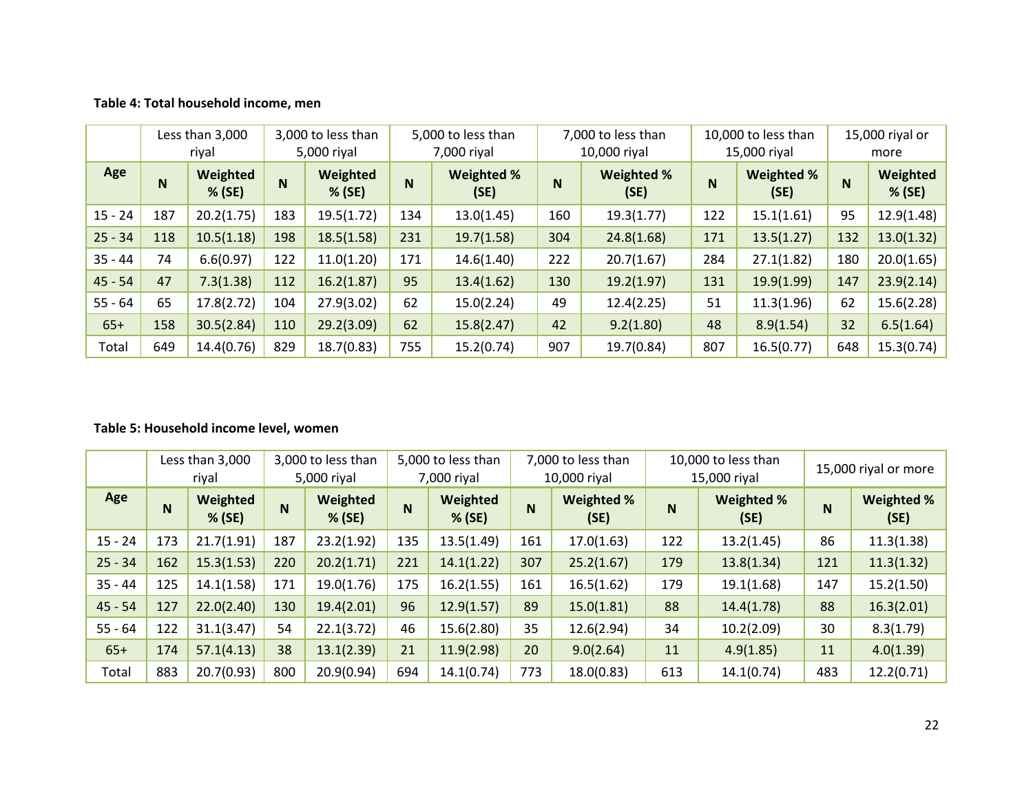**Table 4: Total household income, men**

| | Less than 3,000 riyal | | 3,000 to less than 5,000 riyal | | 5,000 to less than 7,000 riyal | | 7,000 to less than 10,000 riyal | | 10,000 to less than 15,000 riyal | | 15,000 riyal or more | |
|---|---|---|---|---|---|---|---|---|---|---|---|---|
| **Age** | **N** | **Weighted % (SE)** | **N** | **Weighted % (SE)** | **N** | **Weighted % (SE)** | **N** | **Weighted % (SE)** | **N** | **Weighted % (SE)** | **N** | **Weighted % (SE)** |
| 15 - 24 | 187 | 20.2(1.75) | 183 | 19.5(1.72) | 134 | 13.0(1.45) | 160 | 19.3(1.77) | 122 | 15.1(1.61) | 95 | 12.9(1.48) |
| 25 - 34 | 118 | 10.5(1.18) | 198 | 18.5(1.58) | 231 | 19.7(1.58) | 304 | 24.8(1.68) | 171 | 13.5(1.27) | 132 | 13.0(1.32) |
| 35 - 44 | 74 | 6.6(0.97) | 122 | 11.0(1.20) | 171 | 14.6(1.40) | 222 | 20.7(1.67) | 284 | 27.1(1.82) | 180 | 20.0(1.65) |
| 45 - 54 | 47 | 7.3(1.38) | 112 | 16.2(1.87) | 95 | 13.4(1.62) | 130 | 19.2(1.97) | 131 | 19.9(1.99) | 147 | 23.9(2.14) |
| 55 - 64 | 65 | 17.8(2.72) | 104 | 27.9(3.02) | 62 | 15.0(2.24) | 49 | 12.4(2.25) | 51 | 11.3(1.96) | 62 | 15.6(2.28) |
| 65+ | 158 | 30.5(2.84) | 110 | 29.2(3.09) | 62 | 15.8(2.47) | 42 | 9.2(1.80) | 48 | 8.9(1.54) | 32 | 6.5(1.64) |
| Total | 649 | 14.4(0.76) | 829 | 18.7(0.83) | 755 | 15.2(0.74) | 907 | 19.7(0.84) | 807 | 16.5(0.77) | 648 | 15.3(0.74) |

**Table 5: Household income level, women**

| | Less than 3,000 riyal | | 3,000 to less than 5,000 riyal | | 5,000 to less than 7,000 riyal | | 7,000 to less than 10,000 riyal | | 10,000 to less than 15,000 riyal | | 15,000 riyal or more | |
|---|---|---|---|---|---|---|---|---|---|---|---|---|
| **Age** | **N** | **Weighted % (SE)** | **N** | **Weighted % (SE)** | **N** | **Weighted % (SE)** | **N** | **Weighted % (SE)** | **N** | **Weighted % (SE)** | **N** | **Weighted % (SE)** |
| 15 - 24 | 173 | 21.7(1.91) | 187 | 23.2(1.92) | 135 | 13.5(1.49) | 161 | 17.0(1.63) | 122 | 13.2(1.45) | 86 | 11.3(1.38) |
| 25 - 34 | 162 | 15.3(1.53) | 220 | 20.2(1.71) | 221 | 14.1(1.22) | 307 | 25.2(1.67) | 179 | 13.8(1.34) | 121 | 11.3(1.32) |
| 35 - 44 | 125 | 14.1(1.58) | 171 | 19.0(1.76) | 175 | 16.2(1.55) | 161 | 16.5(1.62) | 179 | 19.1(1.68) | 147 | 15.2(1.50) |
| 45 - 54 | 127 | 22.0(2.40) | 130 | 19.4(2.01) | 96 | 12.9(1.57) | 89 | 15.0(1.81) | 88 | 14.4(1.78) | 88 | 16.3(2.01) |
| 55 - 64 | 122 | 31.1(3.47) | 54 | 22.1(3.72) | 46 | 15.6(2.80) | 35 | 12.6(2.94) | 34 | 10.2(2.09) | 30 | 8.3(1.79) |
| 65+ | 174 | 57.1(4.13) | 38 | 13.1(2.39) | 21 | 11.9(2.98) | 20 | 9.0(2.64) | 11 | 4.9(1.85) | 11 | 4.0(1.39) |
| Total | 883 | 20.7(0.93) | 800 | 20.9(0.94) | 694 | 14.1(0.74) | 773 | 18.0(0.83) | 613 | 14.1(0.74) | 483 | 12.2(0.71) |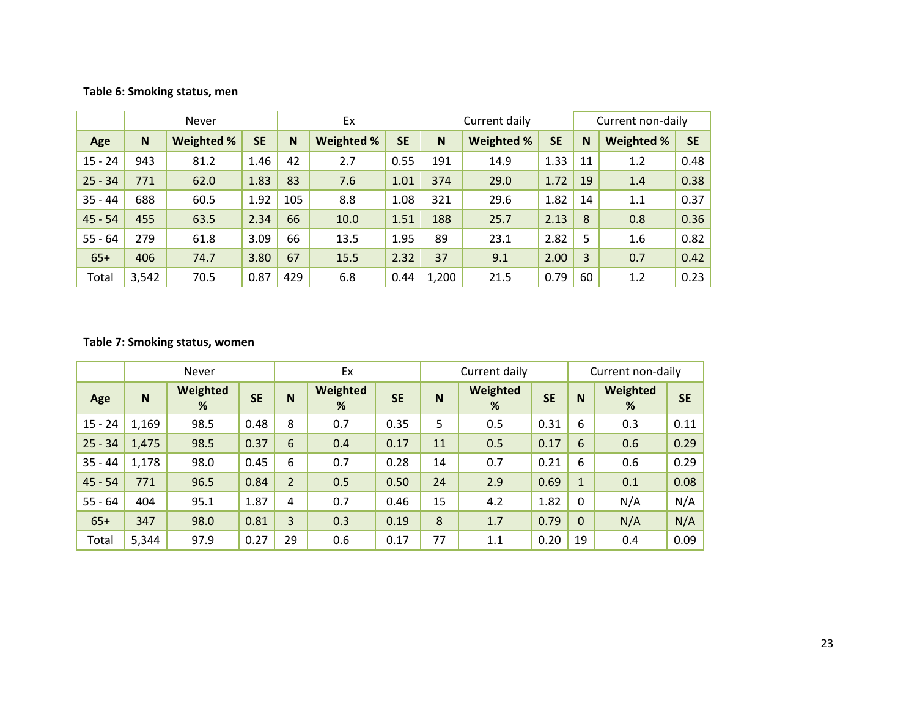**Table 6: Smoking status, men**

| | Never | | | Ex | | | Current daily | | | Current non-daily | | |
|---|---|---|---|---|---|---|---|---|---|---|---|---|
| **Age** | **N** | **Weighted %** | **SE** | **N** | **Weighted %** | **SE** | **N** | **Weighted %** | **SE** | **N** | **Weighted %** | **SE** |
| 15 - 24 | 943 | 81.2 | 1.46 | 42 | 2.7 | 0.55 | 191 | 14.9 | 1.33 | 11 | 1.2 | 0.48 |
| 25 - 34 | 771 | 62.0 | 1.83 | 83 | 7.6 | 1.01 | 374 | 29.0 | 1.72 | 19 | 1.4 | 0.38 |
| 35 - 44 | 688 | 60.5 | 1.92 | 105 | 8.8 | 1.08 | 321 | 29.6 | 1.82 | 14 | 1.1 | 0.37 |
| 45 - 54 | 455 | 63.5 | 2.34 | 66 | 10.0 | 1.51 | 188 | 25.7 | 2.13 | 8 | 0.8 | 0.36 |
| 55 - 64 | 279 | 61.8 | 3.09 | 66 | 13.5 | 1.95 | 89 | 23.1 | 2.82 | 5 | 1.6 | 0.82 |
| 65+ | 406 | 74.7 | 3.80 | 67 | 15.5 | 2.32 | 37 | 9.1 | 2.00 | 3 | 0.7 | 0.42 |
| Total | 3,542 | 70.5 | 0.87 | 429 | 6.8 | 0.44 | 1,200 | 21.5 | 0.79 | 60 | 1.2 | 0.23 |

**Table 7: Smoking status, women**

| | Never | | | Ex | | | Current daily | | | Current non-daily | | |
|---|---|---|---|---|---|---|---|---|---|---|---|---|
| **Age** | **N** | **Weighted %** | **SE** | **N** | **Weighted %** | **SE** | **N** | **Weighted %** | **SE** | **N** | **Weighted %** | **SE** |
| 15 - 24 | 1,169 | 98.5 | 0.48 | 8 | 0.7 | 0.35 | 5 | 0.5 | 0.31 | 6 | 0.3 | 0.11 |
| 25 - 34 | 1,475 | 98.5 | 0.37 | 6 | 0.4 | 0.17 | 11 | 0.5 | 0.17 | 6 | 0.6 | 0.29 |
| 35 - 44 | 1,178 | 98.0 | 0.45 | 6 | 0.7 | 0.28 | 14 | 0.7 | 0.21 | 6 | 0.6 | 0.29 |
| 45 - 54 | 771 | 96.5 | 0.84 | 2 | 0.5 | 0.50 | 24 | 2.9 | 0.69 | 1 | 0.1 | 0.08 |
| 55 - 64 | 404 | 95.1 | 1.87 | 4 | 0.7 | 0.46 | 15 | 4.2 | 1.82 | 0 | N/A | N/A |
| 65+ | 347 | 98.0 | 0.81 | 3 | 0.3 | 0.19 | 8 | 1.7 | 0.79 | 0 | N/A | N/A |
| Total | 5,344 | 97.9 | 0.27 | 29 | 0.6 | 0.17 | 77 | 1.1 | 0.20 | 19 | 0.4 | 0.09 |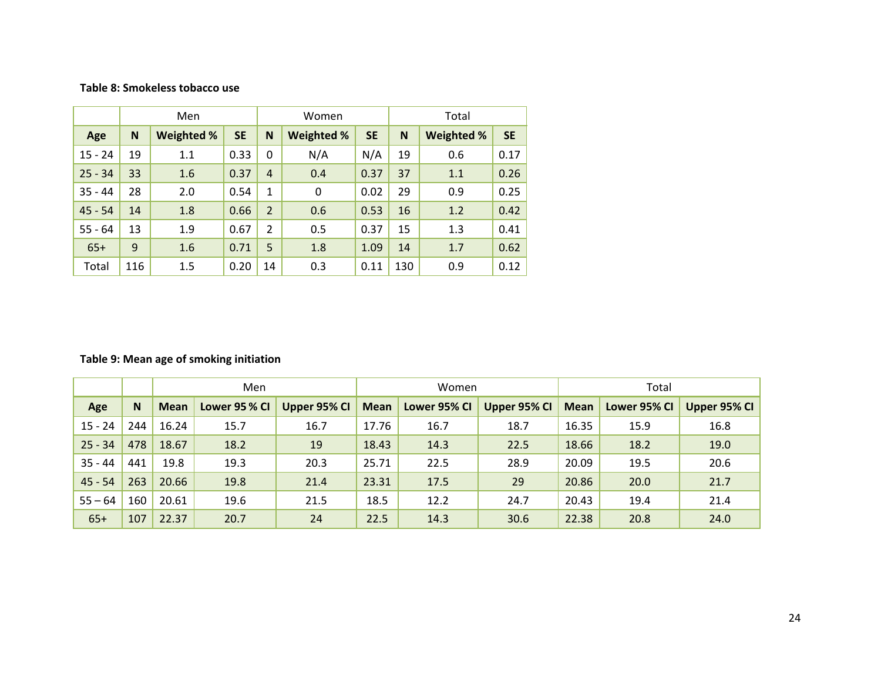**Table 8: Smokeless tobacco use**

| | Men | | | Women | | | Total | | |
|---|---|---|---|---|---|---|---|---|---|
| Age | N | Weighted % | SE | N | Weighted % | SE | N | Weighted % | SE |
| 15 - 24 | 19 | 1.1 | 0.33 | 0 | N/A | N/A | 19 | 0.6 | 0.17 |
| 25 - 34 | 33 | 1.6 | 0.37 | 4 | 0.4 | 0.37 | 37 | 1.1 | 0.26 |
| 35 - 44 | 28 | 2.0 | 0.54 | 1 | 0 | 0.02 | 29 | 0.9 | 0.25 |
| 45 - 54 | 14 | 1.8 | 0.66 | 2 | 0.6 | 0.53 | 16 | 1.2 | 0.42 |
| 55 - 64 | 13 | 1.9 | 0.67 | 2 | 0.5 | 0.37 | 15 | 1.3 | 0.41 |
| 65+ | 9 | 1.6 | 0.71 | 5 | 1.8 | 1.09 | 14 | 1.7 | 0.62 |
| Total | 116 | 1.5 | 0.20 | 14 | 0.3 | 0.11 | 130 | 0.9 | 0.12 |

**Table 9: Mean age of smoking initiation**

| | | Men | | | Women | | | Total | | |
|---|---|---|---|---|---|---|---|---|---|---|
| Age | N | Mean | Lower 95 % CI | Upper 95% CI | Mean | Lower 95% CI | Upper 95% CI | Mean | Lower 95% CI | Upper 95% CI |
| 15 - 24 | 244 | 16.24 | 15.7 | 16.7 | 17.76 | 16.7 | 18.7 | 16.35 | 15.9 | 16.8 |
| 25 - 34 | 478 | 18.67 | 18.2 | 19 | 18.43 | 14.3 | 22.5 | 18.66 | 18.2 | 19.0 |
| 35 - 44 | 441 | 19.8 | 19.3 | 20.3 | 25.71 | 22.5 | 28.9 | 20.09 | 19.5 | 20.6 |
| 45 - 54 | 263 | 20.66 | 19.8 | 21.4 | 23.31 | 17.5 | 29 | 20.86 | 20.0 | 21.7 |
| 55 – 64 | 160 | 20.61 | 19.6 | 21.5 | 18.5 | 12.2 | 24.7 | 20.43 | 19.4 | 21.4 |
| 65+ | 107 | 22.37 | 20.7 | 24 | 22.5 | 14.3 | 30.6 | 22.38 | 20.8 | 24.0 |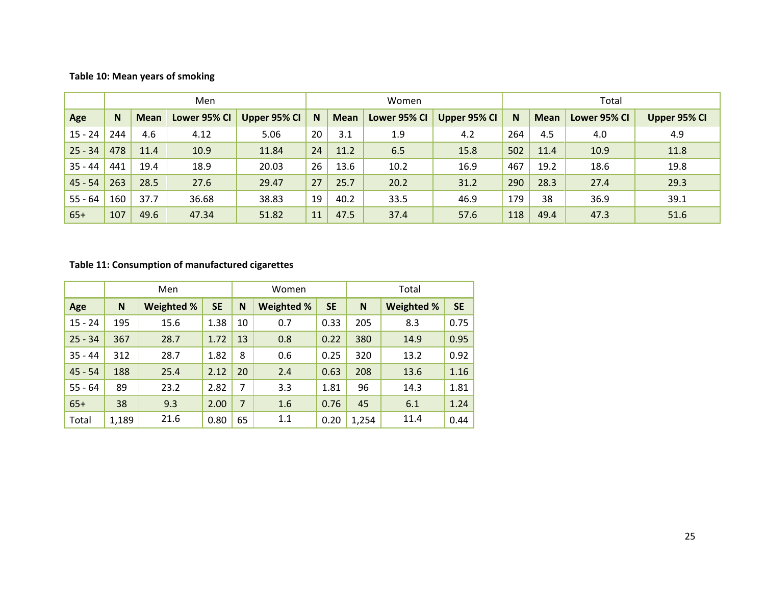**Table 10: Mean years of smoking**

| | Men | | | | Women | | | | Total | | | |
|---|---|---|---|---|---|---|---|---|---|---|---|---|
| **Age** | **N** | **Mean** | **Lower 95% CI** | **Upper 95% CI** | **N** | **Mean** | **Lower 95% CI** | **Upper 95% CI** | **N** | **Mean** | **Lower 95% CI** | **Upper 95% CI** |
| 15 - 24 | 244 | 4.6 | 4.12 | 5.06 | 20 | 3.1 | 1.9 | 4.2 | 264 | 4.5 | 4.0 | 4.9 |
| 25 - 34 | 478 | 11.4 | 10.9 | 11.84 | 24 | 11.2 | 6.5 | 15.8 | 502 | 11.4 | 10.9 | 11.8 |
| 35 - 44 | 441 | 19.4 | 18.9 | 20.03 | 26 | 13.6 | 10.2 | 16.9 | 467 | 19.2 | 18.6 | 19.8 |
| 45 - 54 | 263 | 28.5 | 27.6 | 29.47 | 27 | 25.7 | 20.2 | 31.2 | 290 | 28.3 | 27.4 | 29.3 |
| 55 - 64 | 160 | 37.7 | 36.68 | 38.83 | 19 | 40.2 | 33.5 | 46.9 | 179 | 38 | 36.9 | 39.1 |
| 65+ | 107 | 49.6 | 47.34 | 51.82 | 11 | 47.5 | 37.4 | 57.6 | 118 | 49.4 | 47.3 | 51.6 |

**Table 11: Consumption of manufactured cigarettes**

| | Men | | | Women | | | Total | | |
|---|---|---|---|---|---|---|---|---|---|
| **Age** | **N** | **Weighted %** | **SE** | **N** | **Weighted %** | **SE** | **N** | **Weighted %** | **SE** |
| 15 - 24 | 195 | 15.6 | 1.38 | 10 | 0.7 | 0.33 | 205 | 8.3 | 0.75 |
| 25 - 34 | 367 | 28.7 | 1.72 | 13 | 0.8 | 0.22 | 380 | 14.9 | 0.95 |
| 35 - 44 | 312 | 28.7 | 1.82 | 8 | 0.6 | 0.25 | 320 | 13.2 | 0.92 |
| 45 - 54 | 188 | 25.4 | 2.12 | 20 | 2.4 | 0.63 | 208 | 13.6 | 1.16 |
| 55 - 64 | 89 | 23.2 | 2.82 | 7 | 3.3 | 1.81 | 96 | 14.3 | 1.81 |
| 65+ | 38 | 9.3 | 2.00 | 7 | 1.6 | 0.76 | 45 | 6.1 | 1.24 |
| Total | 1,189 | 21.6 | 0.80 | 65 | 1.1 | 0.20 | 1,254 | 11.4 | 0.44 |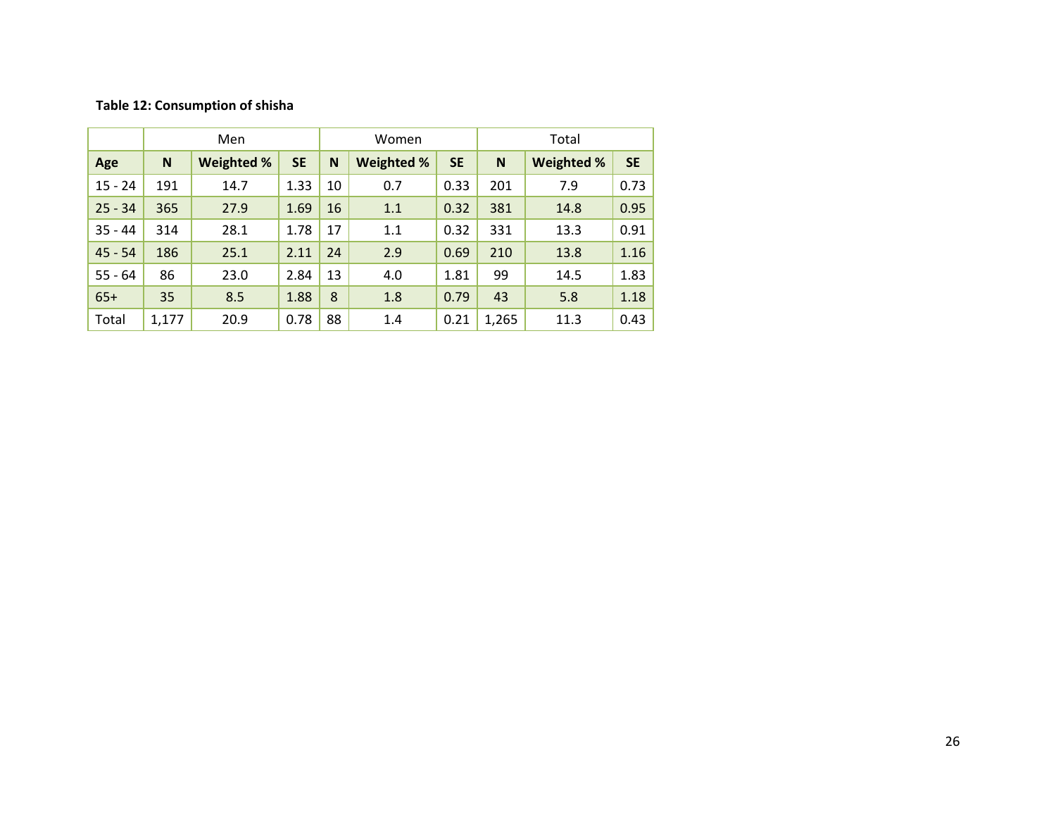**Table 12: Consumption of shisha**

| | Men | | | Women | | | Total | | |
|---|---|---|---|---|---|---|---|---|---|
| **Age** | **N** | **Weighted %** | **SE** | **N** | **Weighted %** | **SE** | **N** | **Weighted %** | **SE** |
| 15 - 24 | 191 | 14.7 | 1.33 | 10 | 0.7 | 0.33 | 201 | 7.9 | 0.73 |
| 25 - 34 | 365 | 27.9 | 1.69 | 16 | 1.1 | 0.32 | 381 | 14.8 | 0.95 |
| 35 - 44 | 314 | 28.1 | 1.78 | 17 | 1.1 | 0.32 | 331 | 13.3 | 0.91 |
| 45 - 54 | 186 | 25.1 | 2.11 | 24 | 2.9 | 0.69 | 210 | 13.8 | 1.16 |
| 55 - 64 | 86 | 23.0 | 2.84 | 13 | 4.0 | 1.81 | 99 | 14.5 | 1.83 |
| 65+ | 35 | 8.5 | 1.88 | 8 | 1.8 | 0.79 | 43 | 5.8 | 1.18 |
| Total | 1,177 | 20.9 | 0.78 | 88 | 1.4 | 0.21 | 1,265 | 11.3 | 0.43 |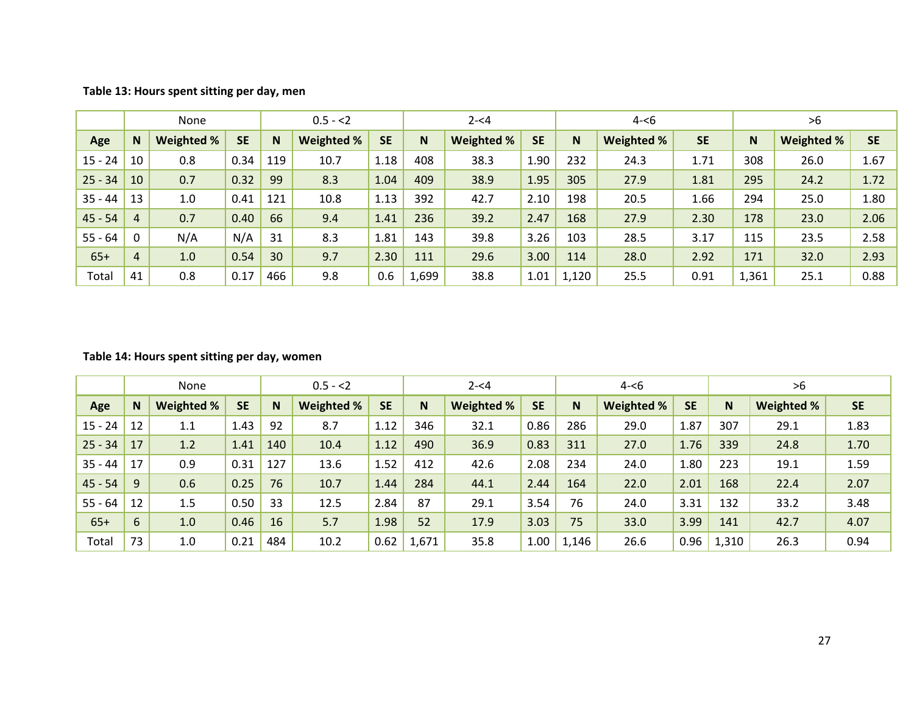**Table 13: Hours spent sitting per day, men**

| | None | | | 0.5 - <2 | | | 2-<4 | | | 4-<6 | | | >6 | | |
|---|---|---|---|---|---|---|---|---|---|---|---|---|---|---|---|
| **Age** | **N** | **Weighted %** | **SE** | **N** | **Weighted %** | **SE** | **N** | **Weighted %** | **SE** | **N** | **Weighted %** | **SE** | **N** | **Weighted %** | **SE** |
| 15 - 24 | 10 | 0.8 | 0.34 | 119 | 10.7 | 1.18 | 408 | 38.3 | 1.90 | 232 | 24.3 | 1.71 | 308 | 26.0 | 1.67 |
| 25 - 34 | 10 | 0.7 | 0.32 | 99 | 8.3 | 1.04 | 409 | 38.9 | 1.95 | 305 | 27.9 | 1.81 | 295 | 24.2 | 1.72 |
| 35 - 44 | 13 | 1.0 | 0.41 | 121 | 10.8 | 1.13 | 392 | 42.7 | 2.10 | 198 | 20.5 | 1.66 | 294 | 25.0 | 1.80 |
| 45 - 54 | 4 | 0.7 | 0.40 | 66 | 9.4 | 1.41 | 236 | 39.2 | 2.47 | 168 | 27.9 | 2.30 | 178 | 23.0 | 2.06 |
| 55 - 64 | 0 | N/A | N/A | 31 | 8.3 | 1.81 | 143 | 39.8 | 3.26 | 103 | 28.5 | 3.17 | 115 | 23.5 | 2.58 |
| 65+ | 4 | 1.0 | 0.54 | 30 | 9.7 | 2.30 | 111 | 29.6 | 3.00 | 114 | 28.0 | 2.92 | 171 | 32.0 | 2.93 |
| Total | 41 | 0.8 | 0.17 | 466 | 9.8 | 0.6 | 1,699 | 38.8 | 1.01 | 1,120 | 25.5 | 0.91 | 1,361 | 25.1 | 0.88 |

**Table 14: Hours spent sitting per day, women**

| | None | | | 0.5 - <2 | | | 2-<4 | | | 4-<6 | | | >6 | | |
|---|---|---|---|---|---|---|---|---|---|---|---|---|---|---|---|
| **Age** | **N** | **Weighted %** | **SE** | **N** | **Weighted %** | **SE** | **N** | **Weighted %** | **SE** | **N** | **Weighted %** | **SE** | **N** | **Weighted %** | **SE** |
| 15 - 24 | 12 | 1.1 | 1.43 | 92 | 8.7 | 1.12 | 346 | 32.1 | 0.86 | 286 | 29.0 | 1.87 | 307 | 29.1 | 1.83 |
| 25 - 34 | 17 | 1.2 | 1.41 | 140 | 10.4 | 1.12 | 490 | 36.9 | 0.83 | 311 | 27.0 | 1.76 | 339 | 24.8 | 1.70 |
| 35 - 44 | 17 | 0.9 | 0.31 | 127 | 13.6 | 1.52 | 412 | 42.6 | 2.08 | 234 | 24.0 | 1.80 | 223 | 19.1 | 1.59 |
| 45 - 54 | 9 | 0.6 | 0.25 | 76 | 10.7 | 1.44 | 284 | 44.1 | 2.44 | 164 | 22.0 | 2.01 | 168 | 22.4 | 2.07 |
| 55 - 64 | 12 | 1.5 | 0.50 | 33 | 12.5 | 2.84 | 87 | 29.1 | 3.54 | 76 | 24.0 | 3.31 | 132 | 33.2 | 3.48 |
| 65+ | 6 | 1.0 | 0.46 | 16 | 5.7 | 1.98 | 52 | 17.9 | 3.03 | 75 | 33.0 | 3.99 | 141 | 42.7 | 4.07 |
| Total | 73 | 1.0 | 0.21 | 484 | 10.2 | 0.62 | 1,671 | 35.8 | 1.00 | 1,146 | 26.6 | 0.96 | 1,310 | 26.3 | 0.94 |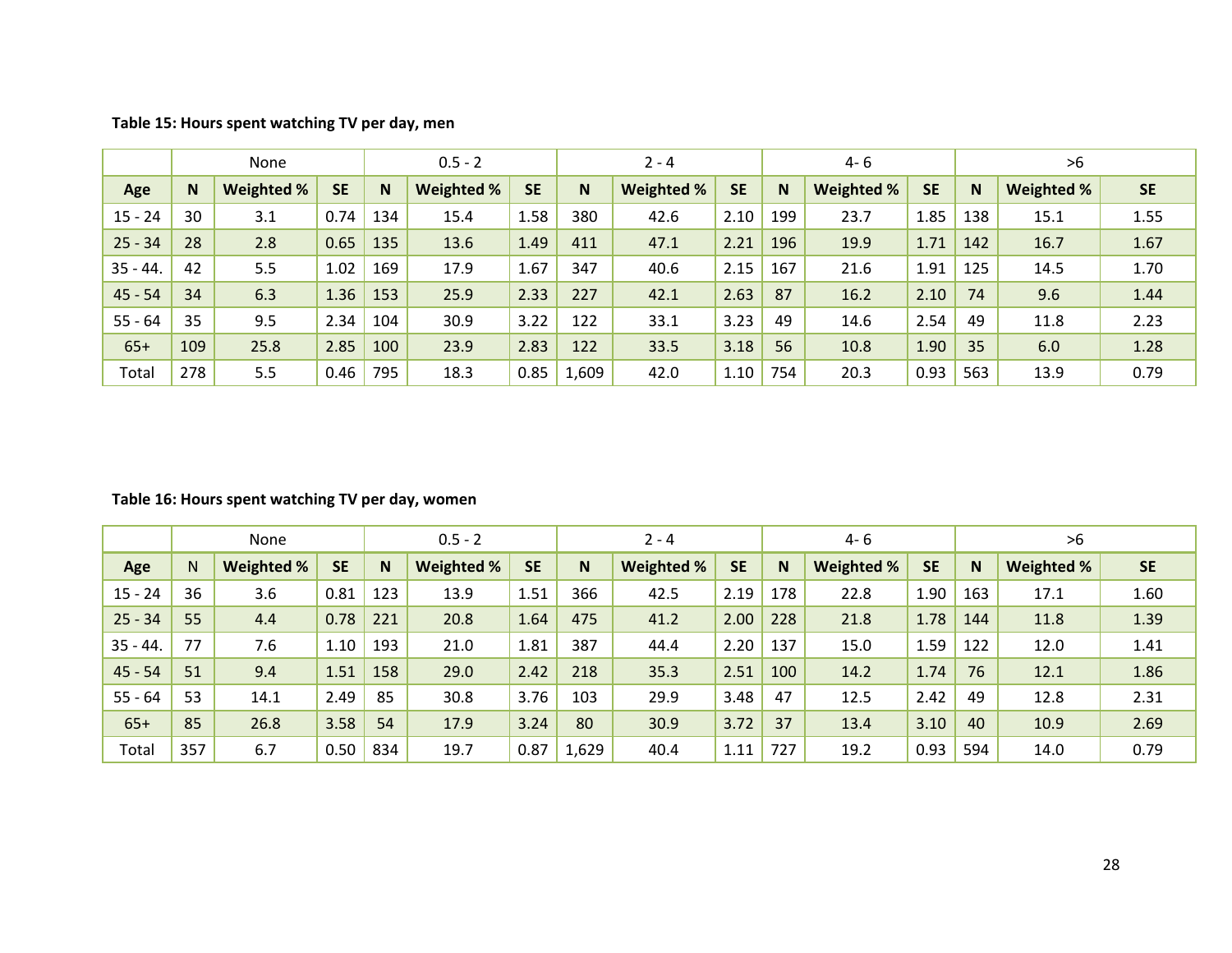**Table 15: Hours spent watching TV per day, men**

| | None | | | 0.5 - 2 | | | 2 - 4 | | | 4- 6 | | | >6 | | |
|---|---|---|---|---|---|---|---|---|---|---|---|---|---|---|---|
| **Age** | **N** | **Weighted %** | **SE** | **N** | **Weighted %** | **SE** | **N** | **Weighted %** | **SE** | **N** | **Weighted %** | **SE** | **N** | **Weighted %** | **SE** |
| 15 - 24 | 30 | 3.1 | 0.74 | 134 | 15.4 | 1.58 | 380 | 42.6 | 2.10 | 199 | 23.7 | 1.85 | 138 | 15.1 | 1.55 |
| 25 - 34 | 28 | 2.8 | 0.65 | 135 | 13.6 | 1.49 | 411 | 47.1 | 2.21 | 196 | 19.9 | 1.71 | 142 | 16.7 | 1.67 |
| 35 - 44. | 42 | 5.5 | 1.02 | 169 | 17.9 | 1.67 | 347 | 40.6 | 2.15 | 167 | 21.6 | 1.91 | 125 | 14.5 | 1.70 |
| 45 - 54 | 34 | 6.3 | 1.36 | 153 | 25.9 | 2.33 | 227 | 42.1 | 2.63 | 87 | 16.2 | 2.10 | 74 | 9.6 | 1.44 |
| 55 - 64 | 35 | 9.5 | 2.34 | 104 | 30.9 | 3.22 | 122 | 33.1 | 3.23 | 49 | 14.6 | 2.54 | 49 | 11.8 | 2.23 |
| 65+ | 109 | 25.8 | 2.85 | 100 | 23.9 | 2.83 | 122 | 33.5 | 3.18 | 56 | 10.8 | 1.90 | 35 | 6.0 | 1.28 |
| Total | 278 | 5.5 | 0.46 | 795 | 18.3 | 0.85 | 1,609 | 42.0 | 1.10 | 754 | 20.3 | 0.93 | 563 | 13.9 | 0.79 |

**Table 16: Hours spent watching TV per day, women**

| | None | | | 0.5 - 2 | | | 2 - 4 | | | 4- 6 | | | >6 | | |
|---|---|---|---|---|---|---|---|---|---|---|---|---|---|---|---|
| **Age** | N | **Weighted %** | **SE** | **N** | **Weighted %** | **SE** | **N** | **Weighted %** | **SE** | **N** | **Weighted %** | **SE** | **N** | **Weighted %** | **SE** |
| 15 - 24 | 36 | 3.6 | 0.81 | 123 | 13.9 | 1.51 | 366 | 42.5 | 2.19 | 178 | 22.8 | 1.90 | 163 | 17.1 | 1.60 |
| 25 - 34 | 55 | 4.4 | 0.78 | 221 | 20.8 | 1.64 | 475 | 41.2 | 2.00 | 228 | 21.8 | 1.78 | 144 | 11.8 | 1.39 |
| 35 - 44. | 77 | 7.6 | 1.10 | 193 | 21.0 | 1.81 | 387 | 44.4 | 2.20 | 137 | 15.0 | 1.59 | 122 | 12.0 | 1.41 |
| 45 - 54 | 51 | 9.4 | 1.51 | 158 | 29.0 | 2.42 | 218 | 35.3 | 2.51 | 100 | 14.2 | 1.74 | 76 | 12.1 | 1.86 |
| 55 - 64 | 53 | 14.1 | 2.49 | 85 | 30.8 | 3.76 | 103 | 29.9 | 3.48 | 47 | 12.5 | 2.42 | 49 | 12.8 | 2.31 |
| 65+ | 85 | 26.8 | 3.58 | 54 | 17.9 | 3.24 | 80 | 30.9 | 3.72 | 37 | 13.4 | 3.10 | 40 | 10.9 | 2.69 |
| Total | 357 | 6.7 | 0.50 | 834 | 19.7 | 0.87 | 1,629 | 40.4 | 1.11 | 727 | 19.2 | 0.93 | 594 | 14.0 | 0.79 |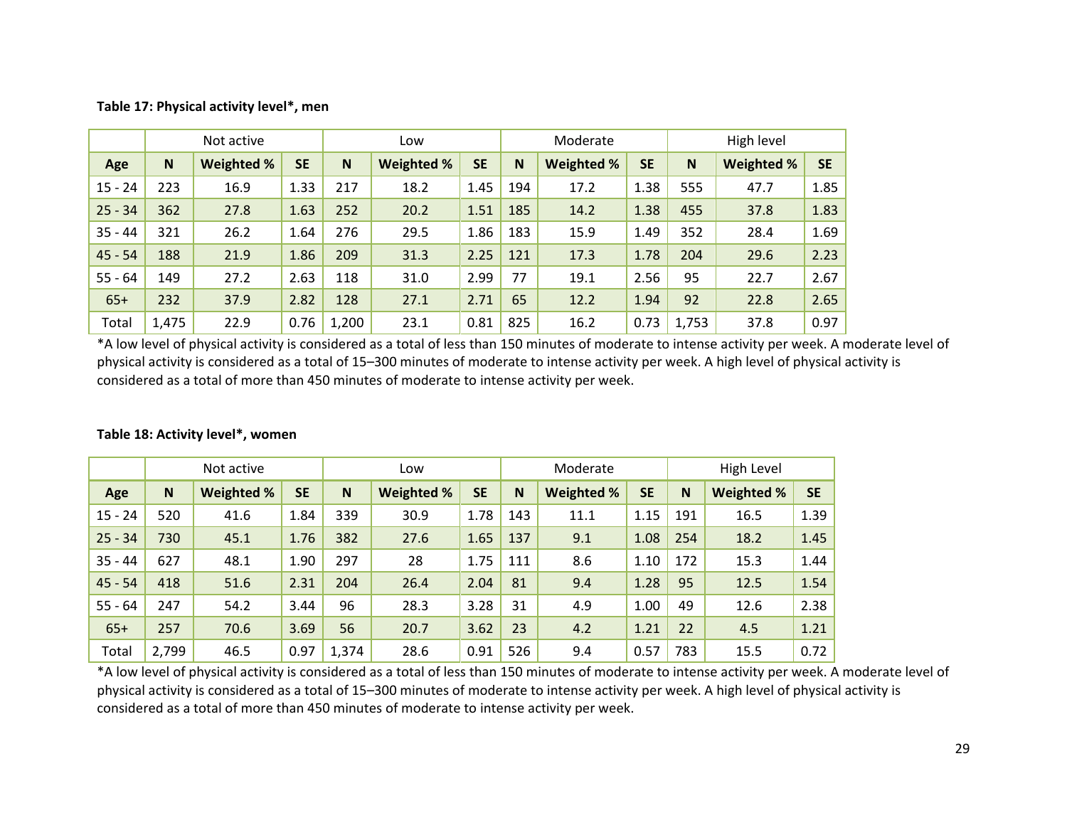**Table 17: Physical activity level*, men**

| | Not active | | | Low | | | Moderate | | | High level | | |
|---|---|---|---|---|---|---|---|---|---|---|---|---|
| **Age** | **N** | **Weighted %** | **SE** | **N** | **Weighted %** | **SE** | **N** | **Weighted %** | **SE** | **N** | **Weighted %** | **SE** |
| 15 - 24 | 223 | 16.9 | 1.33 | 217 | 18.2 | 1.45 | 194 | 17.2 | 1.38 | 555 | 47.7 | 1.85 |
| 25 - 34 | 362 | 27.8 | 1.63 | 252 | 20.2 | 1.51 | 185 | 14.2 | 1.38 | 455 | 37.8 | 1.83 |
| 35 - 44 | 321 | 26.2 | 1.64 | 276 | 29.5 | 1.86 | 183 | 15.9 | 1.49 | 352 | 28.4 | 1.69 |
| 45 - 54 | 188 | 21.9 | 1.86 | 209 | 31.3 | 2.25 | 121 | 17.3 | 1.78 | 204 | 29.6 | 2.23 |
| 55 - 64 | 149 | 27.2 | 2.63 | 118 | 31.0 | 2.99 | 77 | 19.1 | 2.56 | 95 | 22.7 | 2.67 |
| 65+ | 232 | 37.9 | 2.82 | 128 | 27.1 | 2.71 | 65 | 12.2 | 1.94 | 92 | 22.8 | 2.65 |
| Total | 1,475 | 22.9 | 0.76 | 1,200 | 23.1 | 0.81 | 825 | 16.2 | 0.73 | 1,753 | 37.8 | 0.97 |

*A low level of physical activity is considered as a total of less than 150 minutes of moderate to intense activity per week. A moderate level of physical activity is considered as a total of 15–300 minutes of moderate to intense activity per week. A high level of physical activity is considered as a total of more than 450 minutes of moderate to intense activity per week.

**Table 18: Activity level*, women**

| | Not active | | | Low | | | Moderate | | | High Level | | |
|---|---|---|---|---|---|---|---|---|---|---|---|---|
| **Age** | **N** | **Weighted %** | **SE** | **N** | **Weighted %** | **SE** | **N** | **Weighted %** | **SE** | **N** | **Weighted %** | **SE** |
| 15 - 24 | 520 | 41.6 | 1.84 | 339 | 30.9 | 1.78 | 143 | 11.1 | 1.15 | 191 | 16.5 | 1.39 |
| 25 - 34 | 730 | 45.1 | 1.76 | 382 | 27.6 | 1.65 | 137 | 9.1 | 1.08 | 254 | 18.2 | 1.45 |
| 35 - 44 | 627 | 48.1 | 1.90 | 297 | 28 | 1.75 | 111 | 8.6 | 1.10 | 172 | 15.3 | 1.44 |
| 45 - 54 | 418 | 51.6 | 2.31 | 204 | 26.4 | 2.04 | 81 | 9.4 | 1.28 | 95 | 12.5 | 1.54 |
| 55 - 64 | 247 | 54.2 | 3.44 | 96 | 28.3 | 3.28 | 31 | 4.9 | 1.00 | 49 | 12.6 | 2.38 |
| 65+ | 257 | 70.6 | 3.69 | 56 | 20.7 | 3.62 | 23 | 4.2 | 1.21 | 22 | 4.5 | 1.21 |
| Total | 2,799 | 46.5 | 0.97 | 1,374 | 28.6 | 0.91 | 526 | 9.4 | 0.57 | 783 | 15.5 | 0.72 |

*A low level of physical activity is considered as a total of less than 150 minutes of moderate to intense activity per week. A moderate level of physical activity is considered as a total of 15–300 minutes of moderate to intense activity per week. A high level of physical activity is considered as a total of more than 450 minutes of moderate to intense activity per week.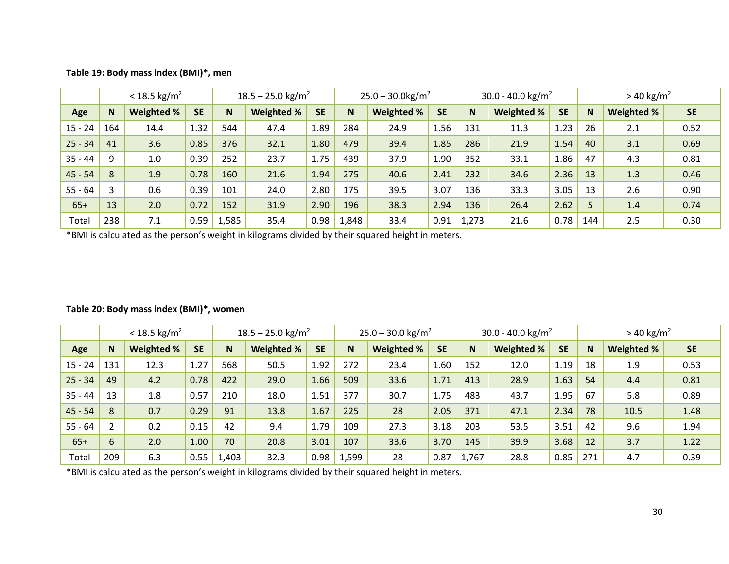**Table 19: Body mass index (BMI)*, men**

| | < 18.5 kg/m² | | | 18.5 – 25.0 kg/m² | | | 25.0 – 30.0kg/m² | | | 30.0 - 40.0 kg/m² | | | > 40 kg/m² | | |
|---|---|---|---|---|---|---|---|---|---|---|---|---|---|---|---|
| **Age** | **N** | **Weighted %** | **SE** | **N** | **Weighted %** | **SE** | **N** | **Weighted %** | **SE** | **N** | **Weighted %** | **SE** | **N** | **Weighted %** | **SE** |
| 15 - 24 | 164 | 14.4 | 1.32 | 544 | 47.4 | 1.89 | 284 | 24.9 | 1.56 | 131 | 11.3 | 1.23 | 26 | 2.1 | 0.52 |
| 25 - 34 | 41 | 3.6 | 0.85 | 376 | 32.1 | 1.80 | 479 | 39.4 | 1.85 | 286 | 21.9 | 1.54 | 40 | 3.1 | 0.69 |
| 35 - 44 | 9 | 1.0 | 0.39 | 252 | 23.7 | 1.75 | 439 | 37.9 | 1.90 | 352 | 33.1 | 1.86 | 47 | 4.3 | 0.81 |
| 45 - 54 | 8 | 1.9 | 0.78 | 160 | 21.6 | 1.94 | 275 | 40.6 | 2.41 | 232 | 34.6 | 2.36 | 13 | 1.3 | 0.46 |
| 55 - 64 | 3 | 0.6 | 0.39 | 101 | 24.0 | 2.80 | 175 | 39.5 | 3.07 | 136 | 33.3 | 3.05 | 13 | 2.6 | 0.90 |
| 65+ | 13 | 2.0 | 0.72 | 152 | 31.9 | 2.90 | 196 | 38.3 | 2.94 | 136 | 26.4 | 2.62 | 5 | 1.4 | 0.74 |
| Total | 238 | 7.1 | 0.59 | 1,585 | 35.4 | 0.98 | 1,848 | 33.4 | 0.91 | 1,273 | 21.6 | 0.78 | 144 | 2.5 | 0.30 |

*BMI is calculated as the person's weight in kilograms divided by their squared height in meters.

**Table 20: Body mass index (BMI)*, women**

| | < 18.5 kg/m² | | | 18.5 – 25.0 kg/m² | | | 25.0 – 30.0 kg/m² | | | 30.0 - 40.0 kg/m² | | | > 40 kg/m² | | |
|---|---|---|---|---|---|---|---|---|---|---|---|---|---|---|---|
| **Age** | **N** | **Weighted %** | **SE** | **N** | **Weighted %** | **SE** | **N** | **Weighted %** | **SE** | **N** | **Weighted %** | **SE** | **N** | **Weighted %** | **SE** |
| 15 - 24 | 131 | 12.3 | 1.27 | 568 | 50.5 | 1.92 | 272 | 23.4 | 1.60 | 152 | 12.0 | 1.19 | 18 | 1.9 | 0.53 |
| 25 - 34 | 49 | 4.2 | 0.78 | 422 | 29.0 | 1.66 | 509 | 33.6 | 1.71 | 413 | 28.9 | 1.63 | 54 | 4.4 | 0.81 |
| 35 - 44 | 13 | 1.8 | 0.57 | 210 | 18.0 | 1.51 | 377 | 30.7 | 1.75 | 483 | 43.7 | 1.95 | 67 | 5.8 | 0.89 |
| 45 - 54 | 8 | 0.7 | 0.29 | 91 | 13.8 | 1.67 | 225 | 28 | 2.05 | 371 | 47.1 | 2.34 | 78 | 10.5 | 1.48 |
| 55 - 64 | 2 | 0.2 | 0.15 | 42 | 9.4 | 1.79 | 109 | 27.3 | 3.18 | 203 | 53.5 | 3.51 | 42 | 9.6 | 1.94 |
| 65+ | 6 | 2.0 | 1.00 | 70 | 20.8 | 3.01 | 107 | 33.6 | 3.70 | 145 | 39.9 | 3.68 | 12 | 3.7 | 1.22 |
| Total | 209 | 6.3 | 0.55 | 1,403 | 32.3 | 0.98 | 1,599 | 28 | 0.87 | 1,767 | 28.8 | 0.85 | 271 | 4.7 | 0.39 |

*BMI is calculated as the person's weight in kilograms divided by their squared height in meters.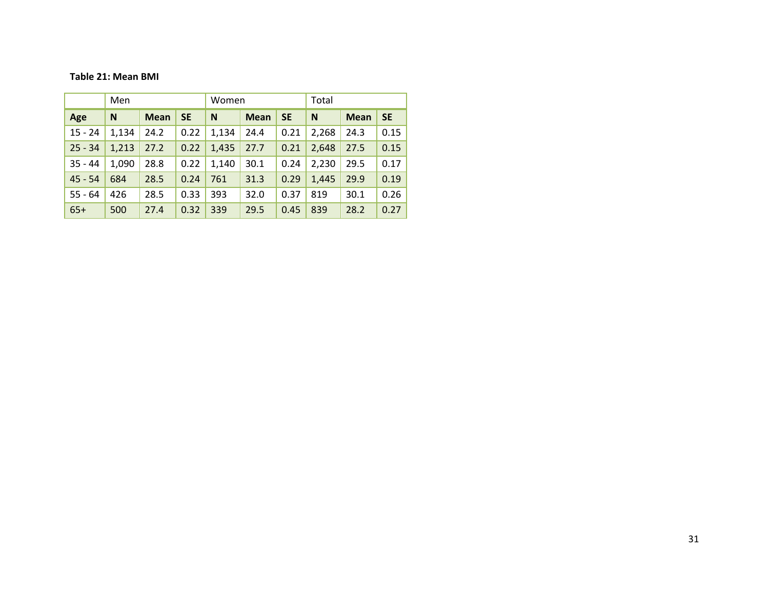**Table 21: Mean BMI**

| | Men | | | Women | | | Total | | |
|---|---|---|---|---|---|---|---|---|---|
| **Age** | **N** | **Mean** | **SE** | **N** | **Mean** | **SE** | **N** | **Mean** | **SE** |
| 15 - 24 | 1,134 | 24.2 | 0.22 | 1,134 | 24.4 | 0.21 | 2,268 | 24.3 | 0.15 |
| 25 - 34 | 1,213 | 27.2 | 0.22 | 1,435 | 27.7 | 0.21 | 2,648 | 27.5 | 0.15 |
| 35 - 44 | 1,090 | 28.8 | 0.22 | 1,140 | 30.1 | 0.24 | 2,230 | 29.5 | 0.17 |
| 45 - 54 | 684 | 28.5 | 0.24 | 761 | 31.3 | 0.29 | 1,445 | 29.9 | 0.19 |
| 55 - 64 | 426 | 28.5 | 0.33 | 393 | 32.0 | 0.37 | 819 | 30.1 | 0.26 |
| 65+ | 500 | 27.4 | 0.32 | 339 | 29.5 | 0.45 | 839 | 28.2 | 0.27 |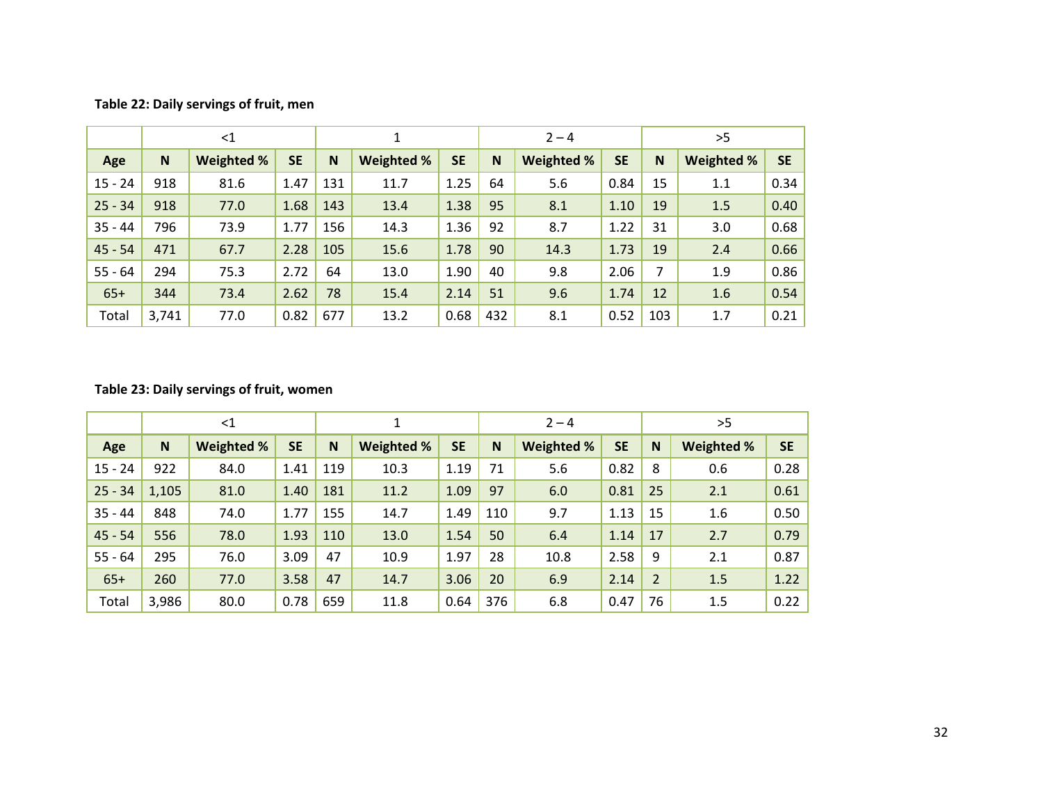**Table 22: Daily servings of fruit, men**

| | <1 | | | 1 | | | 2 – 4 | | | >5 | | |
|---|---|---|---|---|---|---|---|---|---|---|---|---|
| **Age** | **N** | **Weighted %** | **SE** | **N** | **Weighted %** | **SE** | **N** | **Weighted %** | **SE** | **N** | **Weighted %** | **SE** |
| 15 - 24 | 918 | 81.6 | 1.47 | 131 | 11.7 | 1.25 | 64 | 5.6 | 0.84 | 15 | 1.1 | 0.34 |
| 25 - 34 | 918 | 77.0 | 1.68 | 143 | 13.4 | 1.38 | 95 | 8.1 | 1.10 | 19 | 1.5 | 0.40 |
| 35 - 44 | 796 | 73.9 | 1.77 | 156 | 14.3 | 1.36 | 92 | 8.7 | 1.22 | 31 | 3.0 | 0.68 |
| 45 - 54 | 471 | 67.7 | 2.28 | 105 | 15.6 | 1.78 | 90 | 14.3 | 1.73 | 19 | 2.4 | 0.66 |
| 55 - 64 | 294 | 75.3 | 2.72 | 64 | 13.0 | 1.90 | 40 | 9.8 | 2.06 | 7 | 1.9 | 0.86 |
| 65+ | 344 | 73.4 | 2.62 | 78 | 15.4 | 2.14 | 51 | 9.6 | 1.74 | 12 | 1.6 | 0.54 |
| Total | 3,741 | 77.0 | 0.82 | 677 | 13.2 | 0.68 | 432 | 8.1 | 0.52 | 103 | 1.7 | 0.21 |

**Table 23: Daily servings of fruit, women**

| | <1 | | | 1 | | | 2 – 4 | | | >5 | | |
|---|---|---|---|---|---|---|---|---|---|---|---|---|
| **Age** | **N** | **Weighted %** | **SE** | **N** | **Weighted %** | **SE** | **N** | **Weighted %** | **SE** | **N** | **Weighted %** | **SE** |
| 15 - 24 | 922 | 84.0 | 1.41 | 119 | 10.3 | 1.19 | 71 | 5.6 | 0.82 | 8 | 0.6 | 0.28 |
| 25 - 34 | 1,105 | 81.0 | 1.40 | 181 | 11.2 | 1.09 | 97 | 6.0 | 0.81 | 25 | 2.1 | 0.61 |
| 35 - 44 | 848 | 74.0 | 1.77 | 155 | 14.7 | 1.49 | 110 | 9.7 | 1.13 | 15 | 1.6 | 0.50 |
| 45 - 54 | 556 | 78.0 | 1.93 | 110 | 13.0 | 1.54 | 50 | 6.4 | 1.14 | 17 | 2.7 | 0.79 |
| 55 - 64 | 295 | 76.0 | 3.09 | 47 | 10.9 | 1.97 | 28 | 10.8 | 2.58 | 9 | 2.1 | 0.87 |
| 65+ | 260 | 77.0 | 3.58 | 47 | 14.7 | 3.06 | 20 | 6.9 | 2.14 | 2 | 1.5 | 1.22 |
| Total | 3,986 | 80.0 | 0.78 | 659 | 11.8 | 0.64 | 376 | 6.8 | 0.47 | 76 | 1.5 | 0.22 |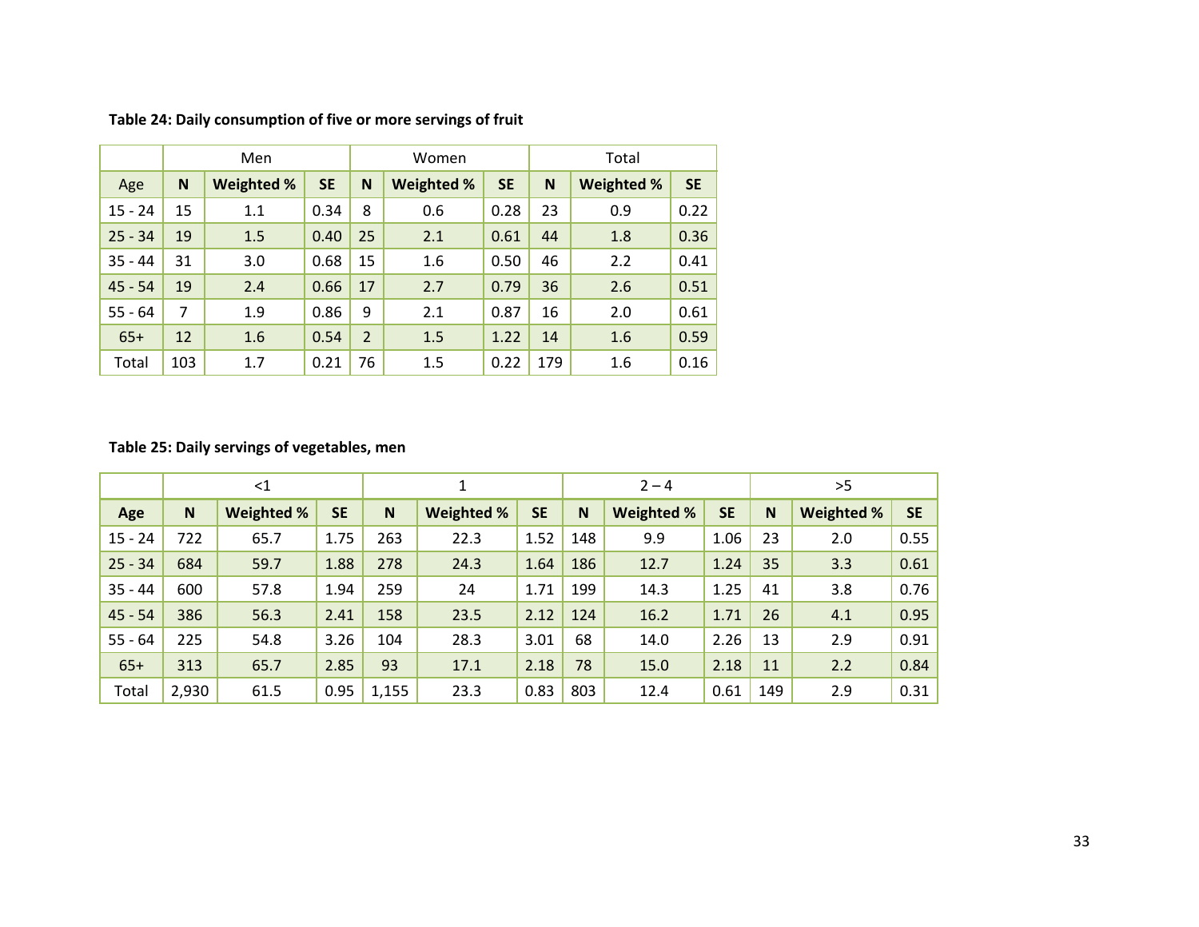**Table 24: Daily consumption of five or more servings of fruit**

| | Men | | | Women | | | Total | | |
|---|---|---|---|---|---|---|---|---|---|
| Age | N | Weighted % | SE | N | Weighted % | SE | N | Weighted % | SE |
| 15 - 24 | 15 | 1.1 | 0.34 | 8 | 0.6 | 0.28 | 23 | 0.9 | 0.22 |
| 25 - 34 | 19 | 1.5 | 0.40 | 25 | 2.1 | 0.61 | 44 | 1.8 | 0.36 |
| 35 - 44 | 31 | 3.0 | 0.68 | 15 | 1.6 | 0.50 | 46 | 2.2 | 0.41 |
| 45 - 54 | 19 | 2.4 | 0.66 | 17 | 2.7 | 0.79 | 36 | 2.6 | 0.51 |
| 55 - 64 | 7 | 1.9 | 0.86 | 9 | 2.1 | 0.87 | 16 | 2.0 | 0.61 |
| 65+ | 12 | 1.6 | 0.54 | 2 | 1.5 | 1.22 | 14 | 1.6 | 0.59 |
| Total | 103 | 1.7 | 0.21 | 76 | 1.5 | 0.22 | 179 | 1.6 | 0.16 |

**Table 25: Daily servings of vegetables, men**

| | <1 | | | 1 | | | 2 – 4 | | | >5 | | |
|---|---|---|---|---|---|---|---|---|---|---|---|---|
| Age | N | Weighted % | SE | N | Weighted % | SE | N | Weighted % | SE | N | Weighted % | SE |
| 15 - 24 | 722 | 65.7 | 1.75 | 263 | 22.3 | 1.52 | 148 | 9.9 | 1.06 | 23 | 2.0 | 0.55 |
| 25 - 34 | 684 | 59.7 | 1.88 | 278 | 24.3 | 1.64 | 186 | 12.7 | 1.24 | 35 | 3.3 | 0.61 |
| 35 - 44 | 600 | 57.8 | 1.94 | 259 | 24 | 1.71 | 199 | 14.3 | 1.25 | 41 | 3.8 | 0.76 |
| 45 - 54 | 386 | 56.3 | 2.41 | 158 | 23.5 | 2.12 | 124 | 16.2 | 1.71 | 26 | 4.1 | 0.95 |
| 55 - 64 | 225 | 54.8 | 3.26 | 104 | 28.3 | 3.01 | 68 | 14.0 | 2.26 | 13 | 2.9 | 0.91 |
| 65+ | 313 | 65.7 | 2.85 | 93 | 17.1 | 2.18 | 78 | 15.0 | 2.18 | 11 | 2.2 | 0.84 |
| Total | 2,930 | 61.5 | 0.95 | 1,155 | 23.3 | 0.83 | 803 | 12.4 | 0.61 | 149 | 2.9 | 0.31 |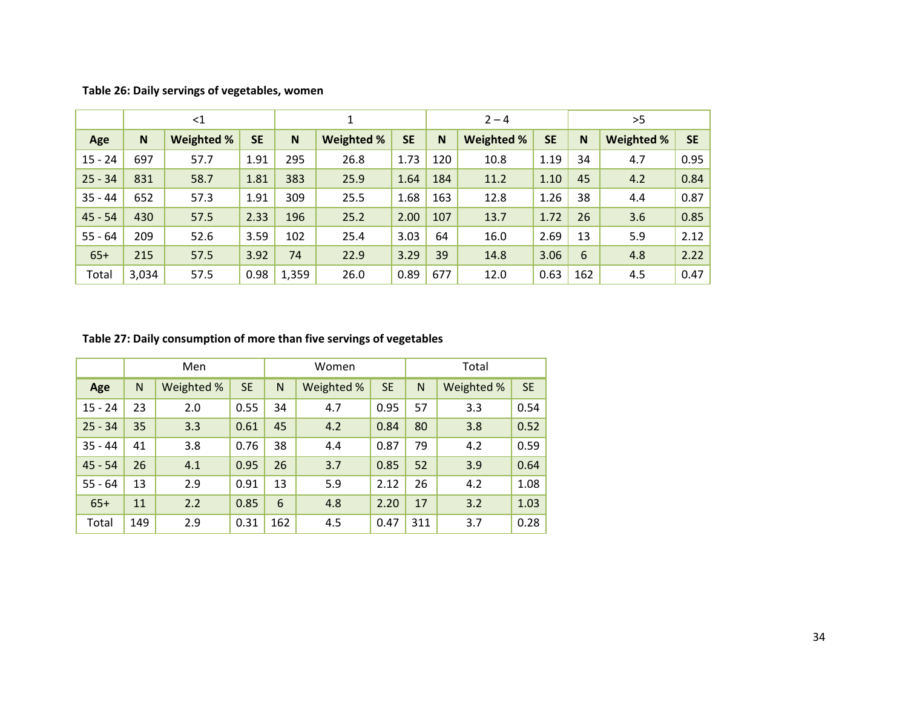**Table 26: Daily servings of vegetables, women**

| | <1 | | | 1 | | | 2 – 4 | | | >5 | | |
|---|---|---|---|---|---|---|---|---|---|---|---|---|
| **Age** | **N** | **Weighted %** | **SE** | **N** | **Weighted %** | **SE** | **N** | **Weighted %** | **SE** | **N** | **Weighted %** | **SE** |
| 15 - 24 | 697 | 57.7 | 1.91 | 295 | 26.8 | 1.73 | 120 | 10.8 | 1.19 | 34 | 4.7 | 0.95 |
| 25 - 34 | 831 | 58.7 | 1.81 | 383 | 25.9 | 1.64 | 184 | 11.2 | 1.10 | 45 | 4.2 | 0.84 |
| 35 - 44 | 652 | 57.3 | 1.91 | 309 | 25.5 | 1.68 | 163 | 12.8 | 1.26 | 38 | 4.4 | 0.87 |
| 45 - 54 | 430 | 57.5 | 2.33 | 196 | 25.2 | 2.00 | 107 | 13.7 | 1.72 | 26 | 3.6 | 0.85 |
| 55 - 64 | 209 | 52.6 | 3.59 | 102 | 25.4 | 3.03 | 64 | 16.0 | 2.69 | 13 | 5.9 | 2.12 |
| 65+ | 215 | 57.5 | 3.92 | 74 | 22.9 | 3.29 | 39 | 14.8 | 3.06 | 6 | 4.8 | 2.22 |
| Total | 3,034 | 57.5 | 0.98 | 1,359 | 26.0 | 0.89 | 677 | 12.0 | 0.63 | 162 | 4.5 | 0.47 |

**Table 27: Daily consumption of more than five servings of vegetables**

| | Men | | | Women | | | Total | | |
|---|---|---|---|---|---|---|---|---|---|
| **Age** | N | Weighted % | SE | N | Weighted % | SE | N | Weighted % | SE |
| 15 - 24 | 23 | 2.0 | 0.55 | 34 | 4.7 | 0.95 | 57 | 3.3 | 0.54 |
| 25 - 34 | 35 | 3.3 | 0.61 | 45 | 4.2 | 0.84 | 80 | 3.8 | 0.52 |
| 35 - 44 | 41 | 3.8 | 0.76 | 38 | 4.4 | 0.87 | 79 | 4.2 | 0.59 |
| 45 - 54 | 26 | 4.1 | 0.95 | 26 | 3.7 | 0.85 | 52 | 3.9 | 0.64 |
| 55 - 64 | 13 | 2.9 | 0.91 | 13 | 5.9 | 2.12 | 26 | 4.2 | 1.08 |
| 65+ | 11 | 2.2 | 0.85 | 6 | 4.8 | 2.20 | 17 | 3.2 | 1.03 |
| Total | 149 | 2.9 | 0.31 | 162 | 4.5 | 0.47 | 311 | 3.7 | 0.28 |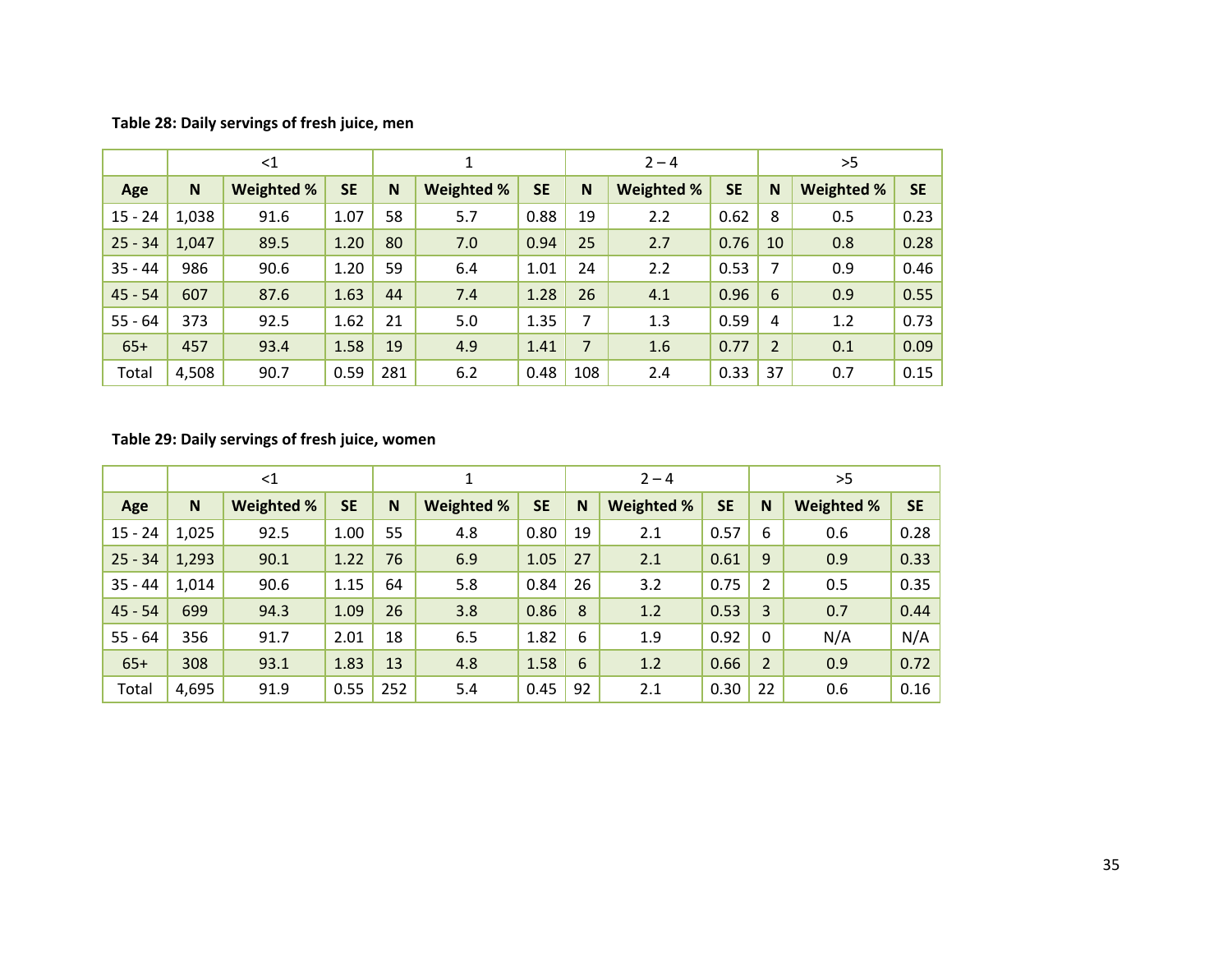**Table 28: Daily servings of fresh juice, men**

| | <1 | | | 1 | | | 2 – 4 | | | >5 | | |
|---|---|---|---|---|---|---|---|---|---|---|---|---|
| **Age** | **N** | **Weighted %** | **SE** | **N** | **Weighted %** | **SE** | **N** | **Weighted %** | **SE** | **N** | **Weighted %** | **SE** |
| 15 - 24 | 1,038 | 91.6 | 1.07 | 58 | 5.7 | 0.88 | 19 | 2.2 | 0.62 | 8 | 0.5 | 0.23 |
| 25 - 34 | 1,047 | 89.5 | 1.20 | 80 | 7.0 | 0.94 | 25 | 2.7 | 0.76 | 10 | 0.8 | 0.28 |
| 35 - 44 | 986 | 90.6 | 1.20 | 59 | 6.4 | 1.01 | 24 | 2.2 | 0.53 | 7 | 0.9 | 0.46 |
| 45 - 54 | 607 | 87.6 | 1.63 | 44 | 7.4 | 1.28 | 26 | 4.1 | 0.96 | 6 | 0.9 | 0.55 |
| 55 - 64 | 373 | 92.5 | 1.62 | 21 | 5.0 | 1.35 | 7 | 1.3 | 0.59 | 4 | 1.2 | 0.73 |
| 65+ | 457 | 93.4 | 1.58 | 19 | 4.9 | 1.41 | 7 | 1.6 | 0.77 | 2 | 0.1 | 0.09 |
| Total | 4,508 | 90.7 | 0.59 | 281 | 6.2 | 0.48 | 108 | 2.4 | 0.33 | 37 | 0.7 | 0.15 |

**Table 29: Daily servings of fresh juice, women**

| | <1 | | | 1 | | | 2 – 4 | | | >5 | | |
|---|---|---|---|---|---|---|---|---|---|---|---|---|
| **Age** | **N** | **Weighted %** | **SE** | **N** | **Weighted %** | **SE** | **N** | **Weighted %** | **SE** | **N** | **Weighted %** | **SE** |
| 15 - 24 | 1,025 | 92.5 | 1.00 | 55 | 4.8 | 0.80 | 19 | 2.1 | 0.57 | 6 | 0.6 | 0.28 |
| 25 - 34 | 1,293 | 90.1 | 1.22 | 76 | 6.9 | 1.05 | 27 | 2.1 | 0.61 | 9 | 0.9 | 0.33 |
| 35 - 44 | 1,014 | 90.6 | 1.15 | 64 | 5.8 | 0.84 | 26 | 3.2 | 0.75 | 2 | 0.5 | 0.35 |
| 45 - 54 | 699 | 94.3 | 1.09 | 26 | 3.8 | 0.86 | 8 | 1.2 | 0.53 | 3 | 0.7 | 0.44 |
| 55 - 64 | 356 | 91.7 | 2.01 | 18 | 6.5 | 1.82 | 6 | 1.9 | 0.92 | 0 | N/A | N/A |
| 65+ | 308 | 93.1 | 1.83 | 13 | 4.8 | 1.58 | 6 | 1.2 | 0.66 | 2 | 0.9 | 0.72 |
| Total | 4,695 | 91.9 | 0.55 | 252 | 5.4 | 0.45 | 92 | 2.1 | 0.30 | 22 | 0.6 | 0.16 |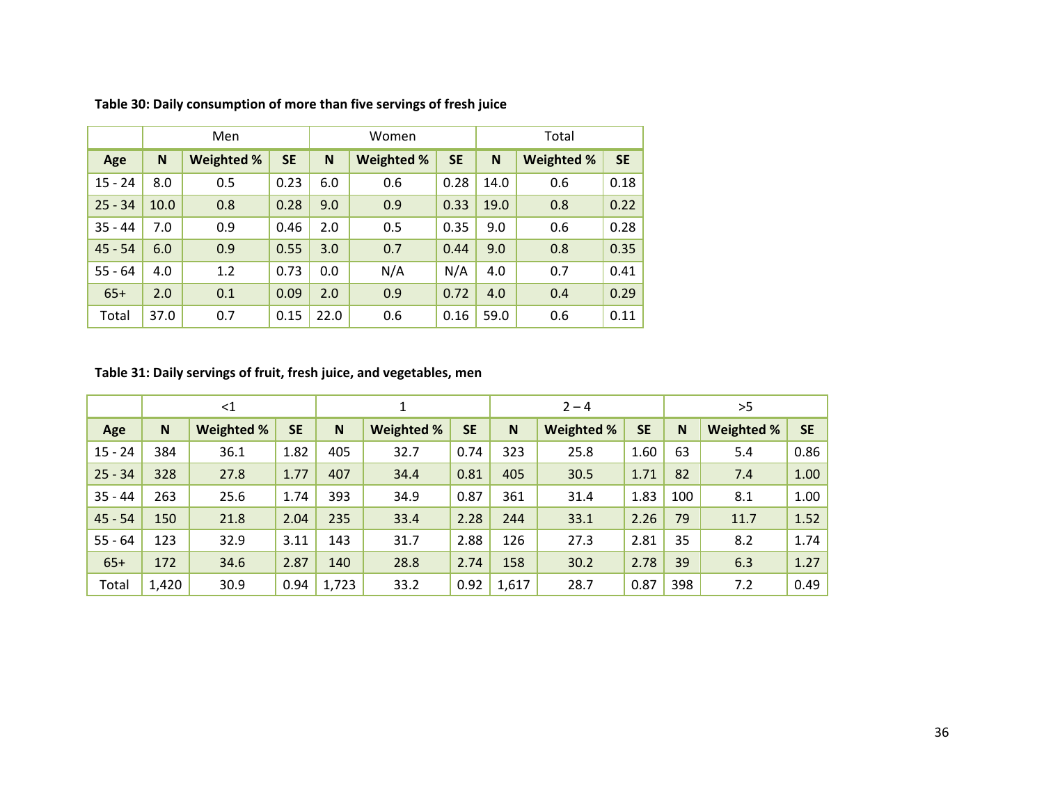**Table 30: Daily consumption of more than five servings of fresh juice**

| | Men | | | Women | | | Total | | |
|---|---|---|---|---|---|---|---|---|---|
| **Age** | **N** | **Weighted %** | **SE** | **N** | **Weighted %** | **SE** | **N** | **Weighted %** | **SE** |
| 15 - 24 | 8.0 | 0.5 | 0.23 | 6.0 | 0.6 | 0.28 | 14.0 | 0.6 | 0.18 |
| 25 - 34 | 10.0 | 0.8 | 0.28 | 9.0 | 0.9 | 0.33 | 19.0 | 0.8 | 0.22 |
| 35 - 44 | 7.0 | 0.9 | 0.46 | 2.0 | 0.5 | 0.35 | 9.0 | 0.6 | 0.28 |
| 45 - 54 | 6.0 | 0.9 | 0.55 | 3.0 | 0.7 | 0.44 | 9.0 | 0.8 | 0.35 |
| 55 - 64 | 4.0 | 1.2 | 0.73 | 0.0 | N/A | N/A | 4.0 | 0.7 | 0.41 |
| 65+ | 2.0 | 0.1 | 0.09 | 2.0 | 0.9 | 0.72 | 4.0 | 0.4 | 0.29 |
| Total | 37.0 | 0.7 | 0.15 | 22.0 | 0.6 | 0.16 | 59.0 | 0.6 | 0.11 |

**Table 31: Daily servings of fruit, fresh juice, and vegetables, men**

| | <1 | | | 1 | | | 2 – 4 | | | >5 | | |
|---|---|---|---|---|---|---|---|---|---|---|---|---|
| **Age** | **N** | **Weighted %** | **SE** | **N** | **Weighted %** | **SE** | **N** | **Weighted %** | **SE** | **N** | **Weighted %** | **SE** |
| 15 - 24 | 384 | 36.1 | 1.82 | 405 | 32.7 | 0.74 | 323 | 25.8 | 1.60 | 63 | 5.4 | 0.86 |
| 25 - 34 | 328 | 27.8 | 1.77 | 407 | 34.4 | 0.81 | 405 | 30.5 | 1.71 | 82 | 7.4 | 1.00 |
| 35 - 44 | 263 | 25.6 | 1.74 | 393 | 34.9 | 0.87 | 361 | 31.4 | 1.83 | 100 | 8.1 | 1.00 |
| 45 - 54 | 150 | 21.8 | 2.04 | 235 | 33.4 | 2.28 | 244 | 33.1 | 2.26 | 79 | 11.7 | 1.52 |
| 55 - 64 | 123 | 32.9 | 3.11 | 143 | 31.7 | 2.88 | 126 | 27.3 | 2.81 | 35 | 8.2 | 1.74 |
| 65+ | 172 | 34.6 | 2.87 | 140 | 28.8 | 2.74 | 158 | 30.2 | 2.78 | 39 | 6.3 | 1.27 |
| Total | 1,420 | 30.9 | 0.94 | 1,723 | 33.2 | 0.92 | 1,617 | 28.7 | 0.87 | 398 | 7.2 | 0.49 |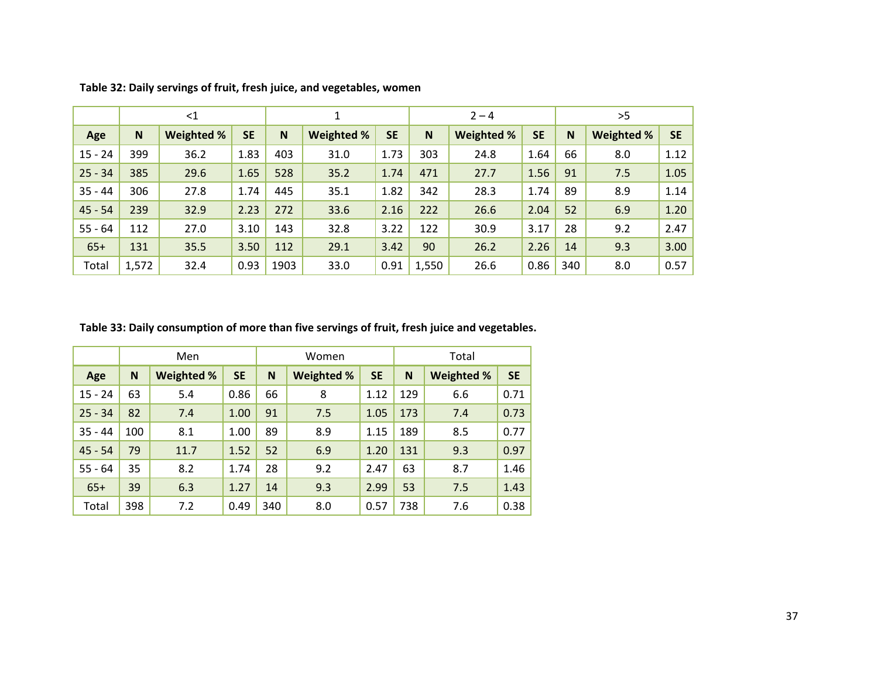**Table 32: Daily servings of fruit, fresh juice, and vegetables, women**

| | <1 | | | 1 | | | 2 – 4 | | | >5 | | |
|---|---|---|---|---|---|---|---|---|---|---|---|---|
| **Age** | **N** | **Weighted %** | **SE** | **N** | **Weighted %** | **SE** | **N** | **Weighted %** | **SE** | **N** | **Weighted %** | **SE** |
| 15 - 24 | 399 | 36.2 | 1.83 | 403 | 31.0 | 1.73 | 303 | 24.8 | 1.64 | 66 | 8.0 | 1.12 |
| 25 - 34 | 385 | 29.6 | 1.65 | 528 | 35.2 | 1.74 | 471 | 27.7 | 1.56 | 91 | 7.5 | 1.05 |
| 35 - 44 | 306 | 27.8 | 1.74 | 445 | 35.1 | 1.82 | 342 | 28.3 | 1.74 | 89 | 8.9 | 1.14 |
| 45 - 54 | 239 | 32.9 | 2.23 | 272 | 33.6 | 2.16 | 222 | 26.6 | 2.04 | 52 | 6.9 | 1.20 |
| 55 - 64 | 112 | 27.0 | 3.10 | 143 | 32.8 | 3.22 | 122 | 30.9 | 3.17 | 28 | 9.2 | 2.47 |
| 65+ | 131 | 35.5 | 3.50 | 112 | 29.1 | 3.42 | 90 | 26.2 | 2.26 | 14 | 9.3 | 3.00 |
| Total | 1,572 | 32.4 | 0.93 | 1903 | 33.0 | 0.91 | 1,550 | 26.6 | 0.86 | 340 | 8.0 | 0.57 |

**Table 33: Daily consumption of more than five servings of fruit, fresh juice and vegetables.**

| | Men | | | Women | | | Total | | |
|---|---|---|---|---|---|---|---|---|---|
| **Age** | **N** | **Weighted %** | **SE** | **N** | **Weighted %** | **SE** | **N** | **Weighted %** | **SE** |
| 15 - 24 | 63 | 5.4 | 0.86 | 66 | 8 | 1.12 | 129 | 6.6 | 0.71 |
| 25 - 34 | 82 | 7.4 | 1.00 | 91 | 7.5 | 1.05 | 173 | 7.4 | 0.73 |
| 35 - 44 | 100 | 8.1 | 1.00 | 89 | 8.9 | 1.15 | 189 | 8.5 | 0.77 |
| 45 - 54 | 79 | 11.7 | 1.52 | 52 | 6.9 | 1.20 | 131 | 9.3 | 0.97 |
| 55 - 64 | 35 | 8.2 | 1.74 | 28 | 9.2 | 2.47 | 63 | 8.7 | 1.46 |
| 65+ | 39 | 6.3 | 1.27 | 14 | 9.3 | 2.99 | 53 | 7.5 | 1.43 |
| Total | 398 | 7.2 | 0.49 | 340 | 8.0 | 0.57 | 738 | 7.6 | 0.38 |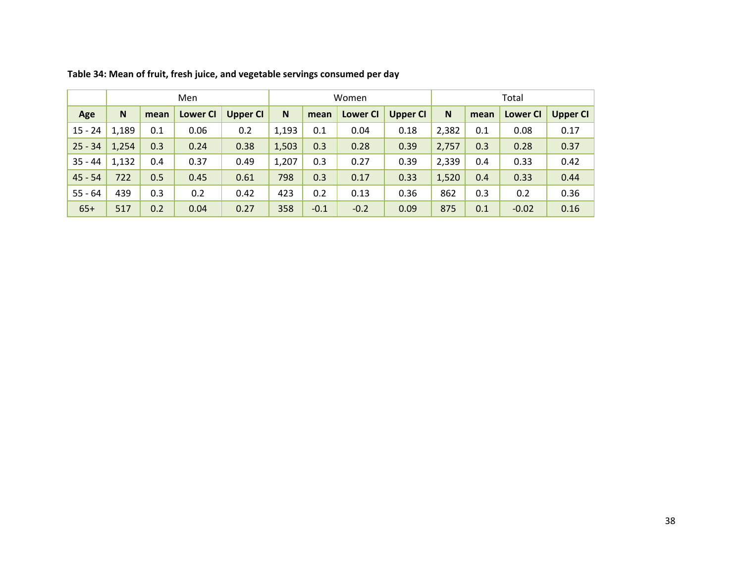**Table 34: Mean of fruit, fresh juice, and vegetable servings consumed per day**

| | Men | | | | Women | | | | Total | | | |
|---|---|---|---|---|---|---|---|---|---|---|---|---|
| **Age** | **N** | **mean** | **Lower CI** | **Upper CI** | **N** | **mean** | **Lower CI** | **Upper CI** | **N** | **mean** | **Lower CI** | **Upper CI** |
| 15 - 24 | 1,189 | 0.1 | 0.06 | 0.2 | 1,193 | 0.1 | 0.04 | 0.18 | 2,382 | 0.1 | 0.08 | 0.17 |
| 25 - 34 | 1,254 | 0.3 | 0.24 | 0.38 | 1,503 | 0.3 | 0.28 | 0.39 | 2,757 | 0.3 | 0.28 | 0.37 |
| 35 - 44 | 1,132 | 0.4 | 0.37 | 0.49 | 1,207 | 0.3 | 0.27 | 0.39 | 2,339 | 0.4 | 0.33 | 0.42 |
| 45 - 54 | 722 | 0.5 | 0.45 | 0.61 | 798 | 0.3 | 0.17 | 0.33 | 1,520 | 0.4 | 0.33 | 0.44 |
| 55 - 64 | 439 | 0.3 | 0.2 | 0.42 | 423 | 0.2 | 0.13 | 0.36 | 862 | 0.3 | 0.2 | 0.36 |
| 65+ | 517 | 0.2 | 0.04 | 0.27 | 358 | -0.1 | -0.2 | 0.09 | 875 | 0.1 | -0.02 | 0.16 |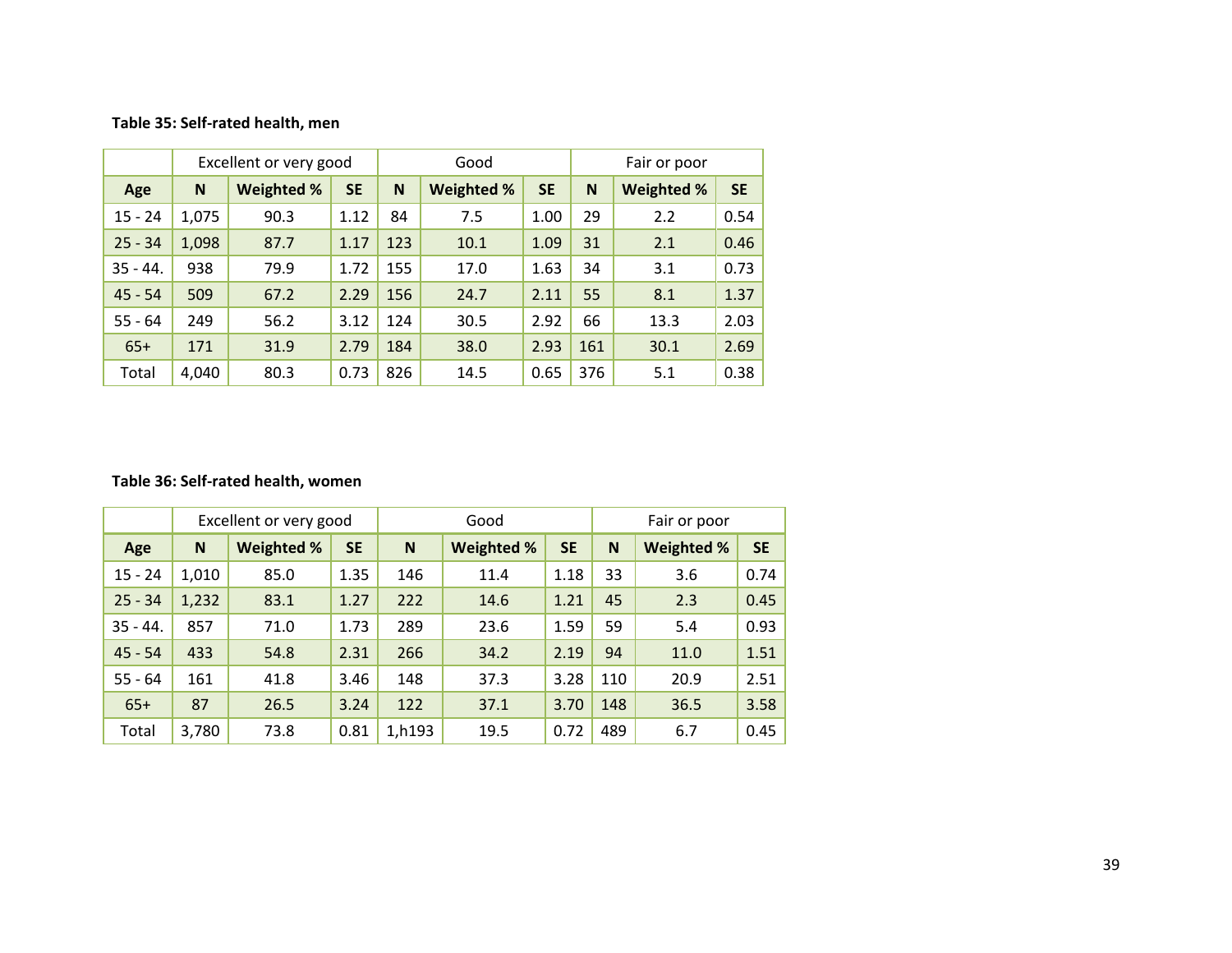**Table 35: Self-rated health, men**

| | Excellent or very good | | | Good | | | Fair or poor | | |
|---|---|---|---|---|---|---|---|---|---|
| **Age** | **N** | **Weighted %** | **SE** | **N** | **Weighted %** | **SE** | **N** | **Weighted %** | **SE** |
| 15 - 24 | 1,075 | 90.3 | 1.12 | 84 | 7.5 | 1.00 | 29 | 2.2 | 0.54 |
| 25 - 34 | 1,098 | 87.7 | 1.17 | 123 | 10.1 | 1.09 | 31 | 2.1 | 0.46 |
| 35 - 44. | 938 | 79.9 | 1.72 | 155 | 17.0 | 1.63 | 34 | 3.1 | 0.73 |
| 45 - 54 | 509 | 67.2 | 2.29 | 156 | 24.7 | 2.11 | 55 | 8.1 | 1.37 |
| 55 - 64 | 249 | 56.2 | 3.12 | 124 | 30.5 | 2.92 | 66 | 13.3 | 2.03 |
| 65+ | 171 | 31.9 | 2.79 | 184 | 38.0 | 2.93 | 161 | 30.1 | 2.69 |
| Total | 4,040 | 80.3 | 0.73 | 826 | 14.5 | 0.65 | 376 | 5.1 | 0.38 |

**Table 36: Self-rated health, women**

| | Excellent or very good | | | Good | | | Fair or poor | | |
|---|---|---|---|---|---|---|---|---|---|
| **Age** | **N** | **Weighted %** | **SE** | **N** | **Weighted %** | **SE** | **N** | **Weighted %** | **SE** |
| 15 - 24 | 1,010 | 85.0 | 1.35 | 146 | 11.4 | 1.18 | 33 | 3.6 | 0.74 |
| 25 - 34 | 1,232 | 83.1 | 1.27 | 222 | 14.6 | 1.21 | 45 | 2.3 | 0.45 |
| 35 - 44. | 857 | 71.0 | 1.73 | 289 | 23.6 | 1.59 | 59 | 5.4 | 0.93 |
| 45 - 54 | 433 | 54.8 | 2.31 | 266 | 34.2 | 2.19 | 94 | 11.0 | 1.51 |
| 55 - 64 | 161 | 41.8 | 3.46 | 148 | 37.3 | 3.28 | 110 | 20.9 | 2.51 |
| 65+ | 87 | 26.5 | 3.24 | 122 | 37.1 | 3.70 | 148 | 36.5 | 3.58 |
| Total | 3,780 | 73.8 | 0.81 | 1,h193 | 19.5 | 0.72 | 489 | 6.7 | 0.45 |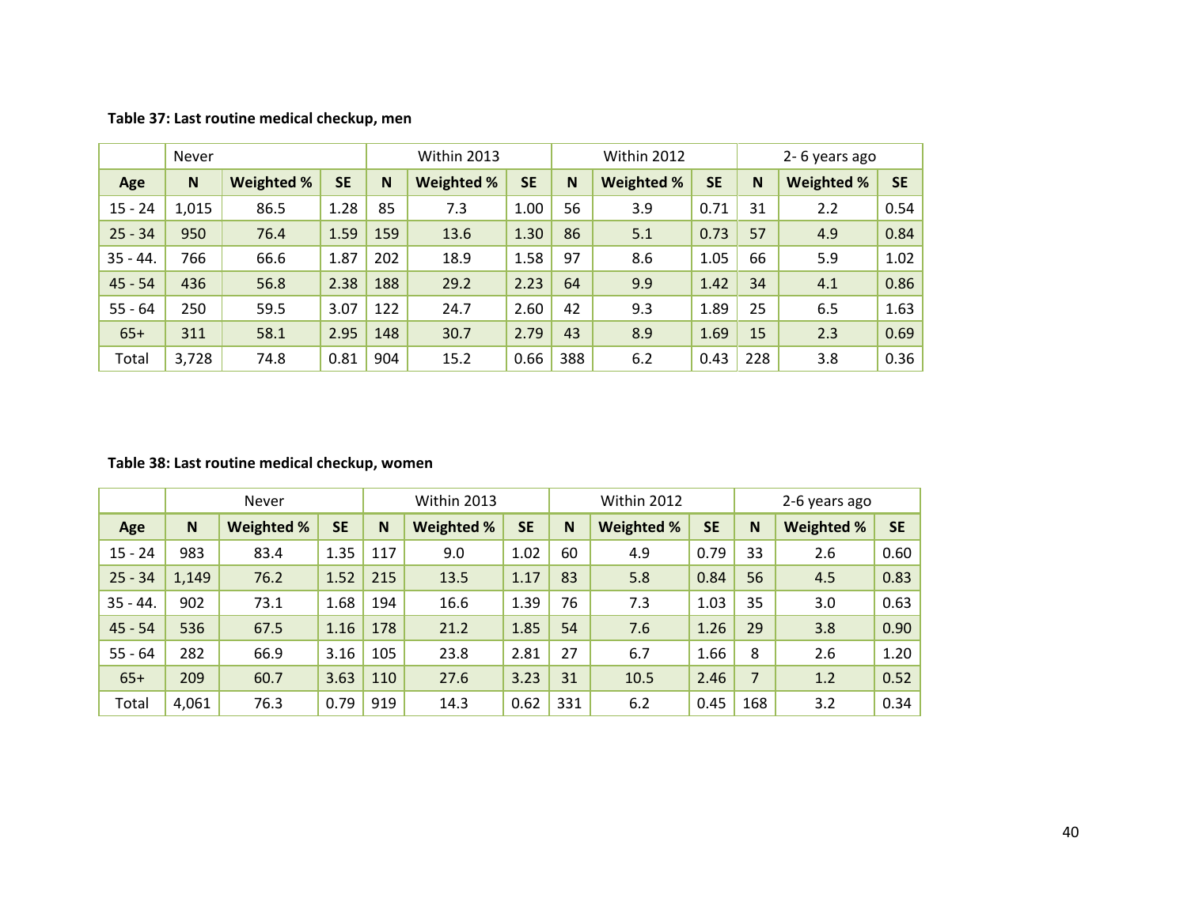**Table 37: Last routine medical checkup, men**

| | Never | | | Within 2013 | | | Within 2012 | | | 2- 6 years ago | | |
|---|---|---|---|---|---|---|---|---|---|---|---|---|
| **Age** | **N** | **Weighted %** | **SE** | **N** | **Weighted %** | **SE** | **N** | **Weighted %** | **SE** | **N** | **Weighted %** | **SE** |
| 15 - 24 | 1,015 | 86.5 | 1.28 | 85 | 7.3 | 1.00 | 56 | 3.9 | 0.71 | 31 | 2.2 | 0.54 |
| 25 - 34 | 950 | 76.4 | 1.59 | 159 | 13.6 | 1.30 | 86 | 5.1 | 0.73 | 57 | 4.9 | 0.84 |
| 35 - 44. | 766 | 66.6 | 1.87 | 202 | 18.9 | 1.58 | 97 | 8.6 | 1.05 | 66 | 5.9 | 1.02 |
| 45 - 54 | 436 | 56.8 | 2.38 | 188 | 29.2 | 2.23 | 64 | 9.9 | 1.42 | 34 | 4.1 | 0.86 |
| 55 - 64 | 250 | 59.5 | 3.07 | 122 | 24.7 | 2.60 | 42 | 9.3 | 1.89 | 25 | 6.5 | 1.63 |
| 65+ | 311 | 58.1 | 2.95 | 148 | 30.7 | 2.79 | 43 | 8.9 | 1.69 | 15 | 2.3 | 0.69 |
| Total | 3,728 | 74.8 | 0.81 | 904 | 15.2 | 0.66 | 388 | 6.2 | 0.43 | 228 | 3.8 | 0.36 |

**Table 38: Last routine medical checkup, women**

| | Never | | | Within 2013 | | | Within 2012 | | | 2-6 years ago | | |
|---|---|---|---|---|---|---|---|---|---|---|---|---|
| **Age** | **N** | **Weighted %** | **SE** | **N** | **Weighted %** | **SE** | **N** | **Weighted %** | **SE** | **N** | **Weighted %** | **SE** |
| 15 - 24 | 983 | 83.4 | 1.35 | 117 | 9.0 | 1.02 | 60 | 4.9 | 0.79 | 33 | 2.6 | 0.60 |
| 25 - 34 | 1,149 | 76.2 | 1.52 | 215 | 13.5 | 1.17 | 83 | 5.8 | 0.84 | 56 | 4.5 | 0.83 |
| 35 - 44. | 902 | 73.1 | 1.68 | 194 | 16.6 | 1.39 | 76 | 7.3 | 1.03 | 35 | 3.0 | 0.63 |
| 45 - 54 | 536 | 67.5 | 1.16 | 178 | 21.2 | 1.85 | 54 | 7.6 | 1.26 | 29 | 3.8 | 0.90 |
| 55 - 64 | 282 | 66.9 | 3.16 | 105 | 23.8 | 2.81 | 27 | 6.7 | 1.66 | 8 | 2.6 | 1.20 |
| 65+ | 209 | 60.7 | 3.63 | 110 | 27.6 | 3.23 | 31 | 10.5 | 2.46 | 7 | 1.2 | 0.52 |
| Total | 4,061 | 76.3 | 0.79 | 919 | 14.3 | 0.62 | 331 | 6.2 | 0.45 | 168 | 3.2 | 0.34 |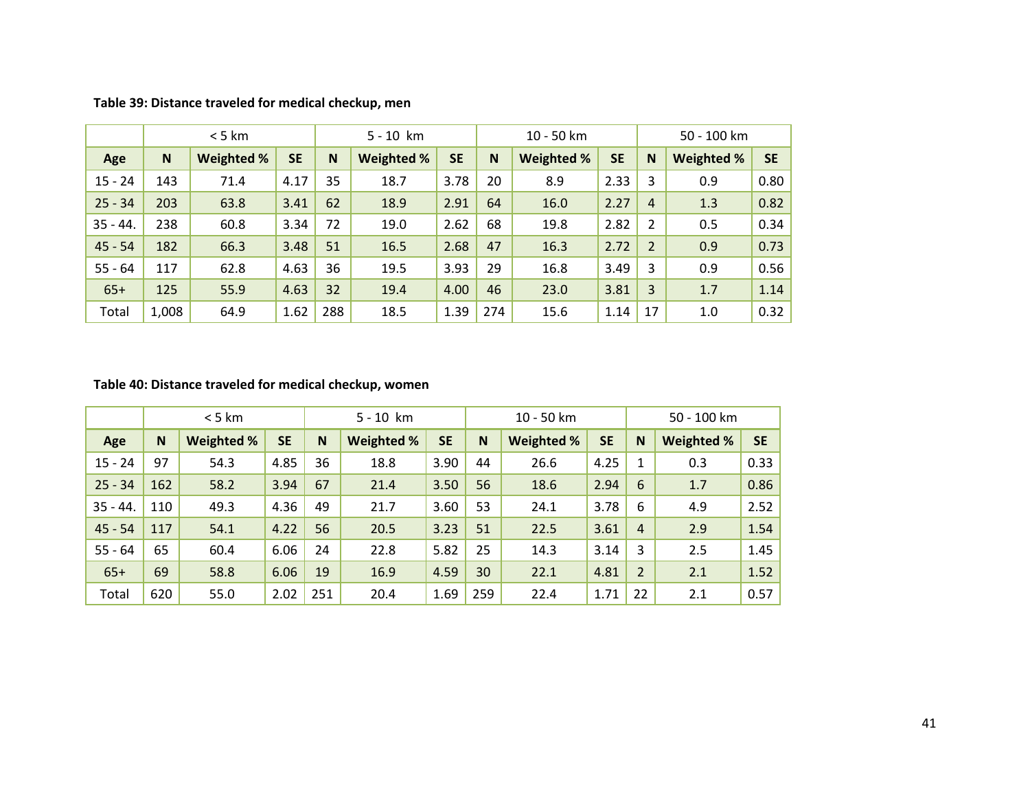**Table 39: Distance traveled for medical checkup, men**

| | < 5 km | | | 5 - 10 km | | | 10 - 50 km | | | 50 - 100 km | | |
|---|---|---|---|---|---|---|---|---|---|---|---|---|
| **Age** | **N** | **Weighted %** | **SE** | **N** | **Weighted %** | **SE** | **N** | **Weighted %** | **SE** | **N** | **Weighted %** | **SE** |
| 15 - 24 | 143 | 71.4 | 4.17 | 35 | 18.7 | 3.78 | 20 | 8.9 | 2.33 | 3 | 0.9 | 0.80 |
| 25 - 34 | 203 | 63.8 | 3.41 | 62 | 18.9 | 2.91 | 64 | 16.0 | 2.27 | 4 | 1.3 | 0.82 |
| 35 - 44. | 238 | 60.8 | 3.34 | 72 | 19.0 | 2.62 | 68 | 19.8 | 2.82 | 2 | 0.5 | 0.34 |
| 45 - 54 | 182 | 66.3 | 3.48 | 51 | 16.5 | 2.68 | 47 | 16.3 | 2.72 | 2 | 0.9 | 0.73 |
| 55 - 64 | 117 | 62.8 | 4.63 | 36 | 19.5 | 3.93 | 29 | 16.8 | 3.49 | 3 | 0.9 | 0.56 |
| 65+ | 125 | 55.9 | 4.63 | 32 | 19.4 | 4.00 | 46 | 23.0 | 3.81 | 3 | 1.7 | 1.14 |
| Total | 1,008 | 64.9 | 1.62 | 288 | 18.5 | 1.39 | 274 | 15.6 | 1.14 | 17 | 1.0 | 0.32 |

**Table 40: Distance traveled for medical checkup, women**

| | < 5 km | | | 5 - 10 km | | | 10 - 50 km | | | 50 - 100 km | | |
|---|---|---|---|---|---|---|---|---|---|---|---|---|
| **Age** | **N** | **Weighted %** | **SE** | **N** | **Weighted %** | **SE** | **N** | **Weighted %** | **SE** | **N** | **Weighted %** | **SE** |
| 15 - 24 | 97 | 54.3 | 4.85 | 36 | 18.8 | 3.90 | 44 | 26.6 | 4.25 | 1 | 0.3 | 0.33 |
| 25 - 34 | 162 | 58.2 | 3.94 | 67 | 21.4 | 3.50 | 56 | 18.6 | 2.94 | 6 | 1.7 | 0.86 |
| 35 - 44. | 110 | 49.3 | 4.36 | 49 | 21.7 | 3.60 | 53 | 24.1 | 3.78 | 6 | 4.9 | 2.52 |
| 45 - 54 | 117 | 54.1 | 4.22 | 56 | 20.5 | 3.23 | 51 | 22.5 | 3.61 | 4 | 2.9 | 1.54 |
| 55 - 64 | 65 | 60.4 | 6.06 | 24 | 22.8 | 5.82 | 25 | 14.3 | 3.14 | 3 | 2.5 | 1.45 |
| 65+ | 69 | 58.8 | 6.06 | 19 | 16.9 | 4.59 | 30 | 22.1 | 4.81 | 2 | 2.1 | 1.52 |
| Total | 620 | 55.0 | 2.02 | 251 | 20.4 | 1.69 | 259 | 22.4 | 1.71 | 22 | 2.1 | 0.57 |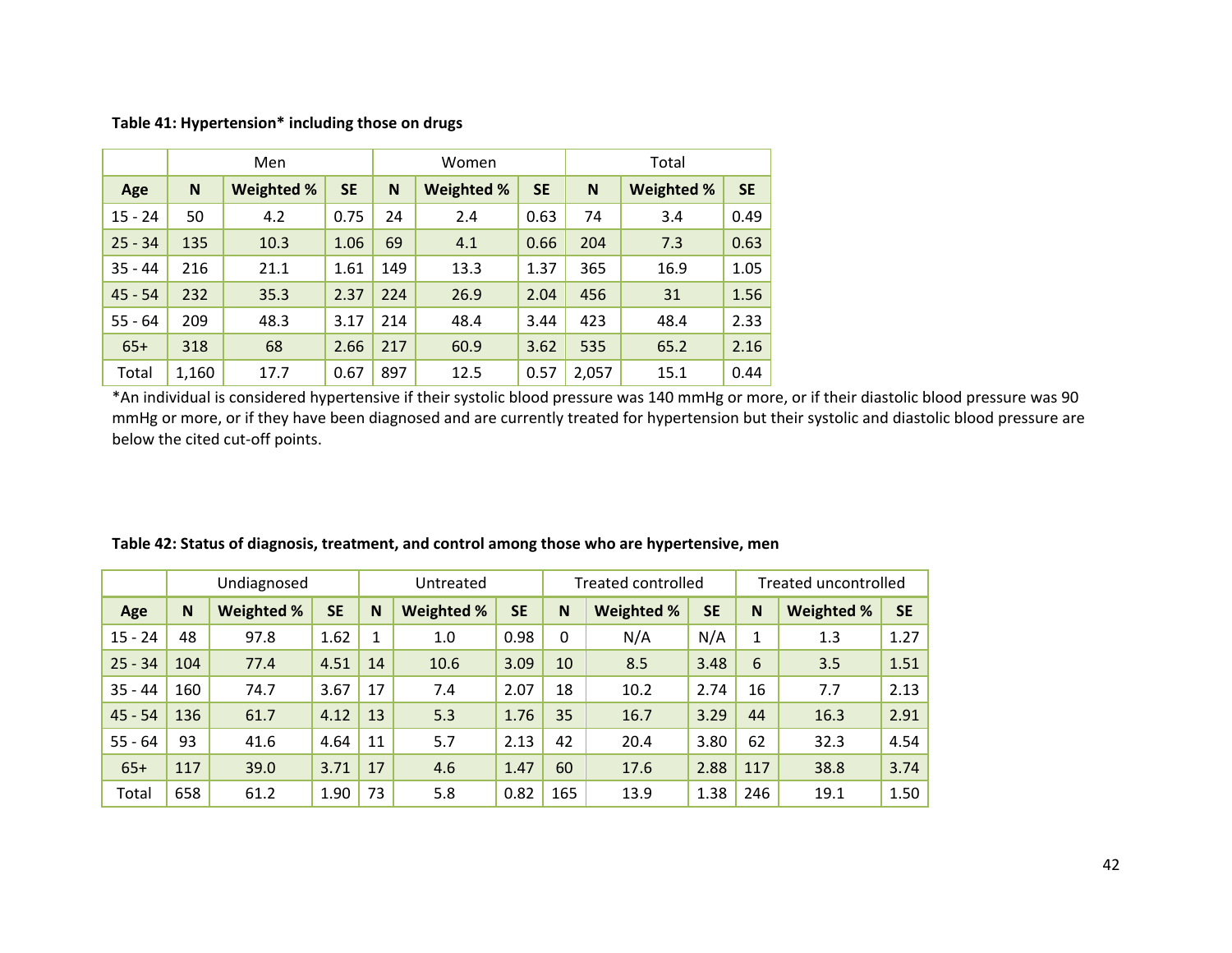**Table 41: Hypertension* including those on drugs**

| | Men | | | Women | | | Total | | |
|---|---|---|---|---|---|---|---|---|---|
| **Age** | **N** | **Weighted %** | **SE** | **N** | **Weighted %** | **SE** | **N** | **Weighted %** | **SE** |
| 15 - 24 | 50 | 4.2 | 0.75 | 24 | 2.4 | 0.63 | 74 | 3.4 | 0.49 |
| 25 - 34 | 135 | 10.3 | 1.06 | 69 | 4.1 | 0.66 | 204 | 7.3 | 0.63 |
| 35 - 44 | 216 | 21.1 | 1.61 | 149 | 13.3 | 1.37 | 365 | 16.9 | 1.05 |
| 45 - 54 | 232 | 35.3 | 2.37 | 224 | 26.9 | 2.04 | 456 | 31 | 1.56 |
| 55 - 64 | 209 | 48.3 | 3.17 | 214 | 48.4 | 3.44 | 423 | 48.4 | 2.33 |
| 65+ | 318 | 68 | 2.66 | 217 | 60.9 | 3.62 | 535 | 65.2 | 2.16 |
| Total | 1,160 | 17.7 | 0.67 | 897 | 12.5 | 0.57 | 2,057 | 15.1 | 0.44 |

*An individual is considered hypertensive if their systolic blood pressure was 140 mmHg or more, or if their diastolic blood pressure was 90 mmHg or more, or if they have been diagnosed and are currently treated for hypertension but their systolic and diastolic blood pressure are below the cited cut-off points.

**Table 42: Status of diagnosis, treatment, and control among those who are hypertensive, men**

| | Undiagnosed | | | Untreated | | | Treated controlled | | | Treated uncontrolled | | |
|---|---|---|---|---|---|---|---|---|---|---|---|---|
| **Age** | **N** | **Weighted %** | **SE** | **N** | **Weighted %** | **SE** | **N** | **Weighted %** | **SE** | **N** | **Weighted %** | **SE** |
| 15 - 24 | 48 | 97.8 | 1.62 | 1 | 1.0 | 0.98 | 0 | N/A | N/A | 1 | 1.3 | 1.27 |
| 25 - 34 | 104 | 77.4 | 4.51 | 14 | 10.6 | 3.09 | 10 | 8.5 | 3.48 | 6 | 3.5 | 1.51 |
| 35 - 44 | 160 | 74.7 | 3.67 | 17 | 7.4 | 2.07 | 18 | 10.2 | 2.74 | 16 | 7.7 | 2.13 |
| 45 - 54 | 136 | 61.7 | 4.12 | 13 | 5.3 | 1.76 | 35 | 16.7 | 3.29 | 44 | 16.3 | 2.91 |
| 55 - 64 | 93 | 41.6 | 4.64 | 11 | 5.7 | 2.13 | 42 | 20.4 | 3.80 | 62 | 32.3 | 4.54 |
| 65+ | 117 | 39.0 | 3.71 | 17 | 4.6 | 1.47 | 60 | 17.6 | 2.88 | 117 | 38.8 | 3.74 |
| Total | 658 | 61.2 | 1.90 | 73 | 5.8 | 0.82 | 165 | 13.9 | 1.38 | 246 | 19.1 | 1.50 |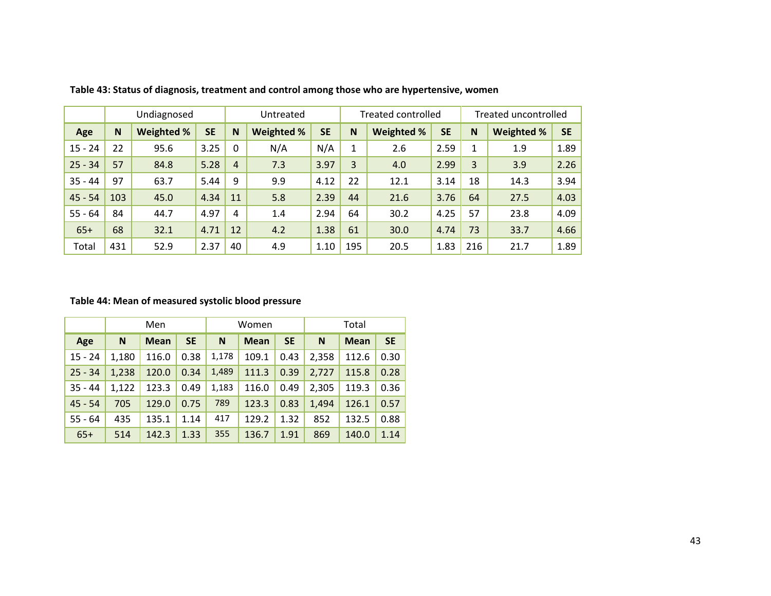**Table 43: Status of diagnosis, treatment and control among those who are hypertensive, women**

| | Undiagnosed | | | Untreated | | | Treated controlled | | | Treated uncontrolled | | |
|---|---|---|---|---|---|---|---|---|---|---|---|---|
| **Age** | **N** | **Weighted %** | **SE** | **N** | **Weighted %** | **SE** | **N** | **Weighted %** | **SE** | **N** | **Weighted %** | **SE** |
| 15 - 24 | 22 | 95.6 | 3.25 | 0 | N/A | N/A | 1 | 2.6 | 2.59 | 1 | 1.9 | 1.89 |
| 25 - 34 | 57 | 84.8 | 5.28 | 4 | 7.3 | 3.97 | 3 | 4.0 | 2.99 | 3 | 3.9 | 2.26 |
| 35 - 44 | 97 | 63.7 | 5.44 | 9 | 9.9 | 4.12 | 22 | 12.1 | 3.14 | 18 | 14.3 | 3.94 |
| 45 - 54 | 103 | 45.0 | 4.34 | 11 | 5.8 | 2.39 | 44 | 21.6 | 3.76 | 64 | 27.5 | 4.03 |
| 55 - 64 | 84 | 44.7 | 4.97 | 4 | 1.4 | 2.94 | 64 | 30.2 | 4.25 | 57 | 23.8 | 4.09 |
| 65+ | 68 | 32.1 | 4.71 | 12 | 4.2 | 1.38 | 61 | 30.0 | 4.74 | 73 | 33.7 | 4.66 |
| Total | 431 | 52.9 | 2.37 | 40 | 4.9 | 1.10 | 195 | 20.5 | 1.83 | 216 | 21.7 | 1.89 |

**Table 44: Mean of measured systolic blood pressure**

| | Men | | | Women | | | Total | | |
|---|---|---|---|---|---|---|---|---|---|
| **Age** | **N** | **Mean** | **SE** | **N** | **Mean** | **SE** | **N** | **Mean** | **SE** |
| 15 - 24 | 1,180 | 116.0 | 0.38 | 1,178 | 109.1 | 0.43 | 2,358 | 112.6 | 0.30 |
| 25 - 34 | 1,238 | 120.0 | 0.34 | 1,489 | 111.3 | 0.39 | 2,727 | 115.8 | 0.28 |
| 35 - 44 | 1,122 | 123.3 | 0.49 | 1,183 | 116.0 | 0.49 | 2,305 | 119.3 | 0.36 |
| 45 - 54 | 705 | 129.0 | 0.75 | 789 | 123.3 | 0.83 | 1,494 | 126.1 | 0.57 |
| 55 - 64 | 435 | 135.1 | 1.14 | 417 | 129.2 | 1.32 | 852 | 132.5 | 0.88 |
| 65+ | 514 | 142.3 | 1.33 | 355 | 136.7 | 1.91 | 869 | 140.0 | 1.14 |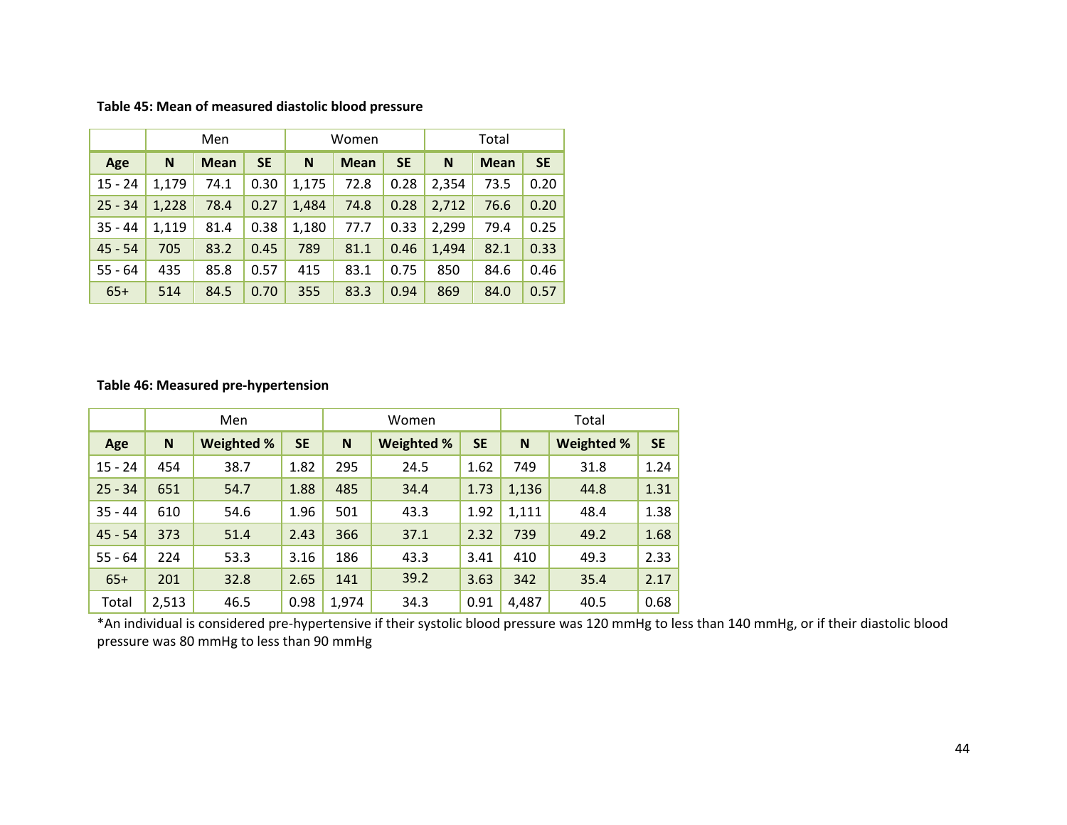**Table 45: Mean of measured diastolic blood pressure**

| | Men | | | Women | | | Total | | |
|---|---|---|---|---|---|---|---|---|---|
| **Age** | **N** | **Mean** | **SE** | **N** | **Mean** | **SE** | **N** | **Mean** | **SE** |
| 15 - 24 | 1,179 | 74.1 | 0.30 | 1,175 | 72.8 | 0.28 | 2,354 | 73.5 | 0.20 |
| 25 - 34 | 1,228 | 78.4 | 0.27 | 1,484 | 74.8 | 0.28 | 2,712 | 76.6 | 0.20 |
| 35 - 44 | 1,119 | 81.4 | 0.38 | 1,180 | 77.7 | 0.33 | 2,299 | 79.4 | 0.25 |
| 45 - 54 | 705 | 83.2 | 0.45 | 789 | 81.1 | 0.46 | 1,494 | 82.1 | 0.33 |
| 55 - 64 | 435 | 85.8 | 0.57 | 415 | 83.1 | 0.75 | 850 | 84.6 | 0.46 |
| 65+ | 514 | 84.5 | 0.70 | 355 | 83.3 | 0.94 | 869 | 84.0 | 0.57 |

**Table 46: Measured pre-hypertension**

| | Men | | | Women | | | Total | | |
|---|---|---|---|---|---|---|---|---|---|
| **Age** | **N** | **Weighted %** | **SE** | **N** | **Weighted %** | **SE** | **N** | **Weighted %** | **SE** |
| 15 - 24 | 454 | 38.7 | 1.82 | 295 | 24.5 | 1.62 | 749 | 31.8 | 1.24 |
| 25 - 34 | 651 | 54.7 | 1.88 | 485 | 34.4 | 1.73 | 1,136 | 44.8 | 1.31 |
| 35 - 44 | 610 | 54.6 | 1.96 | 501 | 43.3 | 1.92 | 1,111 | 48.4 | 1.38 |
| 45 - 54 | 373 | 51.4 | 2.43 | 366 | 37.1 | 2.32 | 739 | 49.2 | 1.68 |
| 55 - 64 | 224 | 53.3 | 3.16 | 186 | 43.3 | 3.41 | 410 | 49.3 | 2.33 |
| 65+ | 201 | 32.8 | 2.65 | 141 | 39.2 | 3.63 | 342 | 35.4 | 2.17 |
| Total | 2,513 | 46.5 | 0.98 | 1,974 | 34.3 | 0.91 | 4,487 | 40.5 | 0.68 |

*An individual is considered pre-hypertensive if their systolic blood pressure was 120 mmHg to less than 140 mmHg, or if their diastolic blood pressure was 80 mmHg to less than 90 mmHg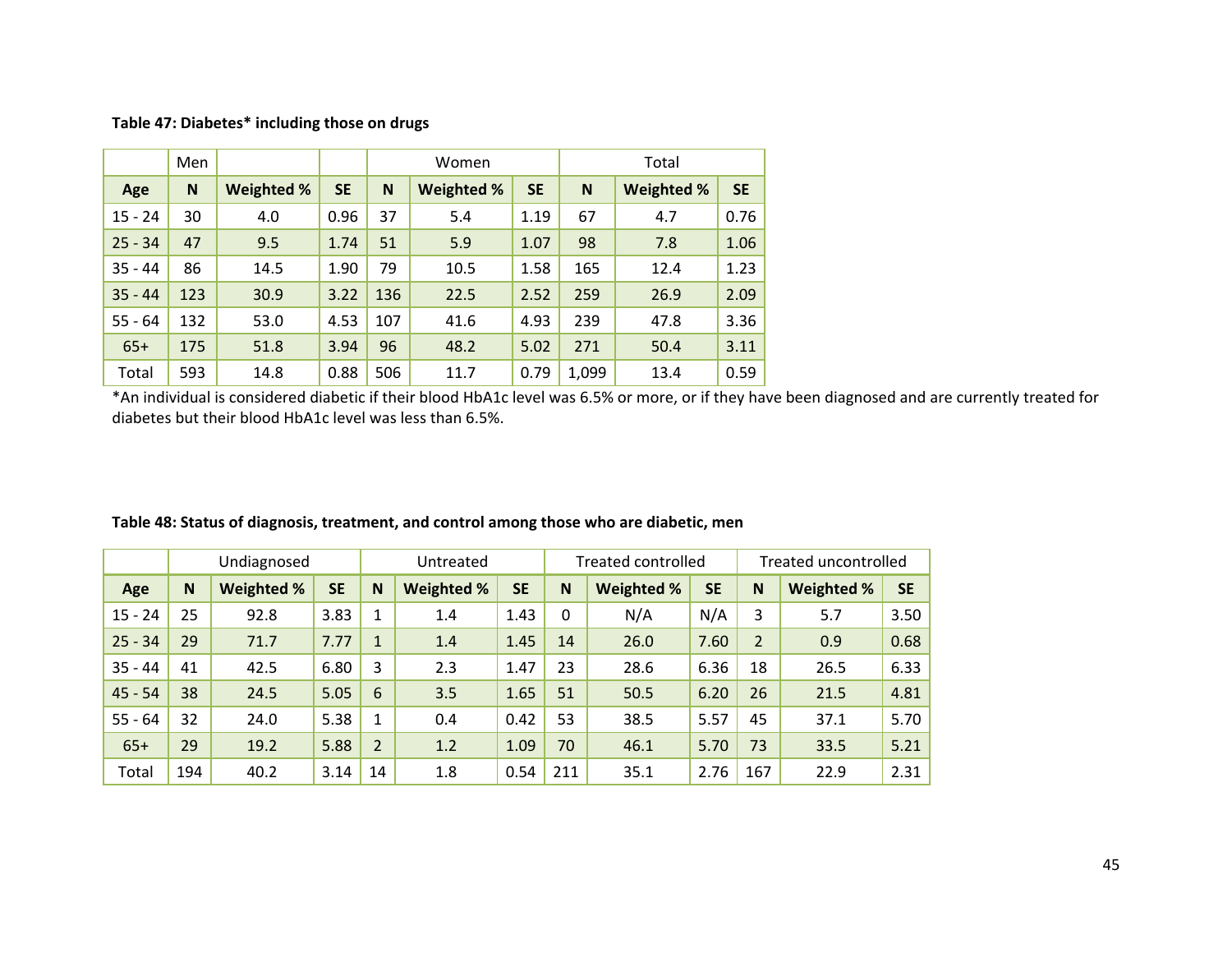**Table 47: Diabetes* including those on drugs**

| | Men | | | Women | | | Total | | |
|---|---|---|---|---|---|---|---|---|---|
| **Age** | **N** | **Weighted %** | **SE** | **N** | **Weighted %** | **SE** | **N** | **Weighted %** | **SE** |
| 15 - 24 | 30 | 4.0 | 0.96 | 37 | 5.4 | 1.19 | 67 | 4.7 | 0.76 |
| 25 - 34 | 47 | 9.5 | 1.74 | 51 | 5.9 | 1.07 | 98 | 7.8 | 1.06 |
| 35 - 44 | 86 | 14.5 | 1.90 | 79 | 10.5 | 1.58 | 165 | 12.4 | 1.23 |
| 35 - 44 | 123 | 30.9 | 3.22 | 136 | 22.5 | 2.52 | 259 | 26.9 | 2.09 |
| 55 - 64 | 132 | 53.0 | 4.53 | 107 | 41.6 | 4.93 | 239 | 47.8 | 3.36 |
| 65+ | 175 | 51.8 | 3.94 | 96 | 48.2 | 5.02 | 271 | 50.4 | 3.11 |
| Total | 593 | 14.8 | 0.88 | 506 | 11.7 | 0.79 | 1,099 | 13.4 | 0.59 |

*An individual is considered diabetic if their blood HbA1c level was 6.5% or more, or if they have been diagnosed and are currently treated for diabetes but their blood HbA1c level was less than 6.5%.

**Table 48: Status of diagnosis, treatment, and control among those who are diabetic, men**

| | Undiagnosed | | | Untreated | | | Treated controlled | | | Treated uncontrolled | | |
|---|---|---|---|---|---|---|---|---|---|---|---|---|
| **Age** | **N** | **Weighted %** | **SE** | **N** | **Weighted %** | **SE** | **N** | **Weighted %** | **SE** | **N** | **Weighted %** | **SE** |
| 15 - 24 | 25 | 92.8 | 3.83 | 1 | 1.4 | 1.43 | 0 | N/A | N/A | 3 | 5.7 | 3.50 |
| 25 - 34 | 29 | 71.7 | 7.77 | 1 | 1.4 | 1.45 | 14 | 26.0 | 7.60 | 2 | 0.9 | 0.68 |
| 35 - 44 | 41 | 42.5 | 6.80 | 3 | 2.3 | 1.47 | 23 | 28.6 | 6.36 | 18 | 26.5 | 6.33 |
| 45 - 54 | 38 | 24.5 | 5.05 | 6 | 3.5 | 1.65 | 51 | 50.5 | 6.20 | 26 | 21.5 | 4.81 |
| 55 - 64 | 32 | 24.0 | 5.38 | 1 | 0.4 | 0.42 | 53 | 38.5 | 5.57 | 45 | 37.1 | 5.70 |
| 65+ | 29 | 19.2 | 5.88 | 2 | 1.2 | 1.09 | 70 | 46.1 | 5.70 | 73 | 33.5 | 5.21 |
| Total | 194 | 40.2 | 3.14 | 14 | 1.8 | 0.54 | 211 | 35.1 | 2.76 | 167 | 22.9 | 2.31 |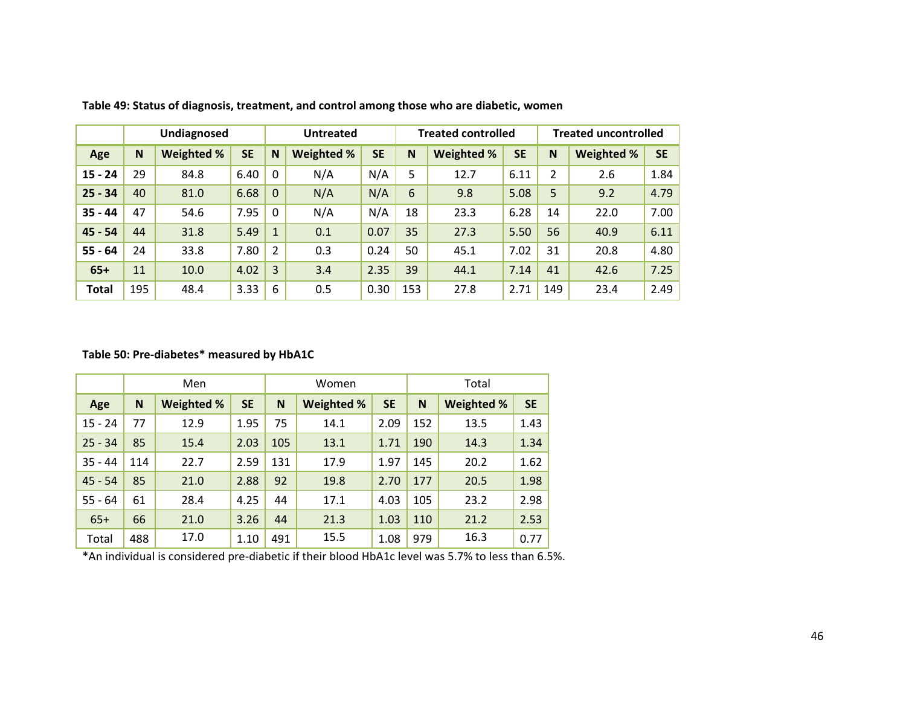**Table 49: Status of diagnosis, treatment, and control among those who are diabetic, women**

| | Undiagnosed | | | Untreated | | | Treated controlled | | | Treated uncontrolled | | |
|---|---|---|---|---|---|---|---|---|---|---|---|---|
| **Age** | **N** | **Weighted %** | **SE** | **N** | **Weighted %** | **SE** | **N** | **Weighted %** | **SE** | **N** | **Weighted %** | **SE** |
| **15 - 24** | 29 | 84.8 | 6.40 | 0 | N/A | N/A | 5 | 12.7 | 6.11 | 2 | 2.6 | 1.84 |
| **25 - 34** | 40 | 81.0 | 6.68 | 0 | N/A | N/A | 6 | 9.8 | 5.08 | 5 | 9.2 | 4.79 |
| **35 - 44** | 47 | 54.6 | 7.95 | 0 | N/A | N/A | 18 | 23.3 | 6.28 | 14 | 22.0 | 7.00 |
| **45 - 54** | 44 | 31.8 | 5.49 | 1 | 0.1 | 0.07 | 35 | 27.3 | 5.50 | 56 | 40.9 | 6.11 |
| **55 - 64** | 24 | 33.8 | 7.80 | 2 | 0.3 | 0.24 | 50 | 45.1 | 7.02 | 31 | 20.8 | 4.80 |
| **65+** | 11 | 10.0 | 4.02 | 3 | 3.4 | 2.35 | 39 | 44.1 | 7.14 | 41 | 42.6 | 7.25 |
| **Total** | 195 | 48.4 | 3.33 | 6 | 0.5 | 0.30 | 153 | 27.8 | 2.71 | 149 | 23.4 | 2.49 |

**Table 50: Pre-diabetes* measured by HbA1C**

| | Men | | | Women | | | Total | | |
|---|---|---|---|---|---|---|---|---|---|
| **Age** | **N** | **Weighted %** | **SE** | **N** | **Weighted %** | **SE** | **N** | **Weighted %** | **SE** |
| 15 - 24 | 77 | 12.9 | 1.95 | 75 | 14.1 | 2.09 | 152 | 13.5 | 1.43 |
| 25 - 34 | 85 | 15.4 | 2.03 | 105 | 13.1 | 1.71 | 190 | 14.3 | 1.34 |
| 35 - 44 | 114 | 22.7 | 2.59 | 131 | 17.9 | 1.97 | 145 | 20.2 | 1.62 |
| 45 - 54 | 85 | 21.0 | 2.88 | 92 | 19.8 | 2.70 | 177 | 20.5 | 1.98 |
| 55 - 64 | 61 | 28.4 | 4.25 | 44 | 17.1 | 4.03 | 105 | 23.2 | 2.98 |
| 65+ | 66 | 21.0 | 3.26 | 44 | 21.3 | 1.03 | 110 | 21.2 | 2.53 |
| Total | 488 | 17.0 | 1.10 | 491 | 15.5 | 1.08 | 979 | 16.3 | 0.77 |

*An individual is considered pre-diabetic if their blood HbA1c level was 5.7% to less than 6.5%.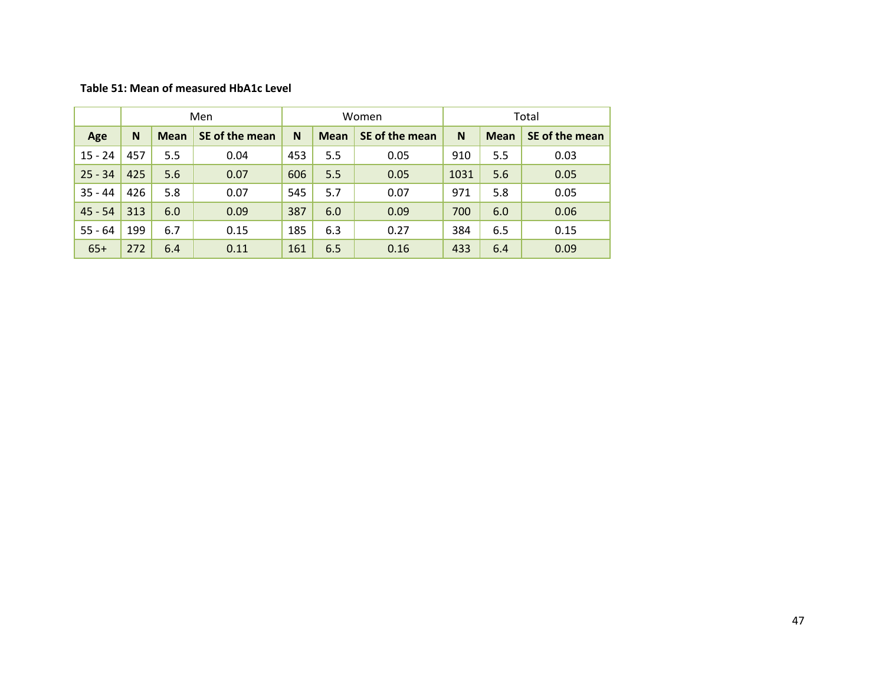**Table 51: Mean of measured HbA1c Level**

| | Men | | | Women | | | Total | | |
|---|---|---|---|---|---|---|---|---|---|
| **Age** | **N** | **Mean** | **SE of the mean** | **N** | **Mean** | **SE of the mean** | **N** | **Mean** | **SE of the mean** |
| 15 - 24 | 457 | 5.5 | 0.04 | 453 | 5.5 | 0.05 | 910 | 5.5 | 0.03 |
| 25 - 34 | 425 | 5.6 | 0.07 | 606 | 5.5 | 0.05 | 1031 | 5.6 | 0.05 |
| 35 - 44 | 426 | 5.8 | 0.07 | 545 | 5.7 | 0.07 | 971 | 5.8 | 0.05 |
| 45 - 54 | 313 | 6.0 | 0.09 | 387 | 6.0 | 0.09 | 700 | 6.0 | 0.06 |
| 55 - 64 | 199 | 6.7 | 0.15 | 185 | 6.3 | 0.27 | 384 | 6.5 | 0.15 |
| 65+ | 272 | 6.4 | 0.11 | 161 | 6.5 | 0.16 | 433 | 6.4 | 0.09 |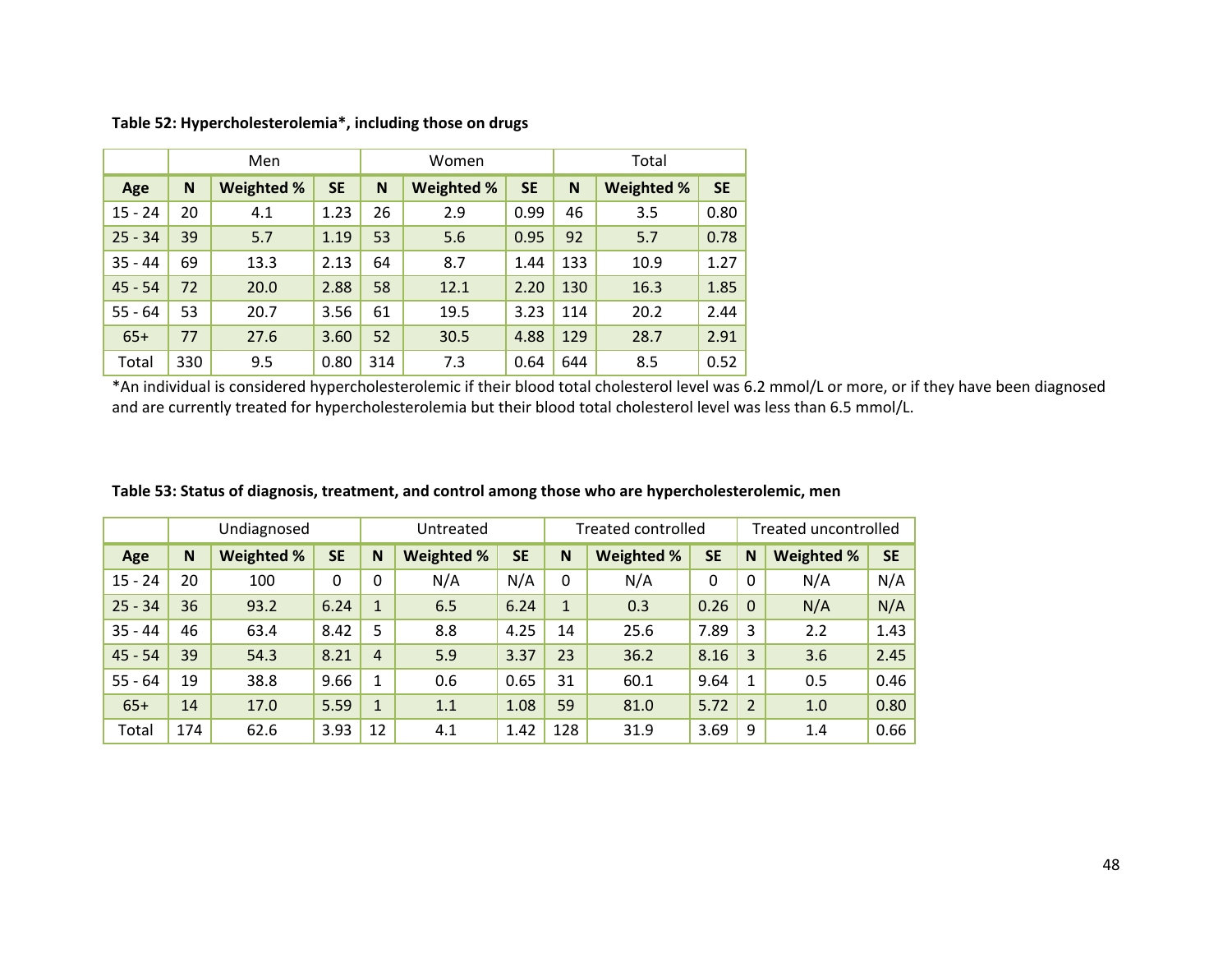**Table 52: Hypercholesterolemia*, including those on drugs**

| | Men | | | Women | | | Total | | |
|---|---|---|---|---|---|---|---|---|---|
| **Age** | **N** | **Weighted %** | **SE** | **N** | **Weighted %** | **SE** | **N** | **Weighted %** | **SE** |
| 15 - 24 | 20 | 4.1 | 1.23 | 26 | 2.9 | 0.99 | 46 | 3.5 | 0.80 |
| 25 - 34 | 39 | 5.7 | 1.19 | 53 | 5.6 | 0.95 | 92 | 5.7 | 0.78 |
| 35 - 44 | 69 | 13.3 | 2.13 | 64 | 8.7 | 1.44 | 133 | 10.9 | 1.27 |
| 45 - 54 | 72 | 20.0 | 2.88 | 58 | 12.1 | 2.20 | 130 | 16.3 | 1.85 |
| 55 - 64 | 53 | 20.7 | 3.56 | 61 | 19.5 | 3.23 | 114 | 20.2 | 2.44 |
| 65+ | 77 | 27.6 | 3.60 | 52 | 30.5 | 4.88 | 129 | 28.7 | 2.91 |
| Total | 330 | 9.5 | 0.80 | 314 | 7.3 | 0.64 | 644 | 8.5 | 0.52 |

*An individual is considered hypercholesterolemic if their blood total cholesterol level was 6.2 mmol/L or more, or if they have been diagnosed and are currently treated for hypercholesterolemia but their blood total cholesterol level was less than 6.5 mmol/L.

**Table 53: Status of diagnosis, treatment, and control among those who are hypercholesterolemic, men**

| | Undiagnosed | | | Untreated | | | Treated controlled | | | Treated uncontrolled | | |
|---|---|---|---|---|---|---|---|---|---|---|---|---|
| **Age** | **N** | **Weighted %** | **SE** | **N** | **Weighted %** | **SE** | **N** | **Weighted %** | **SE** | **N** | **Weighted %** | **SE** |
| 15 - 24 | 20 | 100 | 0 | 0 | N/A | N/A | 0 | N/A | 0 | 0 | N/A | N/A |
| 25 - 34 | 36 | 93.2 | 6.24 | 1 | 6.5 | 6.24 | 1 | 0.3 | 0.26 | 0 | N/A | N/A |
| 35 - 44 | 46 | 63.4 | 8.42 | 5 | 8.8 | 4.25 | 14 | 25.6 | 7.89 | 3 | 2.2 | 1.43 |
| 45 - 54 | 39 | 54.3 | 8.21 | 4 | 5.9 | 3.37 | 23 | 36.2 | 8.16 | 3 | 3.6 | 2.45 |
| 55 - 64 | 19 | 38.8 | 9.66 | 1 | 0.6 | 0.65 | 31 | 60.1 | 9.64 | 1 | 0.5 | 0.46 |
| 65+ | 14 | 17.0 | 5.59 | 1 | 1.1 | 1.08 | 59 | 81.0 | 5.72 | 2 | 1.0 | 0.80 |
| Total | 174 | 62.6 | 3.93 | 12 | 4.1 | 1.42 | 128 | 31.9 | 3.69 | 9 | 1.4 | 0.66 |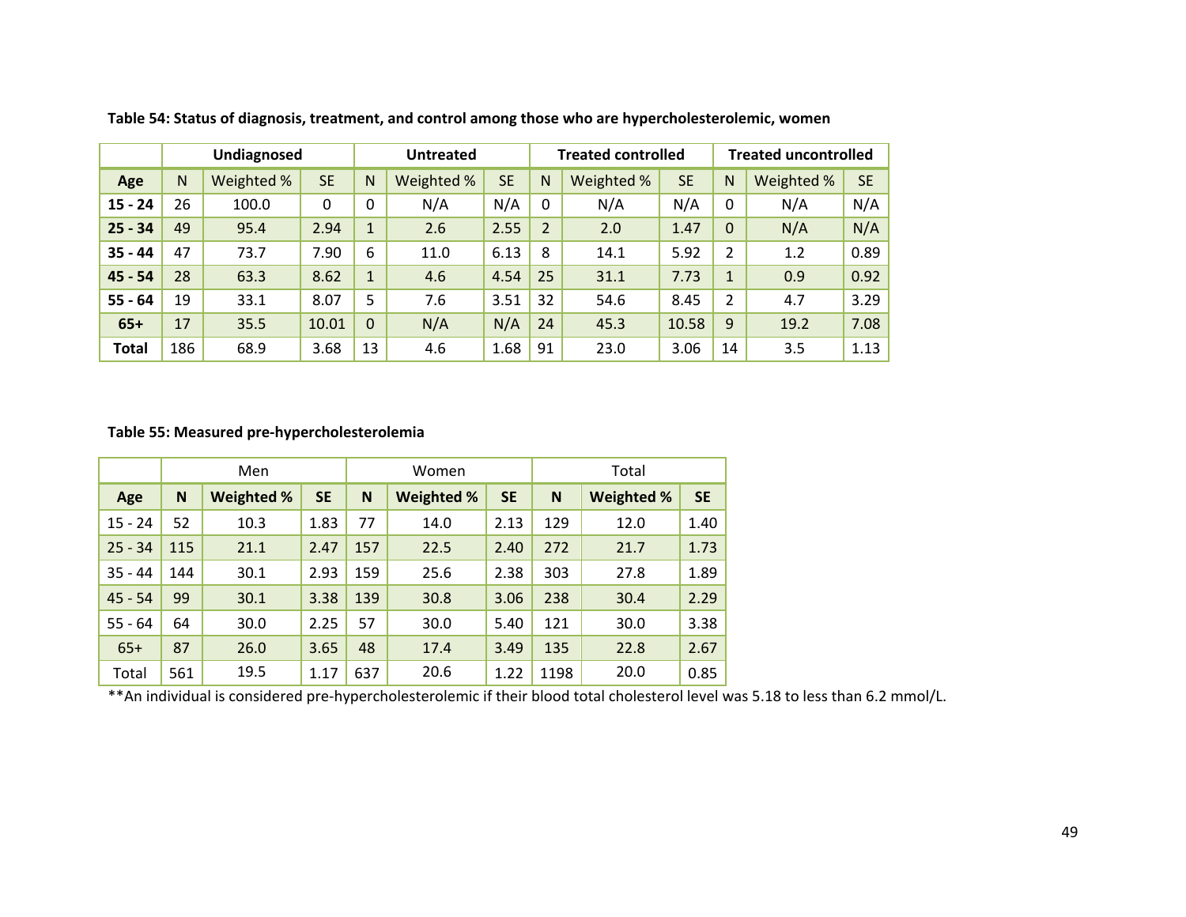**Table 54: Status of diagnosis, treatment, and control among those who are hypercholesterolemic, women**

| | Undiagnosed | | | Untreated | | | Treated controlled | | | Treated uncontrolled | | |
|---|---|---|---|---|---|---|---|---|---|---|---|---|
| **Age** | N | Weighted % | SE | N | Weighted % | SE | N | Weighted % | SE | N | Weighted % | SE |
| **15 - 24** | 26 | 100.0 | 0 | 0 | N/A | N/A | 0 | N/A | N/A | 0 | N/A | N/A |
| **25 - 34** | 49 | 95.4 | 2.94 | 1 | 2.6 | 2.55 | 2 | 2.0 | 1.47 | 0 | N/A | N/A |
| **35 - 44** | 47 | 73.7 | 7.90 | 6 | 11.0 | 6.13 | 8 | 14.1 | 5.92 | 2 | 1.2 | 0.89 |
| **45 - 54** | 28 | 63.3 | 8.62 | 1 | 4.6 | 4.54 | 25 | 31.1 | 7.73 | 1 | 0.9 | 0.92 |
| **55 - 64** | 19 | 33.1 | 8.07 | 5 | 7.6 | 3.51 | 32 | 54.6 | 8.45 | 2 | 4.7 | 3.29 |
| **65+** | 17 | 35.5 | 10.01 | 0 | N/A | N/A | 24 | 45.3 | 10.58 | 9 | 19.2 | 7.08 |
| **Total** | 186 | 68.9 | 3.68 | 13 | 4.6 | 1.68 | 91 | 23.0 | 3.06 | 14 | 3.5 | 1.13 |

**Table 55: Measured pre-hypercholesterolemia**

| | Men | | | Women | | | Total | | |
|---|---|---|---|---|---|---|---|---|---|
| **Age** | **N** | **Weighted %** | **SE** | **N** | **Weighted %** | **SE** | **N** | **Weighted %** | **SE** |
| 15 - 24 | 52 | 10.3 | 1.83 | 77 | 14.0 | 2.13 | 129 | 12.0 | 1.40 |
| 25 - 34 | 115 | 21.1 | 2.47 | 157 | 22.5 | 2.40 | 272 | 21.7 | 1.73 |
| 35 - 44 | 144 | 30.1 | 2.93 | 159 | 25.6 | 2.38 | 303 | 27.8 | 1.89 |
| 45 - 54 | 99 | 30.1 | 3.38 | 139 | 30.8 | 3.06 | 238 | 30.4 | 2.29 |
| 55 - 64 | 64 | 30.0 | 2.25 | 57 | 30.0 | 5.40 | 121 | 30.0 | 3.38 |
| 65+ | 87 | 26.0 | 3.65 | 48 | 17.4 | 3.49 | 135 | 22.8 | 2.67 |
| Total | 561 | 19.5 | 1.17 | 637 | 20.6 | 1.22 | 1198 | 20.0 | 0.85 |

**An individual is considered pre-hypercholesterolemic if their blood total cholesterol level was 5.18 to less than 6.2 mmol/L.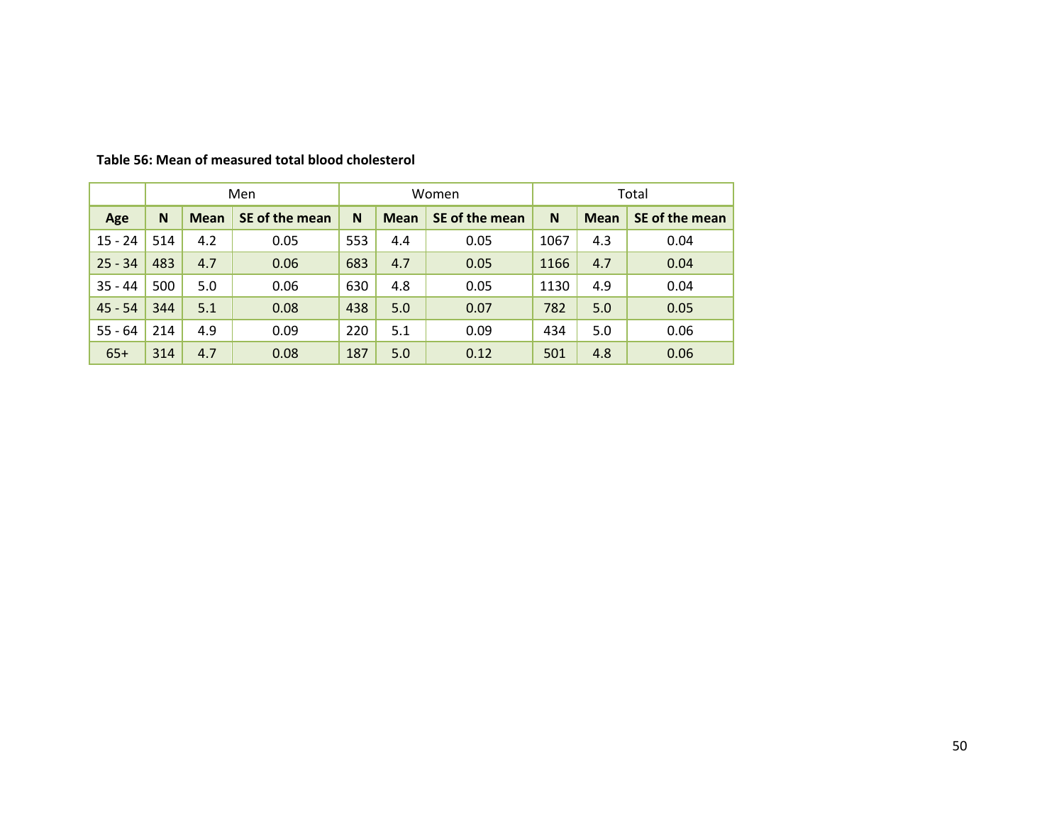**Table 56: Mean of measured total blood cholesterol**

| | Men | | | Women | | | Total | | |
|---|---|---|---|---|---|---|---|---|---|
| **Age** | **N** | **Mean** | **SE of the mean** | **N** | **Mean** | **SE of the mean** | **N** | **Mean** | **SE of the mean** |
| 15 - 24 | 514 | 4.2 | 0.05 | 553 | 4.4 | 0.05 | 1067 | 4.3 | 0.04 |
| 25 - 34 | 483 | 4.7 | 0.06 | 683 | 4.7 | 0.05 | 1166 | 4.7 | 0.04 |
| 35 - 44 | 500 | 5.0 | 0.06 | 630 | 4.8 | 0.05 | 1130 | 4.9 | 0.04 |
| 45 - 54 | 344 | 5.1 | 0.08 | 438 | 5.0 | 0.07 | 782 | 5.0 | 0.05 |
| 55 - 64 | 214 | 4.9 | 0.09 | 220 | 5.1 | 0.09 | 434 | 5.0 | 0.06 |
| 65+ | 314 | 4.7 | 0.08 | 187 | 5.0 | 0.12 | 501 | 4.8 | 0.06 |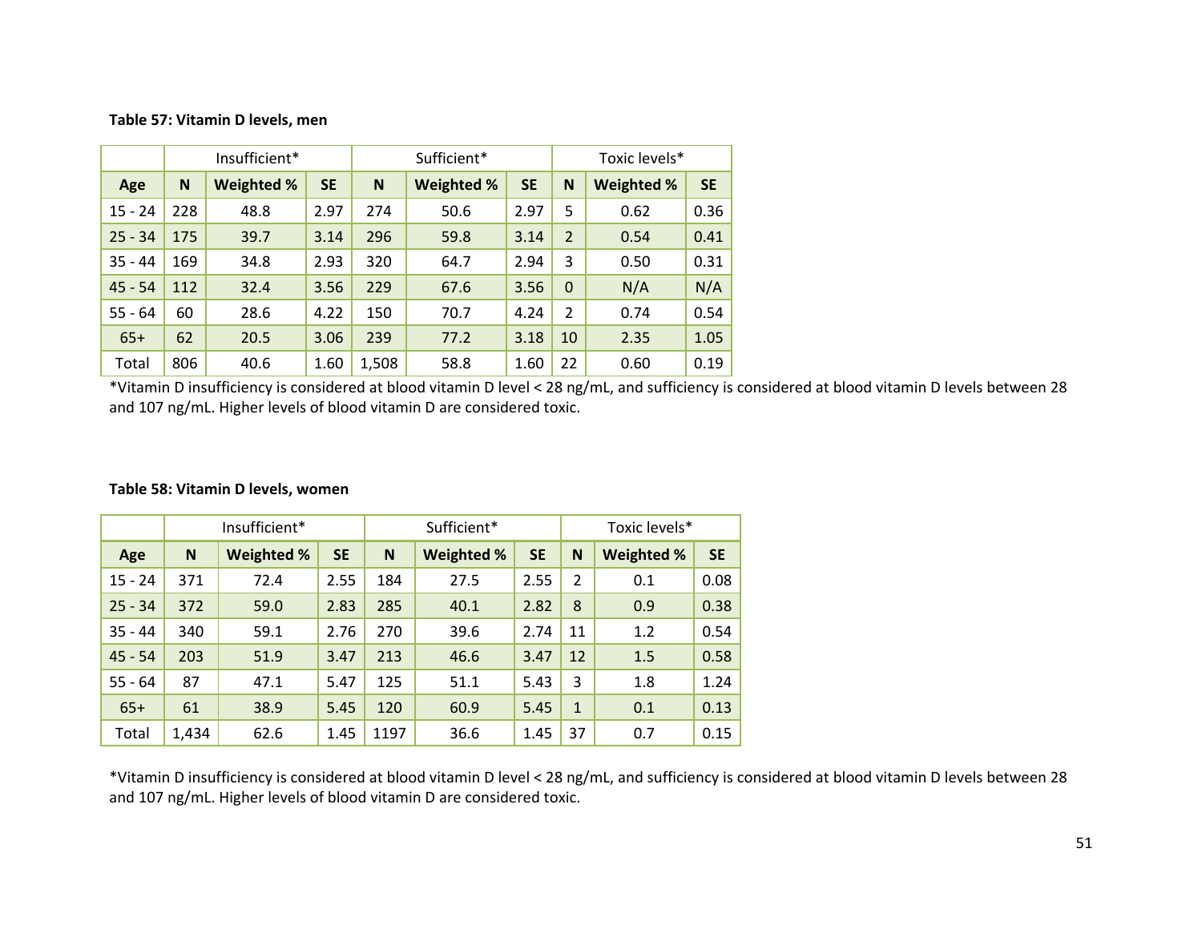**Table 57: Vitamin D levels, men**

| | Insufficient* | | | Sufficient* | | | Toxic levels* | | |
|---|---|---|---|---|---|---|---|---|---|
| **Age** | **N** | **Weighted %** | **SE** | **N** | **Weighted %** | **SE** | **N** | **Weighted %** | **SE** |
| 15 - 24 | 228 | 48.8 | 2.97 | 274 | 50.6 | 2.97 | 5 | 0.62 | 0.36 |
| 25 - 34 | 175 | 39.7 | 3.14 | 296 | 59.8 | 3.14 | 2 | 0.54 | 0.41 |
| 35 - 44 | 169 | 34.8 | 2.93 | 320 | 64.7 | 2.94 | 3 | 0.50 | 0.31 |
| 45 - 54 | 112 | 32.4 | 3.56 | 229 | 67.6 | 3.56 | 0 | N/A | N/A |
| 55 - 64 | 60 | 28.6 | 4.22 | 150 | 70.7 | 4.24 | 2 | 0.74 | 0.54 |
| 65+ | 62 | 20.5 | 3.06 | 239 | 77.2 | 3.18 | 10 | 2.35 | 1.05 |
| Total | 806 | 40.6 | 1.60 | 1,508 | 58.8 | 1.60 | 22 | 0.60 | 0.19 |

*Vitamin D insufficiency is considered at blood vitamin D level < 28 ng/mL, and sufficiency is considered at blood vitamin D levels between 28 and 107 ng/mL. Higher levels of blood vitamin D are considered toxic.

**Table 58: Vitamin D levels, women**

| | Insufficient* | | | Sufficient* | | | Toxic levels* | | |
|---|---|---|---|---|---|---|---|---|---|
| **Age** | **N** | **Weighted %** | **SE** | **N** | **Weighted %** | **SE** | **N** | **Weighted %** | **SE** |
| 15 - 24 | 371 | 72.4 | 2.55 | 184 | 27.5 | 2.55 | 2 | 0.1 | 0.08 |
| 25 - 34 | 372 | 59.0 | 2.83 | 285 | 40.1 | 2.82 | 8 | 0.9 | 0.38 |
| 35 - 44 | 340 | 59.1 | 2.76 | 270 | 39.6 | 2.74 | 11 | 1.2 | 0.54 |
| 45 - 54 | 203 | 51.9 | 3.47 | 213 | 46.6 | 3.47 | 12 | 1.5 | 0.58 |
| 55 - 64 | 87 | 47.1 | 5.47 | 125 | 51.1 | 5.43 | 3 | 1.8 | 1.24 |
| 65+ | 61 | 38.9 | 5.45 | 120 | 60.9 | 5.45 | 1 | 0.1 | 0.13 |
| Total | 1,434 | 62.6 | 1.45 | 1197 | 36.6 | 1.45 | 37 | 0.7 | 0.15 |

*Vitamin D insufficiency is considered at blood vitamin D level < 28 ng/mL, and sufficiency is considered at blood vitamin D levels between 28 and 107 ng/mL. Higher levels of blood vitamin D are considered toxic.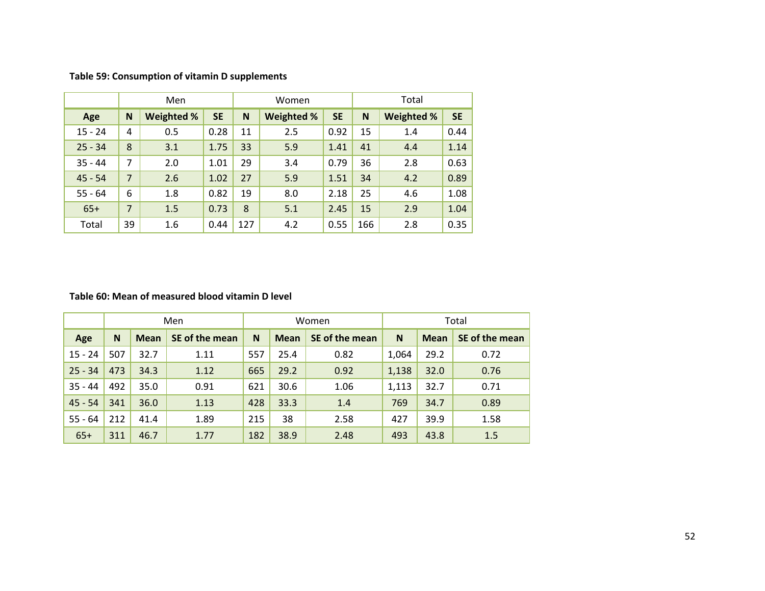**Table 59: Consumption of vitamin D supplements**

| | Men | | | Women | | | Total | | |
|---|---|---|---|---|---|---|---|---|---|
| **Age** | **N** | **Weighted %** | **SE** | **N** | **Weighted %** | **SE** | **N** | **Weighted %** | **SE** |
| 15 - 24 | 4 | 0.5 | 0.28 | 11 | 2.5 | 0.92 | 15 | 1.4 | 0.44 |
| 25 - 34 | 8 | 3.1 | 1.75 | 33 | 5.9 | 1.41 | 41 | 4.4 | 1.14 |
| 35 - 44 | 7 | 2.0 | 1.01 | 29 | 3.4 | 0.79 | 36 | 2.8 | 0.63 |
| 45 - 54 | 7 | 2.6 | 1.02 | 27 | 5.9 | 1.51 | 34 | 4.2 | 0.89 |
| 55 - 64 | 6 | 1.8 | 0.82 | 19 | 8.0 | 2.18 | 25 | 4.6 | 1.08 |
| 65+ | 7 | 1.5 | 0.73 | 8 | 5.1 | 2.45 | 15 | 2.9 | 1.04 |
| Total | 39 | 1.6 | 0.44 | 127 | 4.2 | 0.55 | 166 | 2.8 | 0.35 |

**Table 60: Mean of measured blood vitamin D level**

| | Men | | | Women | | | Total | | |
|---|---|---|---|---|---|---|---|---|---|
| **Age** | **N** | **Mean** | **SE of the mean** | **N** | **Mean** | **SE of the mean** | **N** | **Mean** | **SE of the mean** |
| 15 - 24 | 507 | 32.7 | 1.11 | 557 | 25.4 | 0.82 | 1,064 | 29.2 | 0.72 |
| 25 - 34 | 473 | 34.3 | 1.12 | 665 | 29.2 | 0.92 | 1,138 | 32.0 | 0.76 |
| 35 - 44 | 492 | 35.0 | 0.91 | 621 | 30.6 | 1.06 | 1,113 | 32.7 | 0.71 |
| 45 - 54 | 341 | 36.0 | 1.13 | 428 | 33.3 | 1.4 | 769 | 34.7 | 0.89 |
| 55 - 64 | 212 | 41.4 | 1.89 | 215 | 38 | 2.58 | 427 | 39.9 | 1.58 |
| 65+ | 311 | 46.7 | 1.77 | 182 | 38.9 | 2.48 | 493 | 43.8 | 1.5 |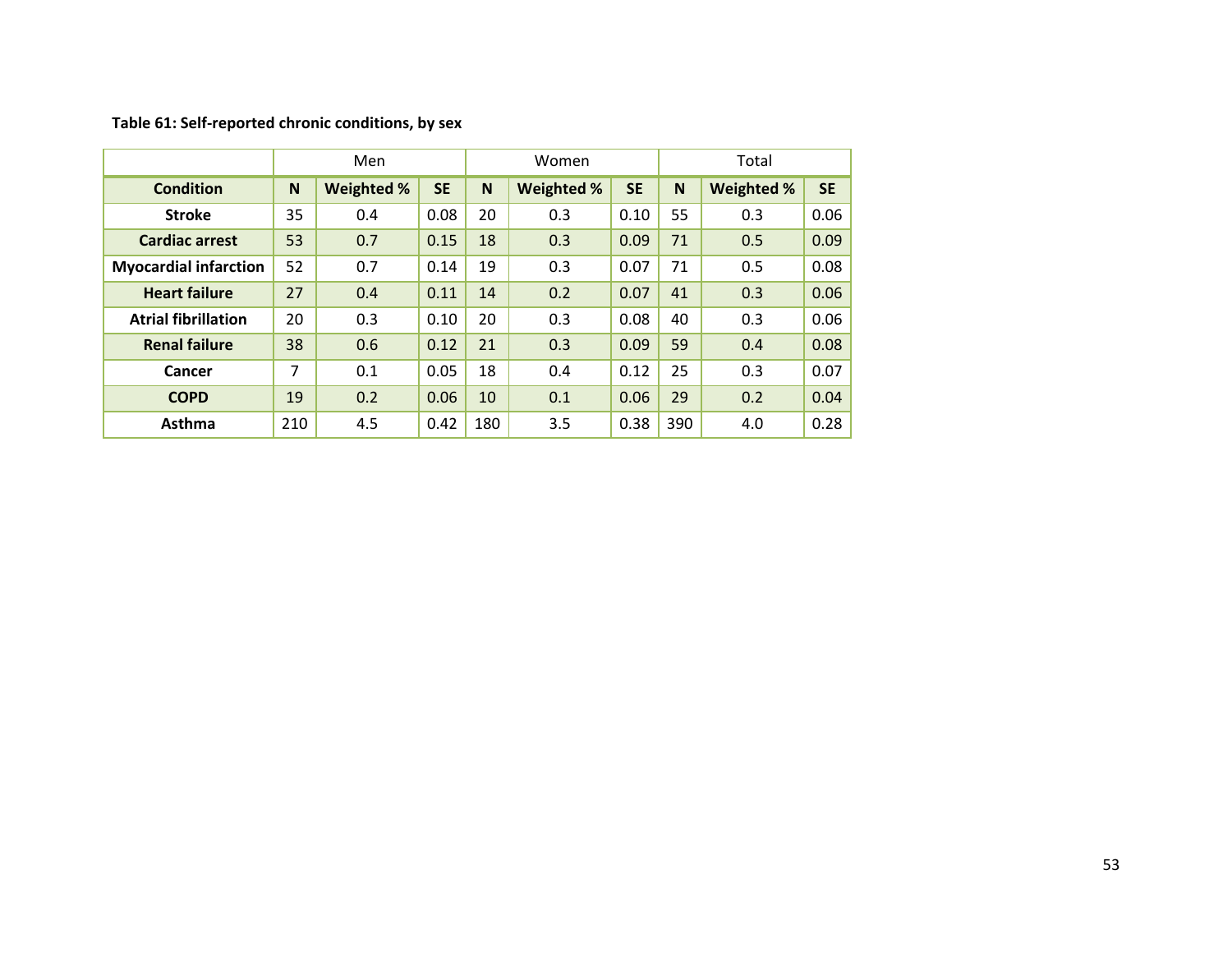**Table 61: Self-reported chronic conditions, by sex**

| | Men | | | Women | | | Total | | |
|---|---|---|---|---|---|---|---|---|---|
| **Condition** | **N** | **Weighted %** | **SE** | **N** | **Weighted %** | **SE** | **N** | **Weighted %** | **SE** |
| **Stroke** | 35 | 0.4 | 0.08 | 20 | 0.3 | 0.10 | 55 | 0.3 | 0.06 |
| **Cardiac arrest** | 53 | 0.7 | 0.15 | 18 | 0.3 | 0.09 | 71 | 0.5 | 0.09 |
| **Myocardial infarction** | 52 | 0.7 | 0.14 | 19 | 0.3 | 0.07 | 71 | 0.5 | 0.08 |
| **Heart failure** | 27 | 0.4 | 0.11 | 14 | 0.2 | 0.07 | 41 | 0.3 | 0.06 |
| **Atrial fibrillation** | 20 | 0.3 | 0.10 | 20 | 0.3 | 0.08 | 40 | 0.3 | 0.06 |
| **Renal failure** | 38 | 0.6 | 0.12 | 21 | 0.3 | 0.09 | 59 | 0.4 | 0.08 |
| **Cancer** | 7 | 0.1 | 0.05 | 18 | 0.4 | 0.12 | 25 | 0.3 | 0.07 |
| **COPD** | 19 | 0.2 | 0.06 | 10 | 0.1 | 0.06 | 29 | 0.2 | 0.04 |
| **Asthma** | 210 | 4.5 | 0.42 | 180 | 3.5 | 0.38 | 390 | 4.0 | 0.28 |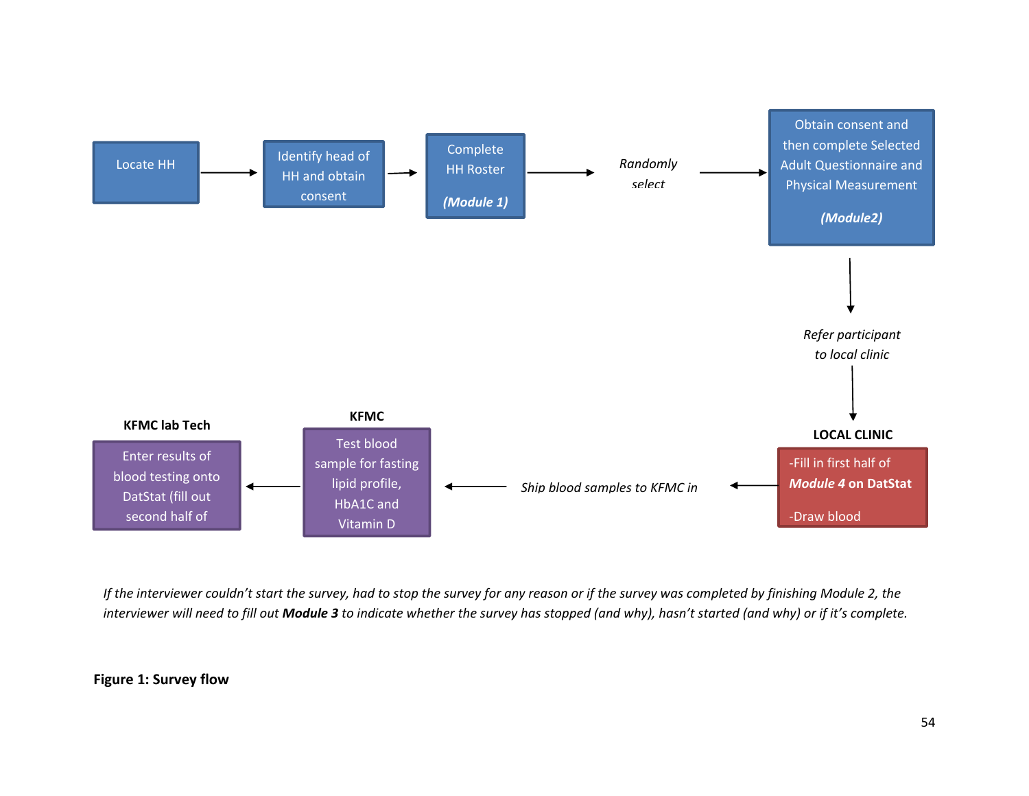Locate HH → Identify head of HH and obtain consent → Complete HH Roster ***(Module 1)*** → *Randomly select* → Obtain consent and then complete Selected Adult Questionnaire and Physical Measurement ***(Module2)***

↓

*Refer participant to local clinic*

↓

**LOCAL CLINIC**

-Fill in first half of ***Module 4* on DatStat**

-Draw blood

→ *Ship blood samples to KFMC in*

→ **KFMC**

Test blood sample for fasting lipid profile, HbA1C and Vitamin D

→ **KFMC lab Tech**

Enter results of blood testing onto DatStat (fill out second half of

*If the interviewer couldn't start the survey, had to stop the survey for any reason or if the survey was completed by finishing Module 2, the interviewer will need to fill out* ***Module 3*** *to indicate whether the survey has stopped (and why), hasn't started (and why) or if it's complete.*

**Figure 1: Survey flow**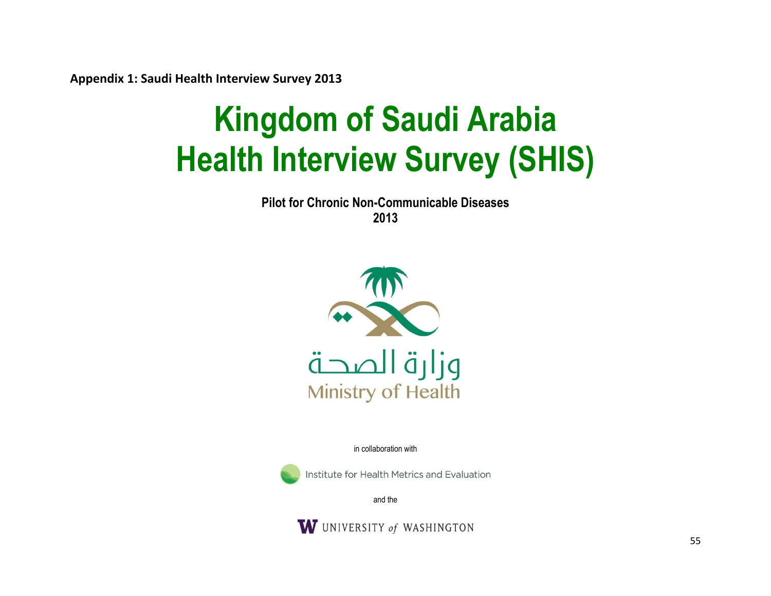**Appendix 1: Saudi Health Interview Survey 2013**

# Kingdom of Saudi Arabia
# Health Interview Survey (SHIS)

**Pilot for Chronic Non-Communicable Diseases**
**2013**

وزارة الصحة
Ministry of Health

in collaboration with

Institute for Health Metrics and Evaluation

and the

UNIVERSITY *of* WASHINGTON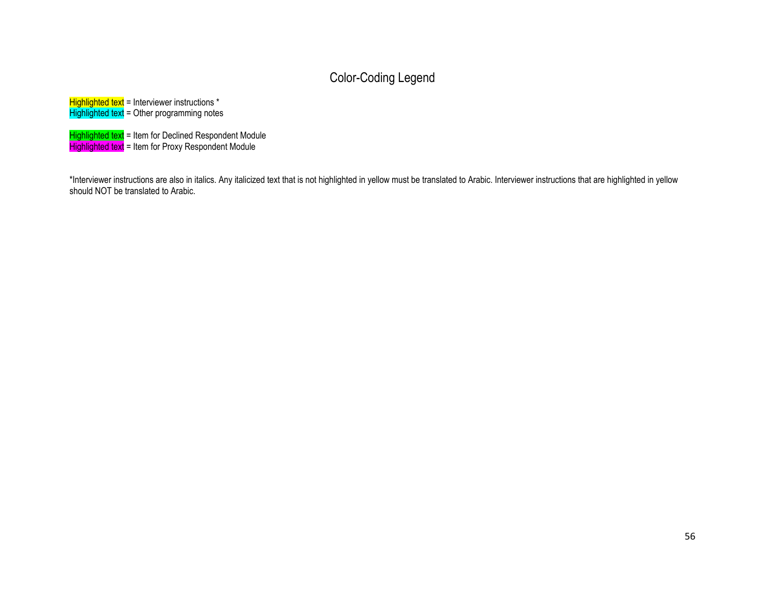# Color-Coding Legend

Highlighted text = Interviewer instructions *
Highlighted text = Other programming notes

Highlighted text = Item for Declined Respondent Module
Highlighted text = Item for Proxy Respondent Module

*Interviewer instructions are also in italics. Any italicized text that is not highlighted in yellow must be translated to Arabic. Interviewer instructions that are highlighted in yellow should NOT be translated to Arabic.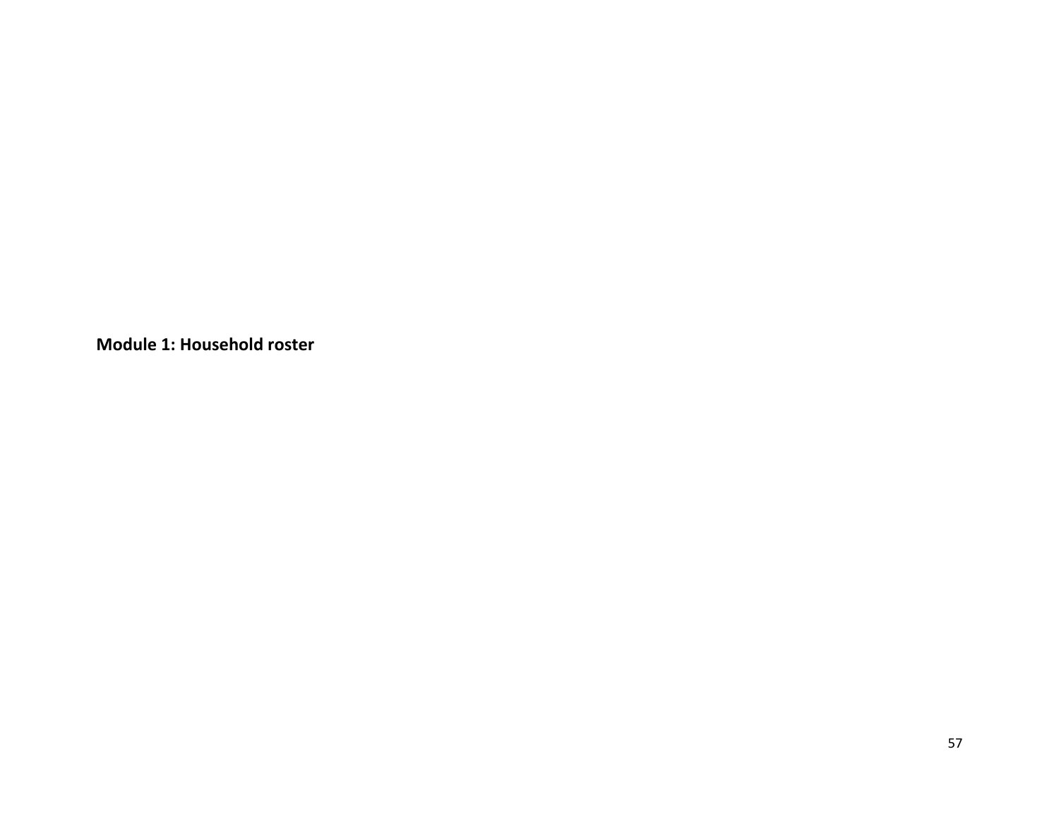**Module 1: Household roster**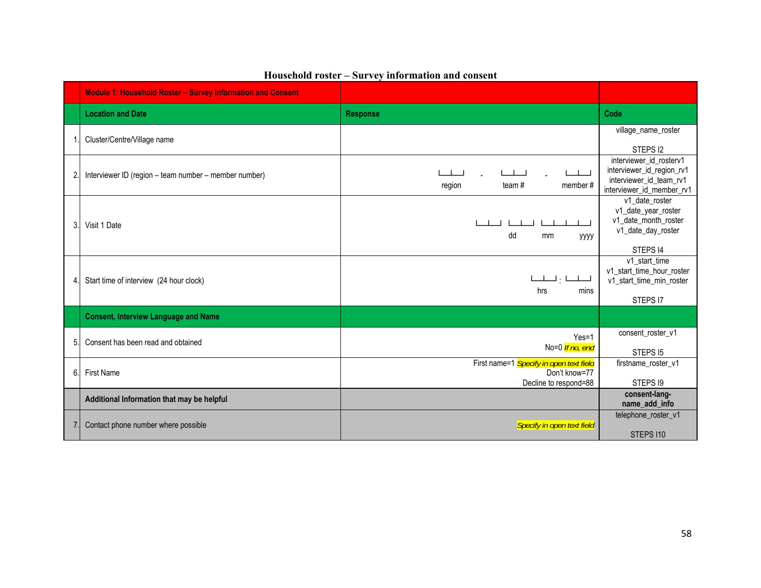## Household roster – Survey information and consent

| | Module 1: Household Roster – Survey Information and Consent | | |
|---|---|---|---|
| | **Location and Date** | **Response** | **Code** |
| 1. | Cluster/Centre/Village name | | village_name_roster<br><br>STEPS I2 |
| 2. | Interviewer ID (region – team number – member number) | └─┴─┘ - └─┴─┘ - └─┴─┘<br>region team # member # | interviewer_id_rosterv1<br>interviewer_id_region_rv1<br>interviewer_id_team_rv1<br>interviewer_id_member_rv1 |
| 3. | Visit 1 Date | └─┴─┘ └─┴─┘ └─┴─┴─┴─┘<br>dd mm yyyy | v1_date_roster<br>v1_date_year_roster<br>v1_date_month_roster<br>v1_date_day_roster<br><br>STEPS I4 |
| 4. | Start time of interview (24 hour clock) | └─┴─┘ : └─┴─┘<br>hrs mins | v1_start_time<br>v1_start_time_hour_roster<br>v1_start_time_min_roster<br><br>STEPS I7 |
| | **Consent, Interview Language and Name** | | |
| 5. | Consent has been read and obtained | Yes=1<br>No=0 *If no, end* | consent_roster_v1<br><br>STEPS I5 |
| 6. | First Name | First name=1 *Specify in open text field*<br>Don't know=77<br>Decline to respond=88 | firstname_roster_v1<br><br>STEPS I9 |
| | **Additional Information that may be helpful** | | **consent-lang-name_add_info** |
| 7. | Contact phone number where possible | *Specify in open text field* | telephone_roster_v1<br><br>STEPS I10 |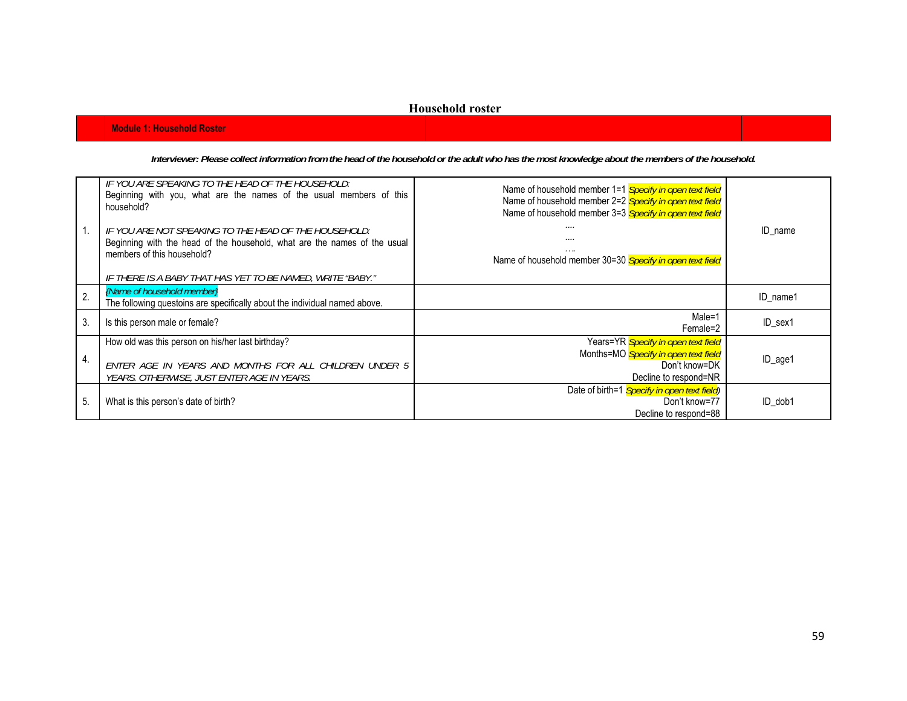# Household roster

| | Module 1: Household Roster | | |
|---|---|---|---|

***Interviewer: Please collect information from the head of the household or the adult who has the most knowledge about the members of the household.***

| | | | |
|---|---|---|---|
| 1. | *IF YOU ARE SPEAKING TO THE HEAD OF THE HOUSEHOLD:* Beginning with you, what are the names of the usual members of this household? *IF YOU ARE NOT SPEAKING TO THE HEAD OF THE HOUSEHOLD:* Beginning with the head of the household, what are the names of the usual members of this household? *IF THERE IS A BABY THAT HAS YET TO BE NAMED, WRITE "BABY."* | Name of household member 1=1 *Specify in open text field* Name of household member 2=2 *Specify in open text field* Name of household member 3=3 *Specify in open text field* .... .... …. Name of household member 30=30 *Specify in open text field* | ID_name |
| 2. | *{Name of household member}* The following questoins are specifically about the individual named above. | | ID_name1 |
| 3. | Is this person male or female? | Male=1 Female=2 | ID_sex1 |
| 4. | How old was this person on his/her last birthday? *ENTER AGE IN YEARS AND MONTHS FOR ALL CHILDREN UNDER 5 YEARS. OTHERWISE, JUST ENTER AGE IN YEARS.* | Years=YR *Specify in open text field* Months=MO *Specify in open text field* Don't know=DK Decline to respond=NR | ID_age1 |
| 5. | What is this person's date of birth? | Date of birth=1 *Specify in open text field*) Don't know=77 Decline to respond=88 | ID_dob1 |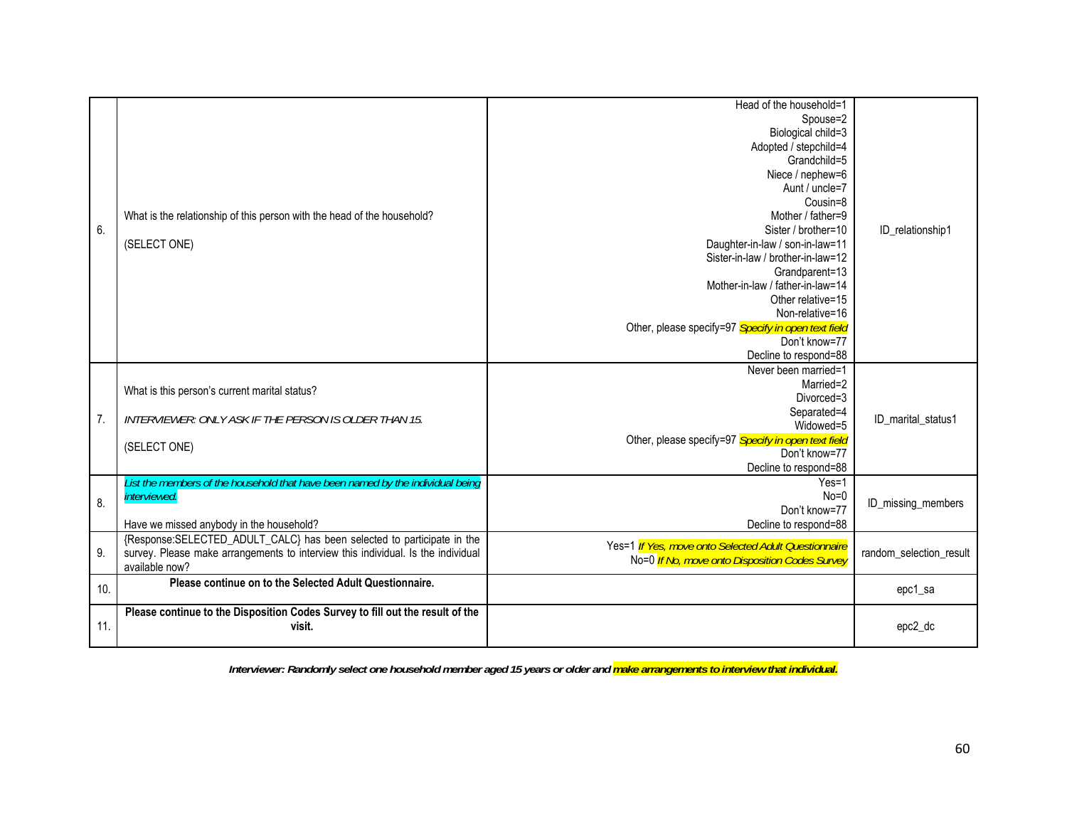| | | | |
|---|---|---|---|
| 6. | What is the relationship of this person with the head of the household?<br><br>(SELECT ONE) | Head of the household=1<br>Spouse=2<br>Biological child=3<br>Adopted / stepchild=4<br>Grandchild=5<br>Niece / nephew=6<br>Aunt / uncle=7<br>Cousin=8<br>Mother / father=9<br>Sister / brother=10<br>Daughter-in-law / son-in-law=11<br>Sister-in-law / brother-in-law=12<br>Grandparent=13<br>Mother-in-law / father-in-law=14<br>Other relative=15<br>Non-relative=16<br>Other, please specify=97 *Specify in open text field*<br>Don't know=77<br>Decline to respond=88 | ID_relationship1 |
| 7. | What is this person's current marital status?<br><br>*INTERVIEWER: ONLY ASK IF THE PERSON IS OLDER THAN 15.*<br><br>(SELECT ONE) | Never been married=1<br>Married=2<br>Divorced=3<br>Separated=4<br>Widowed=5<br>Other, please specify=97 *Specify in open text field*<br>Don't know=77<br>Decline to respond=88 | ID_marital_status1 |
| 8. | *List the members of the household that have been named by the individual being interviewed.*<br><br>Have we missed anybody in the household? | Yes=1<br>No=0<br>Don't know=77<br>Decline to respond=88 | ID_missing_members |
| 9. | {Response:SELECTED_ADULT_CALC} has been selected to participate in the survey. Please make arrangements to interview this individual. Is the individual available now? | Yes=1 *If Yes, move onto Selected Adult Questionnaire*<br>No=0 *If No, move onto Disposition Codes Survey* | random_selection_result |
| 10. | **Please continue on to the Selected Adult Questionnaire.** | | epc1_sa |
| 11. | **Please continue to the Disposition Codes Survey to fill out the result of the visit.** | | epc2_dc |

***Interviewer: Randomly select one household member aged 15 years or older and make arrangements to interview that individual.***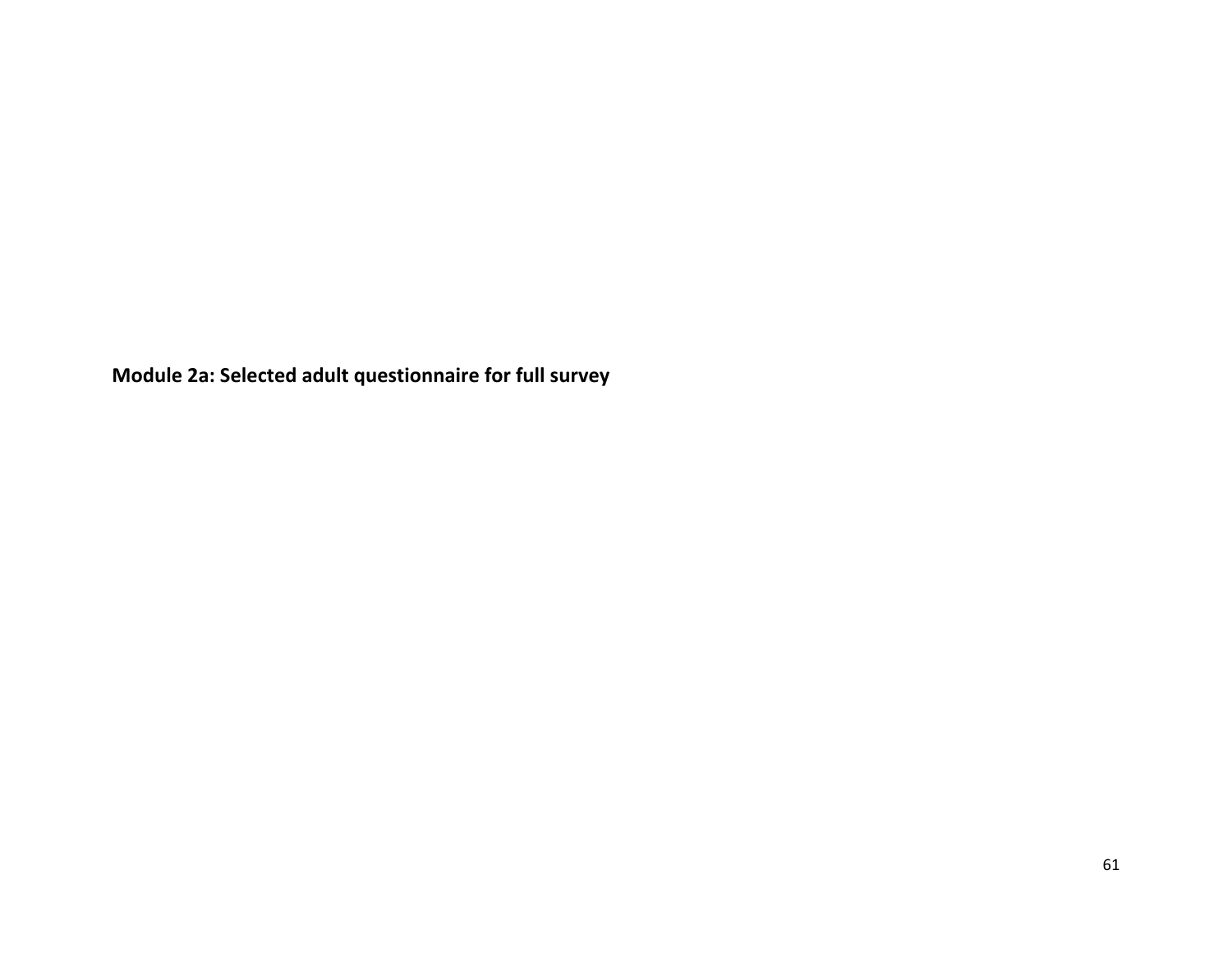## Module 2a: Selected adult questionnaire for full survey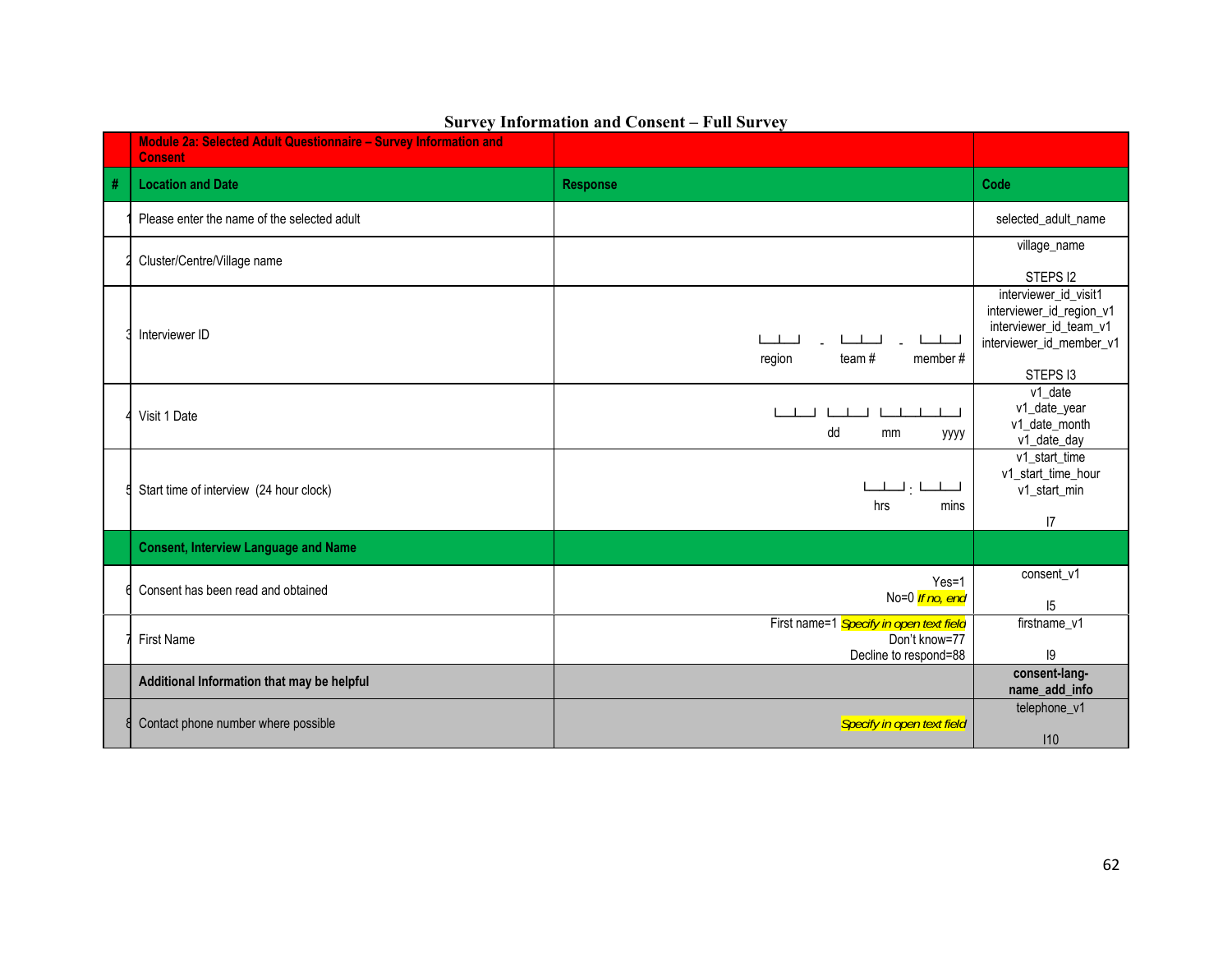**Survey Information and Consent – Full Survey**

| | **Module 2a: Selected Adult Questionnaire – Survey Information and Consent** | | |
|---|---|---|---|
| **#** | **Location and Date** | **Response** | **Code** |
| 1 | Please enter the name of the selected adult | | selected_adult_name |
| 2 | Cluster/Centre/Village name | | village_name<br><br>STEPS I2 |
| 3 | Interviewer ID | └─┴─┘ - └─┴─┘ - └─┴─┘<br>region team # member # | interviewer_id_visit1<br>interviewer_id_region_v1<br>interviewer_id_team_v1<br>interviewer_id_member_v1<br><br>STEPS I3 |
| 4 | Visit 1 Date | └─┴─┘ └─┴─┘ └─┴─┴─┴─┘<br>dd mm yyyy | v1_date<br>v1_date_year<br>v1_date_month<br>v1_date_day |
| 5 | Start time of interview (24 hour clock) | └─┴─┘ : └─┴─┘<br>hrs mins | v1_start_time<br>v1_start_time_hour<br>v1_start_min<br><br>I7 |
| | **Consent, Interview Language and Name** | | |
| 6 | Consent has been read and obtained | Yes=1<br>No=0 *If no, end* | consent_v1<br><br>I5 |
| 7 | First Name | First name=1 *Specify in open text field*<br>Don't know=77<br>Decline to respond=88 | firstname_v1<br><br>I9 |
| | **Additional Information that may be helpful** | | **consent-lang-name_add_info** |
| 8 | Contact phone number where possible | *Specify in open text field* | telephone_v1<br><br>I10 |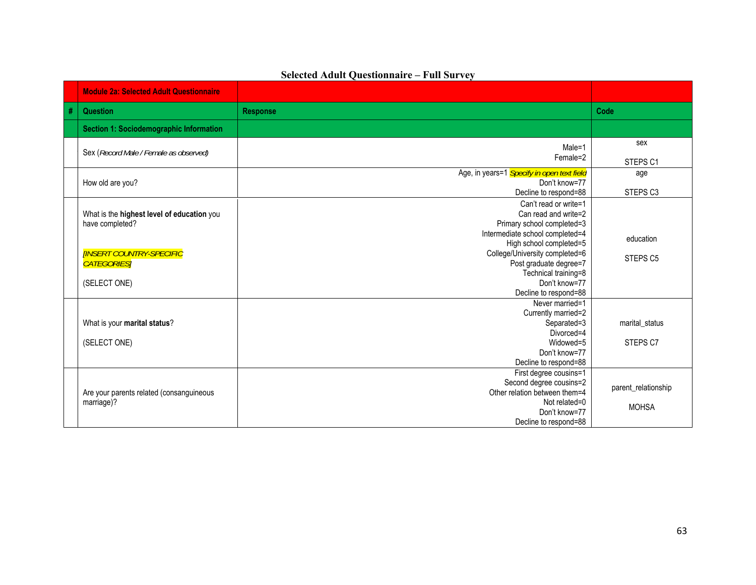**Selected Adult Questionnaire – Full Survey**

| # | Question | Response | Code |
|---|---|---|---|
| | **Module 2a: Selected Adult Questionnaire** | | |
| # | **Question** | **Response** | **Code** |
| | **Section 1: Sociodemographic Information** | | |
| | Sex (*Record Male / Female as observed*) | Male=1<br>Female=2 | sex<br><br>STEPS C1 |
| | How old are you? | Age, in years=1 *Specify in open text field*<br>Don't know=77<br>Decline to respond=88 | age<br><br>STEPS C3 |
| | What is the **highest level of education** you have completed?<br><br>*[INSERT COUNTRY-SPECIFIC CATEGORIES]*<br><br>(SELECT ONE) | Can't read or write=1<br>Can read and write=2<br>Primary school completed=3<br>Intermediate school completed=4<br>High school completed=5<br>College/University completed=6<br>Post graduate degree=7<br>Technical training=8<br>Don't know=77<br>Decline to respond=88 | education<br><br>STEPS C5 |
| | What is your **marital status**?<br><br>(SELECT ONE) | Never married=1<br>Currently married=2<br>Separated=3<br>Divorced=4<br>Widowed=5<br>Don't know=77<br>Decline to respond=88 | marital_status<br><br>STEPS C7 |
| | Are your parents related (consanguineous marriage)? | First degree cousins=1<br>Second degree cousins=2<br>Other relation between them=4<br>Not related=0<br>Don't know=77<br>Decline to respond=88 | parent_relationship<br><br>MOHSA |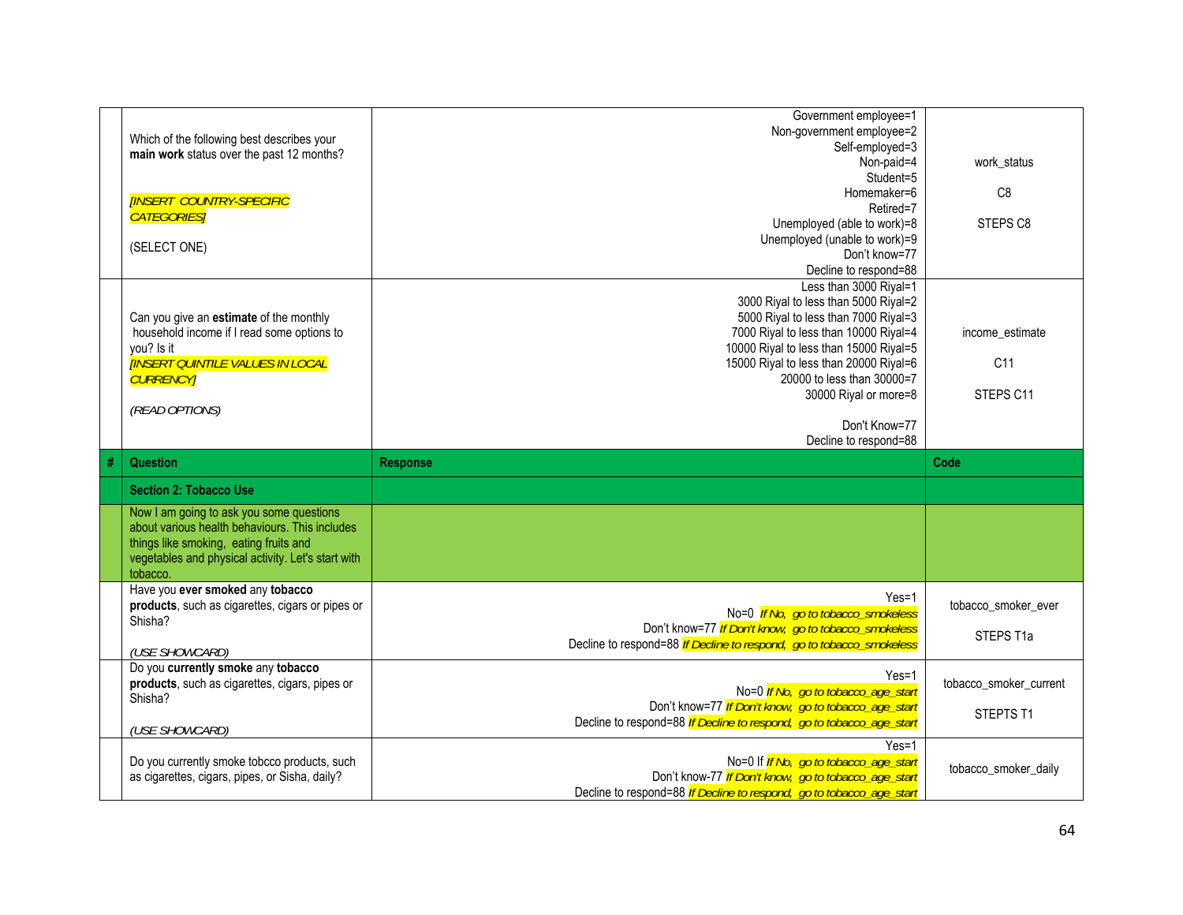| # | Question | Response | Code |
|---|---|---|---|
| | Which of the following best describes your **main work** status over the past 12 months?<br><br>*[INSERT COUNTRY-SPECIFIC CATEGORIES]*<br><br>(SELECT ONE) | Government employee=1<br>Non-government employee=2<br>Self-employed=3<br>Non-paid=4<br>Student=5<br>Homemaker=6<br>Retired=7<br>Unemployed (able to work)=8<br>Unemployed (unable to work)=9<br>Don't know=77<br>Decline to respond=88 | work_status<br><br>C8<br><br>STEPS C8 |
| | Can you give an **estimate** of the monthly household income if I read some options to you? Is it<br>*[INSERT QUINTILE VALUES IN LOCAL CURRENCY]*<br><br>*(READ OPTIONS)* | Less than 3000 Riyal=1<br>3000 Riyal to less than 5000 Riyal=2<br>5000 Riyal to less than 7000 Riyal=3<br>7000 Riyal to less than 10000 Riyal=4<br>10000 Riyal to less than 15000 Riyal=5<br>15000 Riyal to less than 20000 Riyal=6<br>20000 to less than 30000=7<br>30000 Riyal or more=8<br><br>Don't Know=77<br>Decline to respond=88 | income_estimate<br><br>C11<br><br>STEPS C11 |
| **#** | **Question** | **Response** | **Code** |
| | **Section 2: Tobacco Use** | | |
| | Now I am going to ask you some questions about various health behaviours. This includes things like smoking, eating fruits and vegetables and physical activity. Let's start with tobacco. | | |
| | Have you **ever smoked** any **tobacco products**, such as cigarettes, cigars or pipes or Shisha?<br><br>*(USE SHOWCARD)* | Yes=1<br>No=0 *If No, go to tobacco_smokeless*<br>Don't know=77 *If Don't know, go to tobacco_smokeless*<br>Decline to respond=88 *If Decline to respond, go to tobacco_smokeless* | tobacco_smoker_ever<br><br>STEPS T1a |
| | Do you **currently smoke** any **tobacco products**, such as cigarettes, cigars, pipes or Shisha?<br><br>*(USE SHOWCARD)* | Yes=1<br>No=0 *If No, go to tobacco_age_start*<br>Don't know=77 *If Don't know, go to tobacco_age_start*<br>Decline to respond=88 *If Decline to respond, go to tobacco_age_start* | tobacco_smoker_current<br><br>STEPTS T1 |
| | Do you currently smoke tobcco products, such as cigarettes, cigars, pipes, or Sisha, daily? | Yes=1<br>No=0 If *If No, go to tobacco_age_start*<br>Don't know-77 *If Don't know, go to tobacco_age_start*<br>Decline to respond=88 *If Decline to respond, go to tobacco_age_start* | tobacco_smoker_daily |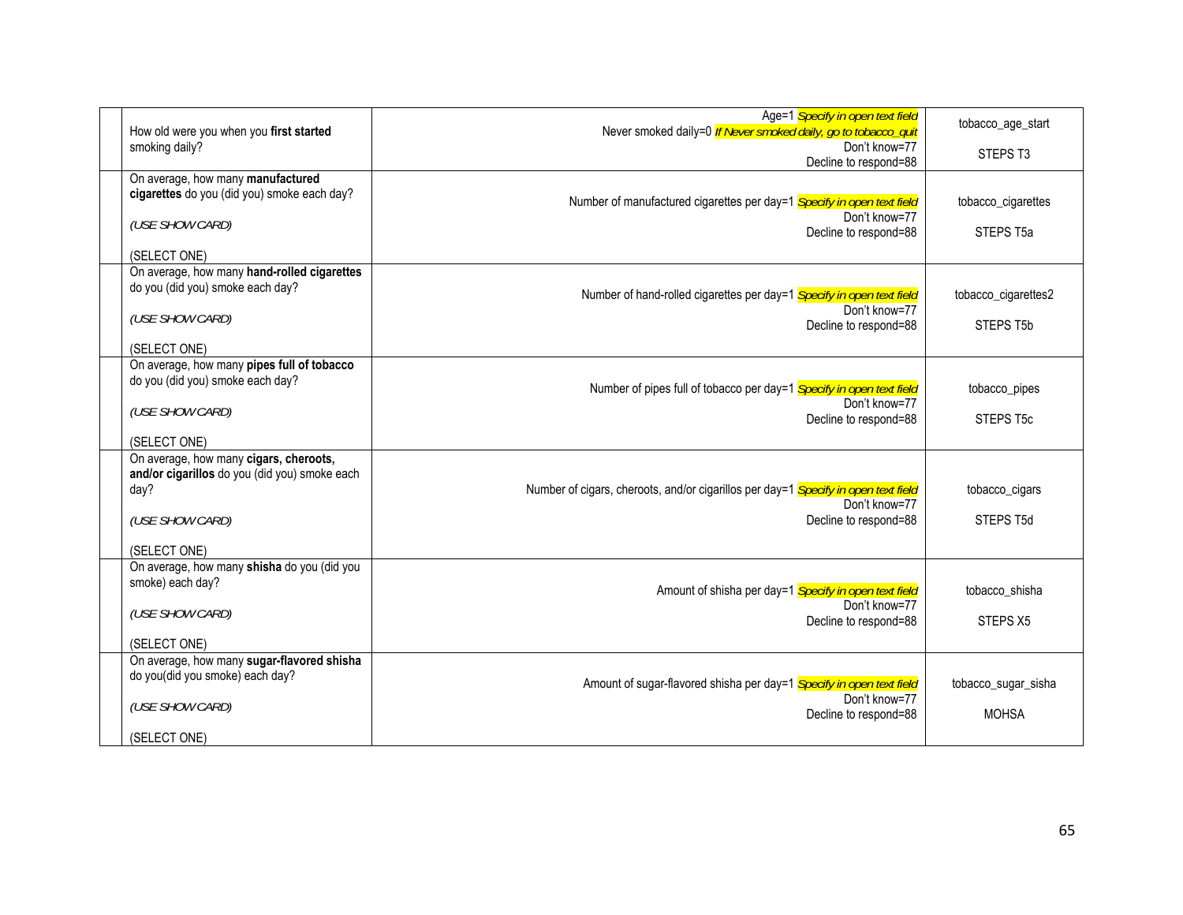| | | | |
|---|---|---|---|
| | How old were you when you **first started** smoking daily? | Age=1 *Specify in open text field*<br>Never smoked daily=0 *If Never smoked daily, go to tobacco_quit*<br>Don't know=77<br>Decline to respond=88 | tobacco_age_start<br><br>STEPS T3 |
| | On average, how many **manufactured cigarettes** do you (did you) smoke each day?<br><br>*(USE SHOW CARD)*<br><br>(SELECT ONE) | Number of manufactured cigarettes per day=1 *Specify in open text field*<br>Don't know=77<br>Decline to respond=88 | tobacco_cigarettes<br><br>STEPS T5a |
| | On average, how many **hand-rolled cigarettes** do you (did you) smoke each day?<br><br>*(USE SHOW CARD)*<br><br>(SELECT ONE) | Number of hand-rolled cigarettes per day=1 *Specify in open text field*<br>Don't know=77<br>Decline to respond=88 | tobacco_cigarettes2<br><br>STEPS T5b |
| | On average, how many **pipes full of tobacco** do you (did you) smoke each day?<br><br>*(USE SHOW CARD)*<br><br>(SELECT ONE) | Number of pipes full of tobacco per day=1 *Specify in open text field*<br>Don't know=77<br>Decline to respond=88 | tobacco_pipes<br><br>STEPS T5c |
| | On average, how many **cigars, cheroots, and/or cigarillos** do you (did you) smoke each day?<br><br>*(USE SHOW CARD)*<br><br>(SELECT ONE) | Number of cigars, cheroots, and/or cigarillos per day=1 *Specify in open text field*<br>Don't know=77<br>Decline to respond=88 | tobacco_cigars<br><br>STEPS T5d |
| | On average, how many **shisha** do you (did you smoke) each day?<br><br>*(USE SHOW CARD)*<br><br>(SELECT ONE) | Amount of shisha per day=1 *Specify in open text field*<br>Don't know=77<br>Decline to respond=88 | tobacco_shisha<br><br>STEPS X5 |
| | On average, how many **sugar-flavored shisha** do you(did you smoke) each day?<br><br>*(USE SHOW CARD)*<br><br>(SELECT ONE) | Amount of sugar-flavored shisha per day=1 *Specify in open text field*<br>Don't know=77<br>Decline to respond=88 | tobacco_sugar_sisha<br><br>MOHSA |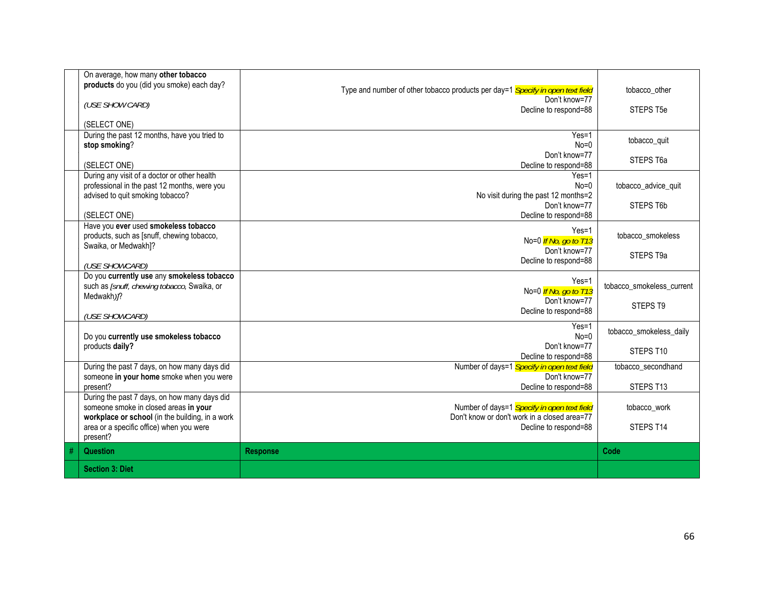| # | Question | Response | Code |
|---|---|---|---|
| | On average, how many **other tobacco products** do you (did you smoke) each day? *(USE SHOW CARD)* (SELECT ONE) | Type and number of other tobacco products per day=1 *Specify in open text field* Don't know=77 Decline to respond=88 | tobacco_other STEPS T5e |
| | During the past 12 months, have you tried to **stop smoking**? (SELECT ONE) | Yes=1 No=0 Don't know=77 Decline to respond=88 | tobacco_quit STEPS T6a |
| | During any visit of a doctor or other health professional in the past 12 months, were you advised to quit smoking tobacco? (SELECT ONE) | Yes=1 No=0 No visit during the past 12 months=2 Don't know=77 Decline to respond=88 | tobacco_advice_quit STEPS T6b |
| | Have you **ever** used **smokeless tobacco** products, such as [snuff, chewing tobacco, Swaika, or Medwakh]? *(USE SHOWCARD)* | Yes=1 No=0 *If No, go to T13* Don't know=77 Decline to respond=88 | tobacco_smokeless STEPS T9a |
| | Do you **currently use** any **smokeless tobacco** such as *[snuff, chewing tobacco,* Swaika, or Medwakh*)]*? *(USE SHOWCARD)* | Yes=1 No=0 *If No, go to T13* Don't know=77 Decline to respond=88 | tobacco_smokeless_current STEPS T9 |
| | Do you **currently use smokeless tobacco** products **daily?** | Yes=1 No=0 Don't know=77 Decline to respond=88 | tobacco_smokeless_daily STEPS T10 |
| | During the past 7 days, on how many days did someone **in your home** smoke when you were present? | Number of days=1 *Specify in open text field* Don't know=77 Decline to respond=88 | tobacco_secondhand STEPS T13 |
| | During the past 7 days, on how many days did someone smoke in closed areas **in your workplace or school** (in the building, in a work area or a specific office) when you were present? | Number of days=1 *Specify in open text field* Don't know or don't work in a closed area=77 Decline to respond=88 | tobacco_work STEPS T14 |
| **#** | **Question** | **Response** | **Code** |
| | **Section 3: Diet** | | |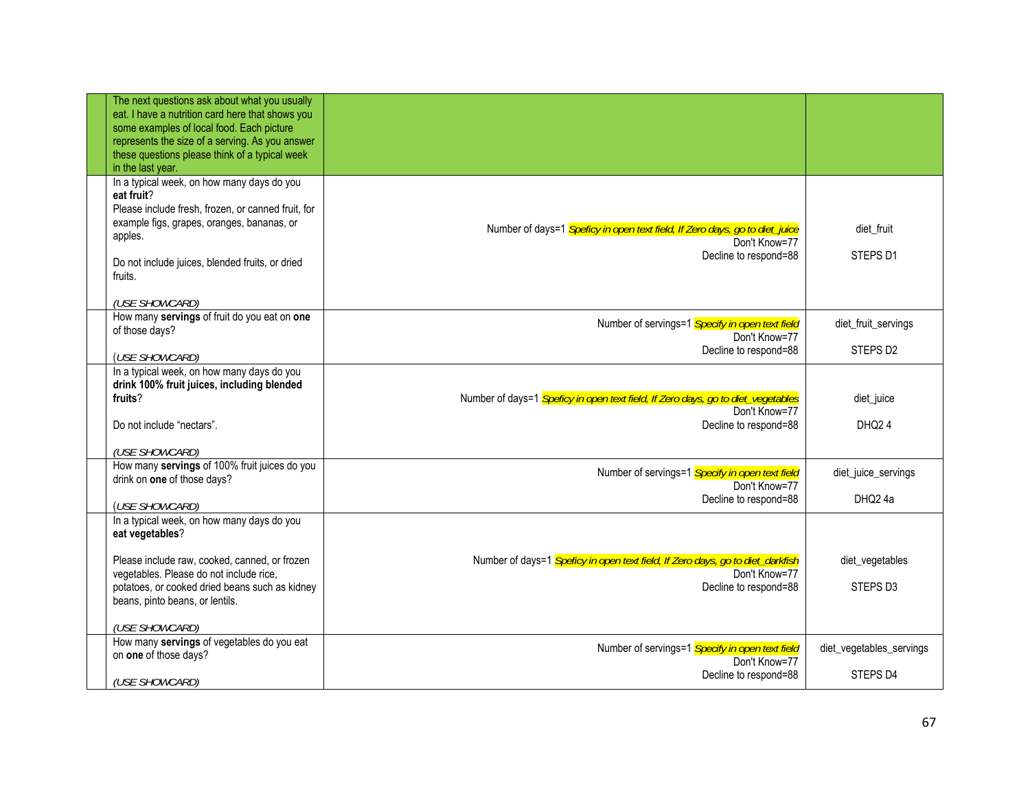| | | | |
|---|---|---|---|
| | The next questions ask about what you usually eat. I have a nutrition card here that shows you some examples of local food. Each picture represents the size of a serving. As you answer these questions please think of a typical week in the last year. | | |
| | In a typical week, on how many days do you **eat fruit**?<br>Please include fresh, frozen, or canned fruit, for example figs, grapes, oranges, bananas, or apples.<br><br>Do not include juices, blended fruits, or dried fruits.<br><br>*(USE SHOWCARD)* | Number of days=1 *Speficy in open text field, If Zero days, go to diet_juice*<br>Don't Know=77<br>Decline to respond=88 | diet_fruit<br><br>STEPS D1 |
| | How many **servings** of fruit do you eat on **one** of those days?<br><br>(*USE SHOWCARD)* | Number of servings=1 *Specify in open text field*<br>Don't Know=77<br>Decline to respond=88 | diet_fruit_servings<br><br>STEPS D2 |
| | In a typical week, on how many days do you **drink 100% fruit juices, including blended fruits**?<br><br>Do not include "nectars".<br><br>*(USE SHOWCARD)* | Number of days=1 *Speficy in open text field, If Zero days, go to diet_vegetables*<br>Don't Know=77<br>Decline to respond=88 | diet_juice<br><br>DHQ2 4 |
| | How many **servings** of 100% fruit juices do you drink on **one** of those days?<br><br>(*USE SHOWCARD)* | Number of servings=1 *Specify in open text field*<br>Don't Know=77<br>Decline to respond=88 | diet_juice_servings<br><br>DHQ2 4a |
| | In a typical week, on how many days do you **eat vegetables**?<br><br>Please include raw, cooked, canned, or frozen vegetables. Please do not include rice, potatoes, or cooked dried beans such as kidney beans, pinto beans, or lentils.<br><br>*(USE SHOWCARD)* | Number of days=1 *Speficy in open text field, If Zero days, go to diet_darkfish*<br>Don't Know=77<br>Decline to respond=88 | diet_vegetables<br><br>STEPS D3 |
| | How many **servings** of vegetables do you eat on **one** of those days?<br><br>*(USE SHOWCARD)* | Number of servings=1 *Specify in open text field*<br>Don't Know=77<br>Decline to respond=88 | diet_vegetables_servings<br><br>STEPS D4 |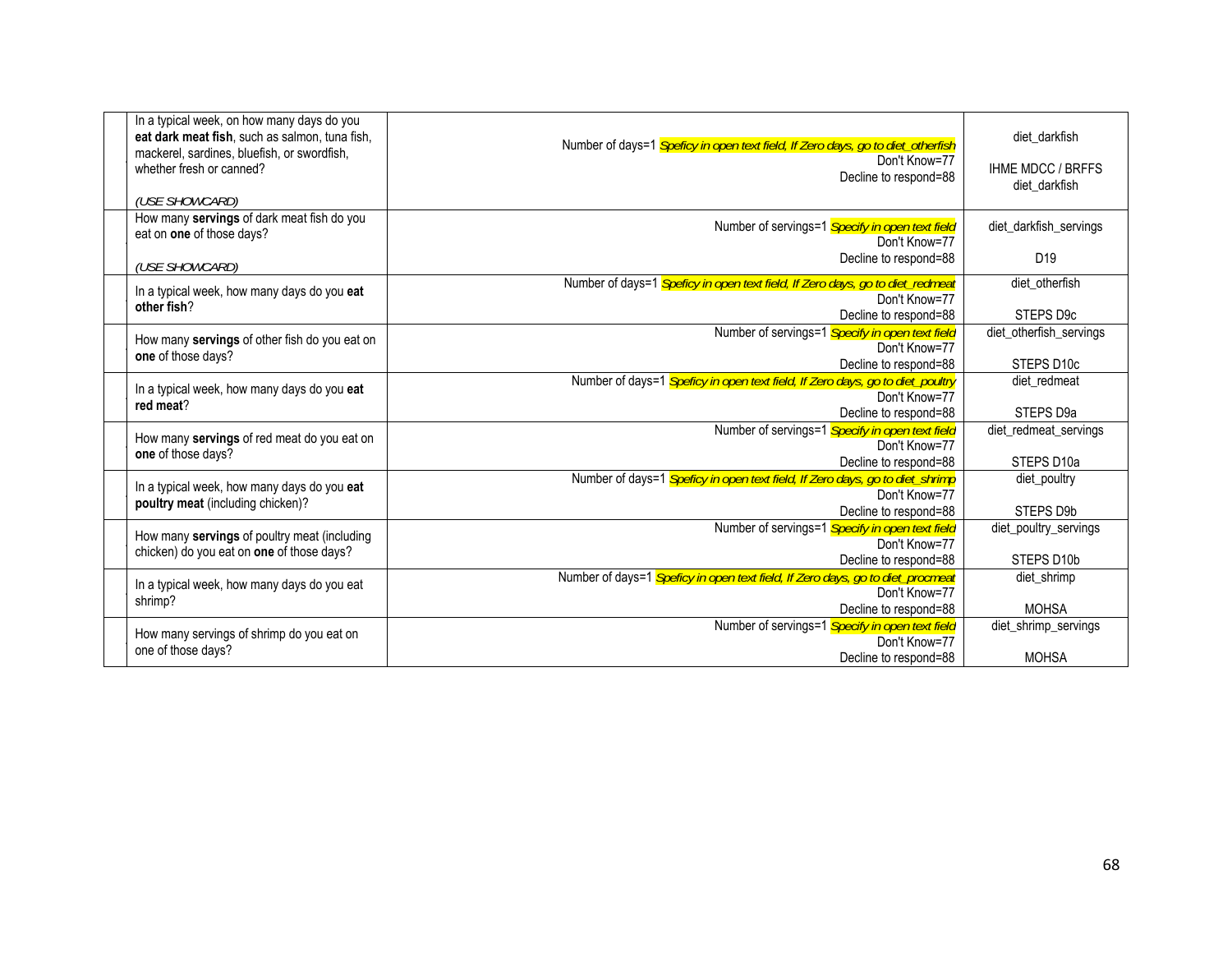| | | | |
|---|---|---|---|
| | In a typical week, on how many days do you **eat dark meat fish**, such as salmon, tuna fish, mackerel, sardines, bluefish, or swordfish, whether fresh or canned?<br><br>*(USE SHOWCARD)* | Number of days=1 *Speficy in open text field, If Zero days, go to diet_otherfish*<br>Don't Know=77<br>Decline to respond=88 | diet_darkfish<br><br>IHME MDCC / BRFFS<br>diet_darkfish |
| | How many **servings** of dark meat fish do you eat on **one** of those days?<br><br>*(USE SHOWCARD)* | Number of servings=1 *Specify in open text field*<br>Don't Know=77<br>Decline to respond=88 | diet_darkfish_servings<br><br>D19 |
| | In a typical week, how many days do you **eat other fish**? | Number of days=1 *Speficy in open text field, If Zero days, go to diet_redmeat*<br>Don't Know=77<br>Decline to respond=88 | diet_otherfish<br><br>STEPS D9c |
| | How many **servings** of other fish do you eat on **one** of those days? | Number of servings=1 *Specify in open text field*<br>Don't Know=77<br>Decline to respond=88 | diet_otherfish_servings<br><br>STEPS D10c |
| | In a typical week, how many days do you **eat red meat**? | Number of days=1 *Speficy in open text field, If Zero days, go to diet_poultry*<br>Don't Know=77<br>Decline to respond=88 | diet_redmeat<br><br>STEPS D9a |
| | How many **servings** of red meat do you eat on **one** of those days? | Number of servings=1 *Specify in open text field*<br>Don't Know=77<br>Decline to respond=88 | diet_redmeat_servings<br><br>STEPS D10a |
| | In a typical week, how many days do you **eat poultry meat** (including chicken)? | Number of days=1 *Speficy in open text field, If Zero days, go to diet_shrimp*<br>Don't Know=77<br>Decline to respond=88 | diet_poultry<br><br>STEPS D9b |
| | How many **servings** of poultry meat (including chicken) do you eat on **one** of those days? | Number of servings=1 *Specify in open text field*<br>Don't Know=77<br>Decline to respond=88 | diet_poultry_servings<br><br>STEPS D10b |
| | In a typical week, how many days do you eat shrimp? | Number of days=1 *Speficy in open text field, If Zero days, go to diet_procmeat*<br>Don't Know=77<br>Decline to respond=88 | diet_shrimp<br><br>MOHSA |
| | How many servings of shrimp do you eat on one of those days? | Number of servings=1 *Specify in open text field*<br>Don't Know=77<br>Decline to respond=88 | diet_shrimp_servings<br><br>MOHSA |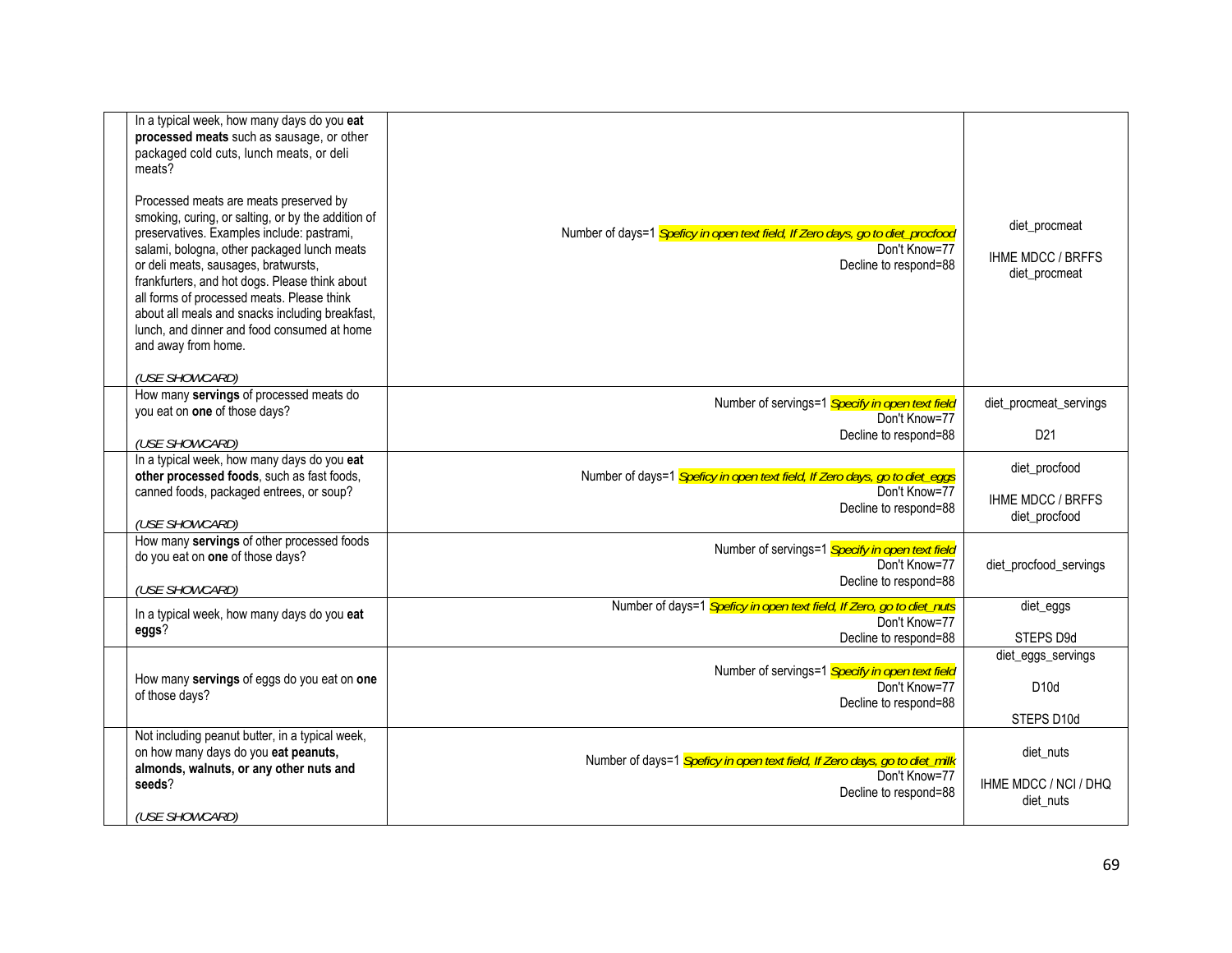| | | | |
|---|---|---|---|
| | In a typical week, how many days do you **eat processed meats** such as sausage, or other packaged cold cuts, lunch meats, or deli meats?<br><br>Processed meats are meats preserved by smoking, curing, or salting, or by the addition of preservatives. Examples include: pastrami, salami, bologna, other packaged lunch meats or deli meats, sausages, bratwursts, frankfurters, and hot dogs. Please think about all forms of processed meats. Please think about all meals and snacks including breakfast, lunch, and dinner and food consumed at home and away from home.<br><br>*(USE SHOWCARD)* | Number of days=1 *Speficy in open text field, If Zero days, go to diet_procfood*<br>Don't Know=77<br>Decline to respond=88 | diet_procmeat<br><br>IHME MDCC / BRFFS diet_procmeat |
| | How many **servings** of processed meats do you eat on **one** of those days?<br><br>*(USE SHOWCARD)* | Number of servings=1 *Specify in open text field*<br>Don't Know=77<br>Decline to respond=88 | diet_procmeat_servings<br><br>D21 |
| | In a typical week, how many days do you **eat other processed foods**, such as fast foods, canned foods, packaged entrees, or soup?<br><br>*(USE SHOWCARD)* | Number of days=1 *Speficy in open text field, If Zero days, go to diet_eggs*<br>Don't Know=77<br>Decline to respond=88 | diet_procfood<br><br>IHME MDCC / BRFFS diet_procfood |
| | How many **servings** of other processed foods do you eat on **one** of those days?<br><br>*(USE SHOWCARD)* | Number of servings=1 *Specify in open text field*<br>Don't Know=77<br>Decline to respond=88 | diet_procfood_servings |
| | In a typical week, how many days do you **eat eggs**? | Number of days=1 *Speficy in open text field, If Zero, go to diet_nuts*<br>Don't Know=77<br>Decline to respond=88 | diet_eggs<br><br>STEPS D9d |
| | How many **servings** of eggs do you eat on **one** of those days? | Number of servings=1 *Specify in open text field*<br>Don't Know=77<br>Decline to respond=88 | diet_eggs_servings<br><br>D10d<br><br>STEPS D10d |
| | Not including peanut butter, in a typical week, on how many days do you **eat peanuts, almonds, walnuts, or any other nuts and seeds**?<br><br>*(USE SHOWCARD)* | Number of days=1 *Speficy in open text field, If Zero days, go to diet_milk*<br>Don't Know=77<br>Decline to respond=88 | diet_nuts<br><br>IHME MDCC / NCI / DHQ diet_nuts |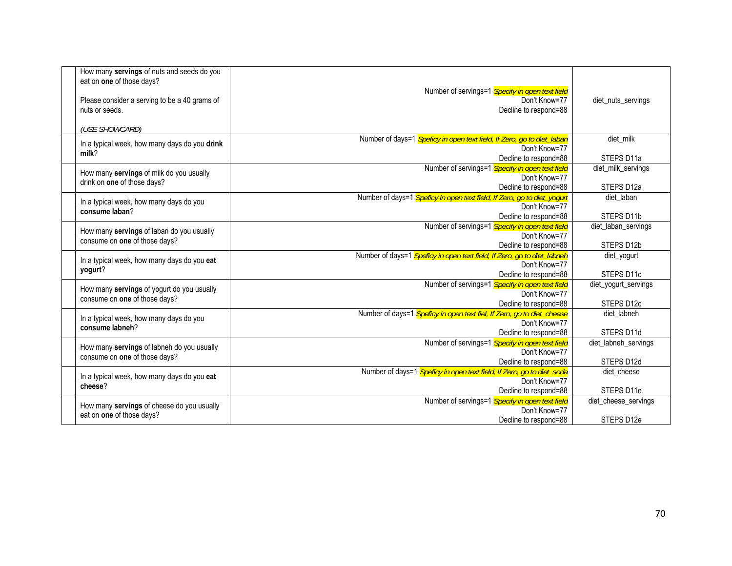|  | Question | Response | Code |
|---|---|---|---|
|  | How many **servings** of nuts and seeds do you eat on **one** of those days?<br><br>Please consider a serving to be a 40 grams of nuts or seeds.<br><br>*(USE SHOWCARD)* | Number of servings=1 *Specify in open text field*<br>Don't Know=77<br>Decline to respond=88 | diet_nuts_servings |
|  | In a typical week, how many days do you **drink milk**? | Number of days=1 *Speficy in open text field, If Zero, go to diet_laban*<br>Don't Know=77<br>Decline to respond=88 | diet_milk<br><br>STEPS D11a |
|  | How many **servings** of milk do you usually drink on **one** of those days? | Number of servings=1 *Specify in open text field*<br>Don't Know=77<br>Decline to respond=88 | diet_milk_servings<br><br>STEPS D12a |
|  | In a typical week, how many days do you **consume laban**? | Number of days=1 *Speficy in open text field, If Zero, go to diet_yogurt*<br>Don't Know=77<br>Decline to respond=88 | diet_laban<br><br>STEPS D11b |
|  | How many **servings** of laban do you usually consume on **one** of those days? | Number of servings=1 *Specify in open text field*<br>Don't Know=77<br>Decline to respond=88 | diet_laban_servings<br><br>STEPS D12b |
|  | In a typical week, how many days do you **eat yogurt**? | Number of days=1 *Speficy in open text field, If Zero, go to diet_labneh*<br>Don't Know=77<br>Decline to respond=88 | diet_yogurt<br><br>STEPS D11c |
|  | How many **servings** of yogurt do you usually consume on **one** of those days? | Number of servings=1 *Specify in open text field*<br>Don't Know=77<br>Decline to respond=88 | diet_yogurt_servings<br><br>STEPS D12c |
|  | In a typical week, how many days do you **consume labneh**? | Number of days=1 *Speficy in open text fiel, If Zero, go to diet_cheese*<br>Don't Know=77<br>Decline to respond=88 | diet_labneh<br><br>STEPS D11d |
|  | How many **servings** of labneh do you usually consume on **one** of those days? | Number of servings=1 *Specify in open text field*<br>Don't Know=77<br>Decline to respond=88 | diet_labneh_servings<br><br>STEPS D12d |
|  | In a typical week, how many days do you **eat cheese**? | Number of days=1 *Speficy in open text field, If Zero, go to diet_soda*<br>Don't Know=77<br>Decline to respond=88 | diet_cheese<br><br>STEPS D11e |
|  | How many **servings** of cheese do you usually eat on **one** of those days? | Number of servings=1 *Specify in open text field*<br>Don't Know=77<br>Decline to respond=88 | diet_cheese_servings<br><br>STEPS D12e |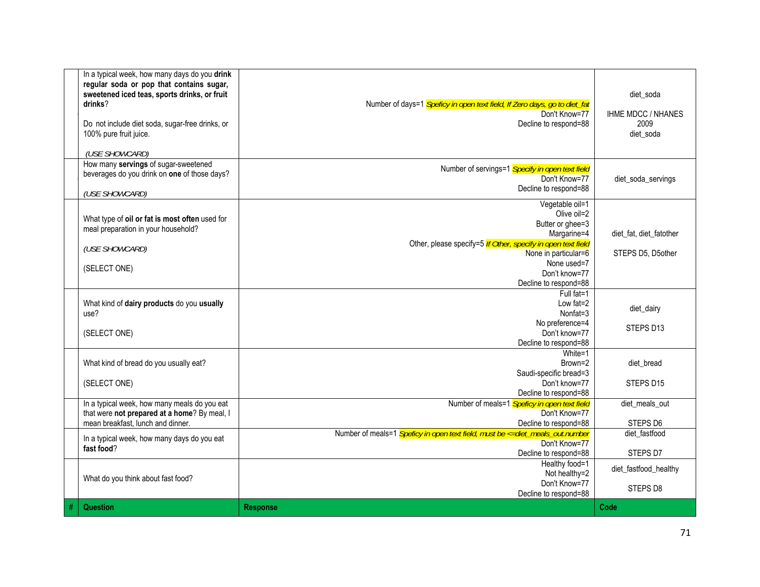| # | Question | Response | Code |
|---|---|---|---|
| | In a typical week, how many days do you **drink regular soda or pop that contains sugar, sweetened iced teas, sports drinks, or fruit drinks**?<br><br>Do not include diet soda, sugar-free drinks, or 100% pure fruit juice.<br><br>*(USE SHOWCARD)* | Number of days=1 *Speficy in open text field, If Zero days, go to diet_fat*<br>Don't Know=77<br>Decline to respond=88 | diet_soda<br><br>IHME MDCC / NHANES 2009<br>diet_soda |
| | How many **servings** of sugar-sweetened beverages do you drink on **one** of those days?<br><br>*(USE SHOWCARD)* | Number of servings=1 *Specify in open text field*<br>Don't Know=77<br>Decline to respond=88 | diet_soda_servings |
| | What type of **oil or fat is most often** used for meal preparation in your household?<br><br>*(USE SHOWCARD)*<br><br>(SELECT ONE) | Vegetable oil=1<br>Olive oil=2<br>Butter or ghee=3<br>Margarine=4<br>Other, please specify=5 *If Other, specify in open text field*<br>None in particular=6<br>None used=7<br>Don't know=77<br>Decline to respond=88 | diet_fat, diet_fatother<br><br>STEPS D5, D5other |
| | What kind of **dairy products** do you **usually** use?<br><br>(SELECT ONE) | Full fat=1<br>Low fat=2<br>Nonfat=3<br>No preference=4<br>Don't know=77<br>Decline to respond=88 | diet_dairy<br><br>STEPS D13 |
| | What kind of bread do you usually eat?<br><br>(SELECT ONE) | White=1<br>Brown=2<br>Saudi-specific bread=3<br>Don't know=77<br>Decline to respond=88 | diet_bread<br><br>STEPS D15 |
| | In a typical week, how many meals do you eat that were **not prepared at a home**? By meal, I mean breakfast, lunch and dinner. | Number of meals=1 *Speficy in open text field*<br>Don't Know=77<br>Decline to respond=88 | diet_meals_out<br><br>STEPS D6 |
| | In a typical week, how many days do you eat **fast food**? | Number of meals=1 *Speficy in open text field, must be <=diet_meals_out.number*<br>Don't Know=77<br>Decline to respond=88 | diet_fastfood<br><br>STEPS D7 |
| | What do you think about fast food? | Healthy food=1<br>Not healthy=2<br>Don't Know=77<br>Decline to respond=88 | diet_fastfood_healthy<br><br>STEPS D8 |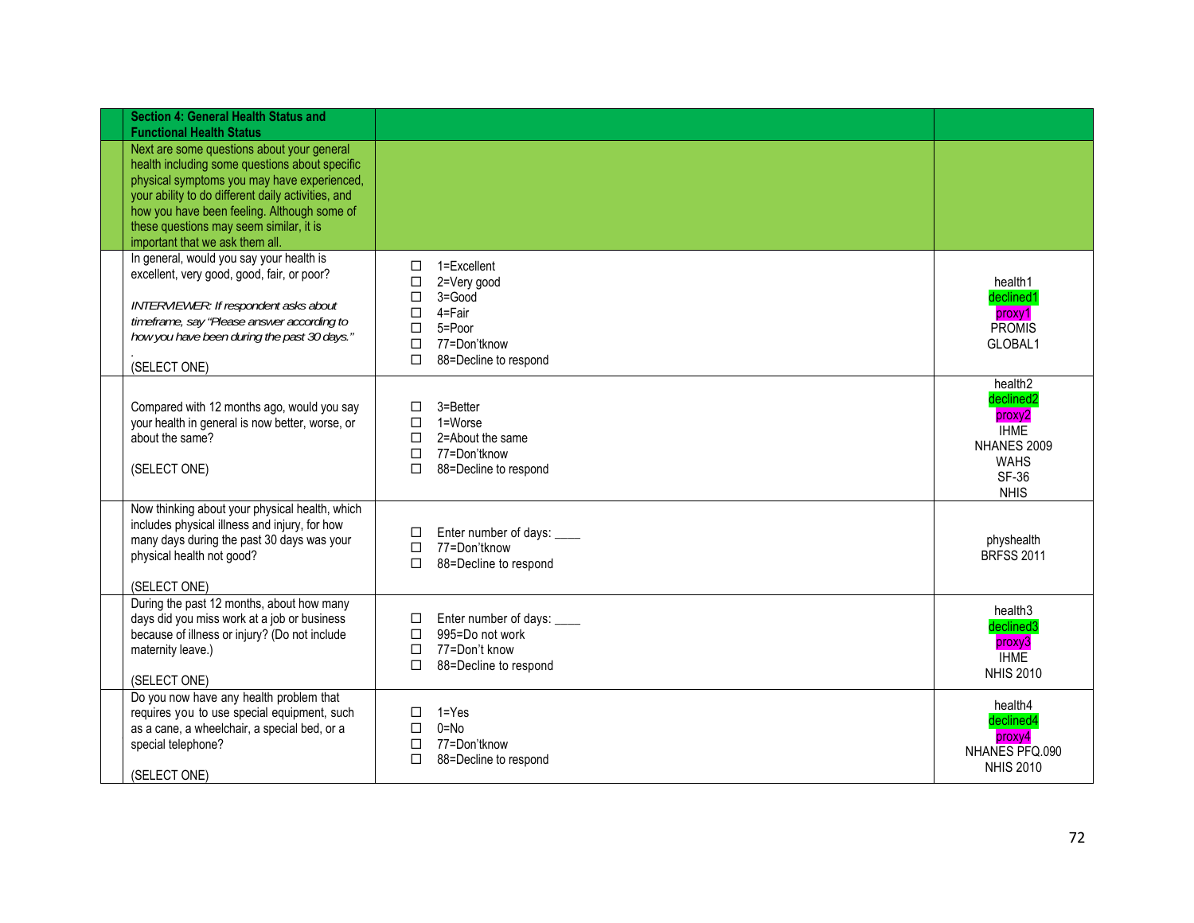| | Section 4: General Health Status and Functional Health Status | | |
|---|---|---|---|
| | Next are some questions about your general health including some questions about specific physical symptoms you may have experienced, your ability to do different daily activities, and how you have been feeling. Although some of these questions may seem similar, it is important that we ask them all. | | |
| | In general, would you say your health is excellent, very good, good, fair, or poor?<br><br>*INTERVIEWER: If respondent asks about timeframe, say "Please answer according to how you have been during the past 30 days."*<br>.<br>(SELECT ONE) | ☐ 1=Excellent<br>☐ 2=Very good<br>☐ 3=Good<br>☐ 4=Fair<br>☐ 5=Poor<br>☐ 77=Don'tknow<br>☐ 88=Decline to respond | health1<br>declined1<br>proxy1<br>PROMIS<br>GLOBAL1 |
| | Compared with 12 months ago, would you say your health in general is now better, worse, or about the same?<br><br>(SELECT ONE) | ☐ 3=Better<br>☐ 1=Worse<br>☐ 2=About the same<br>☐ 77=Don'tknow<br>☐ 88=Decline to respond | health2<br>declined2<br>proxy2<br>IHME<br>NHANES 2009<br>WAHS<br>SF-36<br>NHIS |
| | Now thinking about your physical health, which includes physical illness and injury, for how many days during the past 30 days was your physical health not good?<br><br>(SELECT ONE) | ☐ Enter number of days: ____<br>☐ 77=Don'tknow<br>☐ 88=Decline to respond | physhealth<br>BRFSS 2011 |
| | During the past 12 months, about how many days did you miss work at a job or business because of illness or injury? (Do not include maternity leave.)<br><br>(SELECT ONE) | ☐ Enter number of days: ____<br>☐ 995=Do not work<br>☐ 77=Don't know<br>☐ 88=Decline to respond | health3<br>declined3<br>proxy3<br>IHME<br>NHIS 2010 |
| | Do you now have any health problem that requires you to use special equipment, such as a cane, a wheelchair, a special bed, or a special telephone?<br><br>(SELECT ONE) | ☐ 1=Yes<br>☐ 0=No<br>☐ 77=Don'tknow<br>☐ 88=Decline to respond | health4<br>declined4<br>proxy4<br>NHANES PFQ.090<br>NHIS 2010 |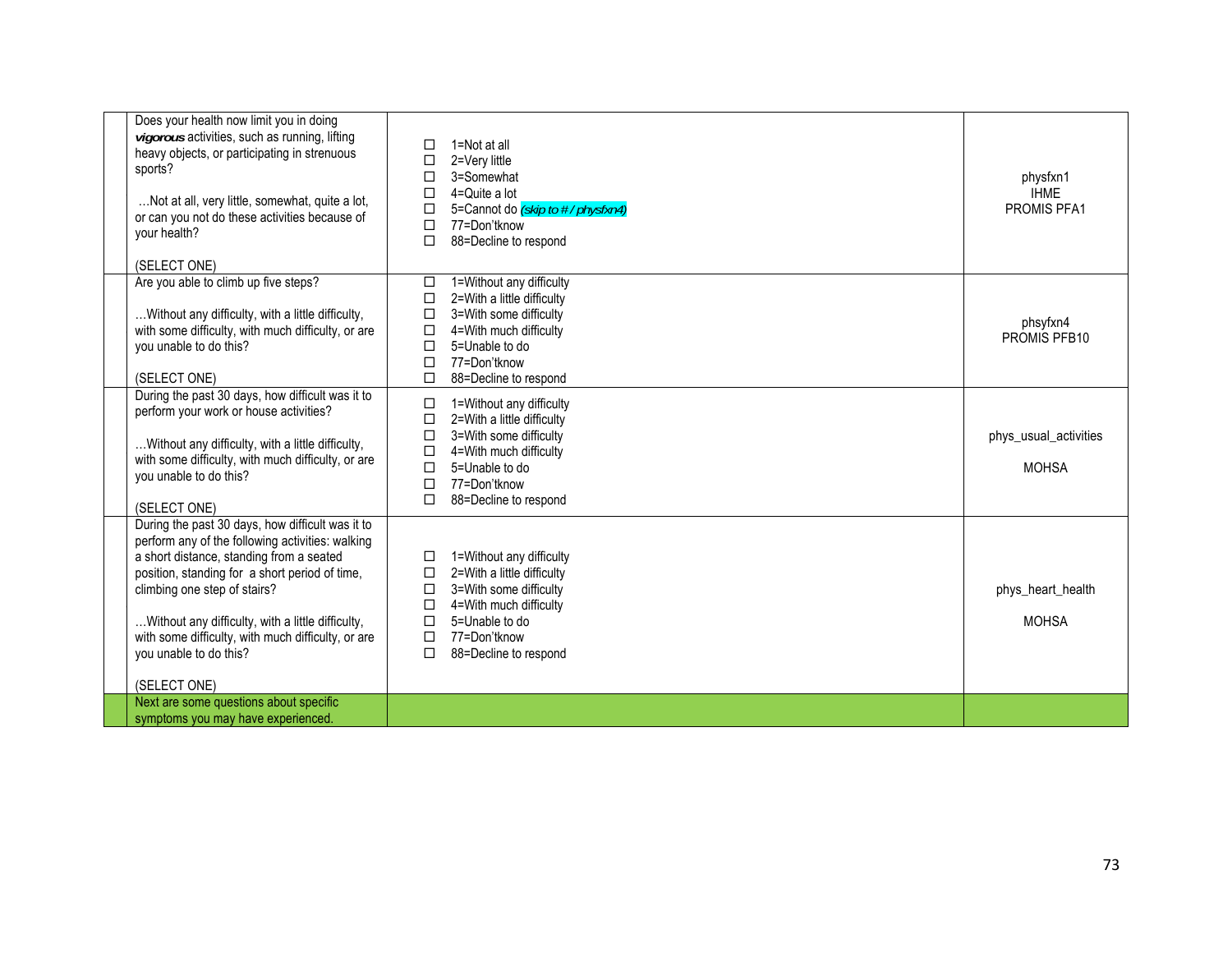| | | | |
|---|---|---|---|
| | Does your health now limit you in doing ***vigorous*** activities, such as running, lifting heavy objects, or participating in strenuous sports?<br><br>…Not at all, very little, somewhat, quite a lot, or can you not do these activities because of your health?<br><br>(SELECT ONE) | ☐ 1=Not at all<br>☐ 2=Very little<br>☐ 3=Somewhat<br>☐ 4=Quite a lot<br>☐ 5=Cannot do *(skip to # / physfxn4)*<br>☐ 77=Don'tknow<br>☐ 88=Decline to respond | physfxn1<br>IHME<br>PROMIS PFA1 |
| | Are you able to climb up five steps?<br><br>…Without any difficulty, with a little difficulty, with some difficulty, with much difficulty, or are you unable to do this?<br><br>(SELECT ONE) | ☐ 1=Without any difficulty<br>☐ 2=With a little difficulty<br>☐ 3=With some difficulty<br>☐ 4=With much difficulty<br>☐ 5=Unable to do<br>☐ 77=Don'tknow<br>☐ 88=Decline to respond | phsyfxn4<br>PROMIS PFB10 |
| | During the past 30 days, how difficult was it to perform your work or house activities?<br><br>…Without any difficulty, with a little difficulty, with some difficulty, with much difficulty, or are you unable to do this?<br><br>(SELECT ONE) | ☐ 1=Without any difficulty<br>☐ 2=With a little difficulty<br>☐ 3=With some difficulty<br>☐ 4=With much difficulty<br>☐ 5=Unable to do<br>☐ 77=Don'tknow<br>☐ 88=Decline to respond | phys_usual_activities<br><br>MOHSA |
| | During the past 30 days, how difficult was it to perform any of the following activities: walking a short distance, standing from a seated position, standing for a short period of time, climbing one step of stairs?<br><br>…Without any difficulty, with a little difficulty, with some difficulty, with much difficulty, or are you unable to do this?<br><br>(SELECT ONE) | ☐ 1=Without any difficulty<br>☐ 2=With a little difficulty<br>☐ 3=With some difficulty<br>☐ 4=With much difficulty<br>☐ 5=Unable to do<br>☐ 77=Don'tknow<br>☐ 88=Decline to respond | phys_heart_health<br><br>MOHSA |
| | Next are some questions about specific symptoms you may have experienced. | | |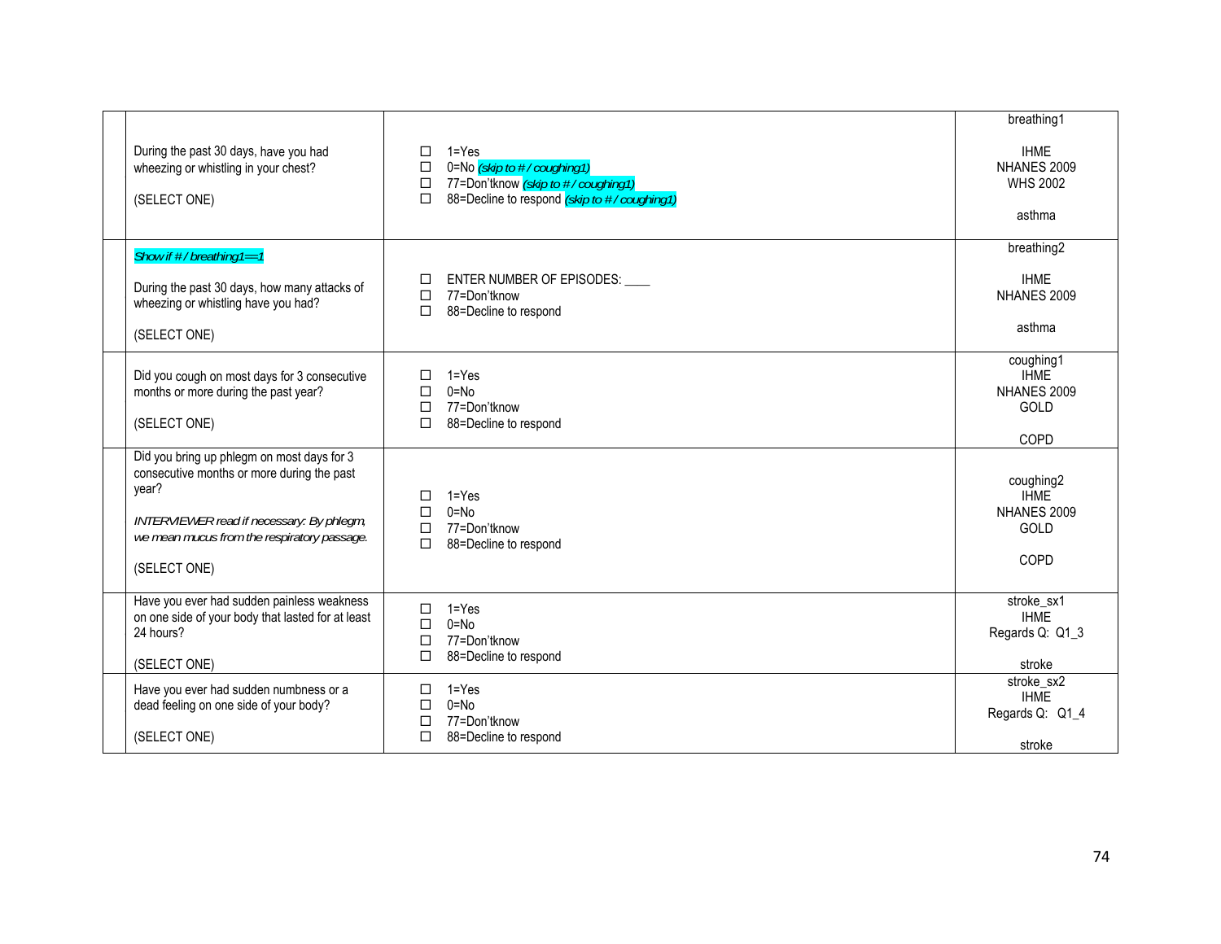|  | Question | Response | Variable / Source |
|---|---|---|---|
|  | During the past 30 days, have you had wheezing or whistling in your chest?<br><br>(SELECT ONE) | ☐ 1=Yes<br>☐ 0=No *(skip to # / coughing1)*<br>☐ 77=Don'tknow *(skip to # / coughing1)*<br>☐ 88=Decline to respond *(skip to # / coughing1)* | breathing1<br><br>IHME<br>NHANES 2009<br>WHS 2002<br><br>asthma |
|  | *Show if # / breathing1==1*<br><br>During the past 30 days, how many attacks of wheezing or whistling have you had?<br><br>(SELECT ONE) | ☐ ENTER NUMBER OF EPISODES: ____<br>☐ 77=Don'tknow<br>☐ 88=Decline to respond | breathing2<br><br>IHME<br>NHANES 2009<br><br>asthma |
|  | Did you cough on most days for 3 consecutive months or more during the past year?<br><br>(SELECT ONE) | ☐ 1=Yes<br>☐ 0=No<br>☐ 77=Don'tknow<br>☐ 88=Decline to respond | coughing1<br>IHME<br>NHANES 2009<br>GOLD<br><br>COPD |
|  | Did you bring up phlegm on most days for 3 consecutive months or more during the past year?<br><br>*INTERVIEWER read if necessary: By phlegm, we mean mucus from the respiratory passage.*<br><br>(SELECT ONE) | ☐ 1=Yes<br>☐ 0=No<br>☐ 77=Don'tknow<br>☐ 88=Decline to respond | coughing2<br>IHME<br>NHANES 2009<br>GOLD<br><br>COPD |
|  | Have you ever had sudden painless weakness on one side of your body that lasted for at least 24 hours?<br><br>(SELECT ONE) | ☐ 1=Yes<br>☐ 0=No<br>☐ 77=Don'tknow<br>☐ 88=Decline to respond | stroke_sx1<br>IHME<br>Regards Q: Q1_3<br><br>stroke |
|  | Have you ever had sudden numbness or a dead feeling on one side of your body?<br><br>(SELECT ONE) | ☐ 1=Yes<br>☐ 0=No<br>☐ 77=Don'tknow<br>☐ 88=Decline to respond | stroke_sx2<br>IHME<br>Regards Q: Q1_4<br><br>stroke |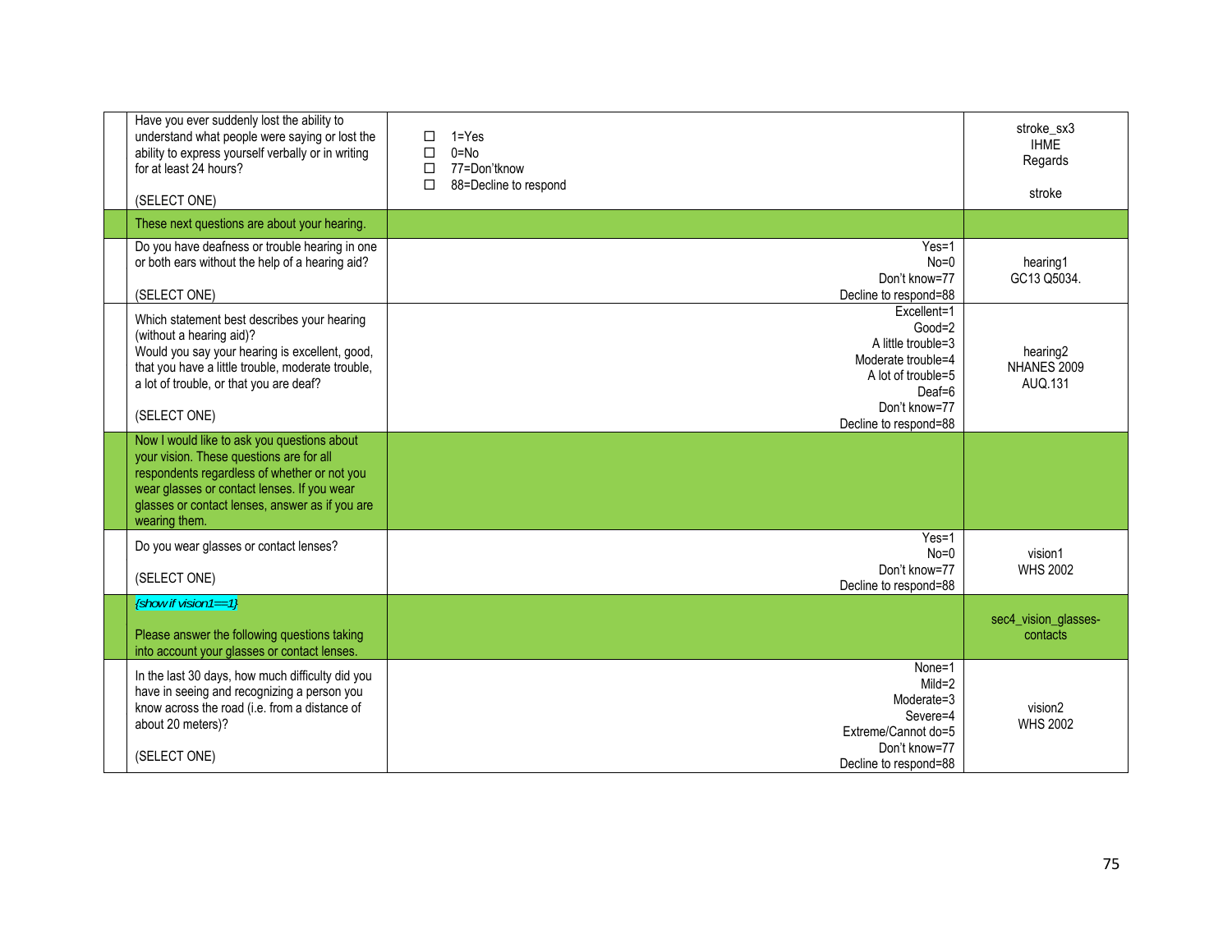| | | | |
|---|---|---|---|
| | Have you ever suddenly lost the ability to understand what people were saying or lost the ability to express yourself verbally or in writing for at least 24 hours?<br><br>(SELECT ONE) | ☐ 1=Yes<br>☐ 0=No<br>☐ 77=Don'tknow<br>☐ 88=Decline to respond | stroke_sx3<br>IHME<br>Regards<br><br>stroke |
| | These next questions are about your hearing. | | |
| | Do you have deafness or trouble hearing in one or both ears without the help of a hearing aid?<br><br>(SELECT ONE) | Yes=1<br>No=0<br>Don't know=77<br>Decline to respond=88 | hearing1<br>GC13 Q5034. |
| | Which statement best describes your hearing (without a hearing aid)?<br>Would you say your hearing is excellent, good, that you have a little trouble, moderate trouble, a lot of trouble, or that you are deaf?<br><br>(SELECT ONE) | Excellent=1<br>Good=2<br>A little trouble=3<br>Moderate trouble=4<br>A lot of trouble=5<br>Deaf=6<br>Don't know=77<br>Decline to respond=88 | hearing2<br>NHANES 2009<br>AUQ.131 |
| | Now I would like to ask you questions about your vision. These questions are for all respondents regardless of whether or not you wear glasses or contact lenses. If you wear glasses or contact lenses, answer as if you are wearing them. | | |
| | Do you wear glasses or contact lenses?<br><br>(SELECT ONE) | Yes=1<br>No=0<br>Don't know=77<br>Decline to respond=88 | vision1<br>WHS 2002 |
| | *{show if vision1==1}*<br><br>Please answer the following questions taking into account your glasses or contact lenses. | | sec4_vision_glasses-contacts |
| | In the last 30 days, how much difficulty did you have in seeing and recognizing a person you know across the road (i.e. from a distance of about 20 meters)?<br><br>(SELECT ONE) | None=1<br>Mild=2<br>Moderate=3<br>Severe=4<br>Extreme/Cannot do=5<br>Don't know=77<br>Decline to respond=88 | vision2<br>WHS 2002 |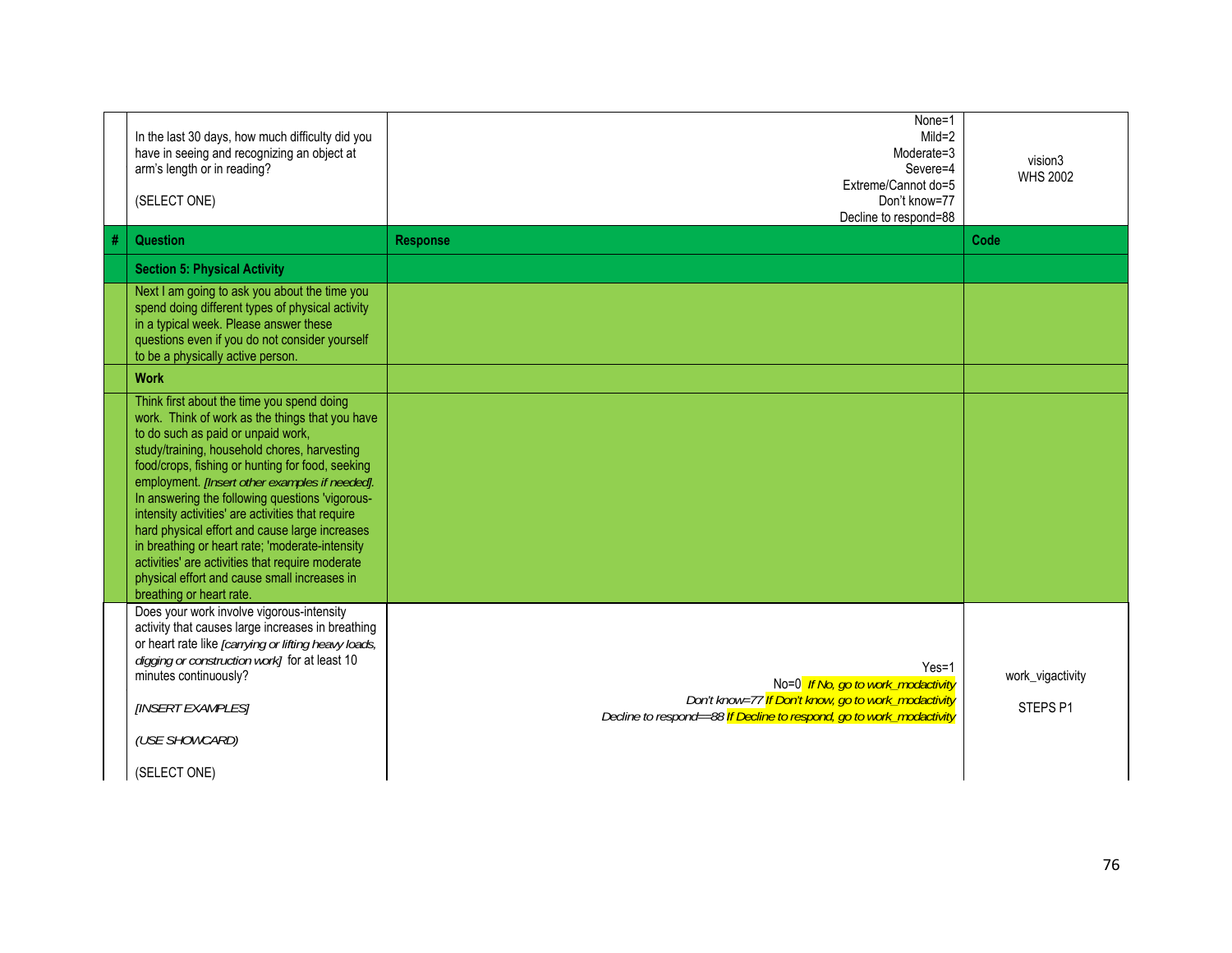| # | Question | Response | Code |
|---|---|---|---|
| | In the last 30 days, how much difficulty did you have in seeing and recognizing an object at arm's length or in reading?<br><br>(SELECT ONE) | None=1<br>Mild=2<br>Moderate=3<br>Severe=4<br>Extreme/Cannot do=5<br>Don't know=77<br>Decline to respond=88 | vision3<br>WHS 2002 |
| **#** | **Question** | **Response** | **Code** |
| | **Section 5: Physical Activity** | | |
| | Next I am going to ask you about the time you spend doing different types of physical activity in a typical week. Please answer these questions even if you do not consider yourself to be a physically active person. | | |
| | **Work** | | |
| | Think first about the time you spend doing work. Think of work as the things that you have to do such as paid or unpaid work, study/training, household chores, harvesting food/crops, fishing or hunting for food, seeking employment. *[Insert other examples if needed].* In answering the following questions 'vigorous-intensity activities' are activities that require hard physical effort and cause large increases in breathing or heart rate; 'moderate-intensity activities' are activities that require moderate physical effort and cause small increases in breathing or heart rate. | | |
| | Does your work involve vigorous-intensity activity that causes large increases in breathing or heart rate like *[carrying or lifting heavy loads, digging or construction work]* for at least 10 minutes continuously?<br><br>*[INSERT EXAMPLES]*<br><br>*(USE SHOWCARD)*<br><br>(SELECT ONE) | Yes=1<br>No=0 *If No, go to work_modactivity*<br>*Don't know=77 If Don't know, go to work_modactivity*<br>*Decline to respond==88 If Decline to respond, go to work_modactivity* | work_vigactivity<br><br>STEPS P1 |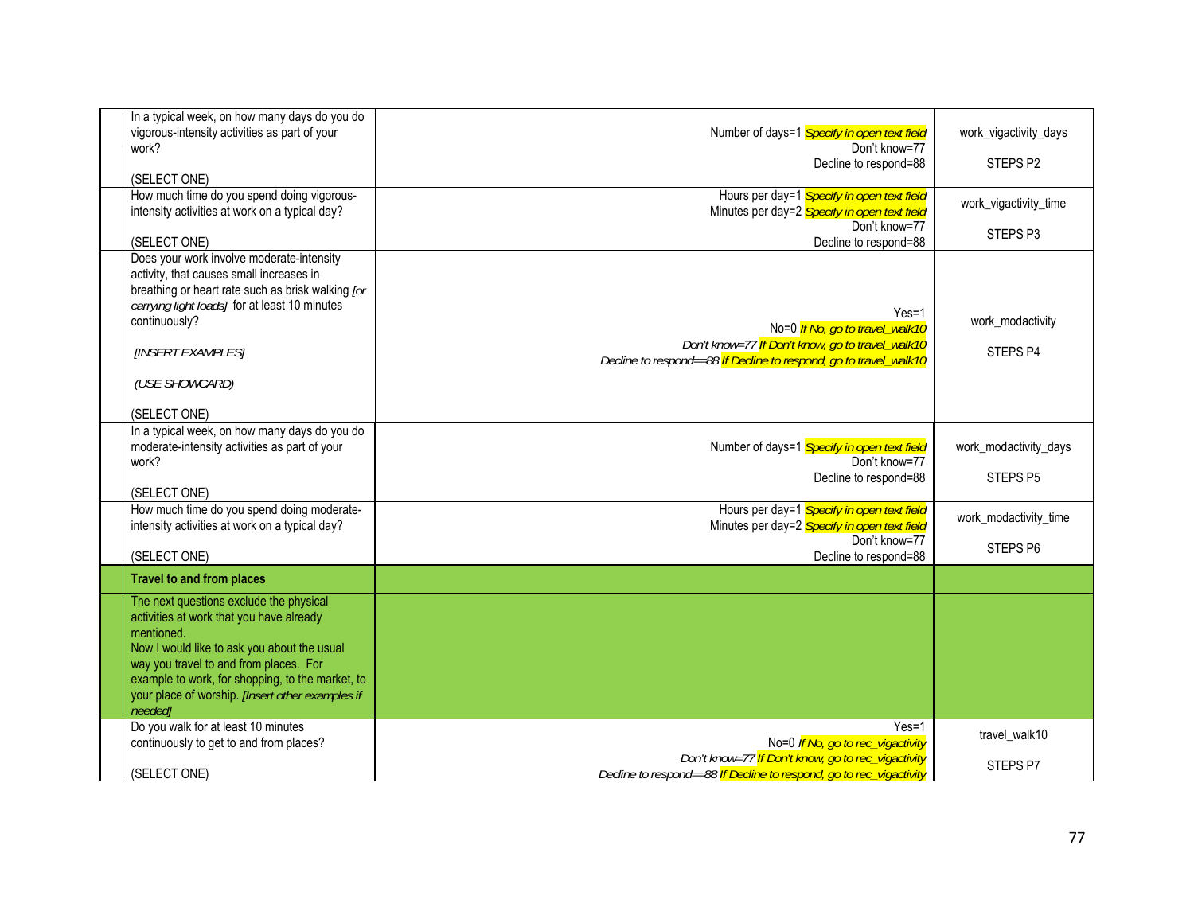| | | | |
|---|---|---|---|
| | In a typical week, on how many days do you do vigorous-intensity activities as part of your work?<br><br>(SELECT ONE) | Number of days=1 *Specify in open text field*<br>Don't know=77<br>Decline to respond=88 | work_vigactivity_days<br><br>STEPS P2 |
| | How much time do you spend doing vigorous-intensity activities at work on a typical day?<br><br>(SELECT ONE) | Hours per day=1 *Specify in open text field*<br>Minutes per day=2 *Specify in open text field*<br>Don't know=77<br>Decline to respond=88 | work_vigactivity_time<br><br>STEPS P3 |
| | Does your work involve moderate-intensity activity, that causes small increases in breathing or heart rate such as brisk walking *[or carrying light loads]* for at least 10 minutes continuously?<br><br>*[INSERT EXAMPLES]*<br><br>*(USE SHOWCARD)*<br><br>(SELECT ONE) | Yes=1<br>No=0 *If No, go to travel_walk10*<br>*Don't know=77 If Don't know, go to travel_walk10*<br>*Decline to respond==88 If Decline to respond, go to travel_walk10* | work_modactivity<br><br>STEPS P4 |
| | In a typical week, on how many days do you do moderate-intensity activities as part of your work?<br><br>(SELECT ONE) | Number of days=1 *Specify in open text field*<br>Don't know=77<br>Decline to respond=88 | work_modactivity_days<br><br>STEPS P5 |
| | How much time do you spend doing moderate-intensity activities at work on a typical day?<br><br>(SELECT ONE) | Hours per day=1 *Specify in open text field*<br>Minutes per day=2 *Specify in open text field*<br>Don't know=77<br>Decline to respond=88 | work_modactivity_time<br><br>STEPS P6 |
| | **Travel to and from places** | | |
| | The next questions exclude the physical activities at work that you have already mentioned.<br>Now I would like to ask you about the usual way you travel to and from places. For example to work, for shopping, to the market, to your place of worship. *[Insert other examples if needed]* | | |
| | Do you walk for at least 10 minutes continuously to get to and from places?<br><br>(SELECT ONE) | Yes=1<br>No=0 *If No, go to rec_vigactivity*<br>*Don't know=77 If Don't know, go to rec_vigactivity*<br>*Decline to respond==88 If Decline to respond, go to rec_vigactivity* | travel_walk10<br><br>STEPS P7 |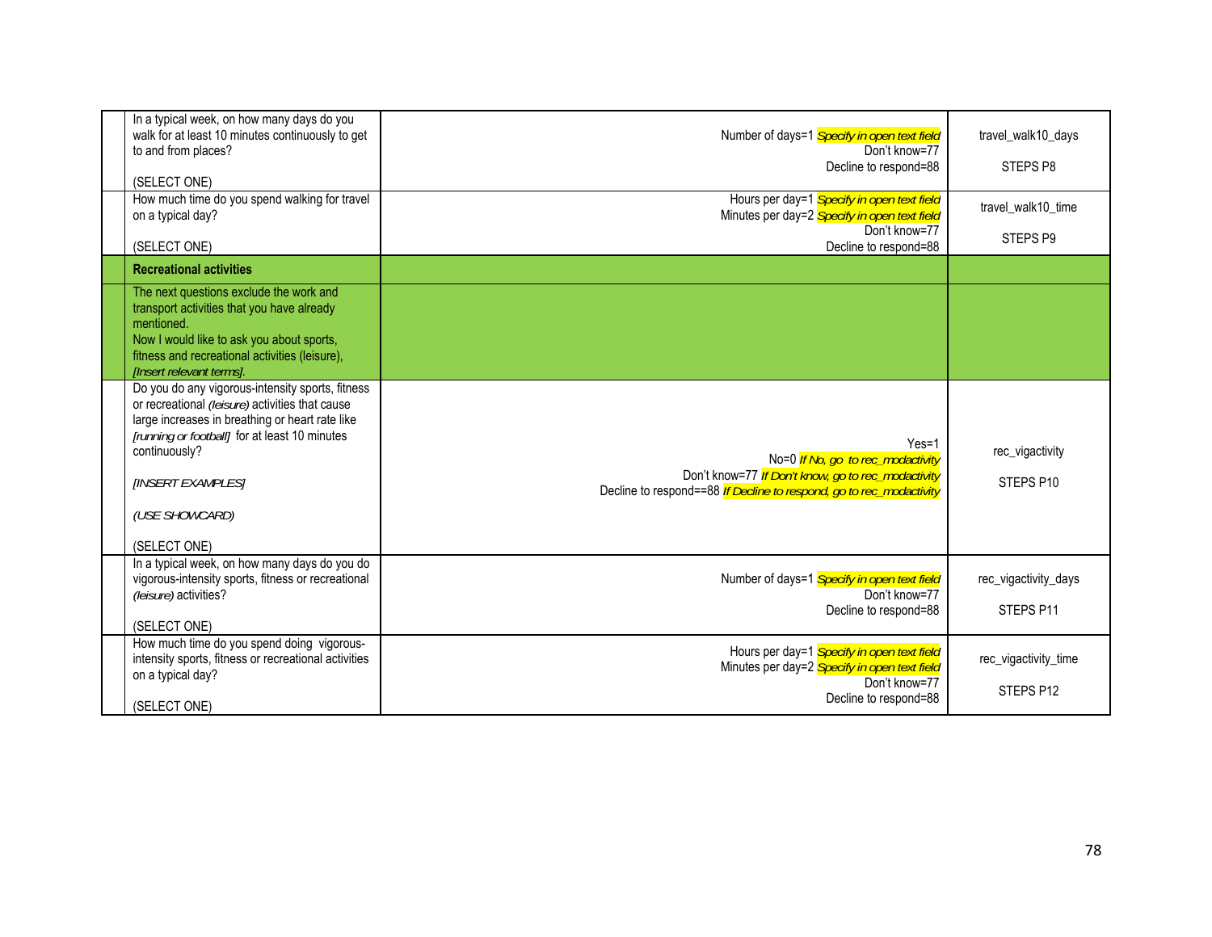| | | | |
|---|---|---|---|
| | In a typical week, on how many days do you walk for at least 10 minutes continuously to get to and from places?<br><br>(SELECT ONE) | Number of days=1 *Specify in open text field*<br>Don't know=77<br>Decline to respond=88 | travel_walk10_days<br><br>STEPS P8 |
| | How much time do you spend walking for travel on a typical day?<br><br>(SELECT ONE) | Hours per day=1 *Specify in open text field*<br>Minutes per day=2 *Specify in open text field*<br>Don't know=77<br>Decline to respond=88 | travel_walk10_time<br><br>STEPS P9 |
| | **Recreational activities** | | |
| | The next questions exclude the work and transport activities that you have already mentioned.<br>Now I would like to ask you about sports, fitness and recreational activities (leisure), *[Insert relevant terms].* | | |
| | Do you do any vigorous-intensity sports, fitness or recreational *(leisure)* activities that cause large increases in breathing or heart rate like *[running or football]* for at least 10 minutes continuously?<br><br>*[INSERT EXAMPLES]*<br><br>*(USE SHOWCARD)*<br><br>(SELECT ONE) | Yes=1<br>No=0 *If No, go to rec_modactivity*<br>Don't know=77 *If Don't know, go to rec_modactivity*<br>Decline to respond==88 *If Decline to respond, go to rec_modactivity* | rec_vigactivity<br><br>STEPS P10 |
| | In a typical week, on how many days do you do vigorous-intensity sports, fitness or recreational *(leisure)* activities?<br><br>(SELECT ONE) | Number of days=1 *Specify in open text field*<br>Don't know=77<br>Decline to respond=88 | rec_vigactivity_days<br><br>STEPS P11 |
| | How much time do you spend doing vigorous-intensity sports, fitness or recreational activities on a typical day?<br><br>(SELECT ONE) | Hours per day=1 *Specify in open text field*<br>Minutes per day=2 *Specify in open text field*<br>Don't know=77<br>Decline to respond=88 | rec_vigactivity_time<br><br>STEPS P12 |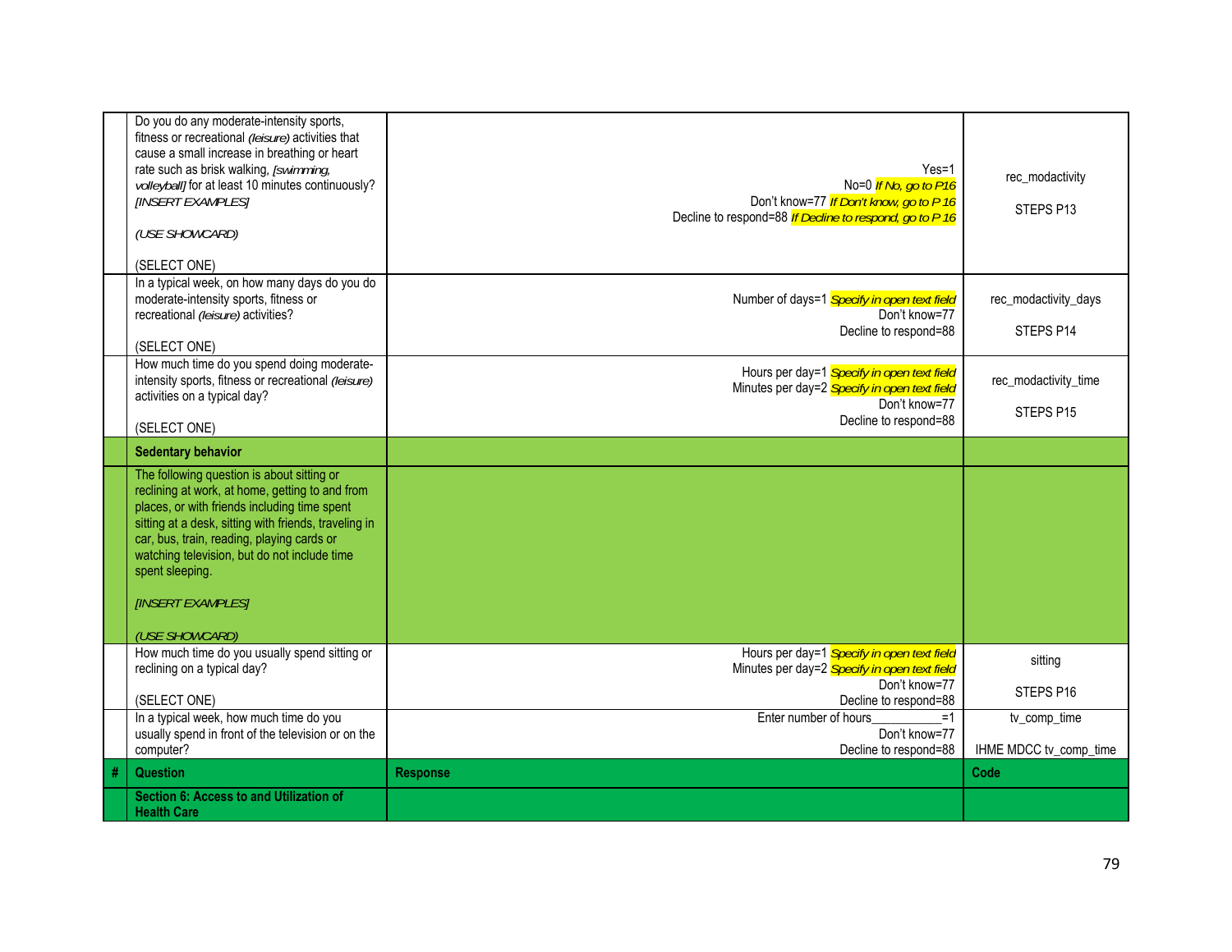| # | Question | Response | Code |
|---|---|---|---|
| | Do you do any moderate-intensity sports, fitness or recreational *(leisure)* activities that cause a small increase in breathing or heart rate such as brisk walking, *[swimming, volleyball]* for at least 10 minutes continuously? *[INSERT EXAMPLES]*<br><br>*(USE SHOWCARD)*<br><br>(SELECT ONE) | Yes=1<br>No=0 *If No, go to P16*<br>Don't know=77 *If Don't know, go to P 16*<br>Decline to respond=88 *If Decline to respond, go to P 16* | rec_modactivity<br><br>STEPS P13 |
| | In a typical week, on how many days do you do moderate-intensity sports, fitness or recreational *(leisure)* activities?<br><br>(SELECT ONE) | Number of days=1 *Specify in open text field*<br>Don't know=77<br>Decline to respond=88 | rec_modactivity_days<br><br>STEPS P14 |
| | How much time do you spend doing moderate-intensity sports, fitness or recreational *(leisure)* activities on a typical day?<br><br>(SELECT ONE) | Hours per day=1 *Specify in open text field*<br>Minutes per day=2 *Specify in open text field*<br>Don't know=77<br>Decline to respond=88 | rec_modactivity_time<br><br>STEPS P15 |
| | **Sedentary behavior** | | |
| | The following question is about sitting or reclining at work, at home, getting to and from places, or with friends including time spent sitting at a desk, sitting with friends, traveling in car, bus, train, reading, playing cards or watching television, but do not include time spent sleeping.<br><br>*[INSERT EXAMPLES]*<br><br>*(USE SHOWCARD)* | | |
| | How much time do you usually spend sitting or reclining on a typical day?<br><br>(SELECT ONE) | Hours per day=1 *Specify in open text field*<br>Minutes per day=2 *Specify in open text field*<br>Don't know=77<br>Decline to respond=88 | sitting<br><br>STEPS P16 |
| | In a typical week, how much time do you usually spend in front of the television or on the computer? | Enter number of hours___________=1<br>Don't know=77<br>Decline to respond=88 | tv_comp_time<br><br>IHME MDCC tv_comp_time |
| **#** | **Question** | **Response** | **Code** |
| | **Section 6: Access to and Utilization of Health Care** | | |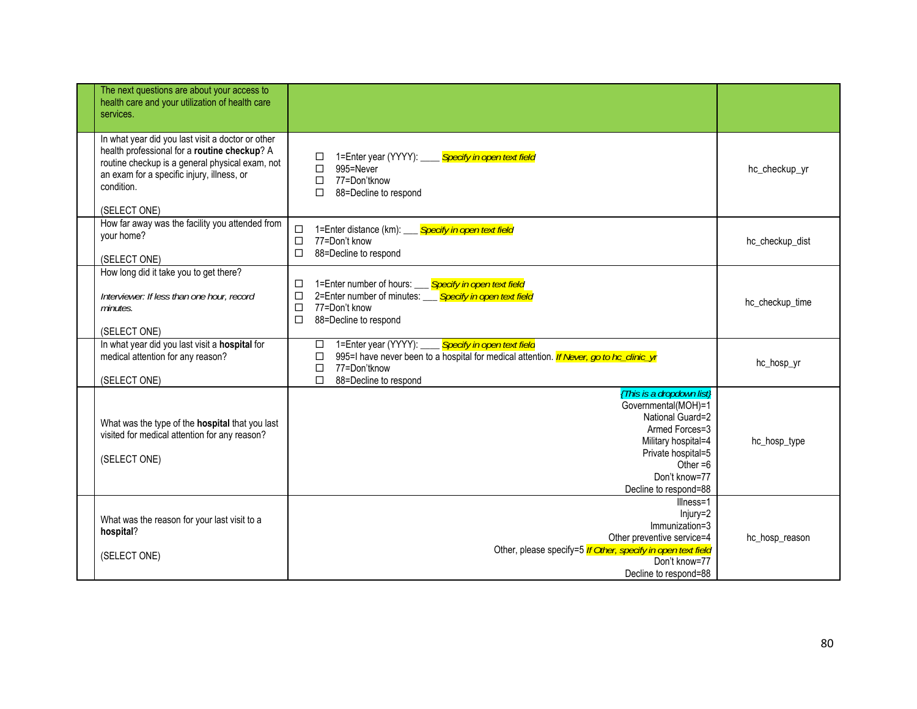| | The next questions are about your access to health care and your utilization of health care services. | | |
|---|---|---|---|
| | In what year did you last visit a doctor or other health professional for a **routine checkup**? A routine checkup is a general physical exam, not an exam for a specific injury, illness, or condition.<br><br>(SELECT ONE) | ☐ 1=Enter year (YYYY): ____ *Specify in open text field*<br>☐ 995=Never<br>☐ 77=Don'tknow<br>☐ 88=Decline to respond | hc_checkup_yr |
| | How far away was the facility you attended from your home?<br><br>(SELECT ONE) | ☐ 1=Enter distance (km): ___ *Specify in open text field*<br>☐ 77=Don't know<br>☐ 88=Decline to respond | hc_checkup_dist |
| | How long did it take you to get there?<br><br>*Interviewer: If less than one hour, record minutes.*<br><br>(SELECT ONE) | ☐ 1=Enter number of hours: ___ *Specify in open text field*<br>☐ 2=Enter number of minutes: ___ *Specify in open text field*<br>☐ 77=Don't know<br>☐ 88=Decline to respond | hc_checkup_time |
| | In what year did you last visit a **hospital** for medical attention for any reason?<br><br>(SELECT ONE) | ☐ 1=Enter year (YYYY): ____ *Specify in open text field*<br>☐ 995=I have never been to a hospital for medical attention. *If Never, go to hc_clinic_yr*<br>☐ 77=Don'tknow<br>☐ 88=Decline to respond | hc_hosp_yr |
| | What was the type of the **hospital** that you last visited for medical attention for any reason?<br><br>(SELECT ONE) | *{This is a dropdown list}*<br>Governmental(MOH)=1<br>National Guard=2<br>Armed Forces=3<br>Military hospital=4<br>Private hospital=5<br>Other =6<br>Don't know=77<br>Decline to respond=88 | hc_hosp_type |
| | What was the reason for your last visit to a **hospital**?<br><br>(SELECT ONE) | Illness=1<br>Injury=2<br>Immunization=3<br>Other preventive service=4<br>Other, please specify=5 *If Other, specify in open text field*<br>Don't know=77<br>Decline to respond=88 | hc_hosp_reason |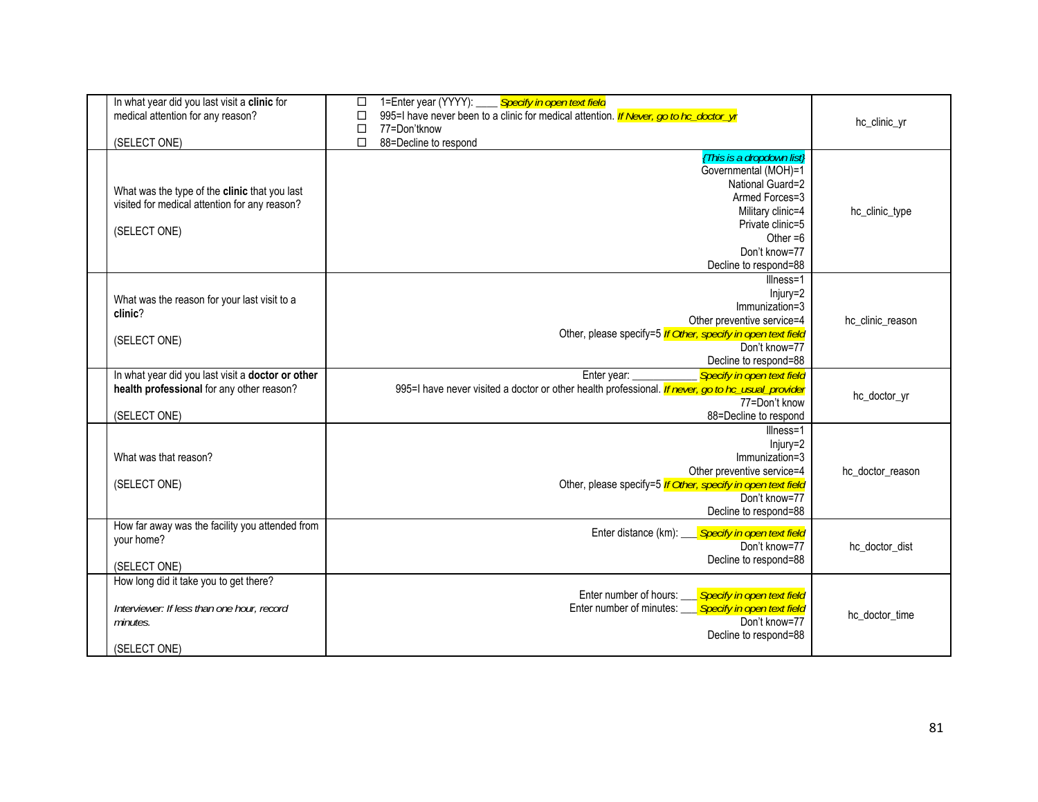| | | | |
|---|---|---|---|
| | In what year did you last visit a **clinic** for medical attention for any reason?<br><br>(SELECT ONE) | ☐ 1=Enter year (YYYY): ____ *Specify in open text field*<br>☐ 995=I have never been to a clinic for medical attention. *If Never, go to hc_doctor_yr*<br>☐ 77=Don'tknow<br>☐ 88=Decline to respond | hc_clinic_yr |
| | What was the type of the **clinic** that you last visited for medical attention for any reason?<br><br>(SELECT ONE) | *{This is a dropdown list}*<br>Governmental (MOH)=1<br>National Guard=2<br>Armed Forces=3<br>Military clinic=4<br>Private clinic=5<br>Other =6<br>Don't know=77<br>Decline to respond=88 | hc_clinic_type |
| | What was the reason for your last visit to a **clinic**?<br><br>(SELECT ONE) | Illness=1<br>Injury=2<br>Immunization=3<br>Other preventive service=4<br>Other, please specify=5 *If Other, specify in open text field*<br>Don't know=77<br>Decline to respond=88 | hc_clinic_reason |
| | In what year did you last visit a **doctor or other health professional** for any other reason?<br><br>(SELECT ONE) | Enter year: ___________ *Specify in open text field*<br>995=I have never visited a doctor or other health professional. *If never, go to hc_usual_provider*<br>77=Don't know<br>88=Decline to respond | hc_doctor_yr |
| | What was that reason?<br><br>(SELECT ONE) | Illness=1<br>Injury=2<br>Immunization=3<br>Other preventive service=4<br>Other, please specify=5 *If Other, specify in open text field*<br>Don't know=77<br>Decline to respond=88 | hc_doctor_reason |
| | How far away was the facility you attended from your home?<br><br>(SELECT ONE) | Enter distance (km): ___ *Specify in open text field*<br>Don't know=77<br>Decline to respond=88 | hc_doctor_dist |
| | How long did it take you to get there?<br><br>*Interviewer: If less than one hour, record minutes.*<br><br>(SELECT ONE) | Enter number of hours: ___ *Specify in open text field*<br>Enter number of minutes: ___ *Specify in open text field*<br>Don't know=77<br>Decline to respond=88 | hc_doctor_time |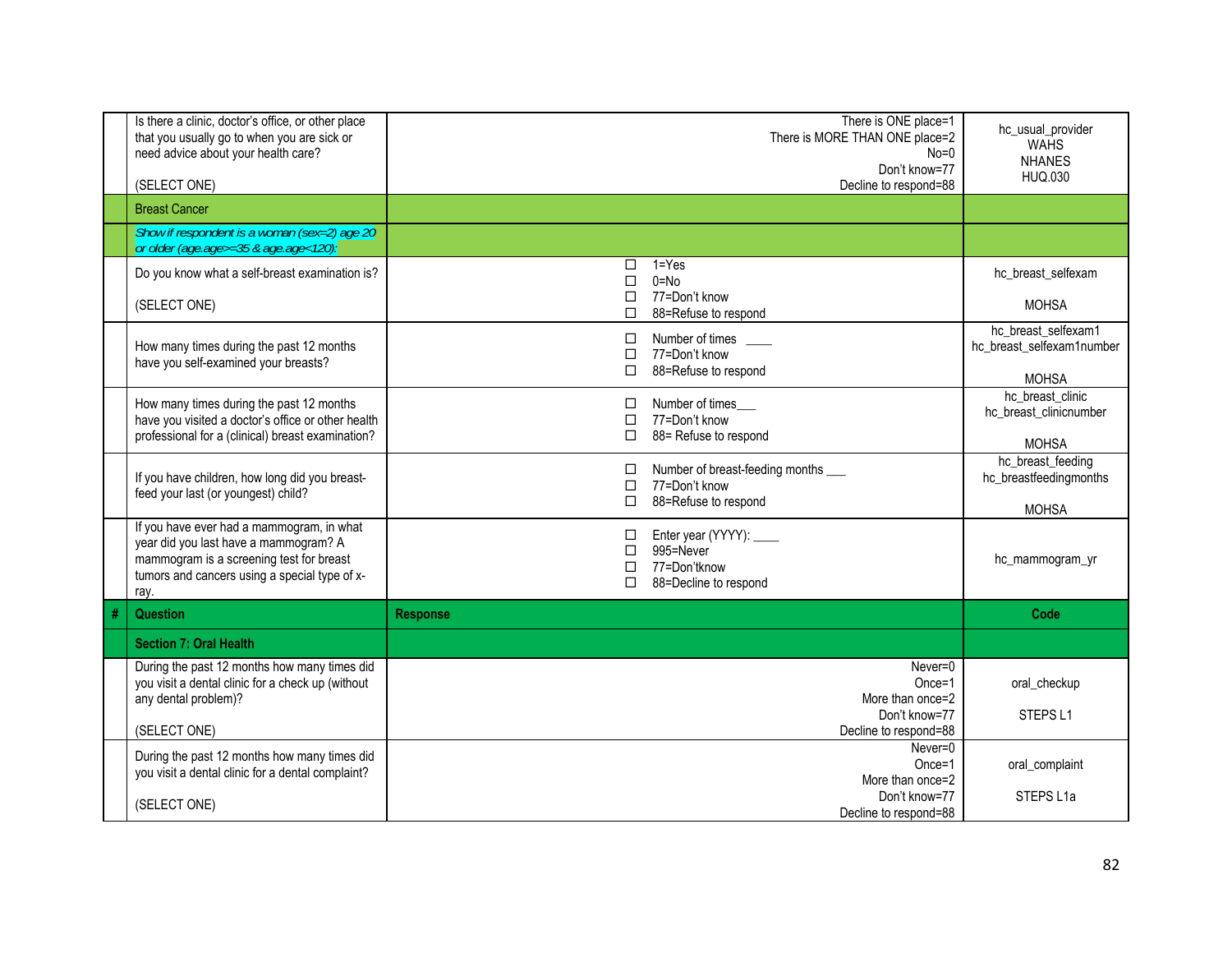| # | Question | Response | Code |
|---|---|---|---|
| | Is there a clinic, doctor's office, or other place that you usually go to when you are sick or need advice about your health care?<br><br>(SELECT ONE) | There is ONE place=1<br>There is MORE THAN ONE place=2<br>No=0<br>Don't know=77<br>Decline to respond=88 | hc_usual_provider<br>WAHS<br>NHANES<br>HUQ.030 |
| | **Breast Cancer** | | |
| | *Show if respondent is a woman (sex=2) age 20 or older (age.age>=35 & age.age<120):* | | |
| | Do you know what a self-breast examination is?<br><br>(SELECT ONE) | ☐ 1=Yes<br>☐ 0=No<br>☐ 77=Don't know<br>☐ 88=Refuse to respond | hc_breast_selfexam<br><br>MOHSA |
| | How many times during the past 12 months have you self-examined your breasts? | ☐ Number of times \_\_\_\_<br>☐ 77=Don't know<br>☐ 88=Refuse to respond | hc_breast_selfexam1<br>hc_breast_selfexam1number<br><br>MOHSA |
| | How many times during the past 12 months have you visited a doctor's office or other health professional for a (clinical) breast examination? | ☐ Number of times\_\_\_<br>☐ 77=Don't know<br>☐ 88= Refuse to respond | hc_breast_clinic<br>hc_breast_clinicnumber<br><br>MOHSA |
| | If you have children, how long did you breast-feed your last (or youngest) child? | ☐ Number of breast-feeding months \_\_\_<br>☐ 77=Don't know<br>☐ 88=Refuse to respond | hc_breast_feeding<br>hc_breastfeedingmonths<br><br>MOHSA |
| | If you have ever had a mammogram, in what year did you last have a mammogram? A mammogram is a screening test for breast tumors and cancers using a special type of x-ray. | ☐ Enter year (YYYY): \_\_\_\_<br>☐ 995=Never<br>☐ 77=Don'tknow<br>☐ 88=Decline to respond | hc_mammogram_yr |
| **#** | **Question** | **Response** | **Code** |
| | **Section 7: Oral Health** | | |
| | During the past 12 months how many times did you visit a dental clinic for a check up (without any dental problem)?<br><br>(SELECT ONE) | Never=0<br>Once=1<br>More than once=2<br>Don't know=77<br>Decline to respond=88 | oral_checkup<br><br>STEPS L1 |
| | During the past 12 months how many times did you visit a dental clinic for a dental complaint?<br><br>(SELECT ONE) | Never=0<br>Once=1<br>More than once=2<br>Don't know=77<br>Decline to respond=88 | oral_complaint<br><br>STEPS L1a |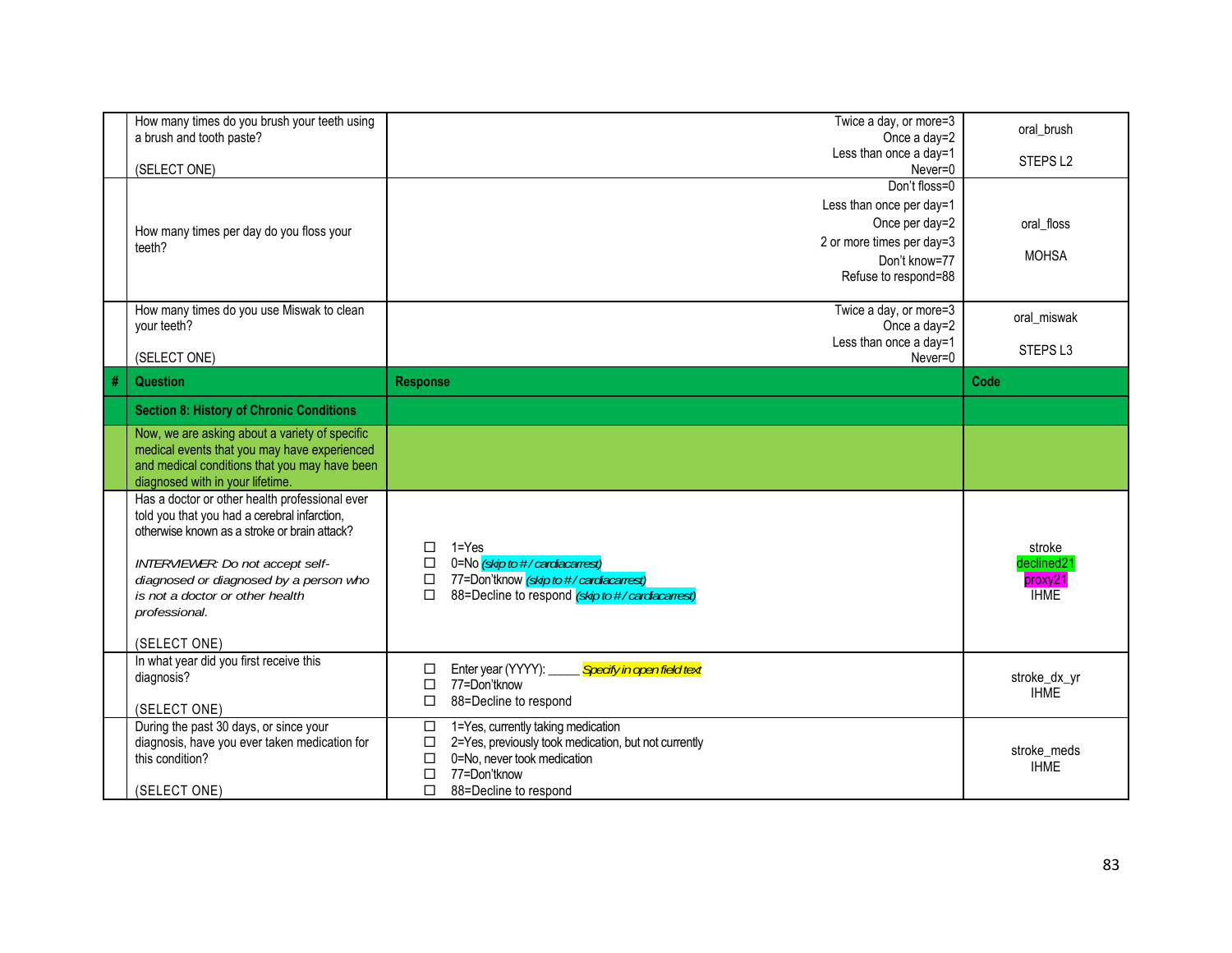| # | Question | Response | Code |
|---|---|---|---|
| | How many times do you brush your teeth using a brush and tooth paste?<br><br>(SELECT ONE) | Twice a day, or more=3<br>Once a day=2<br>Less than once a day=1<br>Never=0 | oral_brush<br><br>STEPS L2 |
| | How many times per day do you floss your teeth? | Don't floss=0<br>Less than once per day=1<br>Once per day=2<br>2 or more times per day=3<br>Don't know=77<br>Refuse to respond=88 | oral_floss<br><br>MOHSA |
| | How many times do you use Miswak to clean your teeth?<br><br>(SELECT ONE) | Twice a day, or more=3<br>Once a day=2<br>Less than once a day=1<br>Never=0 | oral_miswak<br><br>STEPS L3 |
| **#** | **Question** | **Response** | **Code** |
| | **Section 8: History of Chronic Conditions** | | |
| | Now, we are asking about a variety of specific medical events that you may have experienced and medical conditions that you may have been diagnosed with in your lifetime. | | |
| | Has a doctor or other health professional ever told you that you had a cerebral infarction, otherwise known as a stroke or brain attack?<br><br>*INTERVIEWER: Do not accept self-diagnosed or diagnosed by a person who is not a doctor or other health professional.*<br><br>(SELECT ONE) | ☐ 1=Yes<br>☐ 0=No *(skip to # / cardiacarrest)*<br>☐ 77=Don'tknow *(skip to # / cardiacarrest)*<br>☐ 88=Decline to respond *(skip to # / cardiacarrest)* | stroke<br>declined21<br>proxy21<br>IHME |
| | In what year did you first receive this diagnosis?<br><br>(SELECT ONE) | ☐ Enter year (YYYY): _____ *Specify in open field text*<br>☐ 77=Don'tknow<br>☐ 88=Decline to respond | stroke_dx_yr<br>IHME |
| | During the past 30 days, or since your diagnosis, have you ever taken medication for this condition?<br><br>(SELECT ONE) | ☐ 1=Yes, currently taking medication<br>☐ 2=Yes, previously took medication, but not currently<br>☐ 0=No, never took medication<br>☐ 77=Don'tknow<br>☐ 88=Decline to respond | stroke_meds<br>IHME |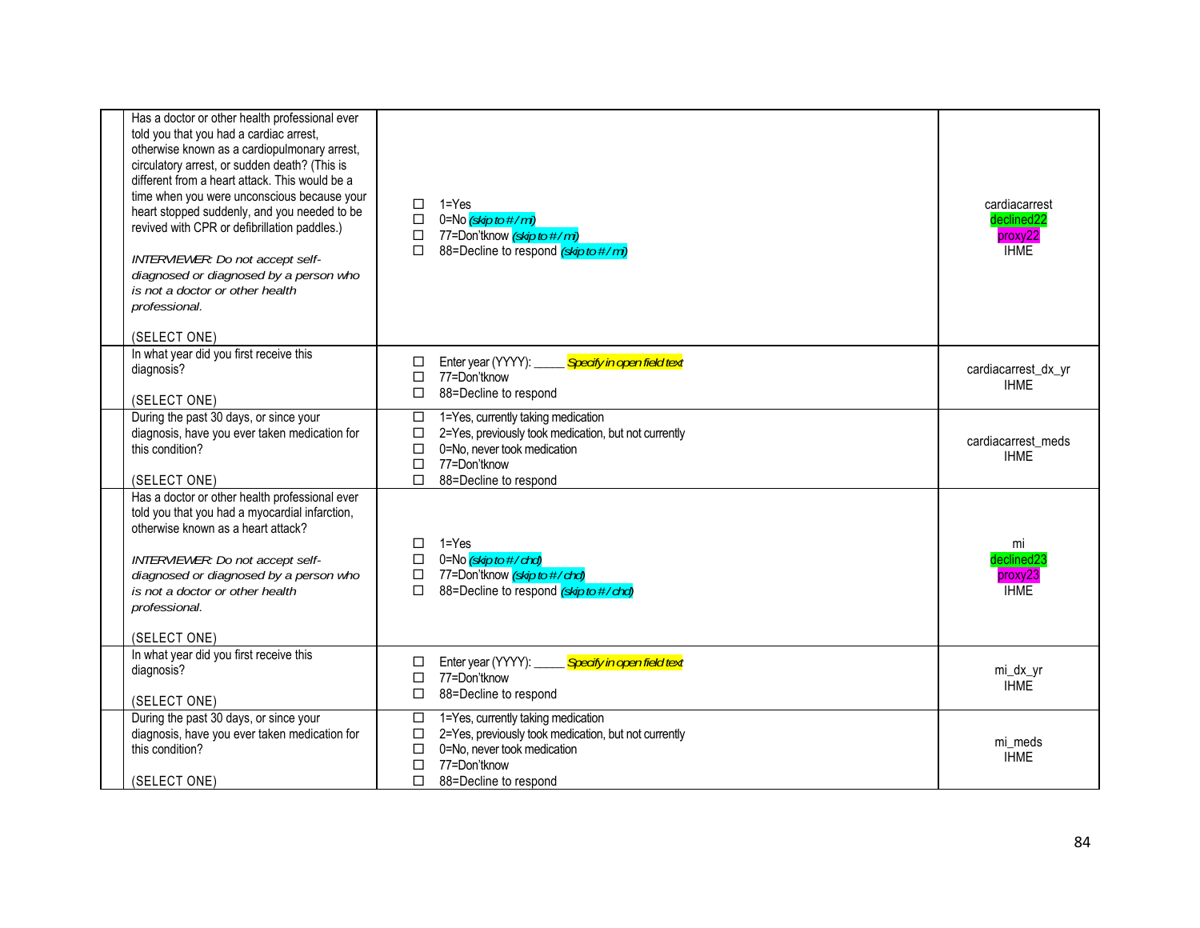| | Question | Response Options | Variable |
|---|---|---|---|
| | Has a doctor or other health professional ever told you that you had a cardiac arrest, otherwise known as a cardiopulmonary arrest, circulatory arrest, or sudden death? (This is different from a heart attack. This would be a time when you were unconscious because your heart stopped suddenly, and you needed to be revived with CPR or defibrillation paddles.)<br><br>*INTERVIEWER: Do not accept self-diagnosed or diagnosed by a person who is not a doctor or other health professional.*<br><br>(SELECT ONE) | ☐ 1=Yes<br>☐ 0=No *(skip to # / mi)*<br>☐ 77=Don'tknow *(skip to # / mi)*<br>☐ 88=Decline to respond *(skip to # / mi)* | cardiacarrest<br>declined22<br>proxy22<br>IHME |
| | In what year did you first receive this diagnosis?<br><br>(SELECT ONE) | ☐ Enter year (YYYY): _____ *Specify in open field text*<br>☐ 77=Don'tknow<br>☐ 88=Decline to respond | cardiacarrest_dx_yr<br>IHME |
| | During the past 30 days, or since your diagnosis, have you ever taken medication for this condition?<br><br>(SELECT ONE) | ☐ 1=Yes, currently taking medication<br>☐ 2=Yes, previously took medication, but not currently<br>☐ 0=No, never took medication<br>☐ 77=Don'tknow<br>☐ 88=Decline to respond | cardiacarrest_meds<br>IHME |
| | Has a doctor or other health professional ever told you that you had a myocardial infarction, otherwise known as a heart attack?<br><br>*INTERVIEWER: Do not accept self-diagnosed or diagnosed by a person who is not a doctor or other health professional.*<br><br>(SELECT ONE) | ☐ 1=Yes<br>☐ 0=No *(skip to # / chd)*<br>☐ 77=Don'tknow *(skip to # / chd)*<br>☐ 88=Decline to respond *(skip to # / chd)* | mi<br>declined23<br>proxy23<br>IHME |
| | In what year did you first receive this diagnosis?<br><br>(SELECT ONE) | ☐ Enter year (YYYY): _____ *Specify in open field text*<br>☐ 77=Don'tknow<br>☐ 88=Decline to respond | mi_dx_yr<br>IHME |
| | During the past 30 days, or since your diagnosis, have you ever taken medication for this condition?<br><br>(SELECT ONE) | ☐ 1=Yes, currently taking medication<br>☐ 2=Yes, previously took medication, but not currently<br>☐ 0=No, never took medication<br>☐ 77=Don'tknow<br>☐ 88=Decline to respond | mi_meds<br>IHME |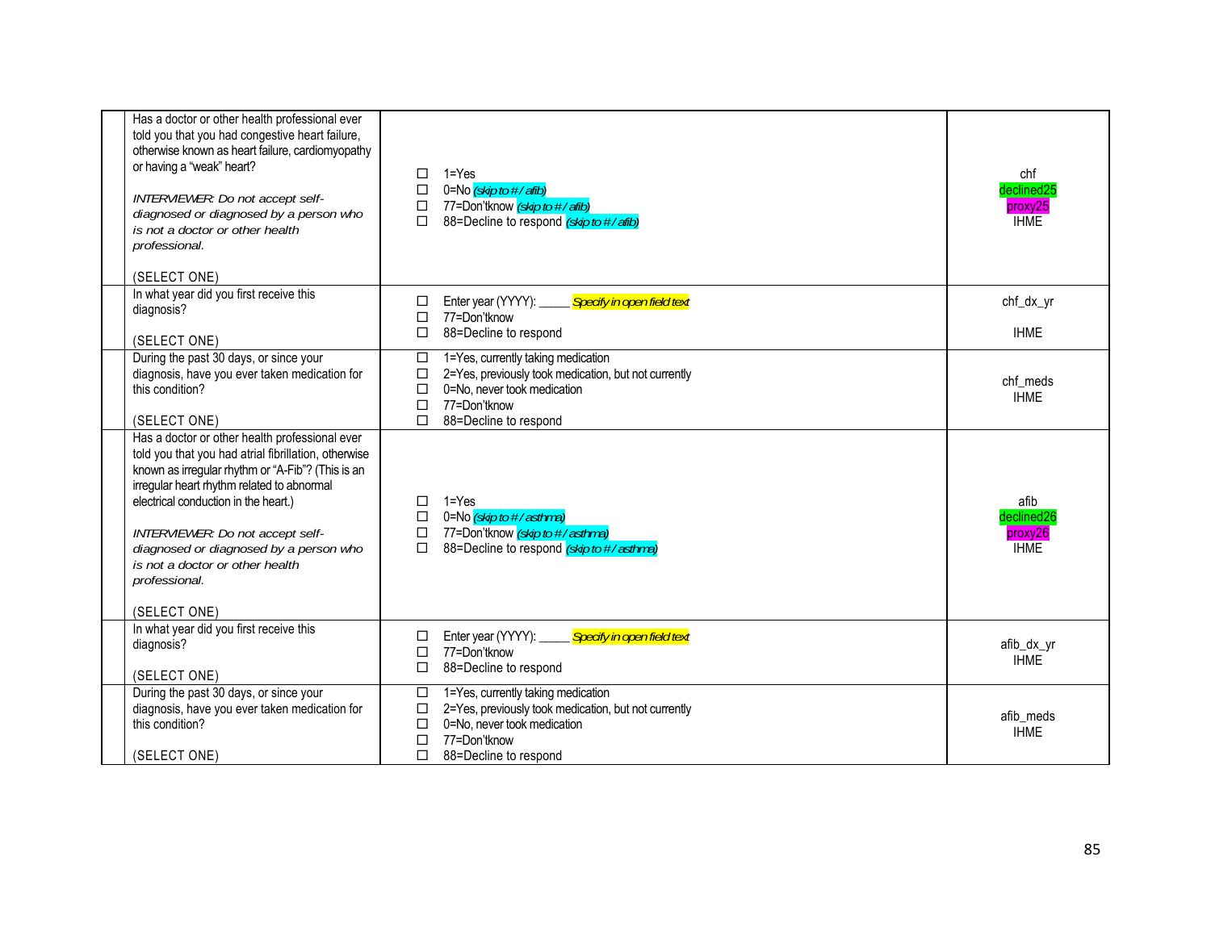| | Question | Response Options | Variable |
|---|---|---|---|
| | Has a doctor or other health professional ever told you that you had congestive heart failure, otherwise known as heart failure, cardiomyopathy or having a "weak" heart?<br><br>*INTERVIEWER: Do not accept self-diagnosed or diagnosed by a person who is not a doctor or other health professional.*<br><br>(SELECT ONE) | ☐ 1=Yes<br>☐ 0=No *(skip to # / afib)*<br>☐ 77=Don'tknow *(skip to # / afib)*<br>☐ 88=Decline to respond *(skip to # / afib)* | chf<br>declined25<br>proxy25<br>IHME |
| | In what year did you first receive this diagnosis?<br><br>(SELECT ONE) | ☐ Enter year (YYYY): _____ *Specify in open field text*<br>☐ 77=Don'tknow<br>☐ 88=Decline to respond | chf_dx_yr<br><br>IHME |
| | During the past 30 days, or since your diagnosis, have you ever taken medication for this condition?<br><br>(SELECT ONE) | ☐ 1=Yes, currently taking medication<br>☐ 2=Yes, previously took medication, but not currently<br>☐ 0=No, never took medication<br>☐ 77=Don'tknow<br>☐ 88=Decline to respond | chf_meds<br>IHME |
| | Has a doctor or other health professional ever told you that you had atrial fibrillation, otherwise known as irregular rhythm or "A-Fib"? (This is an irregular heart rhythm related to abnormal electrical conduction in the heart.)<br><br>*INTERVIEWER: Do not accept self-diagnosed or diagnosed by a person who is not a doctor or other health professional.*<br><br>(SELECT ONE) | ☐ 1=Yes<br>☐ 0=No *(skip to # / asthma)*<br>☐ 77=Don'tknow *(skip to # / asthma)*<br>☐ 88=Decline to respond *(skip to # / asthma)* | afib<br>declined26<br>proxy26<br>IHME |
| | In what year did you first receive this diagnosis?<br><br>(SELECT ONE) | ☐ Enter year (YYYY): _____ *Specify in open field text*<br>☐ 77=Don'tknow<br>☐ 88=Decline to respond | afib_dx_yr<br>IHME |
| | During the past 30 days, or since your diagnosis, have you ever taken medication for this condition?<br><br>(SELECT ONE) | ☐ 1=Yes, currently taking medication<br>☐ 2=Yes, previously took medication, but not currently<br>☐ 0=No, never took medication<br>☐ 77=Don'tknow<br>☐ 88=Decline to respond | afib_meds<br>IHME |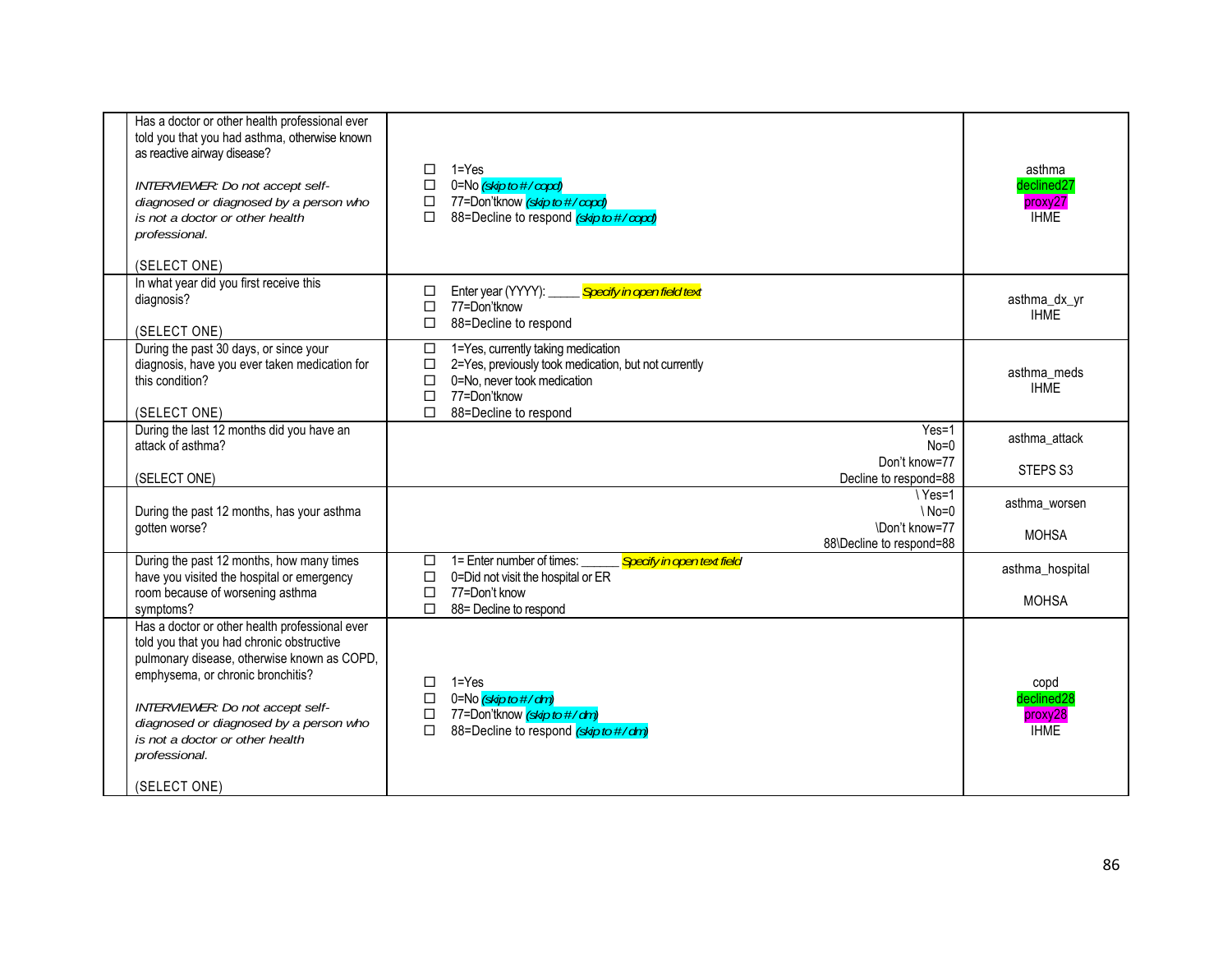| | Question | Response | Variable |
|---|---|---|---|
| | Has a doctor or other health professional ever told you that you had asthma, otherwise known as reactive airway disease?<br><br>*INTERVIEWER: Do not accept self-diagnosed or diagnosed by a person who is not a doctor or other health professional.*<br><br>(SELECT ONE) | ☐ 1=Yes<br>☐ 0=No *(skip to # / copd)*<br>☐ 77=Don'tknow *(skip to # / copd)*<br>☐ 88=Decline to respond *(skip to # / copd)* | asthma<br>declined27<br>proxy27<br>IHME |
| | In what year did you first receive this diagnosis?<br><br>(SELECT ONE) | ☐ Enter year (YYYY): _____ *Specify in open field text*<br>☐ 77=Don'tknow<br>☐ 88=Decline to respond | asthma_dx_yr<br>IHME |
| | During the past 30 days, or since your diagnosis, have you ever taken medication for this condition?<br><br>(SELECT ONE) | ☐ 1=Yes, currently taking medication<br>☐ 2=Yes, previously took medication, but not currently<br>☐ 0=No, never took medication<br>☐ 77=Don'tknow<br>☐ 88=Decline to respond | asthma_meds<br>IHME |
| | During the last 12 months did you have an attack of asthma?<br><br>(SELECT ONE) | Yes=1<br>No=0<br>Don't know=77<br>Decline to respond=88 | asthma_attack<br><br>STEPS S3 |
| | During the past 12 months, has your asthma gotten worse? | \ Yes=1<br>\ No=0<br>\Don't know=77<br>88\Decline to respond=88 | asthma_worsen<br><br>MOHSA |
| | During the past 12 months, how many times have you visited the hospital or emergency room because of worsening asthma symptoms? | ☐ 1= Enter number of times: _____ *Specify in open text field*<br>☐ 0=Did not visit the hospital or ER<br>☐ 77=Don't know<br>☐ 88= Decline to respond | asthma_hospital<br><br>MOHSA |
| | Has a doctor or other health professional ever told you that you had chronic obstructive pulmonary disease, otherwise known as COPD, emphysema, or chronic bronchitis?<br><br>*INTERVIEWER: Do not accept self-diagnosed or diagnosed by a person who is not a doctor or other health professional.*<br><br>(SELECT ONE) | ☐ 1=Yes<br>☐ 0=No *(skip to # / dm)*<br>☐ 77=Don'tknow *(skip to # / dm)*<br>☐ 88=Decline to respond *(skip to # / dm)* | copd<br>declined28<br>proxy28<br>IHME |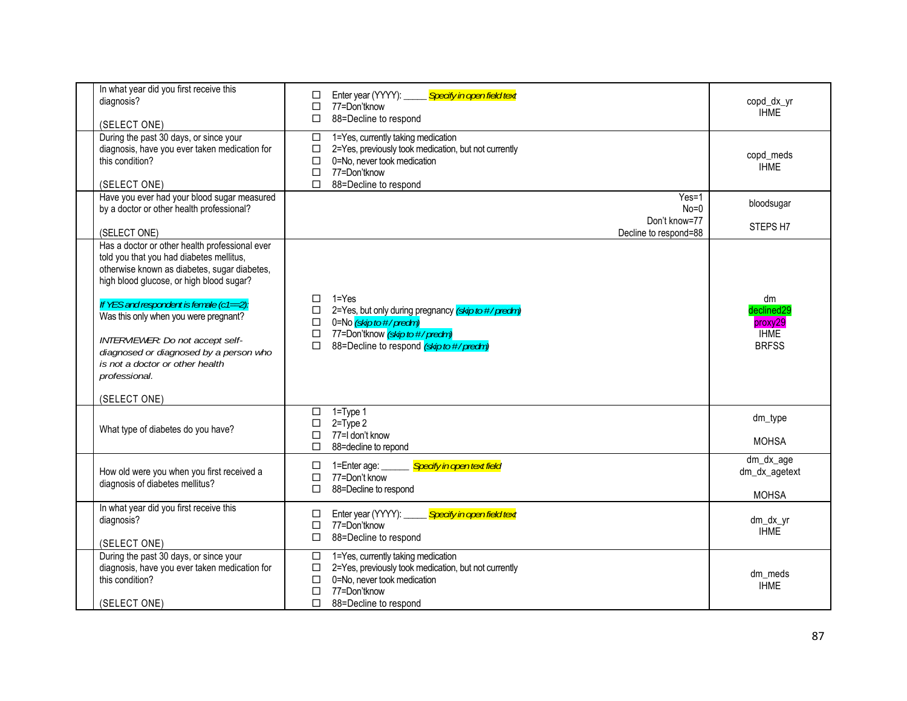| | Question | Response options | Variable / Source |
|---|---|---|---|
| | In what year did you first receive this diagnosis?<br><br>(SELECT ONE) | ☐ Enter year (YYYY): _____ *Specify in open field text*<br>☐ 77=Don'tknow<br>☐ 88=Decline to respond | copd_dx_yr<br>IHME |
| | During the past 30 days, or since your diagnosis, have you ever taken medication for this condition?<br><br>(SELECT ONE) | ☐ 1=Yes, currently taking medication<br>☐ 2=Yes, previously took medication, but not currently<br>☐ 0=No, never took medication<br>☐ 77=Don'tknow<br>☐ 88=Decline to respond | copd_meds<br>IHME |
| | Have you ever had your blood sugar measured by a doctor or other health professional?<br><br>(SELECT ONE) | Yes=1<br>No=0<br>Don't know=77<br>Decline to respond=88 | bloodsugar<br><br>STEPS H7 |
| | Has a doctor or other health professional ever told you that you had diabetes mellitus, otherwise known as diabetes, sugar diabetes, high blood glucose, or high blood sugar?<br><br>*If YES and respondent is female (c1==2):*<br>Was this only when you were pregnant?<br><br>*INTERVIEWER: Do not accept self-diagnosed or diagnosed by a person who is not a doctor or other health professional.*<br><br>(SELECT ONE) | ☐ 1=Yes<br>☐ 2=Yes, but only during pregnancy *(skip to # / predm)*<br>☐ 0=No *(skip to # / predm)*<br>☐ 77=Don'tknow *(skip to # / predm)*<br>☐ 88=Decline to respond *(skip to # / predm)* | dm<br>declined29<br>proxy29<br>IHME<br>BRFSS |
| | What type of diabetes do you have? | ☐ 1=Type 1<br>☐ 2=Type 2<br>☐ 77=I don't know<br>☐ 88=decline to repond | dm_type<br><br>MOHSA |
| | How old were you when you first received a diagnosis of diabetes mellitus? | ☐ 1=Enter age: ______ *Specify in open text field*<br>☐ 77=Don't know<br>☐ 88=Decline to respond | dm_dx_age<br>dm_dx_agetext<br><br>MOHSA |
| | In what year did you first receive this diagnosis?<br><br>(SELECT ONE) | ☐ Enter year (YYYY): _____ *Specify in open field text*<br>☐ 77=Don'tknow<br>☐ 88=Decline to respond | dm_dx_yr<br>IHME |
| | During the past 30 days, or since your diagnosis, have you ever taken medication for this condition?<br><br>(SELECT ONE) | ☐ 1=Yes, currently taking medication<br>☐ 2=Yes, previously took medication, but not currently<br>☐ 0=No, never took medication<br>☐ 77=Don'tknow<br>☐ 88=Decline to respond | dm_meds<br>IHME |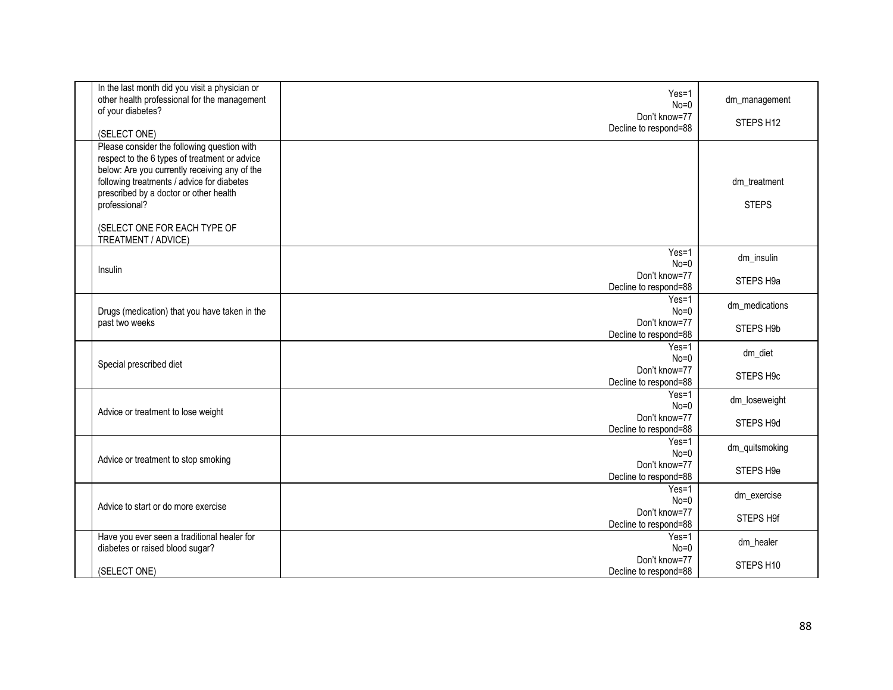| | | | |
|---|---|---|---|
| | In the last month did you visit a physician or other health professional for the management of your diabetes?<br><br>(SELECT ONE) | Yes=1<br>No=0<br>Don't know=77<br>Decline to respond=88 | dm_management<br><br>STEPS H12 |
| | Please consider the following question with respect to the 6 types of treatment or advice below: Are you currently receiving any of the following treatments / advice for diabetes prescribed by a doctor or other health professional?<br><br>(SELECT ONE FOR EACH TYPE OF TREATMENT / ADVICE) | | dm_treatment<br><br>STEPS |
| | Insulin | Yes=1<br>No=0<br>Don't know=77<br>Decline to respond=88 | dm_insulin<br><br>STEPS H9a |
| | Drugs (medication) that you have taken in the past two weeks | Yes=1<br>No=0<br>Don't know=77<br>Decline to respond=88 | dm_medications<br><br>STEPS H9b |
| | Special prescribed diet | Yes=1<br>No=0<br>Don't know=77<br>Decline to respond=88 | dm_diet<br><br>STEPS H9c |
| | Advice or treatment to lose weight | Yes=1<br>No=0<br>Don't know=77<br>Decline to respond=88 | dm_loseweight<br><br>STEPS H9d |
| | Advice or treatment to stop smoking | Yes=1<br>No=0<br>Don't know=77<br>Decline to respond=88 | dm_quitsmoking<br><br>STEPS H9e |
| | Advice to start or do more exercise | Yes=1<br>No=0<br>Don't know=77<br>Decline to respond=88 | dm_exercise<br><br>STEPS H9f |
| | Have you ever seen a traditional healer for diabetes or raised blood sugar?<br><br>(SELECT ONE) | Yes=1<br>No=0<br>Don't know=77<br>Decline to respond=88 | dm_healer<br><br>STEPS H10 |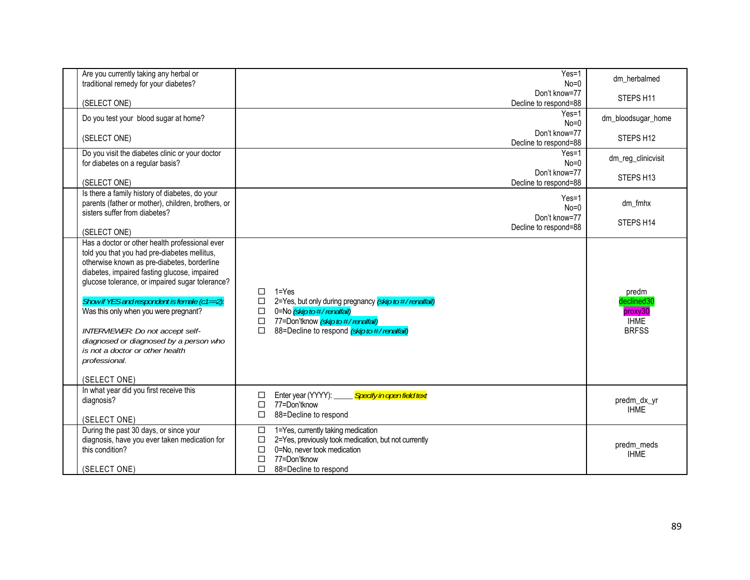| | | | |
|---|---|---|---|
| | Are you currently taking any herbal or traditional remedy for your diabetes?<br><br>(SELECT ONE) | Yes=1<br>No=0<br>Don't know=77<br>Decline to respond=88 | dm_herbalmed<br><br>STEPS H11 |
| | Do you test your blood sugar at home?<br><br>(SELECT ONE) | Yes=1<br>No=0<br>Don't know=77<br>Decline to respond=88 | dm_bloodsugar_home<br><br>STEPS H12 |
| | Do you visit the diabetes clinic or your doctor for diabetes on a regular basis?<br><br>(SELECT ONE) | Yes=1<br>No=0<br>Don't know=77<br>Decline to respond=88 | dm_reg_clinicvisit<br><br>STEPS H13 |
| | Is there a family history of diabetes, do your parents (father or mother), children, brothers, or sisters suffer from diabetes?<br><br>(SELECT ONE) | Yes=1<br>No=0<br>Don't know=77<br>Decline to respond=88 | dm_fmhx<br><br>STEPS H14 |
| | Has a doctor or other health professional ever told you that you had pre-diabetes mellitus, otherwise known as pre-diabetes, borderline diabetes, impaired fasting glucose, impaired glucose tolerance, or impaired sugar tolerance?<br><br>*Show if YES and respondent is female (c1==2):*<br>Was this only when you were pregnant?<br><br>*INTERVIEWER: Do not accept self-diagnosed or diagnosed by a person who is not a doctor or other health professional.*<br><br>(SELECT ONE) | ☐ 1=Yes<br>☐ 2=Yes, but only during pregnancy *(skip to # / renalfail)*<br>☐ 0=No *(skip to # / renalfail)*<br>☐ 77=Don'tknow *(skip to # / renalfail)*<br>☐ 88=Decline to respond *(skip to # / renalfail)* | predm<br>declined30<br>proxy30<br>IHME<br>BRFSS |
| | In what year did you first receive this diagnosis?<br><br>(SELECT ONE) | ☐ Enter year (YYYY): _____ *Specify in open field text*<br>☐ 77=Don'tknow<br>☐ 88=Decline to respond | predm_dx_yr<br>IHME |
| | During the past 30 days, or since your diagnosis, have you ever taken medication for this condition?<br><br>(SELECT ONE) | ☐ 1=Yes, currently taking medication<br>☐ 2=Yes, previously took medication, but not currently<br>☐ 0=No, never took medication<br>☐ 77=Don'tknow<br>☐ 88=Decline to respond | predm_meds<br>IHME |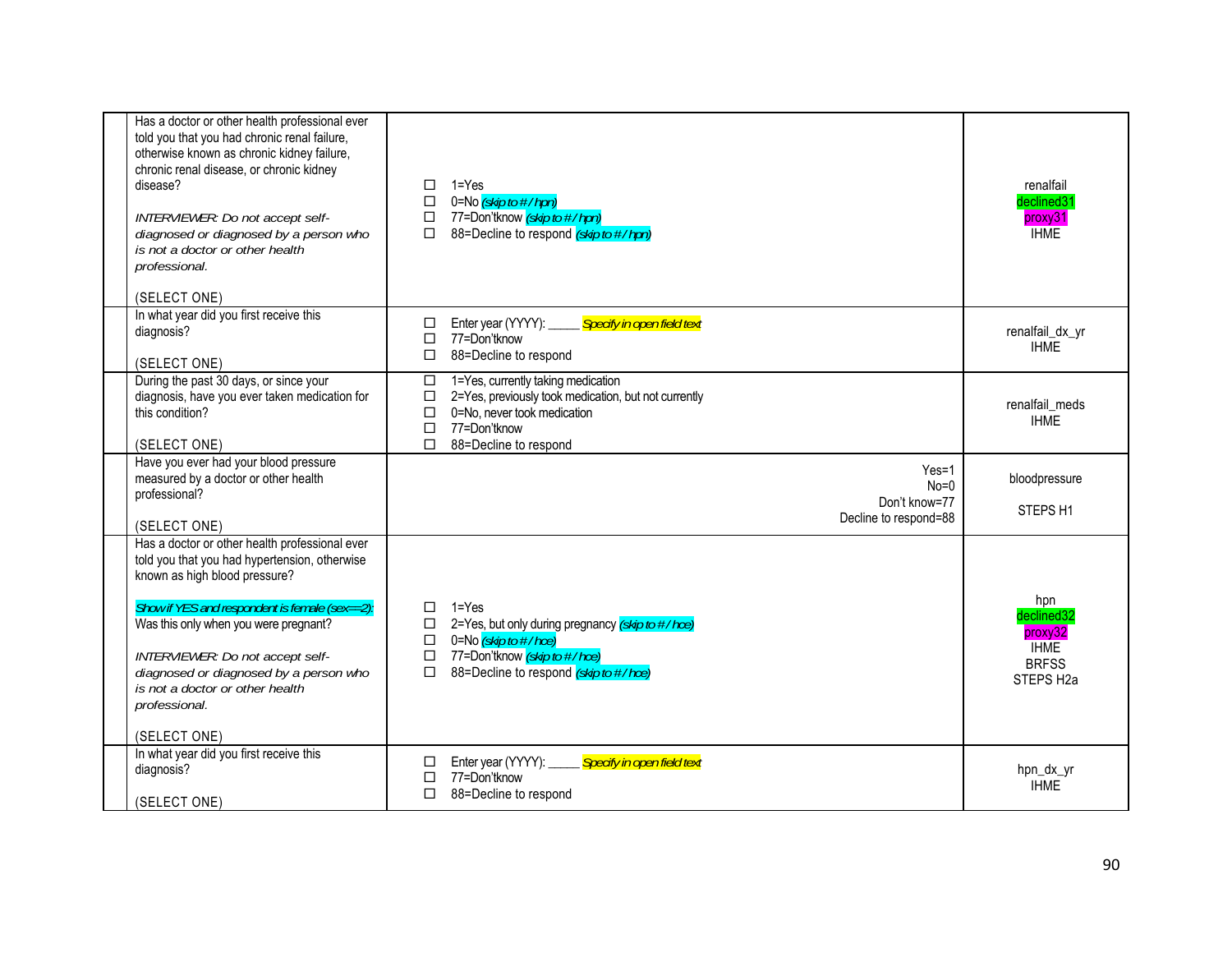| | Question | Response | Variable |
|---|---|---|---|
| | Has a doctor or other health professional ever told you that you had chronic renal failure, otherwise known as chronic kidney failure, chronic renal disease, or chronic kidney disease?<br><br>*INTERVIEWER: Do not accept self-diagnosed or diagnosed by a person who is not a doctor or other health professional.*<br><br>(SELECT ONE) | ☐ 1=Yes<br>☐ 0=No *(skip to # / hpn)*<br>☐ 77=Don'tknow *(skip to # / hpn)*<br>☐ 88=Decline to respond *(skip to # / hpn)* | renalfail<br>declined31<br>proxy31<br>IHME |
| | In what year did you first receive this diagnosis?<br><br>(SELECT ONE) | ☐ Enter year (YYYY): _____ *Specify in open field text*<br>☐ 77=Don'tknow<br>☐ 88=Decline to respond | renalfail_dx_yr<br>IHME |
| | During the past 30 days, or since your diagnosis, have you ever taken medication for this condition?<br><br>(SELECT ONE) | ☐ 1=Yes, currently taking medication<br>☐ 2=Yes, previously took medication, but not currently<br>☐ 0=No, never took medication<br>☐ 77=Don'tknow<br>☐ 88=Decline to respond | renalfail_meds<br>IHME |
| | Have you ever had your blood pressure measured by a doctor or other health professional?<br><br>(SELECT ONE) | Yes=1<br>No=0<br>Don't know=77<br>Decline to respond=88 | bloodpressure<br><br>STEPS H1 |
| | Has a doctor or other health professional ever told you that you had hypertension, otherwise known as high blood pressure?<br><br>*Show if YES and respondent is female (sex==2):* Was this only when you were pregnant?<br><br>*INTERVIEWER: Do not accept self-diagnosed or diagnosed by a person who is not a doctor or other health professional.*<br><br>(SELECT ONE) | ☐ 1=Yes<br>☐ 2=Yes, but only during pregnancy *(skip to # / hce)*<br>☐ 0=No *(skip to # / hce)*<br>☐ 77=Don'tknow *(skip to # / hce)*<br>☐ 88=Decline to respond *(skip to # / hce)* | hpn<br>declined32<br>proxy32<br>IHME<br>BRFSS<br>STEPS H2a |
| | In what year did you first receive this diagnosis?<br><br>(SELECT ONE) | ☐ Enter year (YYYY): _____ *Specify in open field text*<br>☐ 77=Don'tknow<br>☐ 88=Decline to respond | hpn_dx_yr<br>IHME |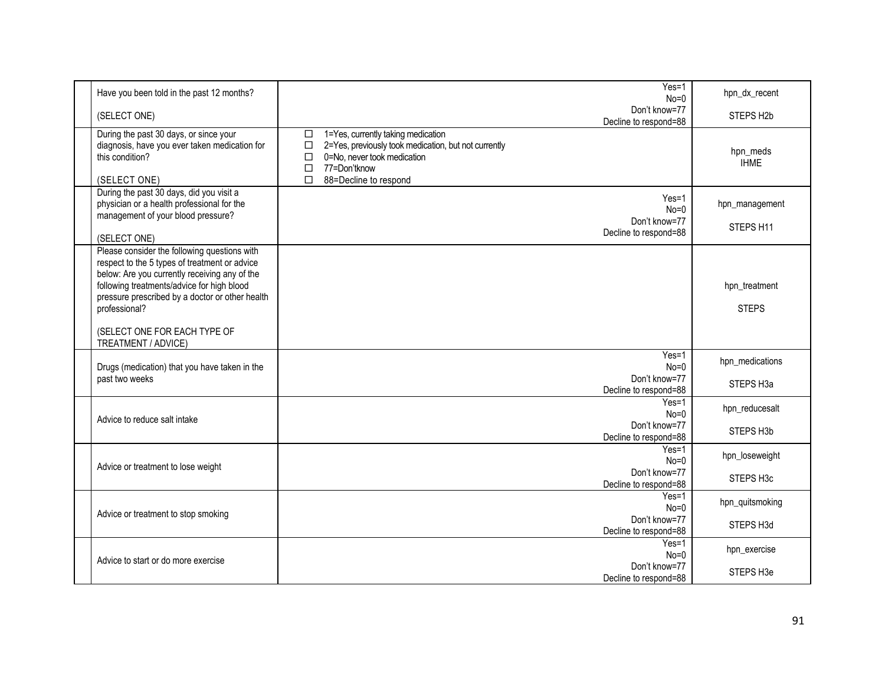| | | | |
|---|---|---|---|
| | Have you been told in the past 12 months?<br><br>(SELECT ONE) | Yes=1<br>No=0<br>Don't know=77<br>Decline to respond=88 | hpn_dx_recent<br><br>STEPS H2b |
| | During the past 30 days, or since your diagnosis, have you ever taken medication for this condition?<br><br>(SELECT ONE) | ☐ 1=Yes, currently taking medication<br>☐ 2=Yes, previously took medication, but not currently<br>☐ 0=No, never took medication<br>☐ 77=Don'tknow<br>☐ 88=Decline to respond | hpn_meds<br>IHME |
| | During the past 30 days, did you visit a physician or a health professional for the management of your blood pressure?<br><br>(SELECT ONE) | Yes=1<br>No=0<br>Don't know=77<br>Decline to respond=88 | hpn_management<br><br>STEPS H11 |
| | Please consider the following questions with respect to the 5 types of treatment or advice below: Are you currently receiving any of the following treatments/advice for high blood pressure prescribed by a doctor or other health professional?<br><br>(SELECT ONE FOR EACH TYPE OF TREATMENT / ADVICE) | | hpn_treatment<br><br>STEPS |
| | Drugs (medication) that you have taken in the past two weeks | Yes=1<br>No=0<br>Don't know=77<br>Decline to respond=88 | hpn_medications<br><br>STEPS H3a |
| | Advice to reduce salt intake | Yes=1<br>No=0<br>Don't know=77<br>Decline to respond=88 | hpn_reducesalt<br><br>STEPS H3b |
| | Advice or treatment to lose weight | Yes=1<br>No=0<br>Don't know=77<br>Decline to respond=88 | hpn_loseweight<br><br>STEPS H3c |
| | Advice or treatment to stop smoking | Yes=1<br>No=0<br>Don't know=77<br>Decline to respond=88 | hpn_quitsmoking<br><br>STEPS H3d |
| | Advice to start or do more exercise | Yes=1<br>No=0<br>Don't know=77<br>Decline to respond=88 | hpn_exercise<br><br>STEPS H3e |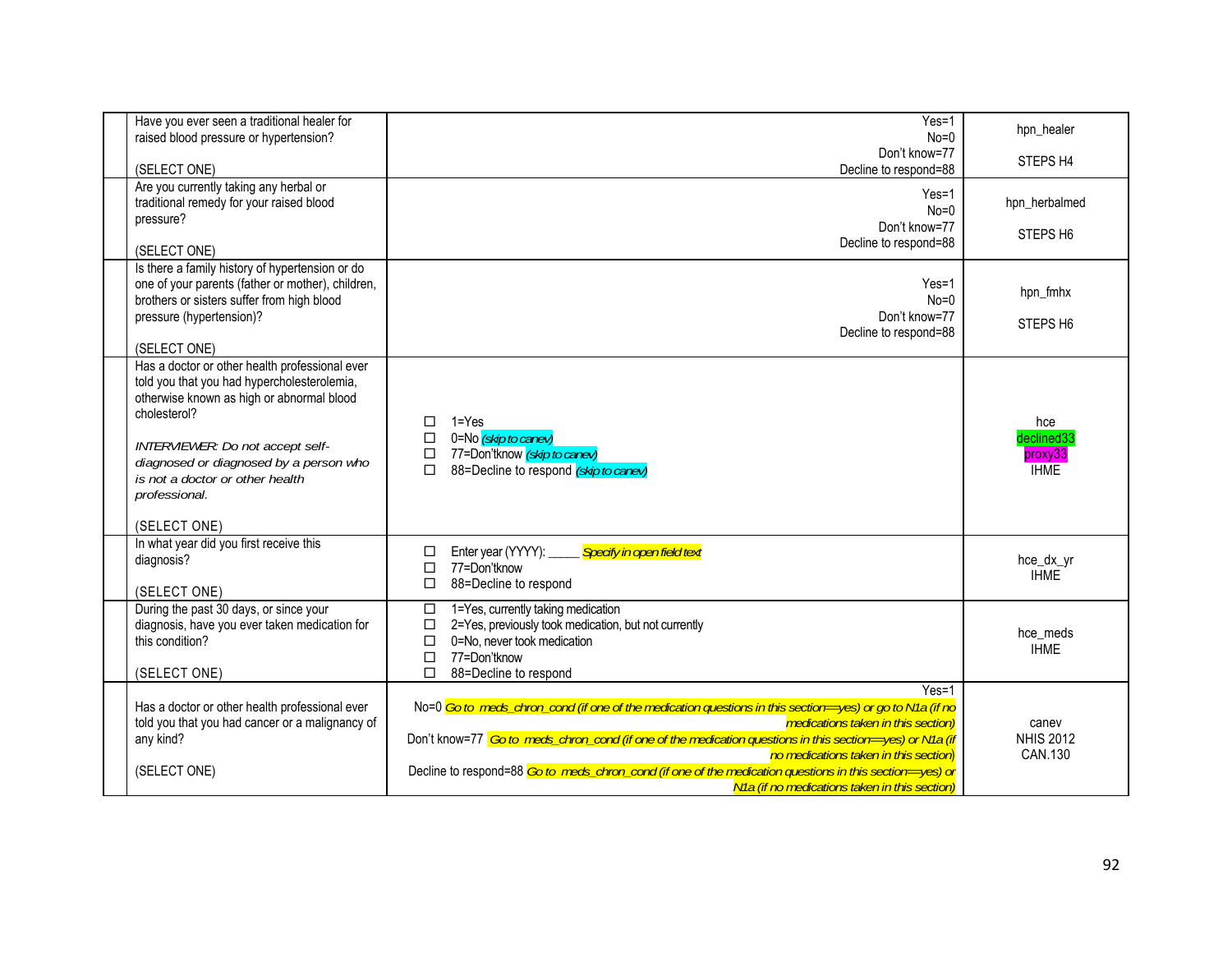| | Question | Response | Variable |
|---|---|---|---|
| | Have you ever seen a traditional healer for raised blood pressure or hypertension?<br><br>(SELECT ONE) | Yes=1<br>No=0<br>Don't know=77<br>Decline to respond=88 | hpn_healer<br><br>STEPS H4 |
| | Are you currently taking any herbal or traditional remedy for your raised blood pressure?<br><br>(SELECT ONE) | Yes=1<br>No=0<br>Don't know=77<br>Decline to respond=88 | hpn_herbalmed<br><br>STEPS H6 |
| | Is there a family history of hypertension or do one of your parents (father or mother), children, brothers or sisters suffer from high blood pressure (hypertension)?<br><br>(SELECT ONE) | Yes=1<br>No=0<br>Don't know=77<br>Decline to respond=88 | hpn_fmhx<br><br>STEPS H6 |
| | Has a doctor or other health professional ever told you that you had hypercholesterolemia, otherwise known as high or abnormal blood cholesterol?<br><br>*INTERVIEWER: Do not accept self-diagnosed or diagnosed by a person who is not a doctor or other health professional.*<br><br>(SELECT ONE) | ☐ 1=Yes<br>☐ 0=No *(skip to canev)*<br>☐ 77=Don'tknow *(skip to canev)*<br>☐ 88=Decline to respond *(skip to canev)* | hce<br>declined33<br>proxy33<br>IHME |
| | In what year did you first receive this diagnosis?<br><br>(SELECT ONE) | ☐ Enter year (YYYY): _____ *Specify in open field text*<br>☐ 77=Don'tknow<br>☐ 88=Decline to respond | hce_dx_yr<br>IHME |
| | During the past 30 days, or since your diagnosis, have you ever taken medication for this condition?<br><br>(SELECT ONE) | ☐ 1=Yes, currently taking medication<br>☐ 2=Yes, previously took medication, but not currently<br>☐ 0=No, never took medication<br>☐ 77=Don'tknow<br>☐ 88=Decline to respond | hce_meds<br>IHME |
| | Has a doctor or other health professional ever told you that you had cancer or a malignancy of any kind?<br><br>(SELECT ONE) | Yes=1<br>No=0 *Go to meds_chron_cond (if one of the medication questions in this section==yes) or go to N1a (if no medications taken in this section)*<br>Don't know=77 *Go to meds_chron_cond (if one of the medication questions in this section==yes) or N1a (if no medications taken in this section)*<br>Decline to respond=88 *Go to meds_chron_cond (if one of the medication questions in this section==yes) or N1a (if no medications taken in this section)* | canev<br>NHIS 2012<br>CAN.130 |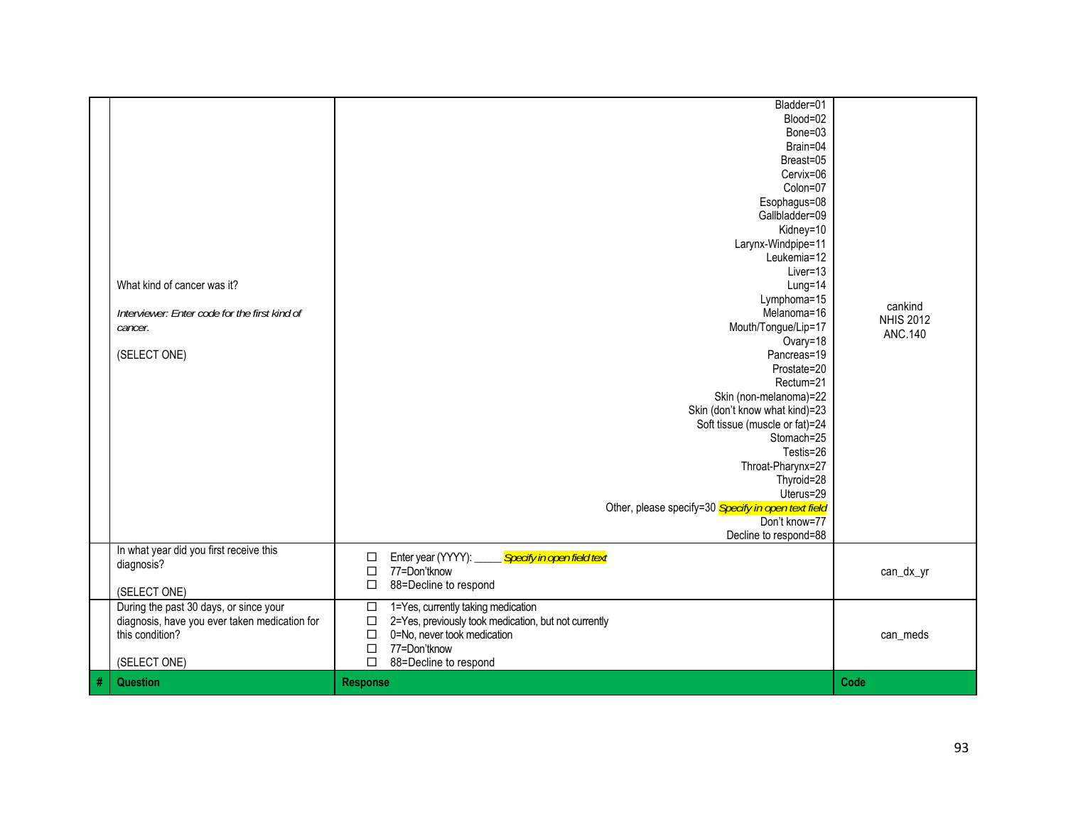| # | Question | Response | Code |
|---|---|---|---|
| | What kind of cancer was it?<br><br>*Interviewer: Enter code for the first kind of cancer.*<br><br>(SELECT ONE) | Bladder=01<br>Blood=02<br>Bone=03<br>Brain=04<br>Breast=05<br>Cervix=06<br>Colon=07<br>Esophagus=08<br>Gallbladder=09<br>Kidney=10<br>Larynx-Windpipe=11<br>Leukemia=12<br>Liver=13<br>Lung=14<br>Lymphoma=15<br>Melanoma=16<br>Mouth/Tongue/Lip=17<br>Ovary=18<br>Pancreas=19<br>Prostate=20<br>Rectum=21<br>Skin (non-melanoma)=22<br>Skin (don't know what kind)=23<br>Soft tissue (muscle or fat)=24<br>Stomach=25<br>Testis=26<br>Throat-Pharynx=27<br>Thyroid=28<br>Uterus=29<br>Other, please specify=30 *Specify in open text field*<br>Don't know=77<br>Decline to respond=88 | cankind<br>NHIS 2012<br>ANC.140 |
| | In what year did you first receive this diagnosis?<br><br>(SELECT ONE) | ☐ Enter year (YYYY): _____ *Specify in open field text*<br>☐ 77=Don'tknow<br>☐ 88=Decline to respond | can_dx_yr |
| | During the past 30 days, or since your diagnosis, have you ever taken medication for this condition?<br><br>(SELECT ONE) | ☐ 1=Yes, currently taking medication<br>☐ 2=Yes, previously took medication, but not currently<br>☐ 0=No, never took medication<br>☐ 77=Don'tknow<br>☐ 88=Decline to respond | can_meds |
| **#** | **Question** | **Response** | **Code** |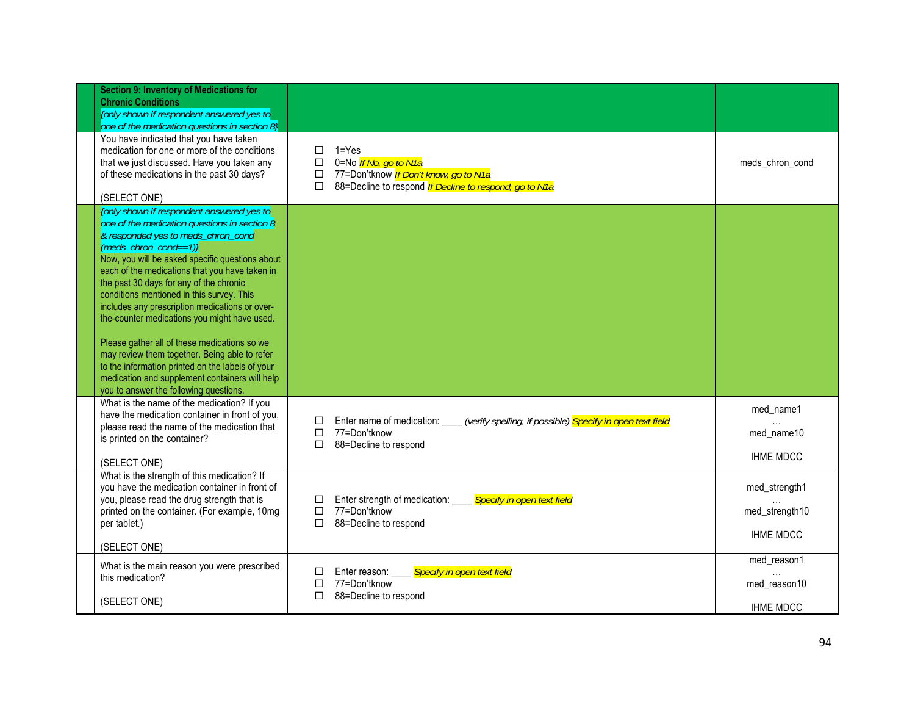| | Section 9: Inventory of Medications for Chronic Conditions *{only shown if respondent answered yes to one of the medication questions in section 8}* | | |
|---|---|---|---|
| | You have indicated that you have taken medication for one or more of the conditions that we just discussed. Have you taken any of these medications in the past 30 days? (SELECT ONE) | ☐ 1=Yes<br>☐ 0=No *If No, go to N1a*<br>☐ 77=Don'tknow *If Don't know, go to N1a*<br>☐ 88=Decline to respond *If Decline to respond, go to N1a* | meds_chron_cond |
| | *{only shown if respondent answered yes to one of the medication questions in section 8 & responded yes to meds_chron_cond (meds_chron_cond==1)}* Now, you will be asked specific questions about each of the medications that you have taken in the past 30 days for any of the chronic conditions mentioned in this survey. This includes any prescription medications or over-the-counter medications you might have used.<br><br>Please gather all of these medications so we may review them together. Being able to refer to the information printed on the labels of your medication and supplement containers will help you to answer the following questions. | | |
| | What is the name of the medication? If you have the medication container in front of you, please read the name of the medication that is printed on the container? (SELECT ONE) | ☐ Enter name of medication: ____ *(verify spelling, if possible)* *Specify in open text field*<br>☐ 77=Don'tknow<br>☐ 88=Decline to respond | med_name1 … med_name10<br><br>IHME MDCC |
| | What is the strength of this medication? If you have the medication container in front of you, please read the drug strength that is printed on the container. (For example, 10mg per tablet.) (SELECT ONE) | ☐ Enter strength of medication: ____ *Specify in open text field*<br>☐ 77=Don'tknow<br>☐ 88=Decline to respond | med_strength1 … med_strength10<br><br>IHME MDCC |
| | What is the main reason you were prescribed this medication? (SELECT ONE) | ☐ Enter reason: ____ *Specify in open text field*<br>☐ 77=Don'tknow<br>☐ 88=Decline to respond | med_reason1 … med_reason10<br><br>IHME MDCC |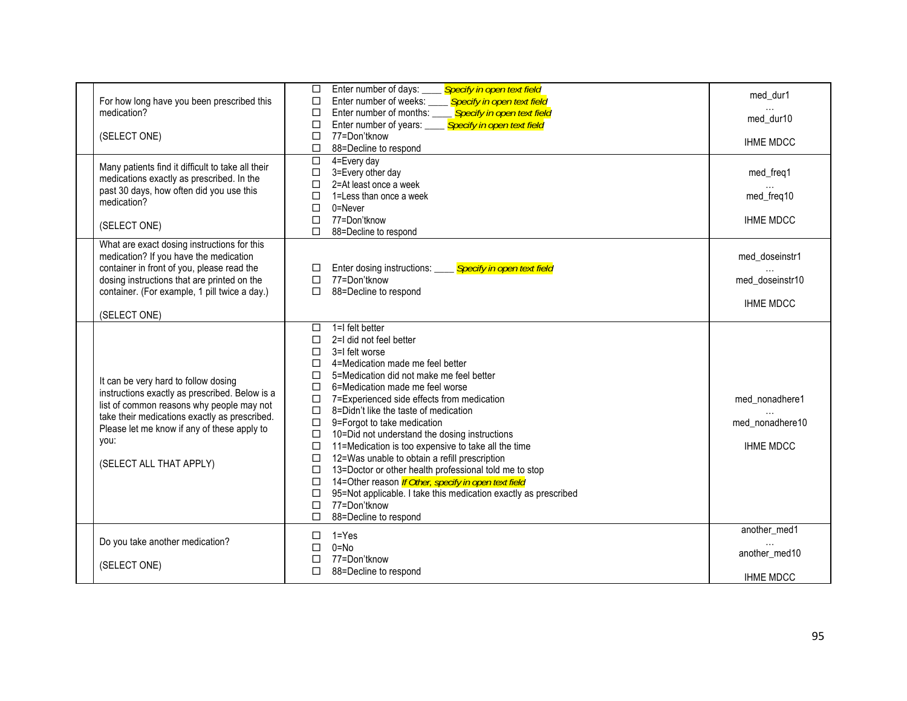| | | | |
|---|---|---|---|
| | For how long have you been prescribed this medication?<br><br>(SELECT ONE) | ☐ Enter number of days: ____ *Specify in open text field*<br>☐ Enter number of weeks: ____ *Specify in open text field*<br>☐ Enter number of months: ____ *Specify in open text field*<br>☐ Enter number of years: ____ *Specify in open text field*<br>☐ 77=Don'tknow<br>☐ 88=Decline to respond | med_dur1<br>…<br>med_dur10<br><br>IHME MDCC |
| | Many patients find it difficult to take all their medications exactly as prescribed. In the past 30 days, how often did you use this medication?<br><br>(SELECT ONE) | ☐ 4=Every day<br>☐ 3=Every other day<br>☐ 2=At least once a week<br>☐ 1=Less than once a week<br>☐ 0=Never<br>☐ 77=Don'tknow<br>☐ 88=Decline to respond | med_freq1<br>…<br>med_freq10<br><br>IHME MDCC |
| | What are exact dosing instructions for this medication? If you have the medication container in front of you, please read the dosing instructions that are printed on the container. (For example, 1 pill twice a day.)<br><br>(SELECT ONE) | ☐ Enter dosing instructions: ____ *Specify in open text field*<br>☐ 77=Don'tknow<br>☐ 88=Decline to respond | med_doseinstr1<br>…<br>med_doseinstr10<br><br>IHME MDCC |
| | It can be very hard to follow dosing instructions exactly as prescribed. Below is a list of common reasons why people may not take their medications exactly as prescribed. Please let me know if any of these apply to you:<br><br>(SELECT ALL THAT APPLY) | ☐ 1=I felt better<br>☐ 2=I did not feel better<br>☐ 3=I felt worse<br>☐ 4=Medication made me feel better<br>☐ 5=Medication did not make me feel better<br>☐ 6=Medication made me feel worse<br>☐ 7=Experienced side effects from medication<br>☐ 8=Didn't like the taste of medication<br>☐ 9=Forgot to take medication<br>☐ 10=Did not understand the dosing instructions<br>☐ 11=Medication is too expensive to take all the time<br>☐ 12=Was unable to obtain a refill prescription<br>☐ 13=Doctor or other health professional told me to stop<br>☐ 14=Other reason *If Other, specify in open text field*<br>☐ 95=Not applicable. I take this medication exactly as prescribed<br>☐ 77=Don'tknow<br>☐ 88=Decline to respond | med_nonadhere1<br>…<br>med_nonadhere10<br><br>IHME MDCC |
| | Do you take another medication?<br><br>(SELECT ONE) | ☐ 1=Yes<br>☐ 0=No<br>☐ 77=Don'tknow<br>☐ 88=Decline to respond | another_med1<br>…<br>another_med10<br><br>IHME MDCC |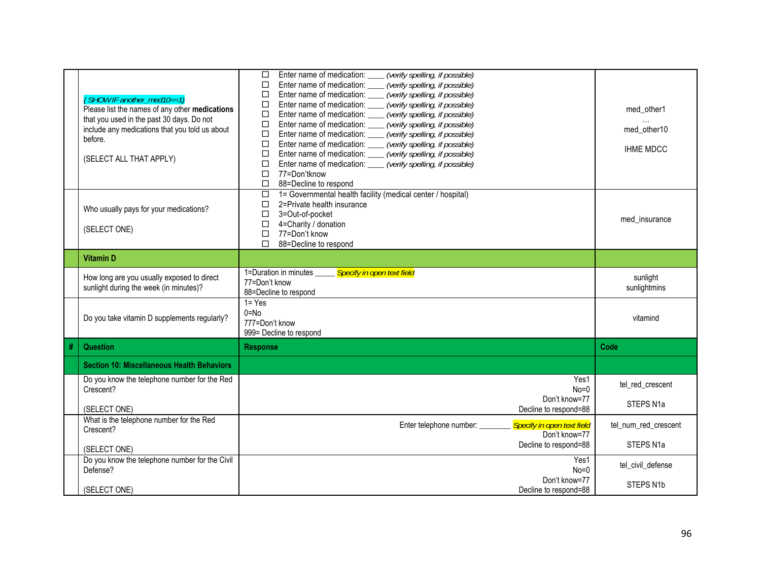| | | | |
|---|---|---|---|
| | *{SHOW IF another_med10==1}* Please list the names of any other **medications** that you used in the past 30 days. Do not include any medications that you told us about before.<br><br>(SELECT ALL THAT APPLY) | ☐ Enter name of medication: ____ *(verify spelling, if possible)*<br>☐ Enter name of medication: ____ *(verify spelling, if possible)*<br>☐ Enter name of medication: ____ *(verify spelling, if possible)*<br>☐ Enter name of medication: ____ *(verify spelling, if possible)*<br>☐ Enter name of medication: ____ *(verify spelling, if possible)*<br>☐ Enter name of medication: ____ *(verify spelling, if possible)*<br>☐ Enter name of medication: ____ *(verify spelling, if possible)*<br>☐ Enter name of medication: ____ *(verify spelling, if possible)*<br>☐ Enter name of medication: ____ *(verify spelling, if possible)*<br>☐ Enter name of medication: ____ *(verify spelling, if possible)*<br>☐ 77=Don'tknow<br>☐ 88=Decline to respond | med_other1<br>…<br>med_other10<br><br>IHME MDCC |
| | Who usually pays for your medications?<br><br>(SELECT ONE) | ☐ 1= Governmental health facility (medical center / hospital)<br>☐ 2=Private health insurance<br>☐ 3=Out-of-pocket<br>☐ 4=Charity / donation<br>☐ 77=Don't know<br>☐ 88=Decline to respond | med_insurance |
| | **Vitamin D** | | |
| | How long are you usually exposed to direct sunlight during the week (in minutes)? | 1=Duration in minutes _____ *Specify in open text field*<br>77=Don't know<br>88=Decline to respond | sunlight<br>sunlightmins |
| | Do you take vitamin D supplements regularly? | 1= Yes<br>0=No<br>777=Don't know<br>999= Decline to respond | vitamind |
| **#** | **Question** | **Response** | **Code** |
| | **Section 10: Miscellaneous Health Behaviors** | | |
| | Do you know the telephone number for the Red Crescent?<br><br>(SELECT ONE) | Yes1<br>No=0<br>Don't know=77<br>Decline to respond=88 | tel_red_crescent<br><br>STEPS N1a |
| | What is the telephone number for the Red Crescent?<br><br>(SELECT ONE) | Enter telephone number: ________ *Specify in open text field*<br>Don't know=77<br>Decline to respond=88 | tel_num_red_crescent<br><br>STEPS N1a |
| | Do you know the telephone number for the Civil Defense?<br><br>(SELECT ONE) | Yes1<br>No=0<br>Don't know=77<br>Decline to respond=88 | tel_civil_defense<br><br>STEPS N1b |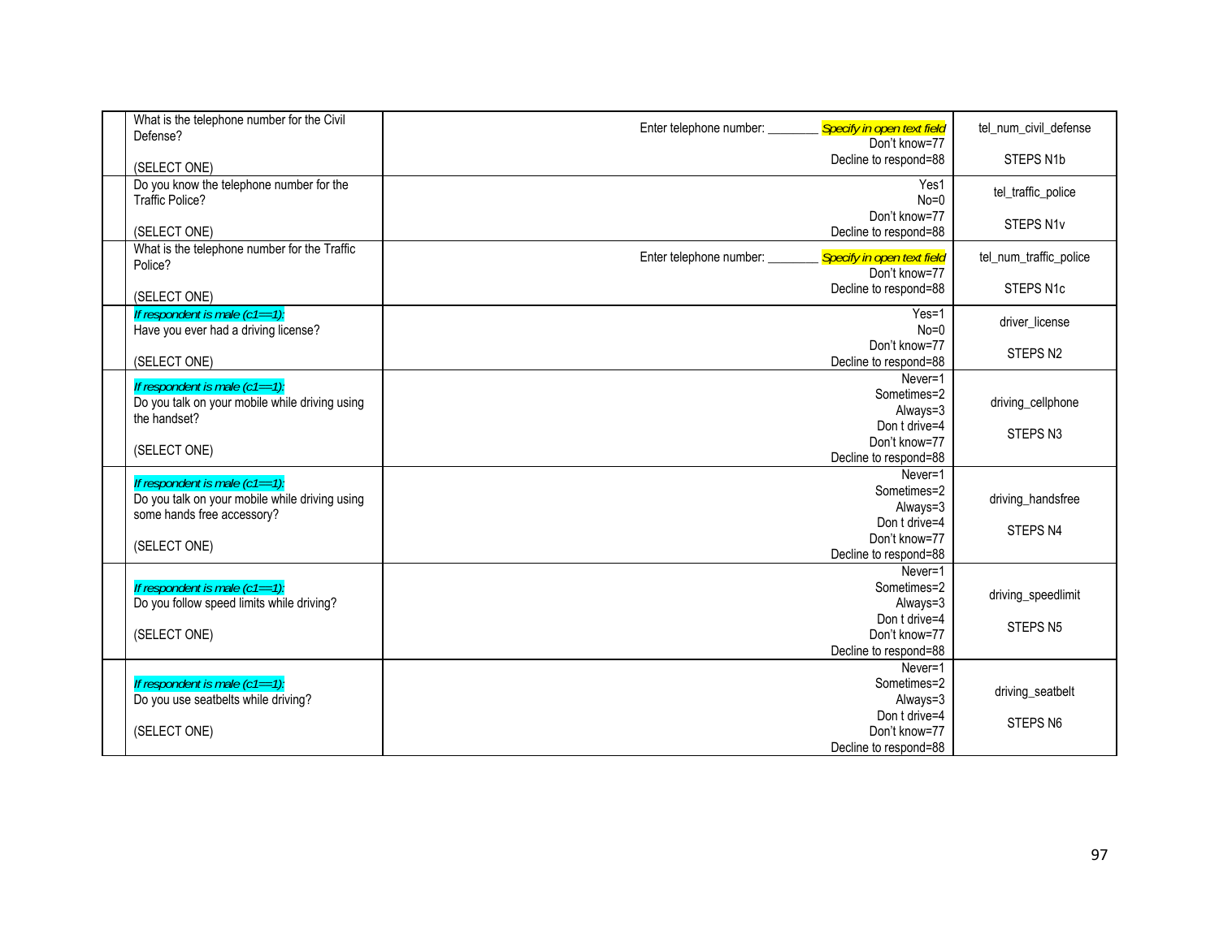| | | | |
|---|---|---|---|
| | What is the telephone number for the Civil Defense?<br><br>(SELECT ONE) | Enter telephone number: ________ *Specify in open text field*<br>Don't know=77<br>Decline to respond=88 | tel_num_civil_defense<br><br>STEPS N1b |
| | Do you know the telephone number for the Traffic Police?<br><br>(SELECT ONE) | Yes1<br>No=0<br>Don't know=77<br>Decline to respond=88 | tel_traffic_police<br><br>STEPS N1v |
| | What is the telephone number for the Traffic Police?<br><br>(SELECT ONE) | Enter telephone number: ________ *Specify in open text field*<br>Don't know=77<br>Decline to respond=88 | tel_num_traffic_police<br><br>STEPS N1c |
| | *If respondent is male (c1==1):*<br>Have you ever had a driving license?<br><br>(SELECT ONE) | Yes=1<br>No=0<br>Don't know=77<br>Decline to respond=88 | driver_license<br><br>STEPS N2 |
| | *If respondent is male (c1==1):*<br>Do you talk on your mobile while driving using the handset?<br><br>(SELECT ONE) | Never=1<br>Sometimes=2<br>Always=3<br>Don t drive=4<br>Don't know=77<br>Decline to respond=88 | driving_cellphone<br><br>STEPS N3 |
| | *If respondent is male (c1==1):*<br>Do you talk on your mobile while driving using some hands free accessory?<br><br>(SELECT ONE) | Never=1<br>Sometimes=2<br>Always=3<br>Don t drive=4<br>Don't know=77<br>Decline to respond=88 | driving_handsfree<br><br>STEPS N4 |
| | *If respondent is male (c1==1):*<br>Do you follow speed limits while driving?<br><br>(SELECT ONE) | Never=1<br>Sometimes=2<br>Always=3<br>Don t drive=4<br>Don't know=77<br>Decline to respond=88 | driving_speedlimit<br><br>STEPS N5 |
| | *If respondent is male (c1==1):*<br>Do you use seatbelts while driving?<br><br>(SELECT ONE) | Never=1<br>Sometimes=2<br>Always=3<br>Don t drive=4<br>Don't know=77<br>Decline to respond=88 | driving_seatbelt<br><br>STEPS N6 |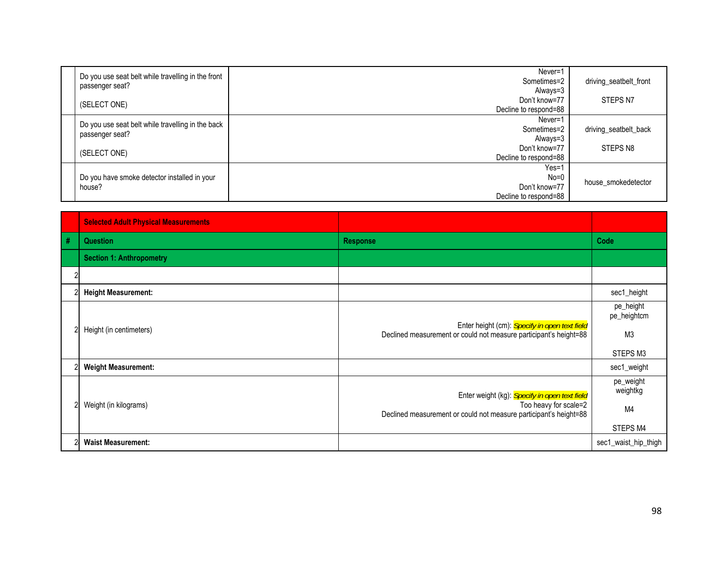| | | | |
|---|---|---|---|
| | Do you use seat belt while travelling in the front passenger seat?<br><br>(SELECT ONE) | Never=1<br>Sometimes=2<br>Always=3<br>Don't know=77<br>Decline to respond=88 | driving_seatbelt_front<br><br>STEPS N7 |
| | Do you use seat belt while travelling in the back passenger seat?<br><br>(SELECT ONE) | Never=1<br>Sometimes=2<br>Always=3<br>Don't know=77<br>Decline to respond=88 | driving_seatbelt_back<br><br>STEPS N8 |
| | Do you have smoke detector installed in your house? | Yes=1<br>No=0<br>Don't know=77<br>Decline to respond=88 | house_smokedetector |

| # | Question | Response | Code |
|---|---|---|---|
| | **Selected Adult Physical Measurements** | | |
| | **Section 1: Anthropometry** | | |
| 2 | | | |
| 2 | **Height Measurement:** | | sec1_height |
| 2 | Height (in centimeters) | Enter height (cm): *Specify in open text field*<br>Declined measurement or could not measure participant's height=88 | pe_height<br>pe_heightcm<br><br>M3<br><br>STEPS M3 |
| 2 | **Weight Measurement:** | | sec1_weight |
| 2 | Weight (in kilograms) | Enter weight (kg): *Specify in open text field*<br>Too heavy for scale=2<br>Declined measurement or could not measure participant's height=88 | pe_weight<br>weightkg<br><br>M4<br><br>STEPS M4 |
| 2 | **Waist Measurement:** | | sec1_waist_hip_thigh |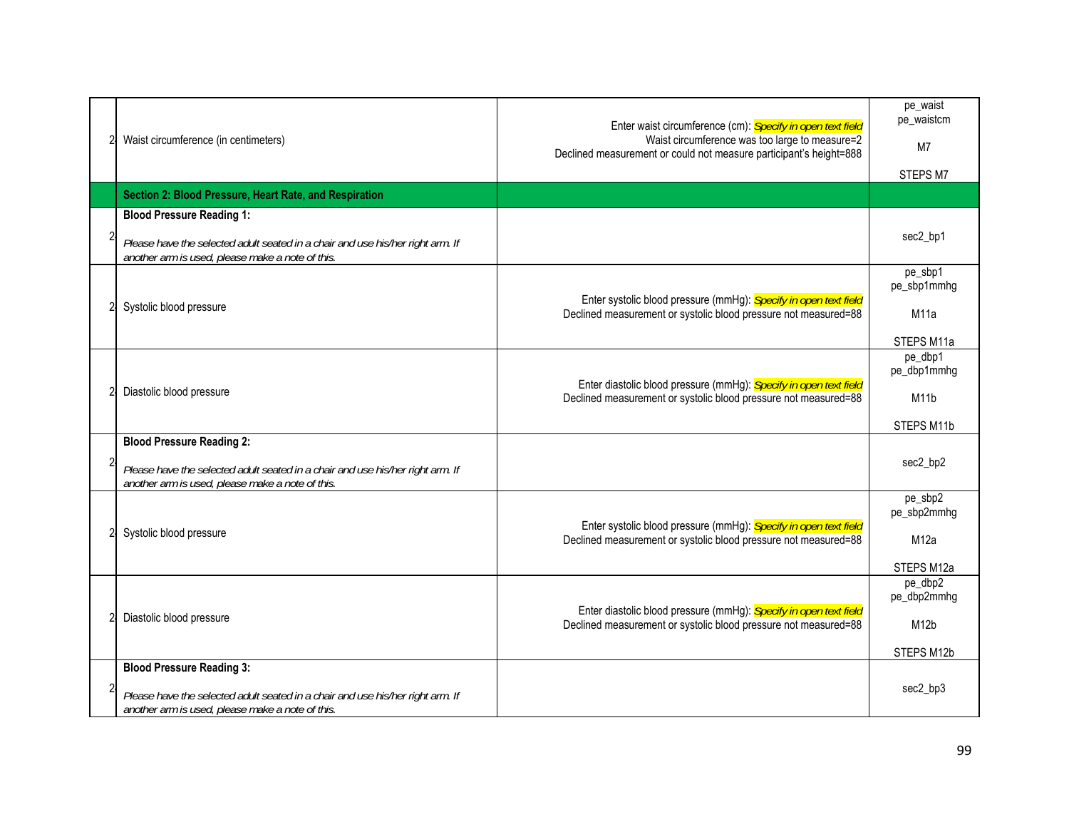| | | | |
|---|---|---|---|
| 2 | Waist circumference (in centimeters) | Enter waist circumference (cm): *Specify in open text field*<br>Waist circumference was too large to measure=2<br>Declined measurement or could not measure participant's height=888 | pe_waist<br>pe_waistcm<br><br>M7<br><br>STEPS M7 |
| | **Section 2: Blood Pressure, Heart Rate, and Respiration** | | |
| 2 | **Blood Pressure Reading 1:**<br><br>*Please have the selected adult seated in a chair and use his/her right arm. If another arm is used, please make a note of this.* | | sec2_bp1 |
| 2 | Systolic blood pressure | Enter systolic blood pressure (mmHg): *Specify in open text field*<br>Declined measurement or systolic blood pressure not measured=88 | pe_sbp1<br>pe_sbp1mmhg<br><br>M11a<br><br>STEPS M11a |
| 2 | Diastolic blood pressure | Enter diastolic blood pressure (mmHg): *Specify in open text field*<br>Declined measurement or systolic blood pressure not measured=88 | pe_dbp1<br>pe_dbp1mmhg<br><br>M11b<br><br>STEPS M11b |
| 2 | **Blood Pressure Reading 2:**<br><br>*Please have the selected adult seated in a chair and use his/her right arm. If another arm is used, please make a note of this.* | | sec2_bp2 |
| 2 | Systolic blood pressure | Enter systolic blood pressure (mmHg): *Specify in open text field*<br>Declined measurement or systolic blood pressure not measured=88 | pe_sbp2<br>pe_sbp2mmhg<br><br>M12a<br><br>STEPS M12a |
| 2 | Diastolic blood pressure | Enter diastolic blood pressure (mmHg): *Specify in open text field*<br>Declined measurement or systolic blood pressure not measured=88 | pe_dbp2<br>pe_dbp2mmhg<br><br>M12b<br><br>STEPS M12b |
| 2 | **Blood Pressure Reading 3:**<br><br>*Please have the selected adult seated in a chair and use his/her right arm. If another arm is used, please make a note of this.* | | sec2_bp3 |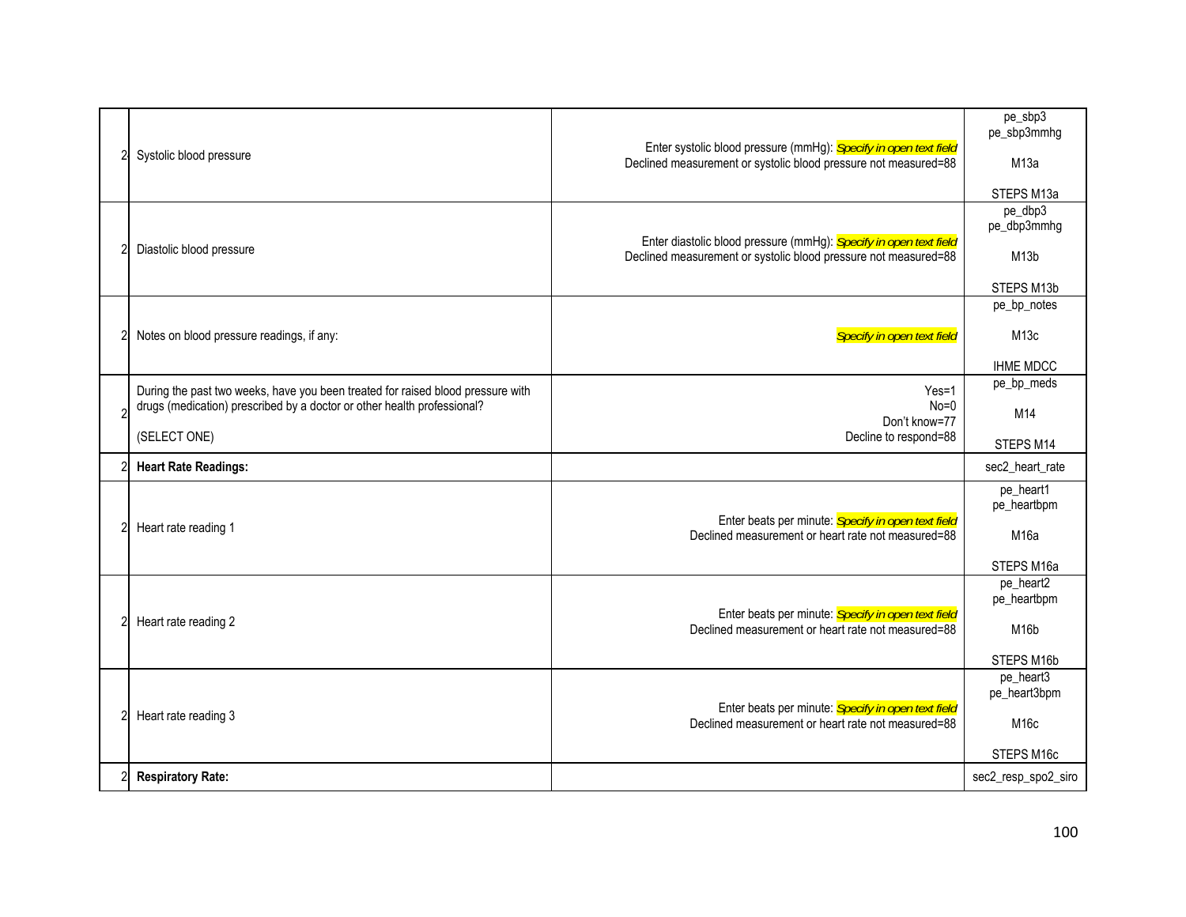| | | | |
|---|---|---|---|
| 2 | Systolic blood pressure | Enter systolic blood pressure (mmHg): *Specify in open text field*<br>Declined measurement or systolic blood pressure not measured=88 | pe_sbp3<br>pe_sbp3mmhg<br><br>M13a<br><br>STEPS M13a |
| 2 | Diastolic blood pressure | Enter diastolic blood pressure (mmHg): *Specify in open text field*<br>Declined measurement or systolic blood pressure not measured=88 | pe_dbp3<br>pe_dbp3mmhg<br><br>M13b<br><br>STEPS M13b |
| 2 | Notes on blood pressure readings, if any: | *Specify in open text field* | pe_bp_notes<br><br>M13c<br><br>IHME MDCC |
| 2 | During the past two weeks, have you been treated for raised blood pressure with drugs (medication) prescribed by a doctor or other health professional?<br><br>(SELECT ONE) | Yes=1<br>No=0<br>Don't know=77<br>Decline to respond=88 | pe_bp_meds<br><br>M14<br><br>STEPS M14 |
| 2 | **Heart Rate Readings:** | | sec2_heart_rate |
| 2 | Heart rate reading 1 | Enter beats per minute: *Specify in open text field*<br>Declined measurement or heart rate not measured=88 | pe_heart1<br>pe_heartbpm<br><br>M16a<br><br>STEPS M16a |
| 2 | Heart rate reading 2 | Enter beats per minute: *Specify in open text field*<br>Declined measurement or heart rate not measured=88 | pe_heart2<br>pe_heartbpm<br><br>M16b<br><br>STEPS M16b |
| 2 | Heart rate reading 3 | Enter beats per minute: *Specify in open text field*<br>Declined measurement or heart rate not measured=88 | pe_heart3<br>pe_heart3bpm<br><br>M16c<br><br>STEPS M16c |
| 2 | **Respiratory Rate:** | | sec2_resp_spo2_siro |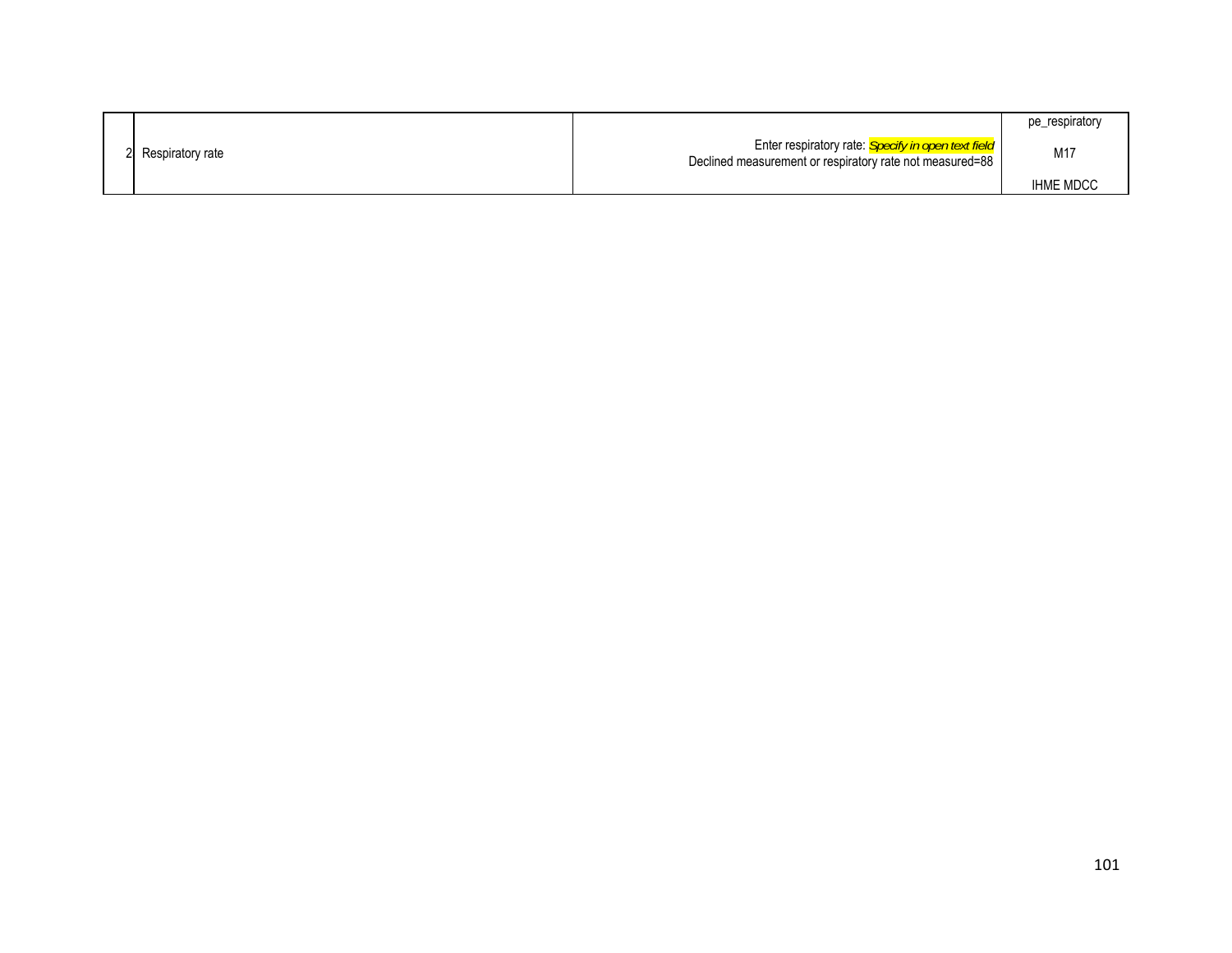| | | | |
|---|---|---|---|
| 2 | Respiratory rate | Enter respiratory rate: ***Specify in open text field***<br>Declined measurement or respiratory rate not measured=88 | pe_respiratory<br><br>M17<br><br>IHME MDCC |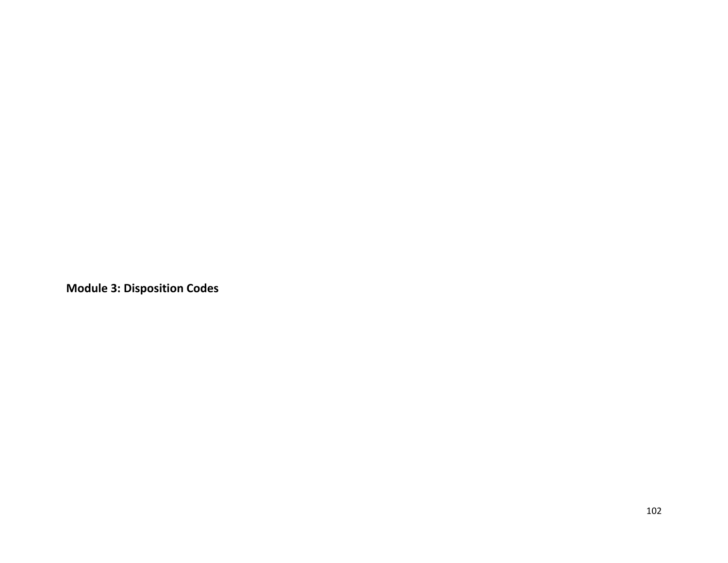# Module 3: Disposition Codes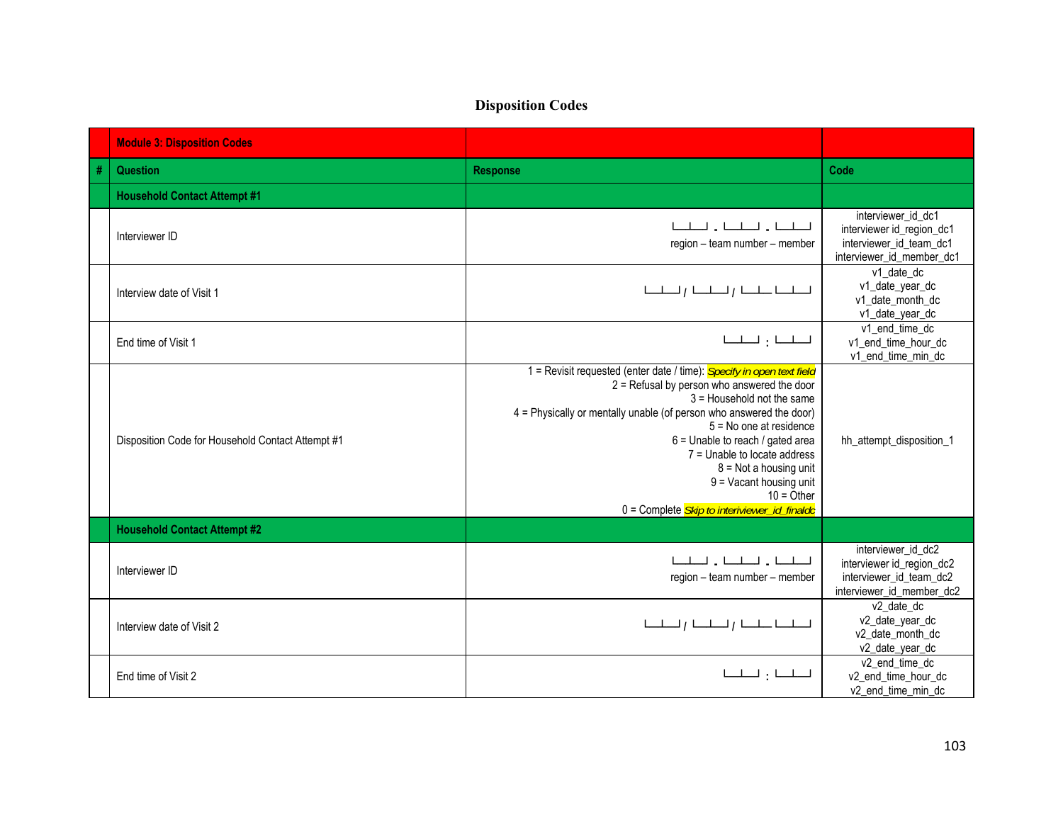# Disposition Codes

| # | Question | Response | Code |
|---|---|---|---|
| | **Module 3: Disposition Codes** | | |
| # | **Question** | **Response** | **Code** |
| | **Household Contact Attempt #1** | | |
| | Interviewer ID | └─┴─┘ - └─┴─┘ - └─┴─┘<br>region – team number – member | interviewer_id_dc1<br>interviewer id_region_dc1<br>interviewer_id_team_dc1<br>interviewer_id_member_dc1 |
| | Interview date of Visit 1 | └─┴─┘/ └─┴─┘/ └─┴─┴─┴─┘ | v1_date_dc<br>v1_date_year_dc<br>v1_date_month_dc<br>v1_date_year_dc |
| | End time of Visit 1 | └─┴─┘ : └─┴─┘ | v1_end_time_dc<br>v1_end_time_hour_dc<br>v1_end_time_min_dc |
| | Disposition Code for Household Contact Attempt #1 | 1 = Revisit requested (enter date / time): *Specify in open text field*<br>2 = Refusal by person who answered the door<br>3 = Household not the same<br>4 = Physically or mentally unable (of person who answered the door)<br>5 = No one at residence<br>6 = Unable to reach / gated area<br>7 = Unable to locate address<br>8 = Not a housing unit<br>9 = Vacant housing unit<br>10 = Other<br>0 = Complete *Skip to interiviewer_id_finaldc* | hh_attempt_disposition_1 |
| | **Household Contact Attempt #2** | | |
| | Interviewer ID | └─┴─┘ - └─┴─┘ - └─┴─┘<br>region – team number – member | interviewer_id_dc2<br>interviewer id_region_dc2<br>interviewer_id_team_dc2<br>interviewer_id_member_dc2 |
| | Interview date of Visit 2 | └─┴─┘/ └─┴─┘/ └─┴─┴─┴─┘ | v2_date_dc<br>v2_date_year_dc<br>v2_date_month_dc<br>v2_date_year_dc |
| | End time of Visit 2 | └─┴─┘ : └─┴─┘ | v2_end_time_dc<br>v2_end_time_hour_dc<br>v2_end_time_min_dc |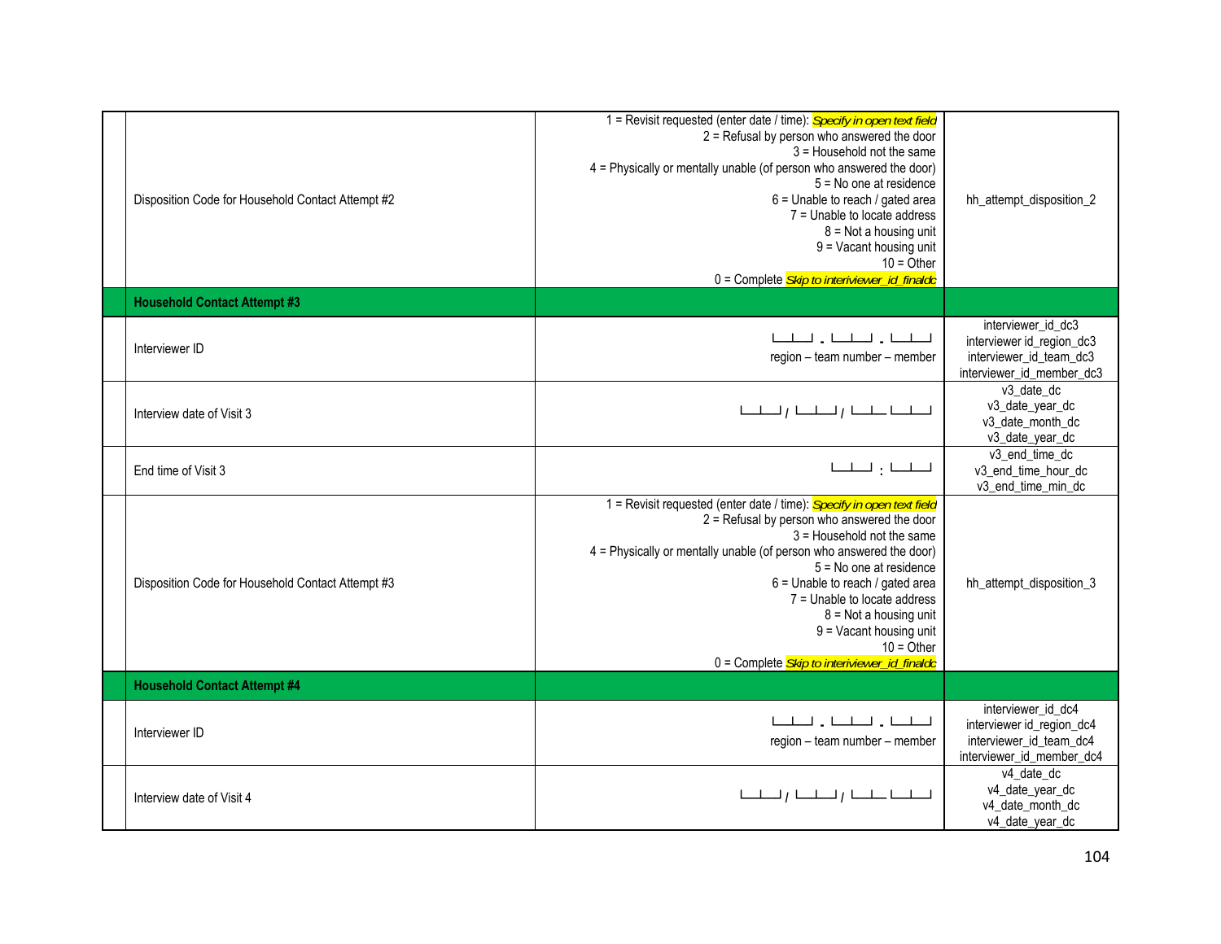| | | | |
|---|---|---|---|
| | Disposition Code for Household Contact Attempt #2 | 1 = Revisit requested (enter date / time): *Specify in open text field*<br>2 = Refusal by person who answered the door<br>3 = Household not the same<br>4 = Physically or mentally unable (of person who answered the door)<br>5 = No one at residence<br>6 = Unable to reach / gated area<br>7 = Unable to locate address<br>8 = Not a housing unit<br>9 = Vacant housing unit<br>10 = Other<br>0 = Complete *Skip to interiviewer_id_finaldc* | hh_attempt_disposition_2 |
| | **Household Contact Attempt #3** | | |
| | Interviewer ID | └─┴─┘ . └─┴─┘ . └─┴─┘<br>region – team number – member | interviewer_id_dc3<br>interviewer id_region_dc3<br>interviewer_id_team_dc3<br>interviewer_id_member_dc3 |
| | Interview date of Visit 3 | └─┴─┘/ └─┴─┘/ └─┴─ └─┴─┘ | v3_date_dc<br>v3_date_year_dc<br>v3_date_month_dc<br>v3_date_year_dc |
| | End time of Visit 3 | └─┴─┘ : └─┴─┘ | v3_end_time_dc<br>v3_end_time_hour_dc<br>v3_end_time_min_dc |
| | Disposition Code for Household Contact Attempt #3 | 1 = Revisit requested (enter date / time): *Specify in open text field*<br>2 = Refusal by person who answered the door<br>3 = Household not the same<br>4 = Physically or mentally unable (of person who answered the door)<br>5 = No one at residence<br>6 = Unable to reach / gated area<br>7 = Unable to locate address<br>8 = Not a housing unit<br>9 = Vacant housing unit<br>10 = Other<br>0 = Complete *Skip to interiviewer_id_finaldc* | hh_attempt_disposition_3 |
| | **Household Contact Attempt #4** | | |
| | Interviewer ID | └─┴─┘ . └─┴─┘ . └─┴─┘<br>region – team number – member | interviewer_id_dc4<br>interviewer id_region_dc4<br>interviewer_id_team_dc4<br>interviewer_id_member_dc4 |
| | Interview date of Visit 4 | └─┴─┘/ └─┴─┘/ └─┴─ └─┴─┘ | v4_date_dc<br>v4_date_year_dc<br>v4_date_month_dc<br>v4_date_year_dc |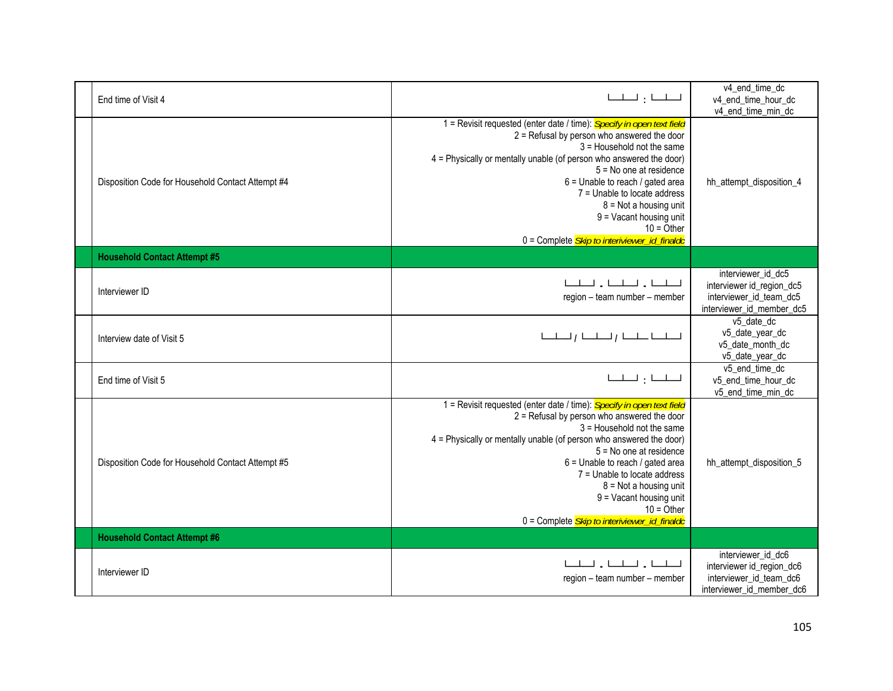| | | | |
|---|---|---|---|
| | End time of Visit 4 | └─┴─┘ : └─┴─┘ | v4_end_time_dc<br>v4_end_time_hour_dc<br>v4_end_time_min_dc |
| | Disposition Code for Household Contact Attempt #4 | 1 = Revisit requested (enter date / time): *Specify in open text field*<br>2 = Refusal by person who answered the door<br>3 = Household not the same<br>4 = Physically or mentally unable (of person who answered the door)<br>5 = No one at residence<br>6 = Unable to reach / gated area<br>7 = Unable to locate address<br>8 = Not a housing unit<br>9 = Vacant housing unit<br>10 = Other<br>0 = Complete *Skip to interiviewer_id_finaldc* | hh_attempt_disposition_4 |
| | **Household Contact Attempt #5** | | |
| | Interviewer ID | └─┴─┘ - └─┴─┘ - └─┴─┘<br>region – team number – member | interviewer_id_dc5<br>interviewer id_region_dc5<br>interviewer_id_team_dc5<br>interviewer_id_member_dc5 |
| | Interview date of Visit 5 | └─┴─┘ / └─┴─┘ / └─┴─┴─┴─┘ | v5_date_dc<br>v5_date_year_dc<br>v5_date_month_dc<br>v5_date_year_dc |
| | End time of Visit 5 | └─┴─┘ : └─┴─┘ | v5_end_time_dc<br>v5_end_time_hour_dc<br>v5_end_time_min_dc |
| | Disposition Code for Household Contact Attempt #5 | 1 = Revisit requested (enter date / time): *Specify in open text field*<br>2 = Refusal by person who answered the door<br>3 = Household not the same<br>4 = Physically or mentally unable (of person who answered the door)<br>5 = No one at residence<br>6 = Unable to reach / gated area<br>7 = Unable to locate address<br>8 = Not a housing unit<br>9 = Vacant housing unit<br>10 = Other<br>0 = Complete *Skip to interiviewer_id_finaldc* | hh_attempt_disposition_5 |
| | **Household Contact Attempt #6** | | |
| | Interviewer ID | └─┴─┘ - └─┴─┘ - └─┴─┘<br>region – team number – member | interviewer_id_dc6<br>interviewer id_region_dc6<br>interviewer_id_team_dc6<br>interviewer_id_member_dc6 |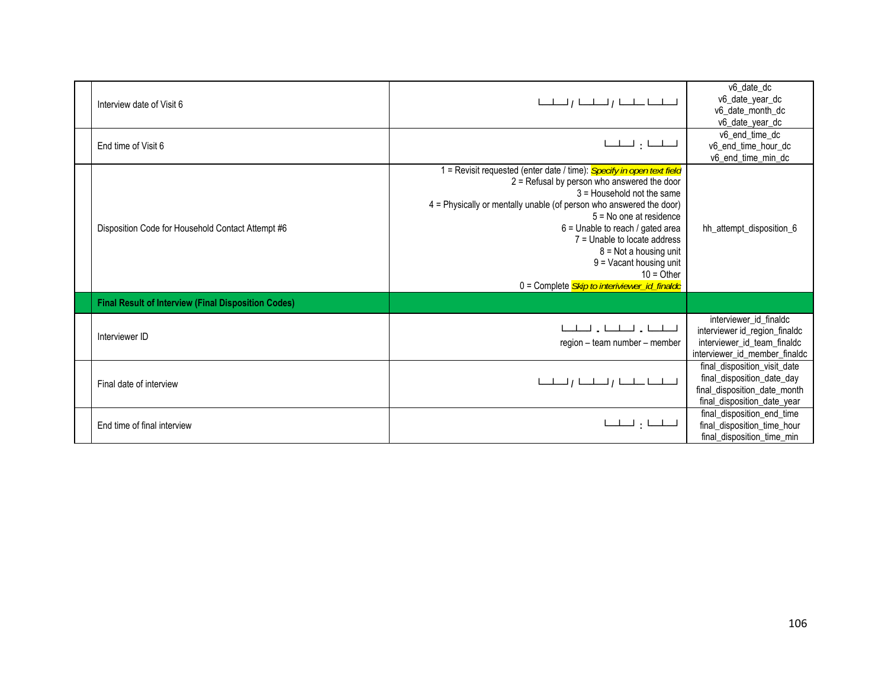| | | | |
|---|---|---|---|
| | Interview date of Visit 6 | └─┴─┘ / └─┴─┘ / └─┴─ └─┴─┘ | v6_date_dc<br>v6_date_year_dc<br>v6_date_month_dc<br>v6_date_year_dc |
| | End time of Visit 6 | └─┴─┘ : └─┴─┘ | v6_end_time_dc<br>v6_end_time_hour_dc<br>v6_end_time_min_dc |
| | Disposition Code for Household Contact Attempt #6 | 1 = Revisit requested (enter date / time): *Specify in open text field*<br>2 = Refusal by person who answered the door<br>3 = Household not the same<br>4 = Physically or mentally unable (of person who answered the door)<br>5 = No one at residence<br>6 = Unable to reach / gated area<br>7 = Unable to locate address<br>8 = Not a housing unit<br>9 = Vacant housing unit<br>10 = Other<br>0 = Complete *Skip to interiviewer_id_finaldc* | hh_attempt_disposition_6 |
| | **Final Result of Interview (Final Disposition Codes)** | | |
| | Interviewer ID | └─┴─┘ - └─┴─┘ - └─┴─┘<br>region – team number – member | interviewer_id_finaldc<br>interviewer id_region_finaldc<br>interviewer_id_team_finaldc<br>interviewer_id_member_finaldc |
| | Final date of interview | └─┴─┘ / └─┴─┘ / └─┴─ └─┴─┘ | final_disposition_visit_date<br>final_disposition_date_day<br>final_disposition_date_month<br>final_disposition_date_year |
| | End time of final interview | └─┴─┘ : └─┴─┘ | final_disposition_end_time<br>final_disposition_time_hour<br>final_disposition_time_min |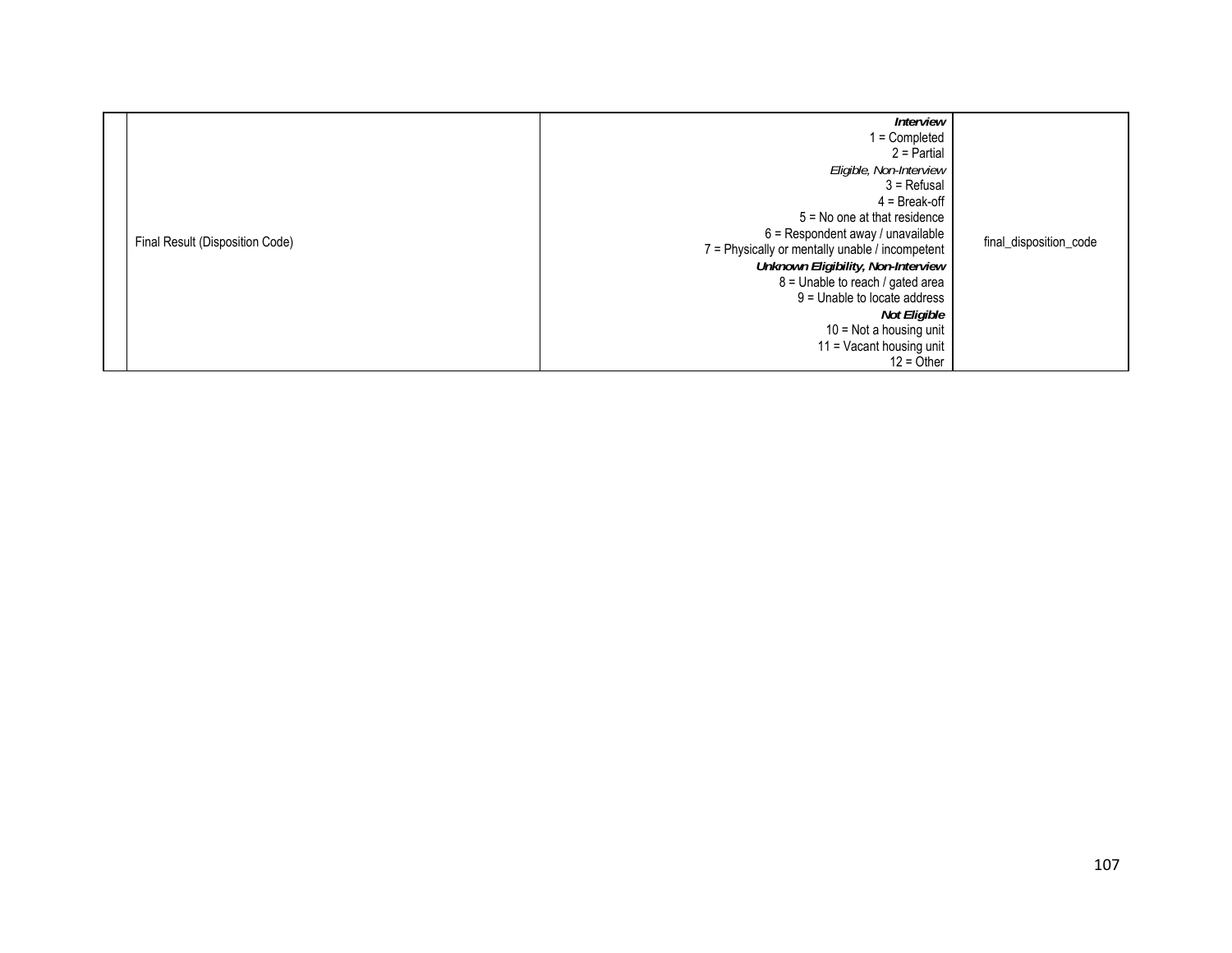| | | | |
|---|---|---|---|
| | Final Result (Disposition Code) | ***Interview***<br>1 = Completed<br>2 = Partial<br>*Eligible, Non-Interview*<br>3 = Refusal<br>4 = Break-off<br>5 = No one at that residence<br>6 = Respondent away / unavailable<br>7 = Physically or mentally unable / incompetent<br>***Unknown Eligibility, Non-Interview***<br>8 = Unable to reach / gated area<br>9 = Unable to locate address<br>***Not Eligible***<br>10 = Not a housing unit<br>11 = Vacant housing unit<br>12 = Other | final_disposition_code |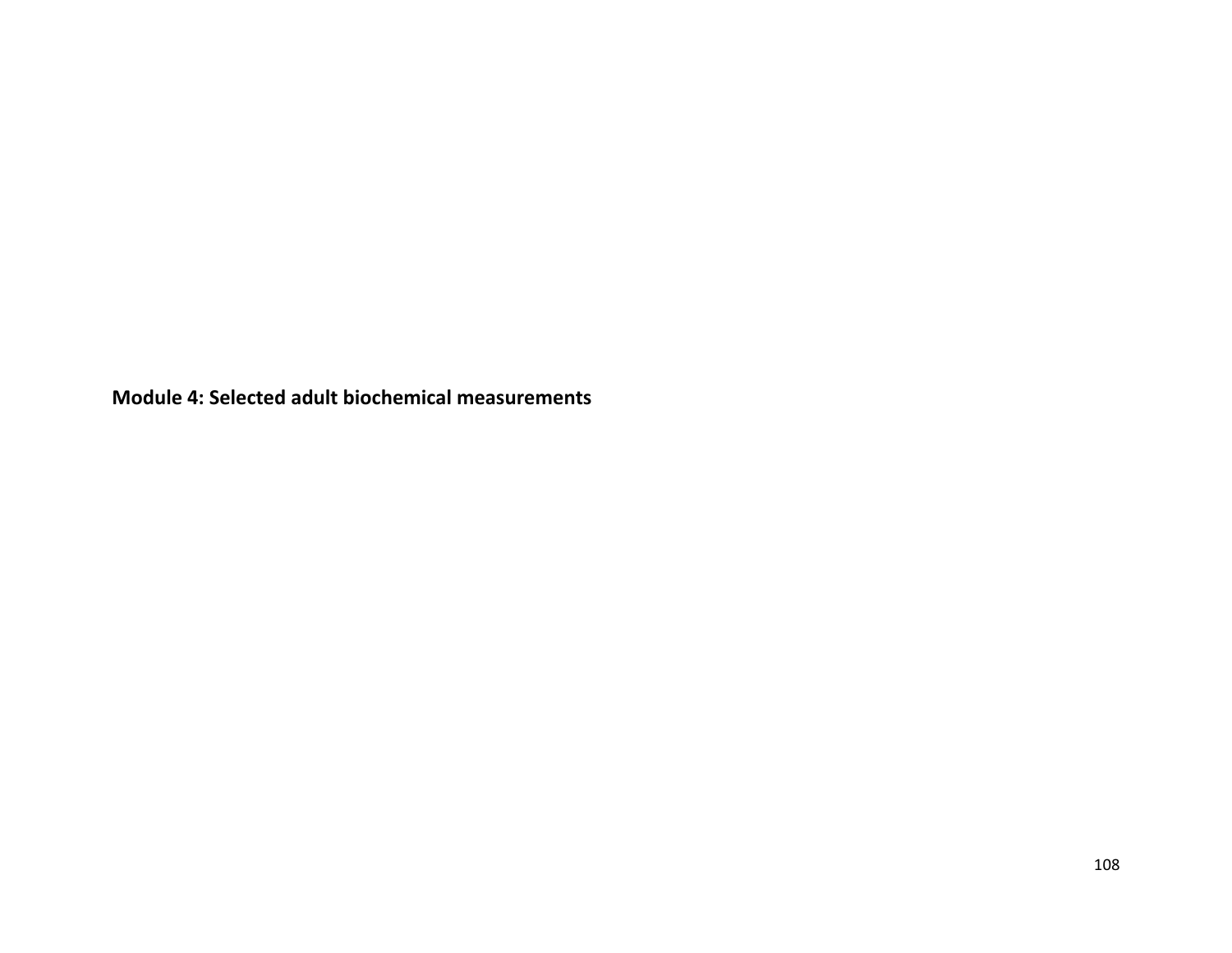# Module 4: Selected adult biochemical measurements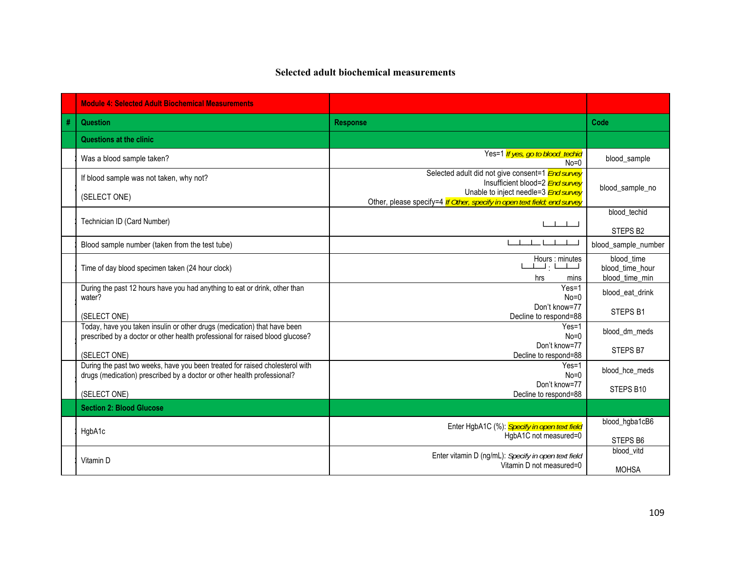## Selected adult biochemical measurements

| # | Module 4: Selected Adult Biochemical Measurements | | |
|---|---|---|---|
| # | **Question** | **Response** | **Code** |
| | **Questions at the clinic** | | |
| | Was a blood sample taken? | Yes=1 *If yes, go to blood_techid*<br>No=0 | blood_sample |
| | If blood sample was not taken, why not?<br><br>(SELECT ONE) | Selected adult did not give consent=1 *End survey*<br>Insufficient blood=2 *End survey*<br>Unable to inject needle=3 *End survey*<br>Other, please specify=4 *If Other, specify in open text field; end survey* | blood_sample_no |
| | Technician ID (Card Number) | \|__\|__\|__\| | blood_techid<br><br>STEPS B2 |
| | Blood sample number (taken from the test tube) | \|__\|__\|__\| \|__\|__\|__\| | blood_sample_number |
| | Time of day blood specimen taken (24 hour clock) | Hours : minutes<br>\|__\|__\| : \|__\|__\|<br>hrs mins | blood_time<br>blood_time_hour<br>blood_time_min |
| | During the past 12 hours have you had anything to eat or drink, other than water?<br><br>(SELECT ONE) | Yes=1<br>No=0<br>Don't know=77<br>Decline to respond=88 | blood_eat_drink<br><br>STEPS B1 |
| | Today, have you taken insulin or other drugs (medication) that have been prescribed by a doctor or other health professional for raised blood glucose?<br><br>(SELECT ONE) | Yes=1<br>No=0<br>Don't know=77<br>Decline to respond=88 | blood_dm_meds<br><br>STEPS B7 |
| | During the past two weeks, have you been treated for raised cholesterol with drugs (medication) prescribed by a doctor or other health professional?<br><br>(SELECT ONE) | Yes=1<br>No=0<br>Don't know=77<br>Decline to respond=88 | blood_hce_meds<br><br>STEPS B10 |
| | **Section 2: Blood Glucose** | | |
| | HgbA1c | Enter HgbA1C (%): *Specify in open text field*<br>HgbA1C not measured=0 | blood_hgba1cB6<br><br>STEPS B6 |
| | Vitamin D | Enter vitamin D (ng/mL): *Specify in open text field*<br>Vitamin D not measured=0 | blood_vitd<br><br>MOHSA |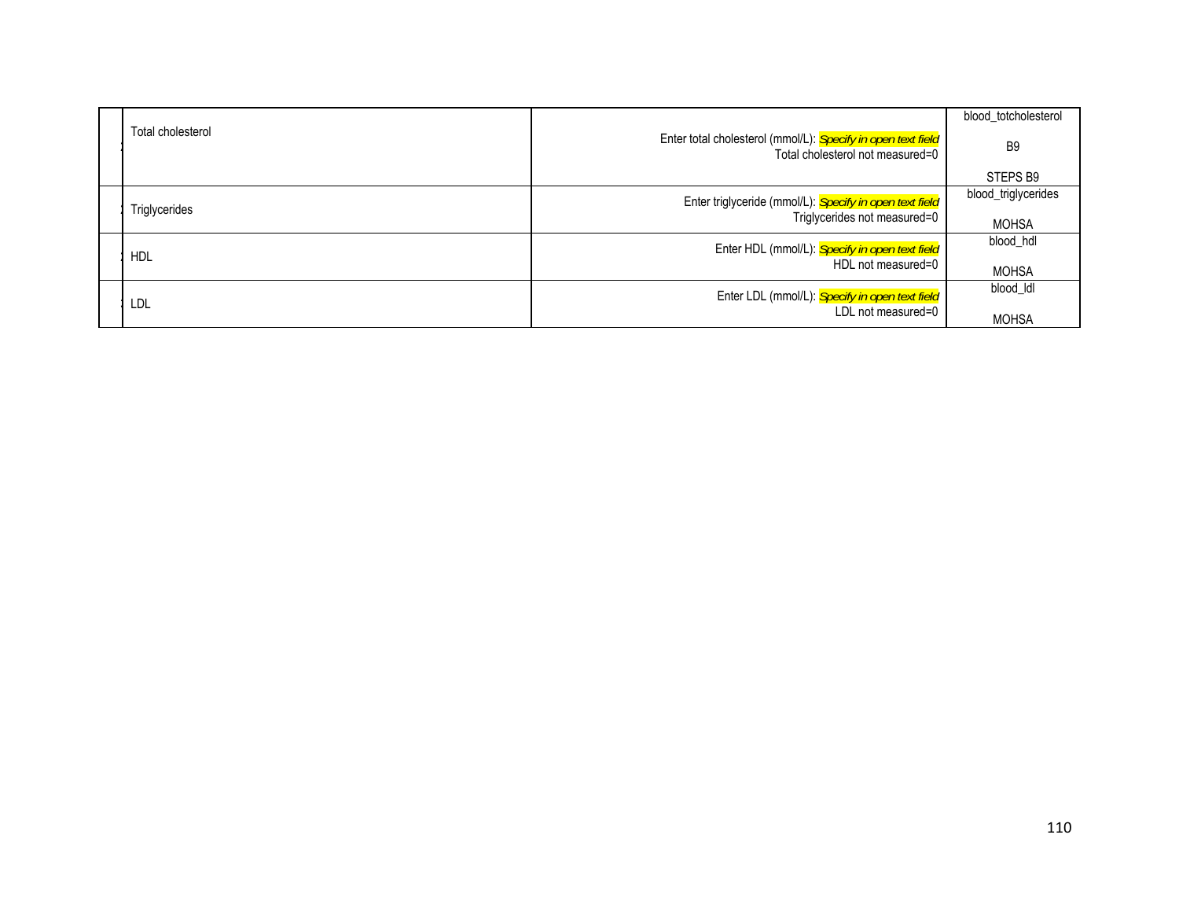| | | | |
|---|---|---|---|
| | Total cholesterol | Enter total cholesterol (mmol/L): *Specify in open text field*<br>Total cholesterol not measured=0 | blood_totcholesterol<br><br>B9<br><br>STEPS B9 |
| | Triglycerides | Enter triglyceride (mmol/L): *Specify in open text field*<br>Triglycerides not measured=0 | blood_triglycerides<br><br>MOHSA |
| | HDL | Enter HDL (mmol/L): *Specify in open text field*<br>HDL not measured=0 | blood_hdl<br><br>MOHSA |
| | LDL | Enter LDL (mmol/L): *Specify in open text field*<br>LDL not measured=0 | blood_ldl<br><br>MOHSA |